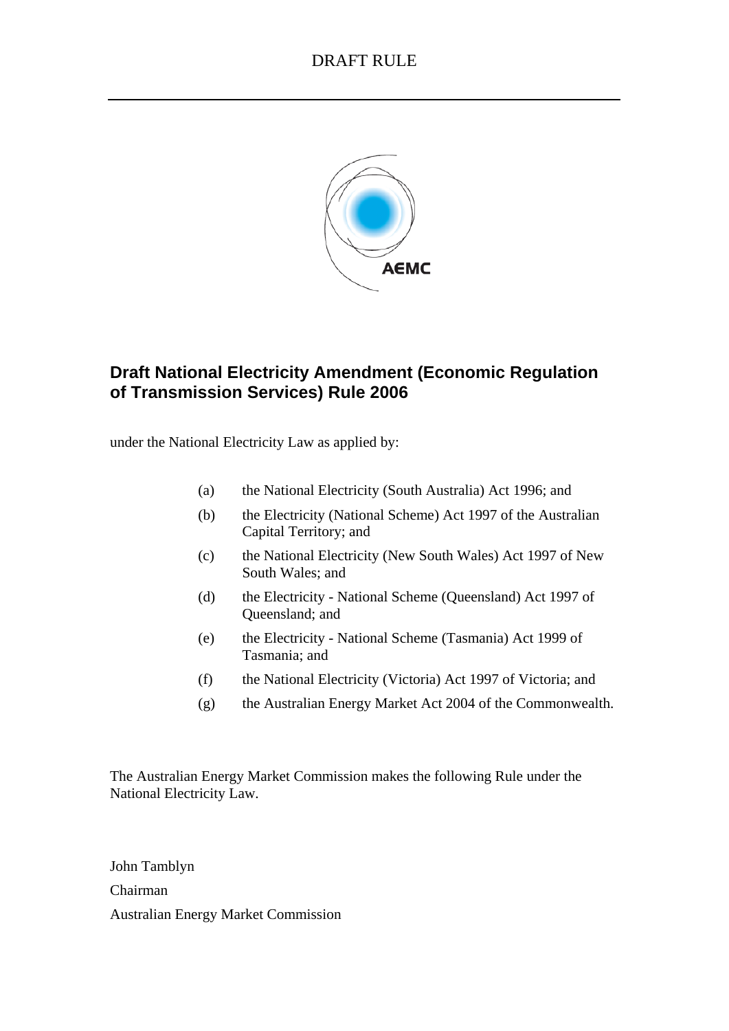DRAFT RULE

AEMC

## Draft National Electricity Amendment (Economic Regulation of Transmission Services) Rule 2006

under the National Electricity Law as applied by:

(a) the National Electricity (South Australia) Act 1996; and

(b) the Electricity (National Scheme) Act 1997 of the Australian Capital Territory; and

(c) the National Electricity (New South Wales) Act 1997 of New South Wales; and

(d) the Electricity - National Scheme (Queensland) Act 1997 of Queensland; and

(e) the Electricity - National Scheme (Tasmania) Act 1999 of Tasmania; and

(f) the National Electricity (Victoria) Act 1997 of Victoria; and

(g) the Australian Energy Market Act 2004 of the Commonwealth.

The Australian Energy Market Commission makes the following Rule under the National Electricity Law.

John Tamblyn

Chairman

Australian Energy Market Commission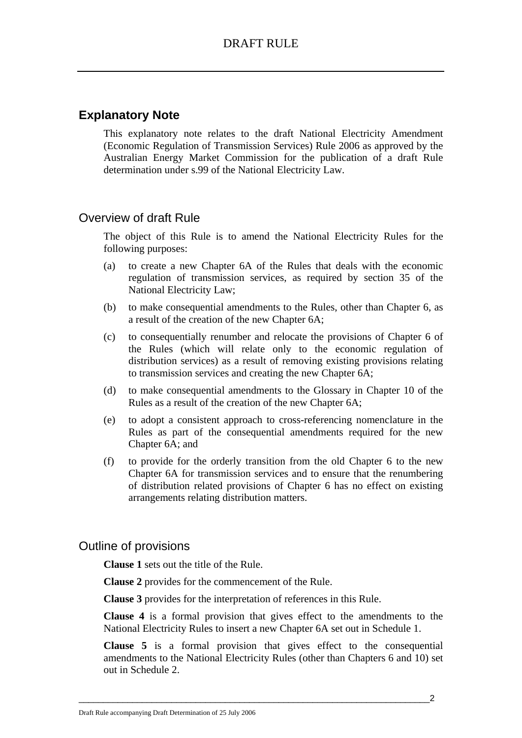## Explanatory Note

This explanatory note relates to the draft National Electricity Amendment (Economic Regulation of Transmission Services) Rule 2006 as approved by the Australian Energy Market Commission for the publication of a draft Rule determination under s.99 of the National Electricity Law.

### Overview of draft Rule

The object of this Rule is to amend the National Electricity Rules for the following purposes:

(a) to create a new Chapter 6A of the Rules that deals with the economic regulation of transmission services, as required by section 35 of the National Electricity Law;

(b) to make consequential amendments to the Rules, other than Chapter 6, as a result of the creation of the new Chapter 6A;

(c) to consequentially renumber and relocate the provisions of Chapter 6 of the Rules (which will relate only to the economic regulation of distribution services) as a result of removing existing provisions relating to transmission services and creating the new Chapter 6A;

(d) to make consequential amendments to the Glossary in Chapter 10 of the Rules as a result of the creation of the new Chapter 6A;

(e) to adopt a consistent approach to cross-referencing nomenclature in the Rules as part of the consequential amendments required for the new Chapter 6A; and

(f) to provide for the orderly transition from the old Chapter 6 to the new Chapter 6A for transmission services and to ensure that the renumbering of distribution related provisions of Chapter 6 has no effect on existing arrangements relating distribution matters.

### Outline of provisions

**Clause 1** sets out the title of the Rule.

**Clause 2** provides for the commencement of the Rule.

**Clause 3** provides for the interpretation of references in this Rule.

**Clause 4** is a formal provision that gives effect to the amendments to the National Electricity Rules to insert a new Chapter 6A set out in Schedule 1.

**Clause 5** is a formal provision that gives effect to the consequential amendments to the National Electricity Rules (other than Chapters 6 and 10) set out in Schedule 2.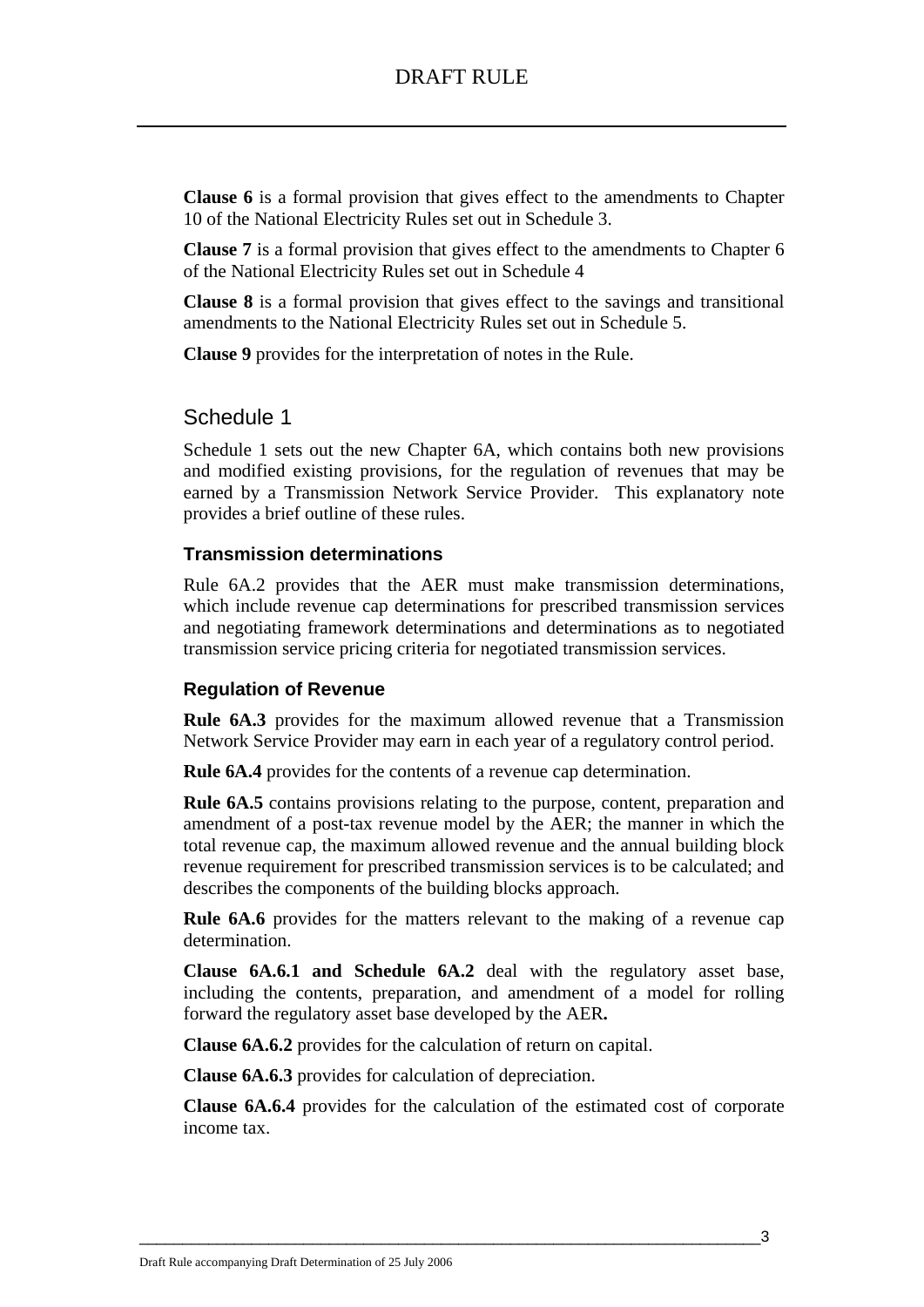**Clause 6** is a formal provision that gives effect to the amendments to Chapter 10 of the National Electricity Rules set out in Schedule 3.

**Clause 7** is a formal provision that gives effect to the amendments to Chapter 6 of the National Electricity Rules set out in Schedule 4

**Clause 8** is a formal provision that gives effect to the savings and transitional amendments to the National Electricity Rules set out in Schedule 5.

**Clause 9** provides for the interpretation of notes in the Rule.

## Schedule 1

Schedule 1 sets out the new Chapter 6A, which contains both new provisions and modified existing provisions, for the regulation of revenues that may be earned by a Transmission Network Service Provider. This explanatory note provides a brief outline of these rules.

### Transmission determinations

Rule 6A.2 provides that the AER must make transmission determinations, which include revenue cap determinations for prescribed transmission services and negotiating framework determinations and determinations as to negotiated transmission service pricing criteria for negotiated transmission services.

### Regulation of Revenue

**Rule 6A.3** provides for the maximum allowed revenue that a Transmission Network Service Provider may earn in each year of a regulatory control period.

**Rule 6A.4** provides for the contents of a revenue cap determination.

**Rule 6A.5** contains provisions relating to the purpose, content, preparation and amendment of a post-tax revenue model by the AER; the manner in which the total revenue cap, the maximum allowed revenue and the annual building block revenue requirement for prescribed transmission services is to be calculated; and describes the components of the building blocks approach.

**Rule 6A.6** provides for the matters relevant to the making of a revenue cap determination.

**Clause 6A.6.1 and Schedule 6A.2** deal with the regulatory asset base, including the contents, preparation, and amendment of a model for rolling forward the regulatory asset base developed by the AER**.**

**Clause 6A.6.2** provides for the calculation of return on capital.

**Clause 6A.6.3** provides for calculation of depreciation.

**Clause 6A.6.4** provides for the calculation of the estimated cost of corporate income tax.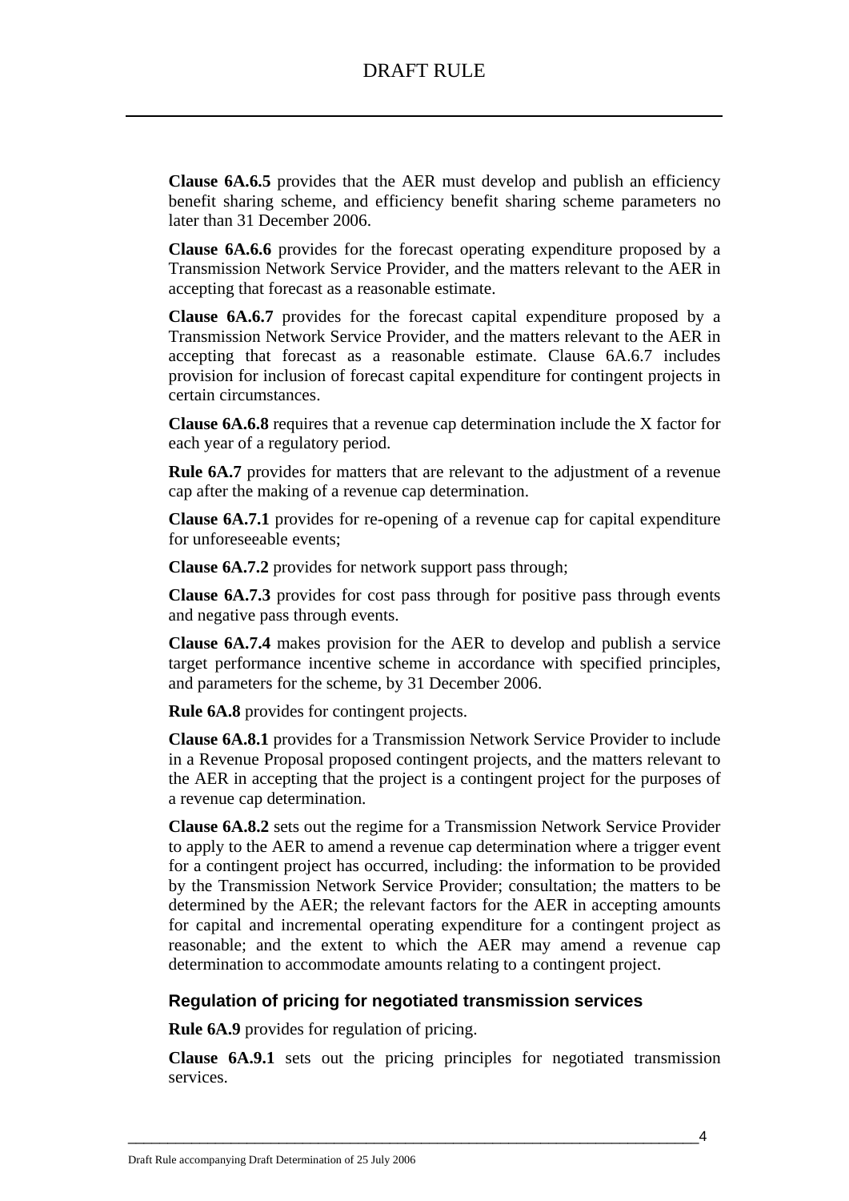**Clause 6A.6.5** provides that the AER must develop and publish an efficiency benefit sharing scheme, and efficiency benefit sharing scheme parameters no later than 31 December 2006.

**Clause 6A.6.6** provides for the forecast operating expenditure proposed by a Transmission Network Service Provider, and the matters relevant to the AER in accepting that forecast as a reasonable estimate.

**Clause 6A.6.7** provides for the forecast capital expenditure proposed by a Transmission Network Service Provider, and the matters relevant to the AER in accepting that forecast as a reasonable estimate. Clause 6A.6.7 includes provision for inclusion of forecast capital expenditure for contingent projects in certain circumstances.

**Clause 6A.6.8** requires that a revenue cap determination include the X factor for each year of a regulatory period.

**Rule 6A.7** provides for matters that are relevant to the adjustment of a revenue cap after the making of a revenue cap determination.

**Clause 6A.7.1** provides for re-opening of a revenue cap for capital expenditure for unforeseeable events;

**Clause 6A.7.2** provides for network support pass through;

**Clause 6A.7.3** provides for cost pass through for positive pass through events and negative pass through events.

**Clause 6A.7.4** makes provision for the AER to develop and publish a service target performance incentive scheme in accordance with specified principles, and parameters for the scheme, by 31 December 2006.

**Rule 6A.8** provides for contingent projects.

**Clause 6A.8.1** provides for a Transmission Network Service Provider to include in a Revenue Proposal proposed contingent projects, and the matters relevant to the AER in accepting that the project is a contingent project for the purposes of a revenue cap determination.

**Clause 6A.8.2** sets out the regime for a Transmission Network Service Provider to apply to the AER to amend a revenue cap determination where a trigger event for a contingent project has occurred, including: the information to be provided by the Transmission Network Service Provider; consultation; the matters to be determined by the AER; the relevant factors for the AER in accepting amounts for capital and incremental operating expenditure for a contingent project as reasonable; and the extent to which the AER may amend a revenue cap determination to accommodate amounts relating to a contingent project.

### Regulation of pricing for negotiated transmission services

**Rule 6A.9** provides for regulation of pricing.

**Clause 6A.9.1** sets out the pricing principles for negotiated transmission services.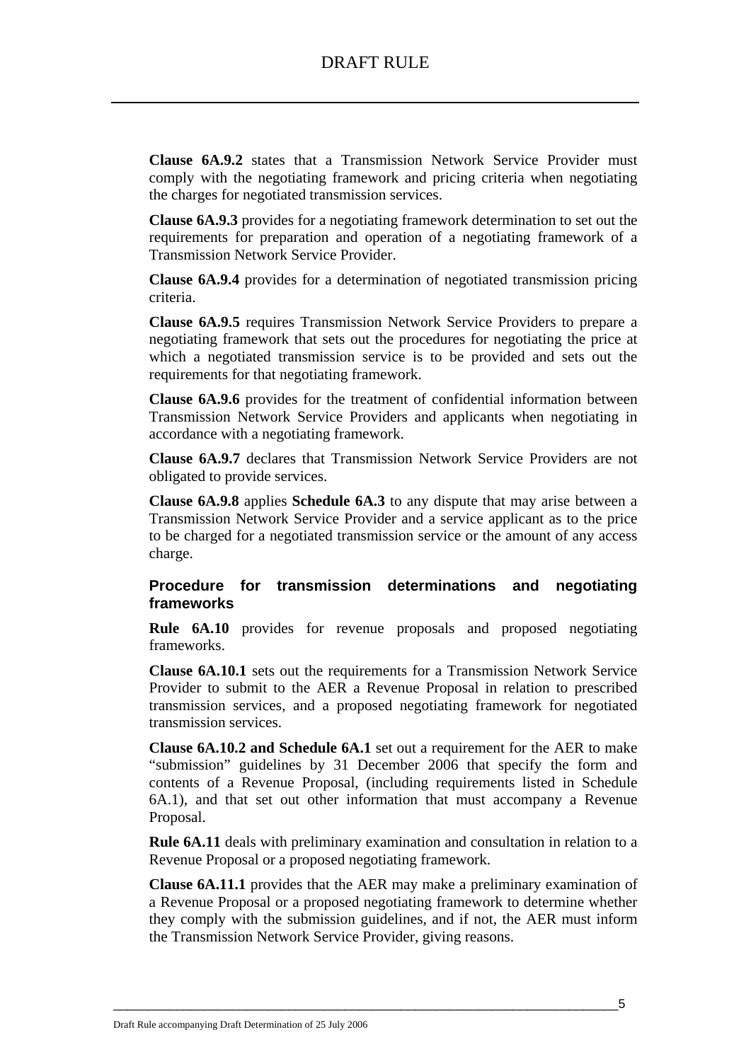**Clause 6A.9.2** states that a Transmission Network Service Provider must comply with the negotiating framework and pricing criteria when negotiating the charges for negotiated transmission services.

**Clause 6A.9.3** provides for a negotiating framework determination to set out the requirements for preparation and operation of a negotiating framework of a Transmission Network Service Provider.

**Clause 6A.9.4** provides for a determination of negotiated transmission pricing criteria.

**Clause 6A.9.5** requires Transmission Network Service Providers to prepare a negotiating framework that sets out the procedures for negotiating the price at which a negotiated transmission service is to be provided and sets out the requirements for that negotiating framework.

**Clause 6A.9.6** provides for the treatment of confidential information between Transmission Network Service Providers and applicants when negotiating in accordance with a negotiating framework.

**Clause 6A.9.7** declares that Transmission Network Service Providers are not obligated to provide services.

**Clause 6A.9.8** applies **Schedule 6A.3** to any dispute that may arise between a Transmission Network Service Provider and a service applicant as to the price to be charged for a negotiated transmission service or the amount of any access charge.

### Procedure for transmission determinations and negotiating frameworks

**Rule 6A.10** provides for revenue proposals and proposed negotiating frameworks.

**Clause 6A.10.1** sets out the requirements for a Transmission Network Service Provider to submit to the AER a Revenue Proposal in relation to prescribed transmission services, and a proposed negotiating framework for negotiated transmission services.

**Clause 6A.10.2 and Schedule 6A.1** set out a requirement for the AER to make "submission" guidelines by 31 December 2006 that specify the form and contents of a Revenue Proposal, (including requirements listed in Schedule 6A.1), and that set out other information that must accompany a Revenue Proposal.

**Rule 6A.11** deals with preliminary examination and consultation in relation to a Revenue Proposal or a proposed negotiating framework.

**Clause 6A.11.1** provides that the AER may make a preliminary examination of a Revenue Proposal or a proposed negotiating framework to determine whether they comply with the submission guidelines, and if not, the AER must inform the Transmission Network Service Provider, giving reasons.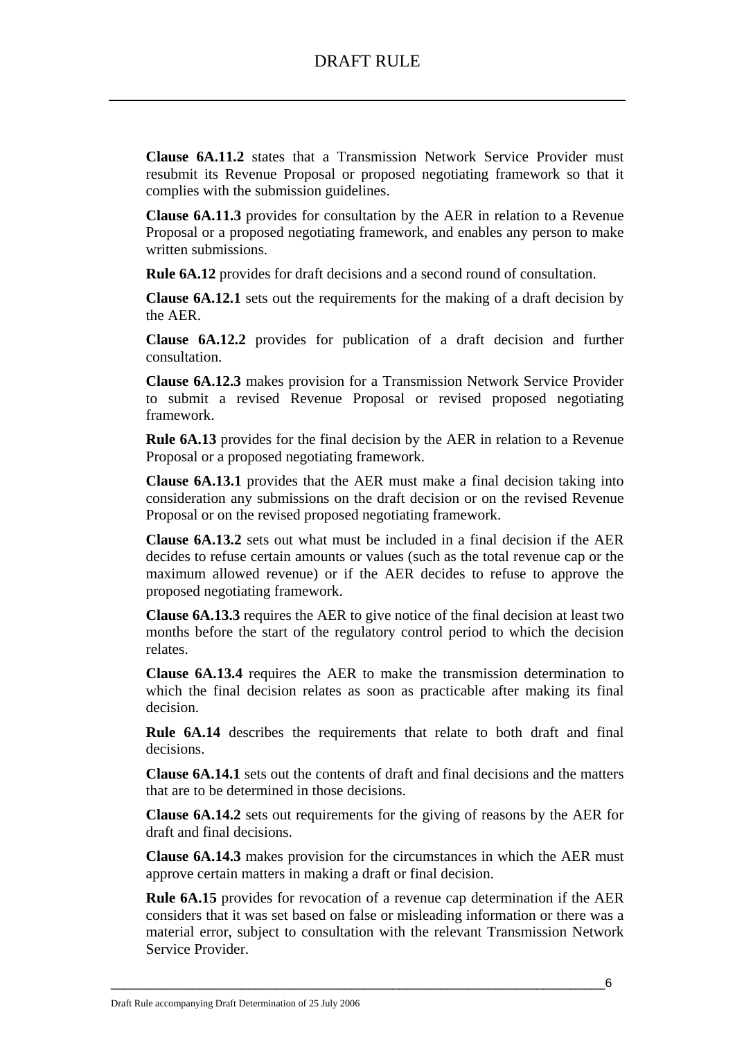**Clause 6A.11.2** states that a Transmission Network Service Provider must resubmit its Revenue Proposal or proposed negotiating framework so that it complies with the submission guidelines.

**Clause 6A.11.3** provides for consultation by the AER in relation to a Revenue Proposal or a proposed negotiating framework, and enables any person to make written submissions.

**Rule 6A.12** provides for draft decisions and a second round of consultation.

**Clause 6A.12.1** sets out the requirements for the making of a draft decision by the AER.

**Clause 6A.12.2** provides for publication of a draft decision and further consultation.

**Clause 6A.12.3** makes provision for a Transmission Network Service Provider to submit a revised Revenue Proposal or revised proposed negotiating framework.

**Rule 6A.13** provides for the final decision by the AER in relation to a Revenue Proposal or a proposed negotiating framework.

**Clause 6A.13.1** provides that the AER must make a final decision taking into consideration any submissions on the draft decision or on the revised Revenue Proposal or on the revised proposed negotiating framework.

**Clause 6A.13.2** sets out what must be included in a final decision if the AER decides to refuse certain amounts or values (such as the total revenue cap or the maximum allowed revenue) or if the AER decides to refuse to approve the proposed negotiating framework.

**Clause 6A.13.3** requires the AER to give notice of the final decision at least two months before the start of the regulatory control period to which the decision relates.

**Clause 6A.13.4** requires the AER to make the transmission determination to which the final decision relates as soon as practicable after making its final decision.

**Rule 6A.14** describes the requirements that relate to both draft and final decisions.

**Clause 6A.14.1** sets out the contents of draft and final decisions and the matters that are to be determined in those decisions.

**Clause 6A.14.2** sets out requirements for the giving of reasons by the AER for draft and final decisions.

**Clause 6A.14.3** makes provision for the circumstances in which the AER must approve certain matters in making a draft or final decision.

**Rule 6A.15** provides for revocation of a revenue cap determination if the AER considers that it was set based on false or misleading information or there was a material error, subject to consultation with the relevant Transmission Network Service Provider.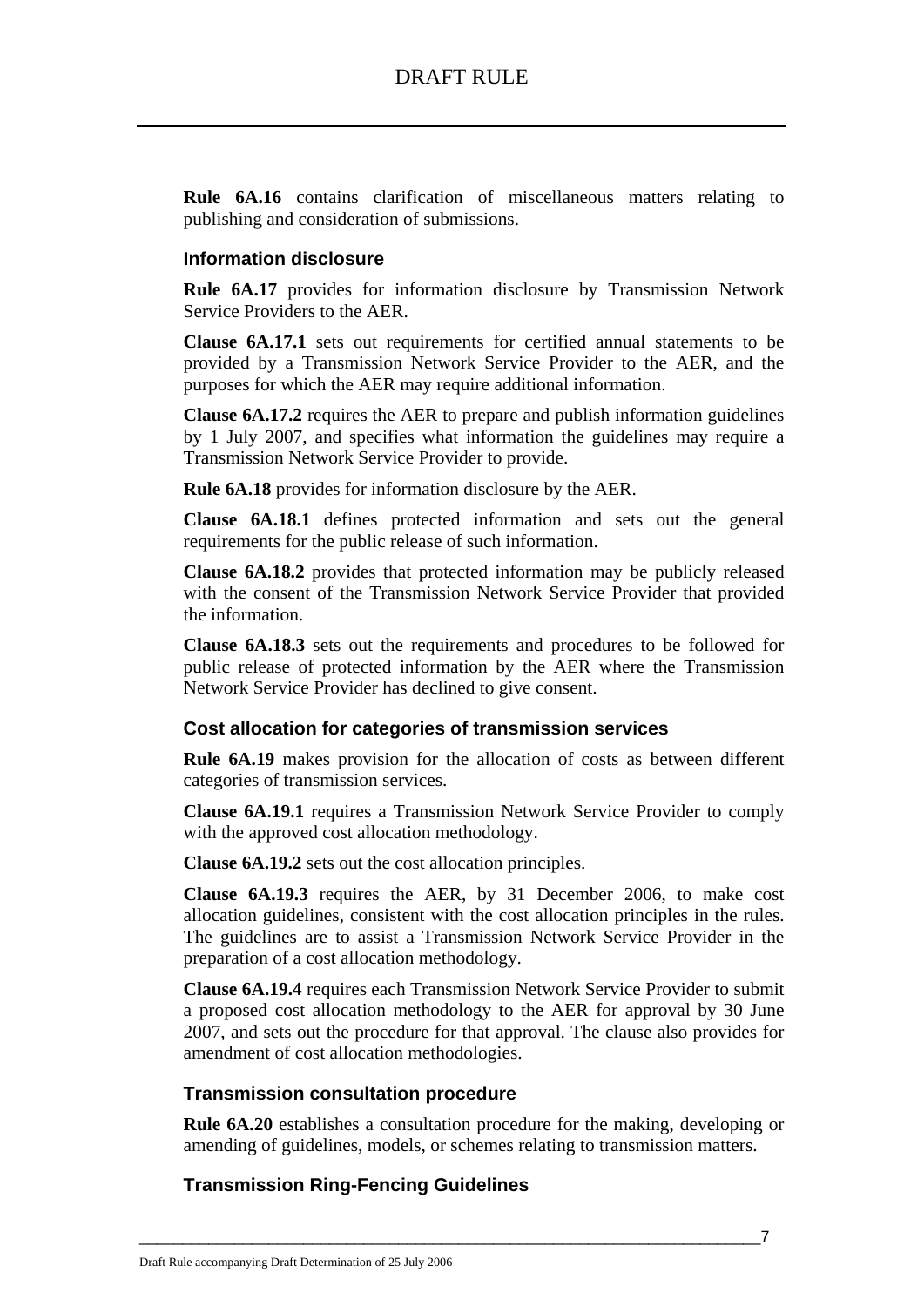**Rule 6A.16** contains clarification of miscellaneous matters relating to publishing and consideration of submissions.

### Information disclosure

**Rule 6A.17** provides for information disclosure by Transmission Network Service Providers to the AER.

**Clause 6A.17.1** sets out requirements for certified annual statements to be provided by a Transmission Network Service Provider to the AER, and the purposes for which the AER may require additional information.

**Clause 6A.17.2** requires the AER to prepare and publish information guidelines by 1 July 2007, and specifies what information the guidelines may require a Transmission Network Service Provider to provide.

**Rule 6A.18** provides for information disclosure by the AER.

**Clause 6A.18.1** defines protected information and sets out the general requirements for the public release of such information.

**Clause 6A.18.2** provides that protected information may be publicly released with the consent of the Transmission Network Service Provider that provided the information.

**Clause 6A.18.3** sets out the requirements and procedures to be followed for public release of protected information by the AER where the Transmission Network Service Provider has declined to give consent.

### Cost allocation for categories of transmission services

**Rule 6A.19** makes provision for the allocation of costs as between different categories of transmission services.

**Clause 6A.19.1** requires a Transmission Network Service Provider to comply with the approved cost allocation methodology.

**Clause 6A.19.2** sets out the cost allocation principles.

**Clause 6A.19.3** requires the AER, by 31 December 2006, to make cost allocation guidelines, consistent with the cost allocation principles in the rules. The guidelines are to assist a Transmission Network Service Provider in the preparation of a cost allocation methodology.

**Clause 6A.19.4** requires each Transmission Network Service Provider to submit a proposed cost allocation methodology to the AER for approval by 30 June 2007, and sets out the procedure for that approval. The clause also provides for amendment of cost allocation methodologies.

### Transmission consultation procedure

**Rule 6A.20** establishes a consultation procedure for the making, developing or amending of guidelines, models, or schemes relating to transmission matters.

### Transmission Ring-Fencing Guidelines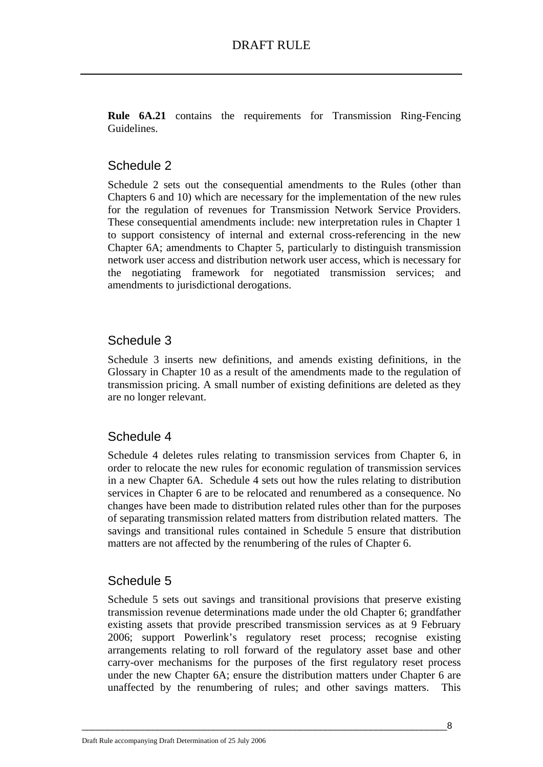**Rule 6A.21** contains the requirements for Transmission Ring-Fencing Guidelines.

## Schedule 2

Schedule 2 sets out the consequential amendments to the Rules (other than Chapters 6 and 10) which are necessary for the implementation of the new rules for the regulation of revenues for Transmission Network Service Providers. These consequential amendments include: new interpretation rules in Chapter 1 to support consistency of internal and external cross-referencing in the new Chapter 6A; amendments to Chapter 5, particularly to distinguish transmission network user access and distribution network user access, which is necessary for the negotiating framework for negotiated transmission services; and amendments to jurisdictional derogations.

## Schedule 3

Schedule 3 inserts new definitions, and amends existing definitions, in the Glossary in Chapter 10 as a result of the amendments made to the regulation of transmission pricing. A small number of existing definitions are deleted as they are no longer relevant.

## Schedule 4

Schedule 4 deletes rules relating to transmission services from Chapter 6, in order to relocate the new rules for economic regulation of transmission services in a new Chapter 6A. Schedule 4 sets out how the rules relating to distribution services in Chapter 6 are to be relocated and renumbered as a consequence. No changes have been made to distribution related rules other than for the purposes of separating transmission related matters from distribution related matters. The savings and transitional rules contained in Schedule 5 ensure that distribution matters are not affected by the renumbering of the rules of Chapter 6.

## Schedule 5

Schedule 5 sets out savings and transitional provisions that preserve existing transmission revenue determinations made under the old Chapter 6; grandfather existing assets that provide prescribed transmission services as at 9 February 2006; support Powerlink's regulatory reset process; recognise existing arrangements relating to roll forward of the regulatory asset base and other carry-over mechanisms for the purposes of the first regulatory reset process under the new Chapter 6A; ensure the distribution matters under Chapter 6 are unaffected by the renumbering of rules; and other savings matters. This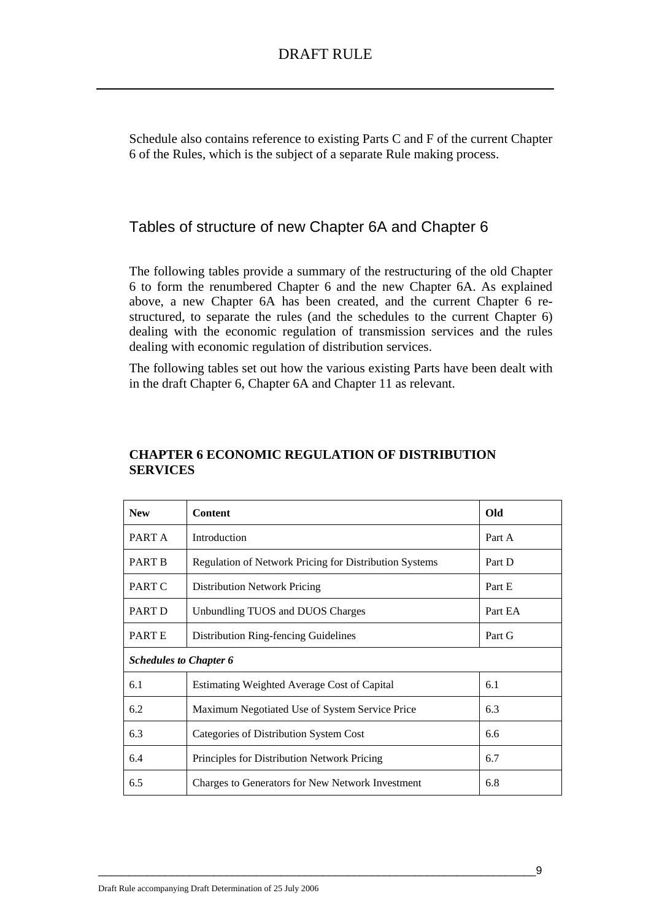Schedule also contains reference to existing Parts C and F of the current Chapter 6 of the Rules, which is the subject of a separate Rule making process.

## Tables of structure of new Chapter 6A and Chapter 6

The following tables provide a summary of the restructuring of the old Chapter 6 to form the renumbered Chapter 6 and the new Chapter 6A. As explained above, a new Chapter 6A has been created, and the current Chapter 6 re-structured, to separate the rules (and the schedules to the current Chapter 6) dealing with the economic regulation of transmission services and the rules dealing with economic regulation of distribution services.

The following tables set out how the various existing Parts have been dealt with in the draft Chapter 6, Chapter 6A and Chapter 11 as relevant.

**CHAPTER 6 ECONOMIC REGULATION OF DISTRIBUTION SERVICES**

| **New** | **Content** | **Old** |
|---|---|---|
| PART A | Introduction | Part A |
| PART B | Regulation of Network Pricing for Distribution Systems | Part D |
| PART C | Distribution Network Pricing | Part E |
| PART D | Unbundling TUOS and DUOS Charges | Part EA |
| PART E | Distribution Ring-fencing Guidelines | Part G |
| ***Schedules to Chapter 6*** | | |
| 6.1 | Estimating Weighted Average Cost of Capital | 6.1 |
| 6.2 | Maximum Negotiated Use of System Service Price | 6.3 |
| 6.3 | Categories of Distribution System Cost | 6.6 |
| 6.4 | Principles for Distribution Network Pricing | 6.7 |
| 6.5 | Charges to Generators for New Network Investment | 6.8 |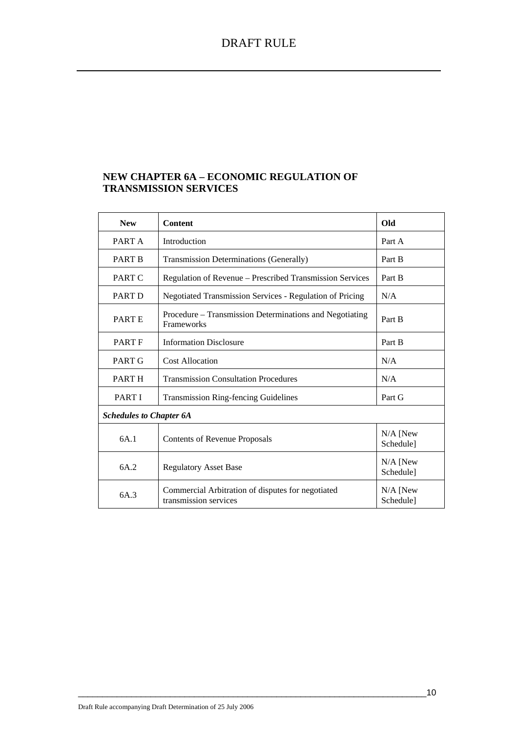## NEW CHAPTER 6A – ECONOMIC REGULATION OF TRANSMISSION SERVICES

| New | Content | Old |
|---|---|---|
| PART A | Introduction | Part A |
| PART B | Transmission Determinations (Generally) | Part B |
| PART C | Regulation of Revenue – Prescribed Transmission Services | Part B |
| PART D | Negotiated Transmission Services - Regulation of Pricing | N/A |
| PART E | Procedure – Transmission Determinations and Negotiating Frameworks | Part B |
| PART F | Information Disclosure | Part B |
| PART G | Cost Allocation | N/A |
| PART H | Transmission Consultation Procedures | N/A |
| PART I | Transmission Ring-fencing Guidelines | Part G |
| ***Schedules to Chapter 6A*** | | |
| 6A.1 | Contents of Revenue Proposals | N/A [New Schedule] |
| 6A.2 | Regulatory Asset Base | N/A [New Schedule] |
| 6A.3 | Commercial Arbitration of disputes for negotiated transmission services | N/A [New Schedule] |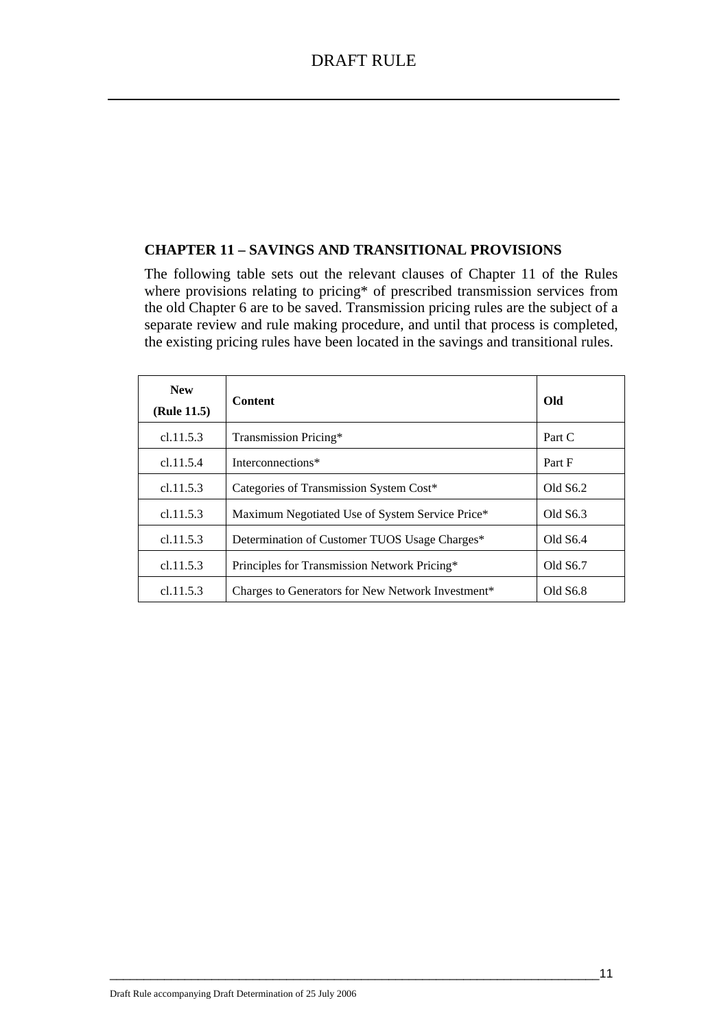## CHAPTER 11 – SAVINGS AND TRANSITIONAL PROVISIONS

The following table sets out the relevant clauses of Chapter 11 of the Rules where provisions relating to pricing* of prescribed transmission services from the old Chapter 6 are to be saved. Transmission pricing rules are the subject of a separate review and rule making procedure, and until that process is completed, the existing pricing rules have been located in the savings and transitional rules.

| **New (Rule 11.5)** | **Content** | **Old** |
|---|---|---|
| cl.11.5.3 | Transmission Pricing* | Part C |
| cl.11.5.4 | Interconnections* | Part F |
| cl.11.5.3 | Categories of Transmission System Cost* | Old S6.2 |
| cl.11.5.3 | Maximum Negotiated Use of System Service Price* | Old S6.3 |
| cl.11.5.3 | Determination of Customer TUOS Usage Charges* | Old S6.4 |
| cl.11.5.3 | Principles for Transmission Network Pricing* | Old S6.7 |
| cl.11.5.3 | Charges to Generators for New Network Investment* | Old S6.8 |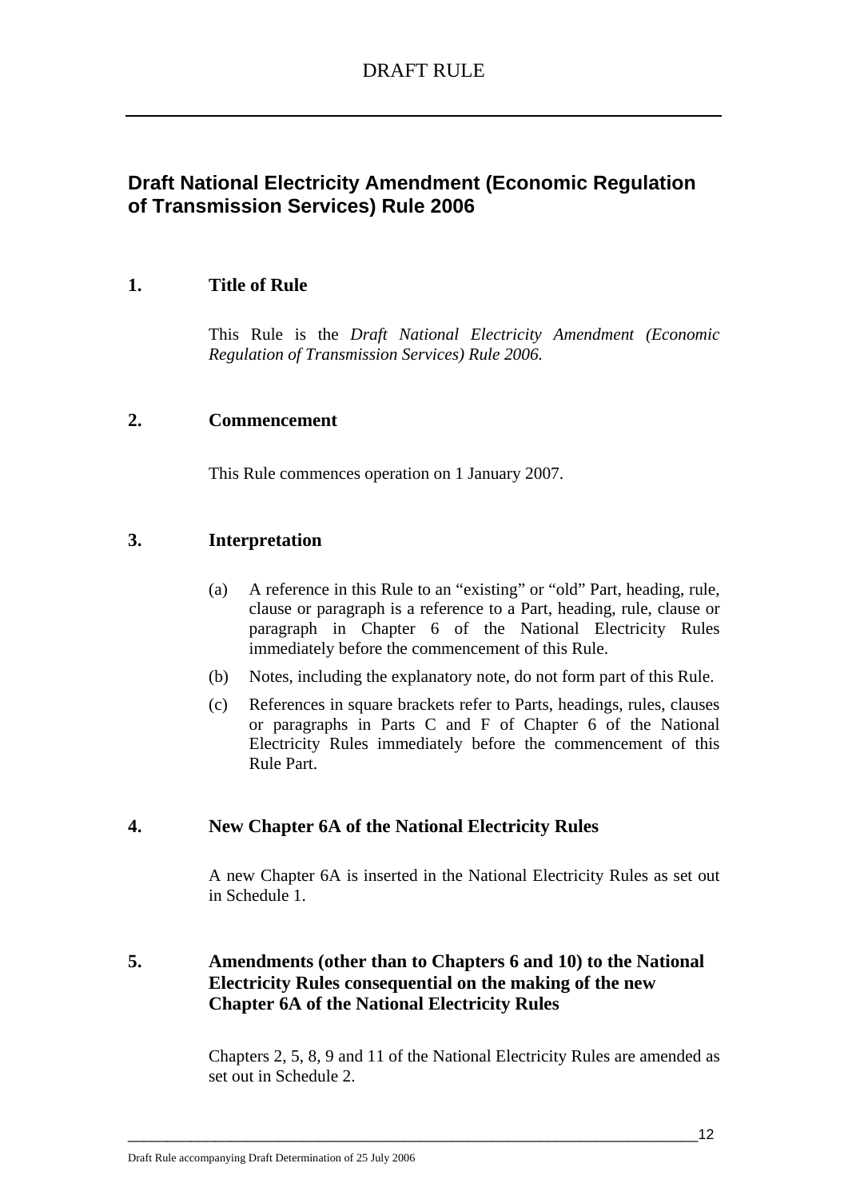DRAFT RULE

## Draft National Electricity Amendment (Economic Regulation of Transmission Services) Rule 2006

### 1. Title of Rule

This Rule is the *Draft National Electricity Amendment (Economic Regulation of Transmission Services) Rule 2006.*

### 2. Commencement

This Rule commences operation on 1 January 2007.

### 3. Interpretation

(a) A reference in this Rule to an "existing" or "old" Part, heading, rule, clause or paragraph is a reference to a Part, heading, rule, clause or paragraph in Chapter 6 of the National Electricity Rules immediately before the commencement of this Rule.

(b) Notes, including the explanatory note, do not form part of this Rule.

(c) References in square brackets refer to Parts, headings, rules, clauses or paragraphs in Parts C and F of Chapter 6 of the National Electricity Rules immediately before the commencement of this Rule Part.

### 4. New Chapter 6A of the National Electricity Rules

A new Chapter 6A is inserted in the National Electricity Rules as set out in Schedule 1.

### 5. Amendments (other than to Chapters 6 and 10) to the National Electricity Rules consequential on the making of the new Chapter 6A of the National Electricity Rules

Chapters 2, 5, 8, 9 and 11 of the National Electricity Rules are amended as set out in Schedule 2.

Draft Rule accompanying Draft Determination of 25 July 2006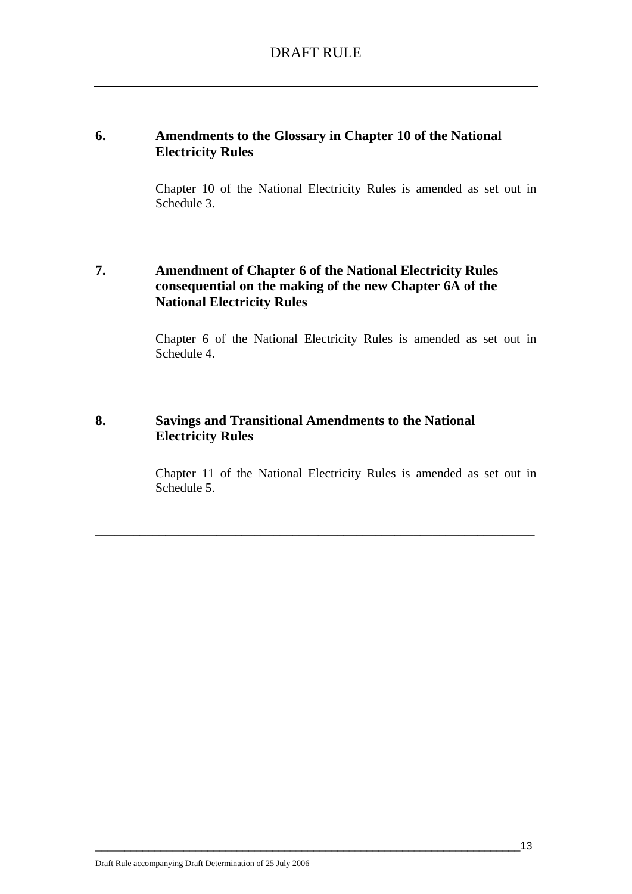## 6. Amendments to the Glossary in Chapter 10 of the National Electricity Rules

Chapter 10 of the National Electricity Rules is amended as set out in Schedule 3.

## 7. Amendment of Chapter 6 of the National Electricity Rules consequential on the making of the new Chapter 6A of the National Electricity Rules

Chapter 6 of the National Electricity Rules is amended as set out in Schedule 4.

## 8. Savings and Transitional Amendments to the National Electricity Rules

Chapter 11 of the National Electricity Rules is amended as set out in Schedule 5.

---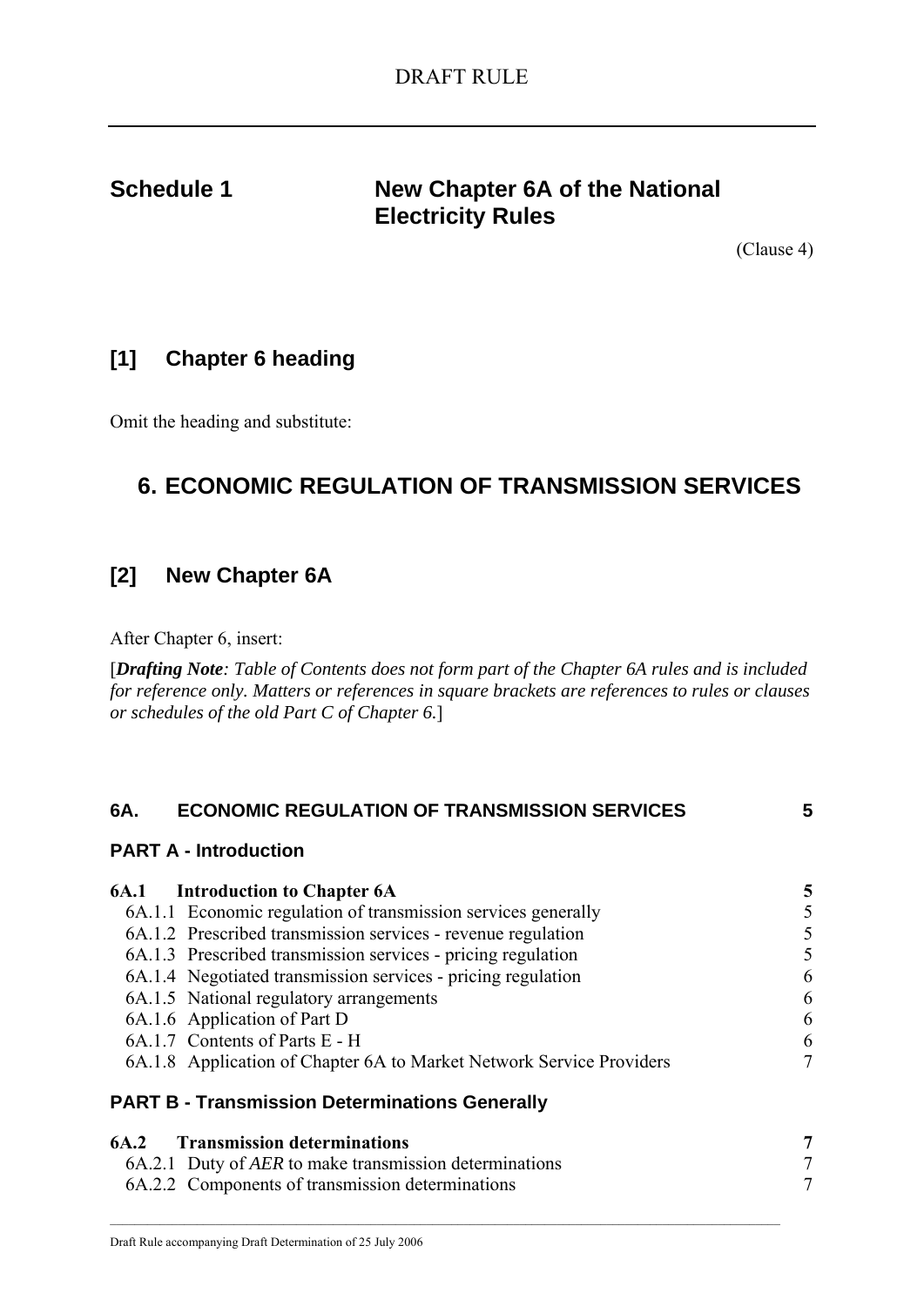# Schedule 1 New Chapter 6A of the National Electricity Rules

(Clause 4)

## [1] Chapter 6 heading

Omit the heading and substitute:

# 6. ECONOMIC REGULATION OF TRANSMISSION SERVICES

## [2] New Chapter 6A

After Chapter 6, insert:

[***Drafting Note****: Table of Contents does not form part of the Chapter 6A rules and is included for reference only. Matters or references in square brackets are references to rules or clauses or schedules of the old Part C of Chapter 6.*]

**6A. ECONOMIC REGULATION OF TRANSMISSION SERVICES** 5

**PART A - Introduction**

**6A.1 Introduction to Chapter 6A** 5

6A.1.1 Economic regulation of transmission services generally 5
6A.1.2 Prescribed transmission services - revenue regulation 5
6A.1.3 Prescribed transmission services - pricing regulation 5
6A.1.4 Negotiated transmission services - pricing regulation 6
6A.1.5 National regulatory arrangements 6
6A.1.6 Application of Part D 6
6A.1.7 Contents of Parts E - H 6
6A.1.8 Application of Chapter 6A to Market Network Service Providers 7

**PART B - Transmission Determinations Generally**

**6A.2 Transmission determinations** 7

6A.2.1 Duty of *AER* to make transmission determinations 7
6A.2.2 Components of transmission determinations 7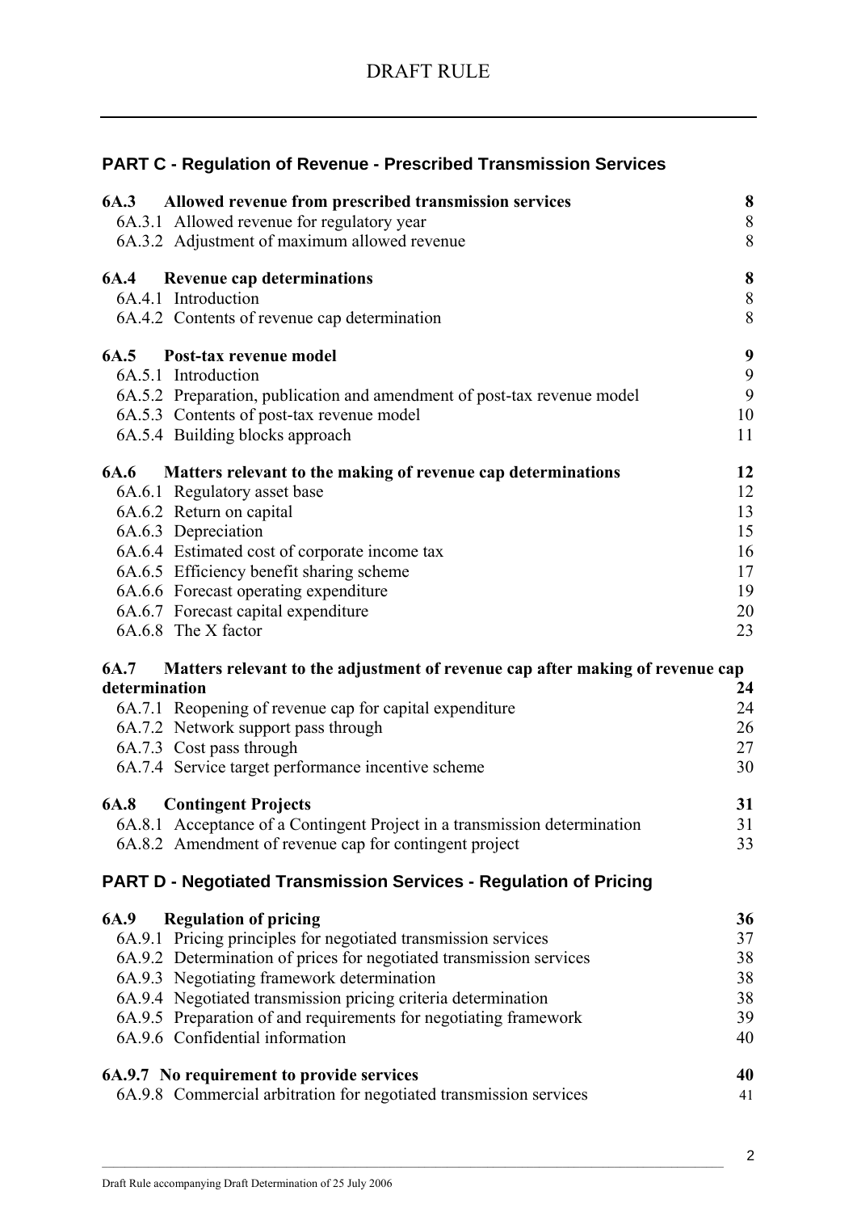## PART C - Regulation of Revenue - Prescribed Transmission Services

| | |
|---|---|
| **6A.3 Allowed revenue from prescribed transmission services** | **8** |
| 6A.3.1 Allowed revenue for regulatory year | 8 |
| 6A.3.2 Adjustment of maximum allowed revenue | 8 |
| **6A.4 Revenue cap determinations** | **8** |
| 6A.4.1 Introduction | 8 |
| 6A.4.2 Contents of revenue cap determination | 8 |
| **6A.5 Post-tax revenue model** | **9** |
| 6A.5.1 Introduction | 9 |
| 6A.5.2 Preparation, publication and amendment of post-tax revenue model | 9 |
| 6A.5.3 Contents of post-tax revenue model | 10 |
| 6A.5.4 Building blocks approach | 11 |
| **6A.6 Matters relevant to the making of revenue cap determinations** | **12** |
| 6A.6.1 Regulatory asset base | 12 |
| 6A.6.2 Return on capital | 13 |
| 6A.6.3 Depreciation | 15 |
| 6A.6.4 Estimated cost of corporate income tax | 16 |
| 6A.6.5 Efficiency benefit sharing scheme | 17 |
| 6A.6.6 Forecast operating expenditure | 19 |
| 6A.6.7 Forecast capital expenditure | 20 |
| 6A.6.8 The X factor | 23 |
| **6A.7 Matters relevant to the adjustment of revenue cap after making of revenue cap determination** | **24** |
| 6A.7.1 Reopening of revenue cap for capital expenditure | 24 |
| 6A.7.2 Network support pass through | 26 |
| 6A.7.3 Cost pass through | 27 |
| 6A.7.4 Service target performance incentive scheme | 30 |
| **6A.8 Contingent Projects** | **31** |
| 6A.8.1 Acceptance of a Contingent Project in a transmission determination | 31 |
| 6A.8.2 Amendment of revenue cap for contingent project | 33 |

## PART D - Negotiated Transmission Services - Regulation of Pricing

| | |
|---|---|
| **6A.9 Regulation of pricing** | **36** |
| 6A.9.1 Pricing principles for negotiated transmission services | 37 |
| 6A.9.2 Determination of prices for negotiated transmission services | 38 |
| 6A.9.3 Negotiating framework determination | 38 |
| 6A.9.4 Negotiated transmission pricing criteria determination | 38 |
| 6A.9.5 Preparation of and requirements for negotiating framework | 39 |
| 6A.9.6 Confidential information | 40 |
| **6A.9.7 No requirement to provide services** | **40** |
| 6A.9.8 Commercial arbitration for negotiated transmission services | 41 |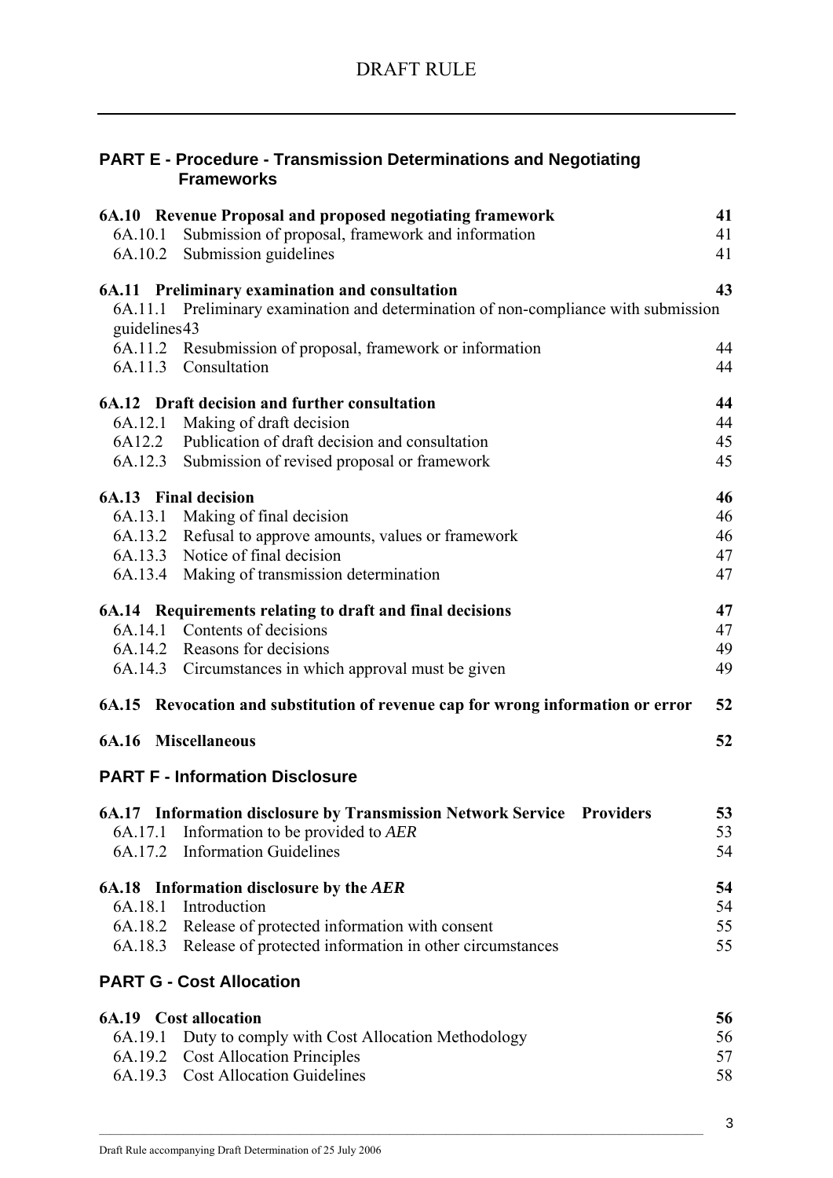## PART E - Procedure - Transmission Determinations and Negotiating Frameworks

**6A.10 Revenue Proposal and proposed negotiating framework** **41**
- 6A.10.1 Submission of proposal, framework and information 41
- 6A.10.2 Submission guidelines 41

**6A.11 Preliminary examination and consultation** **43**
- 6A.11.1 Preliminary examination and determination of non-compliance with submission guidelines 43
- 6A.11.2 Resubmission of proposal, framework or information 44
- 6A.11.3 Consultation 44

**6A.12 Draft decision and further consultation** **44**
- 6A.12.1 Making of draft decision 44
- 6A12.2 Publication of draft decision and consultation 45
- 6A.12.3 Submission of revised proposal or framework 45

**6A.13 Final decision** **46**
- 6A.13.1 Making of final decision 46
- 6A.13.2 Refusal to approve amounts, values or framework 46
- 6A.13.3 Notice of final decision 47
- 6A.13.4 Making of transmission determination 47

**6A.14 Requirements relating to draft and final decisions** **47**
- 6A.14.1 Contents of decisions 47
- 6A.14.2 Reasons for decisions 49
- 6A.14.3 Circumstances in which approval must be given 49

**6A.15 Revocation and substitution of revenue cap for wrong information or error** **52**

**6A.16 Miscellaneous** **52**

## PART F - Information Disclosure

**6A.17 Information disclosure by Transmission Network Service Providers** **53**
- 6A.17.1 Information to be provided to *AER* 53
- 6A.17.2 Information Guidelines 54

**6A.18 Information disclosure by the *AER*** **54**
- 6A.18.1 Introduction 54
- 6A.18.2 Release of protected information with consent 55
- 6A.18.3 Release of protected information in other circumstances 55

## PART G - Cost Allocation

**6A.19 Cost allocation** **56**
- 6A.19.1 Duty to comply with Cost Allocation Methodology 56
- 6A.19.2 Cost Allocation Principles 57
- 6A.19.3 Cost Allocation Guidelines 58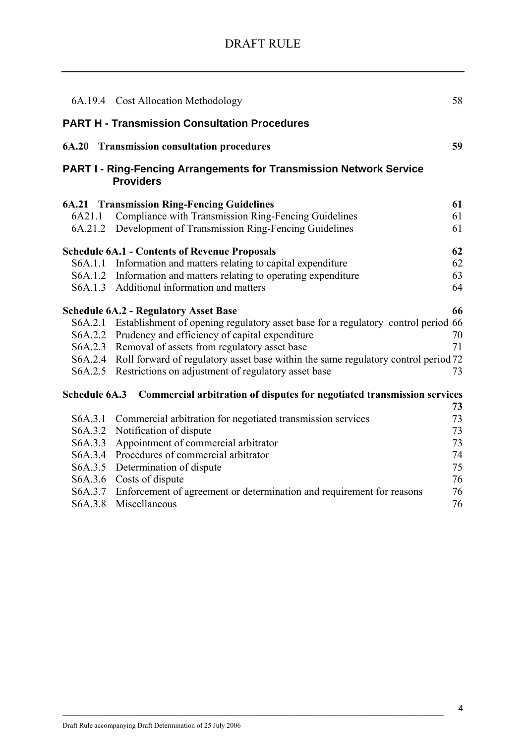6A.19.4 Cost Allocation Methodology 58

**PART H - Transmission Consultation Procedures**

**6A.20 Transmission consultation procedures 59**

**PART I - Ring-Fencing Arrangements for Transmission Network Service Providers**

**6A.21 Transmission Ring-Fencing Guidelines 61**

6A21.1 Compliance with Transmission Ring-Fencing Guidelines 61

6A.21.2 Development of Transmission Ring-Fencing Guidelines 61

**Schedule 6A.1 - Contents of Revenue Proposals 62**

S6A.1.1 Information and matters relating to capital expenditure 62

S6A.1.2 Information and matters relating to operating expenditure 63

S6A.1.3 Additional information and matters 64

**Schedule 6A.2 - Regulatory Asset Base 66**

S6A.2.1 Establishment of opening regulatory asset base for a regulatory control period 66

S6A.2.2 Prudency and efficiency of capital expenditure 70

S6A.2.3 Removal of assets from regulatory asset base 71

S6A.2.4 Roll forward of regulatory asset base within the same regulatory control period 72

S6A.2.5 Restrictions on adjustment of regulatory asset base 73

**Schedule 6A.3 Commercial arbitration of disputes for negotiated transmission services 73**

S6A.3.1 Commercial arbitration for negotiated transmission services 73

S6A.3.2 Notification of dispute 73

S6A.3.3 Appointment of commercial arbitrator 73

S6A.3.4 Procedures of commercial arbitrator 74

S6A.3.5 Determination of dispute 75

S6A.3.6 Costs of dispute 76

S6A.3.7 Enforcement of agreement or determination and requirement for reasons 76

S6A.3.8 Miscellaneous 76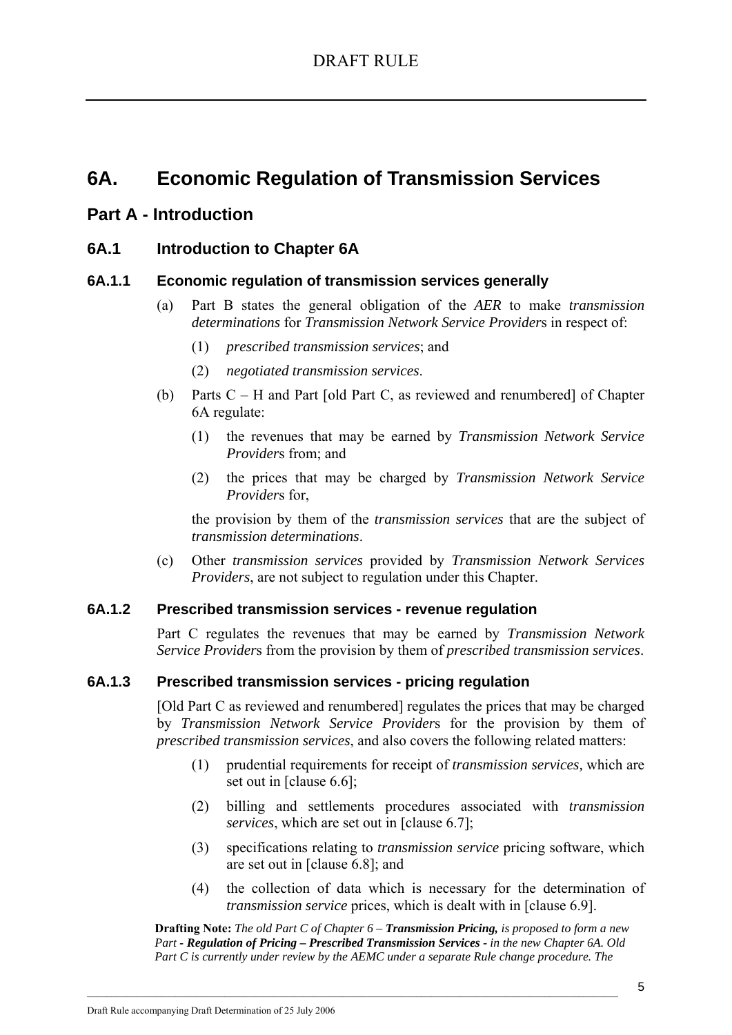# 6A. Economic Regulation of Transmission Services

## Part A - Introduction

### 6A.1 Introduction to Chapter 6A

#### 6A.1.1 Economic regulation of transmission services generally

(a) Part B states the general obligation of the *AER* to make *transmission determinations* for *Transmission Network Service Provider*s in respect of:

(1) *prescribed transmission services*; and

(2) *negotiated transmission services*.

(b) Parts C – H and Part [old Part C, as reviewed and renumbered] of Chapter 6A regulate:

(1) the revenues that may be earned by *Transmission Network Service Provider*s from; and

(2) the prices that may be charged by *Transmission Network Service Provider*s for,

the provision by them of the *transmission services* that are the subject of *transmission determinations*.

(c) Other *transmission services* provided by *Transmission Network Services Providers*, are not subject to regulation under this Chapter.

#### 6A.1.2 Prescribed transmission services - revenue regulation

Part C regulates the revenues that may be earned by *Transmission Network Service Provider*s from the provision by them of *prescribed transmission services*.

#### 6A.1.3 Prescribed transmission services - pricing regulation

[Old Part C as reviewed and renumbered] regulates the prices that may be charged by *Transmission Network Service Provider*s for the provision by them of *prescribed transmission services*, and also covers the following related matters:

(1) prudential requirements for receipt of *transmission services,* which are set out in [clause 6.6];

(2) billing and settlements procedures associated with *transmission services*, which are set out in [clause 6.7];

(3) specifications relating to *transmission service* pricing software, which are set out in [clause 6.8]; and

(4) the collection of data which is necessary for the determination of *transmission service* prices, which is dealt with in [clause 6.9].

**Drafting Note:** *The old Part C of Chapter 6 –* ***Transmission Pricing,*** *is proposed to form a new Part -* ***Regulation of Pricing – Prescribed Transmission Services*** *- in the new Chapter 6A. Old Part C is currently under review by the AEMC under a separate Rule change procedure. The*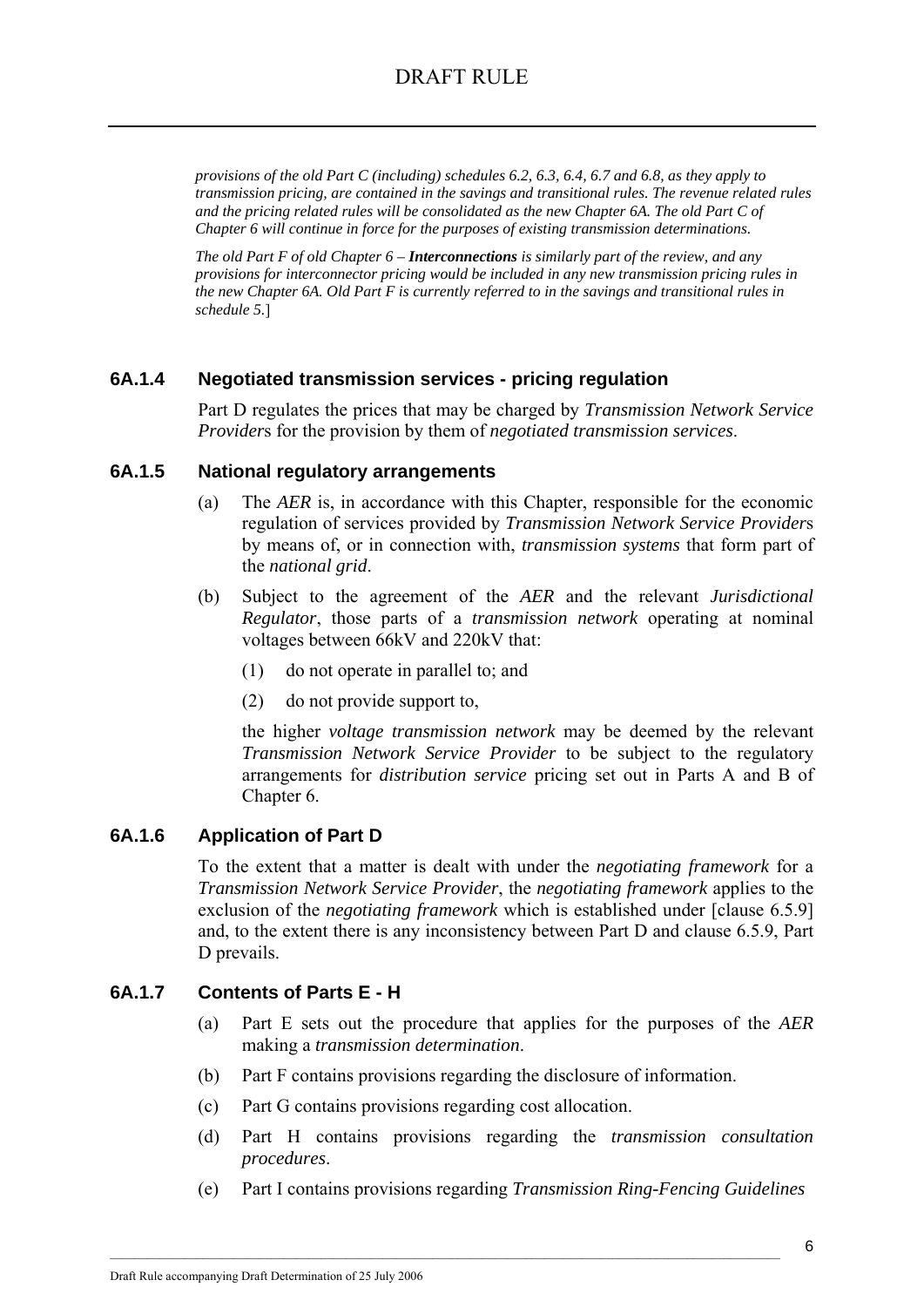*provisions of the old Part C (including) schedules 6.2, 6.3, 6.4, 6.7 and 6.8, as they apply to transmission pricing, are contained in the savings and transitional rules. The revenue related rules and the pricing related rules will be consolidated as the new Chapter 6A. The old Part C of Chapter 6 will continue in force for the purposes of existing transmission determinations.*

*The old Part F of old Chapter 6 – **Interconnections** is similarly part of the review, and any provisions for interconnector pricing would be included in any new transmission pricing rules in the new Chapter 6A. Old Part F is currently referred to in the savings and transitional rules in schedule 5.*]

### 6A.1.4 Negotiated transmission services - pricing regulation

Part D regulates the prices that may be charged by *Transmission Network Service Provider*s for the provision by them of *negotiated transmission services*.

### 6A.1.5 National regulatory arrangements

(a) The *AER* is, in accordance with this Chapter, responsible for the economic regulation of services provided by *Transmission Network Service Provider*s by means of, or in connection with, *transmission systems* that form part of the *national grid*.

(b) Subject to the agreement of the *AER* and the relevant *Jurisdictional Regulator*, those parts of a *transmission network* operating at nominal voltages between 66kV and 220kV that:

(1) do not operate in parallel to; and

(2) do not provide support to,

the higher *voltage transmission network* may be deemed by the relevant *Transmission Network Service Provider* to be subject to the regulatory arrangements for *distribution service* pricing set out in Parts A and B of Chapter 6.

### 6A.1.6 Application of Part D

To the extent that a matter is dealt with under the *negotiating framework* for a *Transmission Network Service Provider*, the *negotiating framework* applies to the exclusion of the *negotiating framework* which is established under [clause 6.5.9] and, to the extent there is any inconsistency between Part D and clause 6.5.9, Part D prevails.

### 6A.1.7 Contents of Parts E - H

(a) Part E sets out the procedure that applies for the purposes of the *AER* making a *transmission determination*.

(b) Part F contains provisions regarding the disclosure of information.

(c) Part G contains provisions regarding cost allocation.

(d) Part H contains provisions regarding the *transmission consultation procedures*.

(e) Part I contains provisions regarding *Transmission Ring-Fencing Guidelines*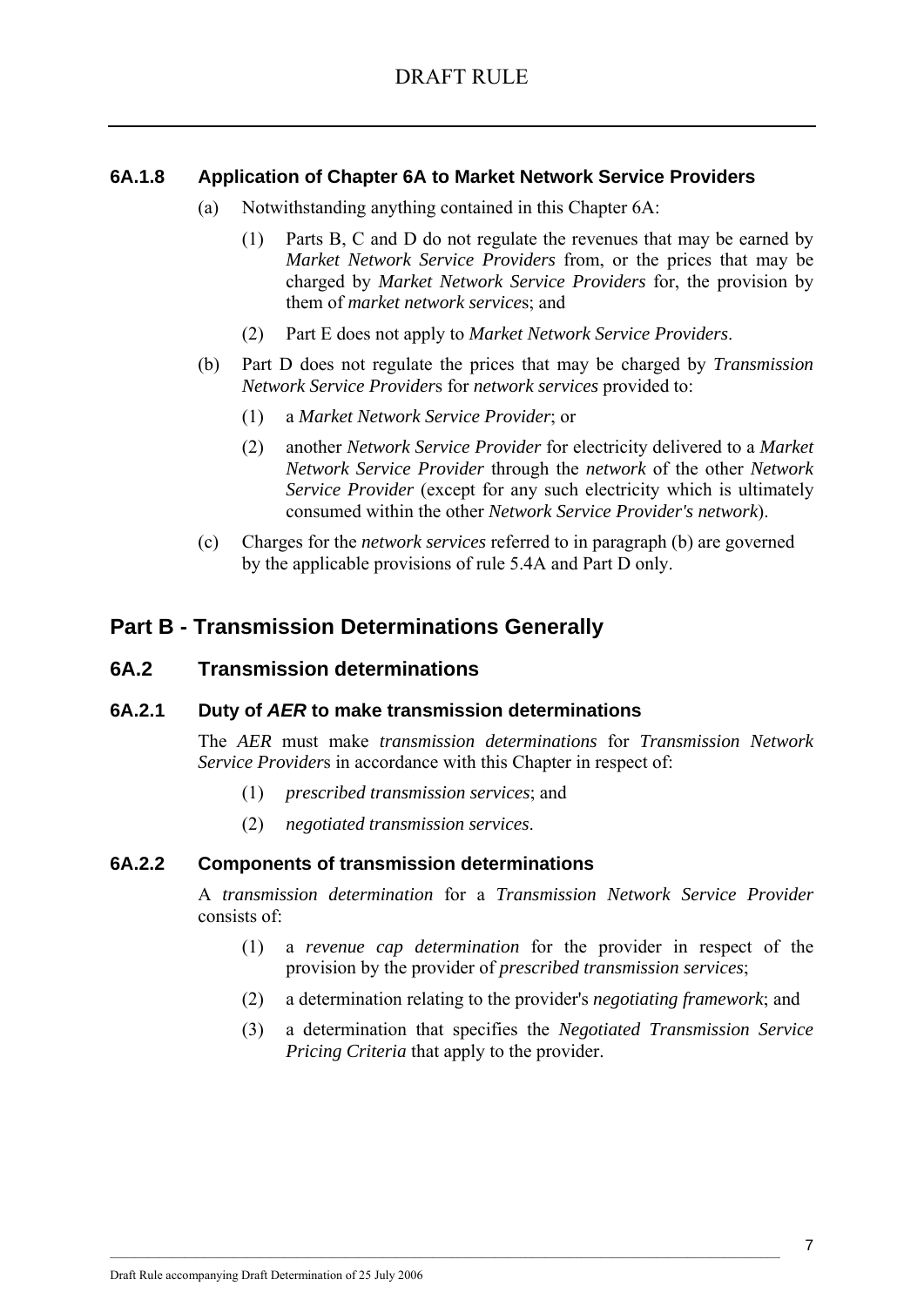### 6A.1.8 Application of Chapter 6A to Market Network Service Providers

(a) Notwithstanding anything contained in this Chapter 6A:

(1) Parts B, C and D do not regulate the revenues that may be earned by *Market Network Service Providers* from, or the prices that may be charged by *Market Network Service Providers* for, the provision by them of *market network services*; and

(2) Part E does not apply to *Market Network Service Providers*.

(b) Part D does not regulate the prices that may be charged by *Transmission Network Service Providers* for *network services* provided to:

(1) a *Market Network Service Provider*; or

(2) another *Network Service Provider* for electricity delivered to a *Market Network Service Provider* through the *network* of the other *Network Service Provider* (except for any such electricity which is ultimately consumed within the other *Network Service Provider's network*).

(c) Charges for the *network services* referred to in paragraph (b) are governed by the applicable provisions of rule 5.4A and Part D only.

## Part B - Transmission Determinations Generally

### 6A.2 Transmission determinations

#### 6A.2.1 Duty of *AER* to make transmission determinations

The *AER* must make *transmission determinations* for *Transmission Network Service Providers* in accordance with this Chapter in respect of:

(1) *prescribed transmission services*; and

(2) *negotiated transmission services*.

#### 6A.2.2 Components of transmission determinations

A *transmission determination* for a *Transmission Network Service Provider* consists of:

(1) a *revenue cap determination* for the provider in respect of the provision by the provider of *prescribed transmission services*;

(2) a determination relating to the provider's *negotiating framework*; and

(3) a determination that specifies the *Negotiated Transmission Service Pricing Criteria* that apply to the provider.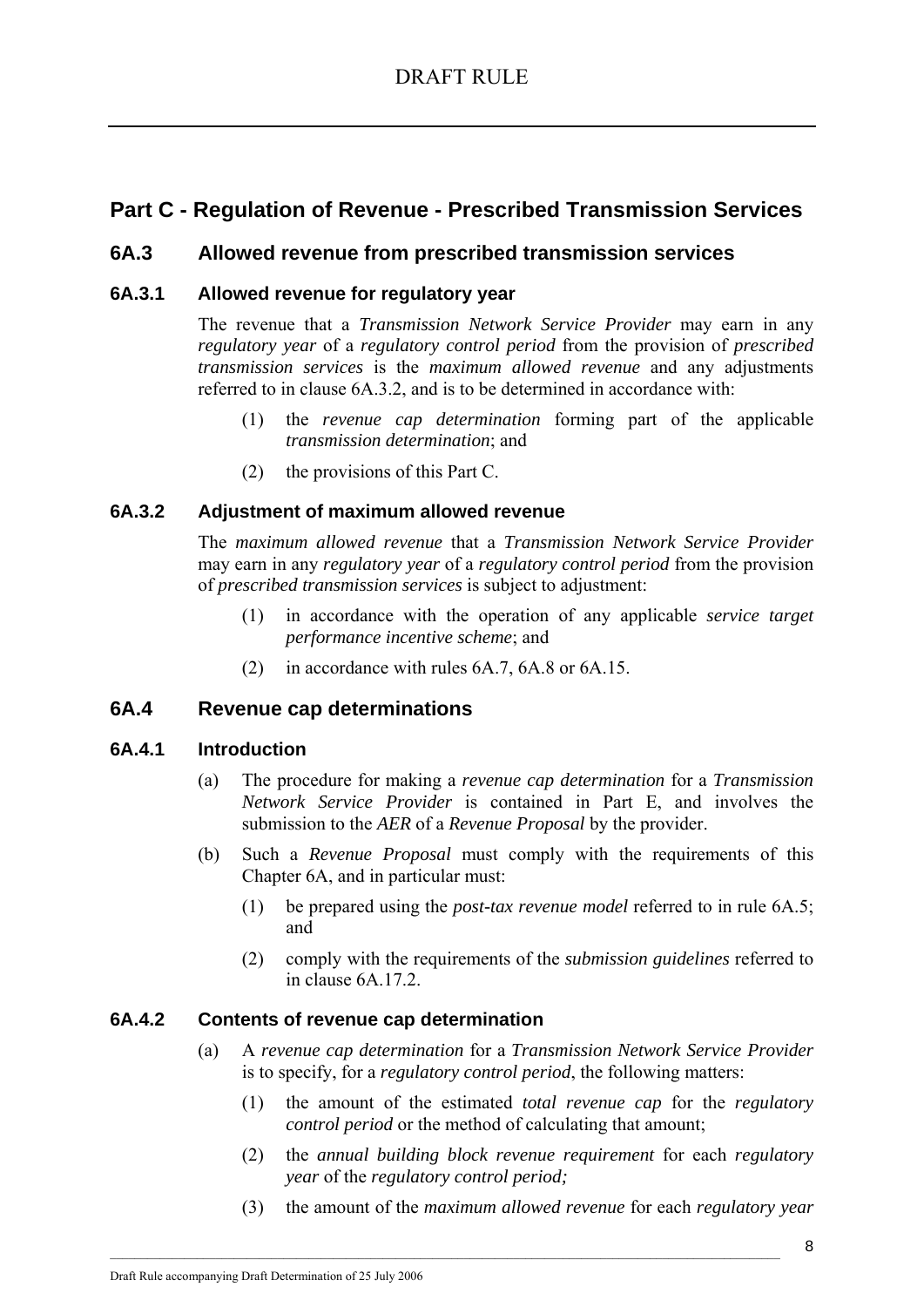## Part C - Regulation of Revenue - Prescribed Transmission Services

### 6A.3 Allowed revenue from prescribed transmission services

#### 6A.3.1 Allowed revenue for regulatory year

The revenue that a *Transmission Network Service Provider* may earn in any *regulatory year* of a *regulatory control period* from the provision of *prescribed transmission services* is the *maximum allowed revenue* and any adjustments referred to in clause 6A.3.2, and is to be determined in accordance with:

(1) the *revenue cap determination* forming part of the applicable *transmission determination*; and

(2) the provisions of this Part C.

#### 6A.3.2 Adjustment of maximum allowed revenue

The *maximum allowed revenue* that a *Transmission Network Service Provider* may earn in any *regulatory year* of a *regulatory control period* from the provision of *prescribed transmission services* is subject to adjustment:

(1) in accordance with the operation of any applicable *service target performance incentive scheme*; and

(2) in accordance with rules 6A.7, 6A.8 or 6A.15.

### 6A.4 Revenue cap determinations

#### 6A.4.1 Introduction

(a) The procedure for making a *revenue cap determination* for a *Transmission Network Service Provider* is contained in Part E, and involves the submission to the *AER* of a *Revenue Proposal* by the provider.

(b) Such a *Revenue Proposal* must comply with the requirements of this Chapter 6A, and in particular must:

(1) be prepared using the *post-tax revenue model* referred to in rule 6A.5; and

(2) comply with the requirements of the *submission guidelines* referred to in clause 6A.17.2.

#### 6A.4.2 Contents of revenue cap determination

(a) A *revenue cap determination* for a *Transmission Network Service Provider* is to specify, for a *regulatory control period*, the following matters:

(1) the amount of the estimated *total revenue cap* for the *regulatory control period* or the method of calculating that amount;

(2) the *annual building block revenue requirement* for each *regulatory year* of the *regulatory control period;*

(3) the amount of the *maximum allowed revenue* for each *regulatory year*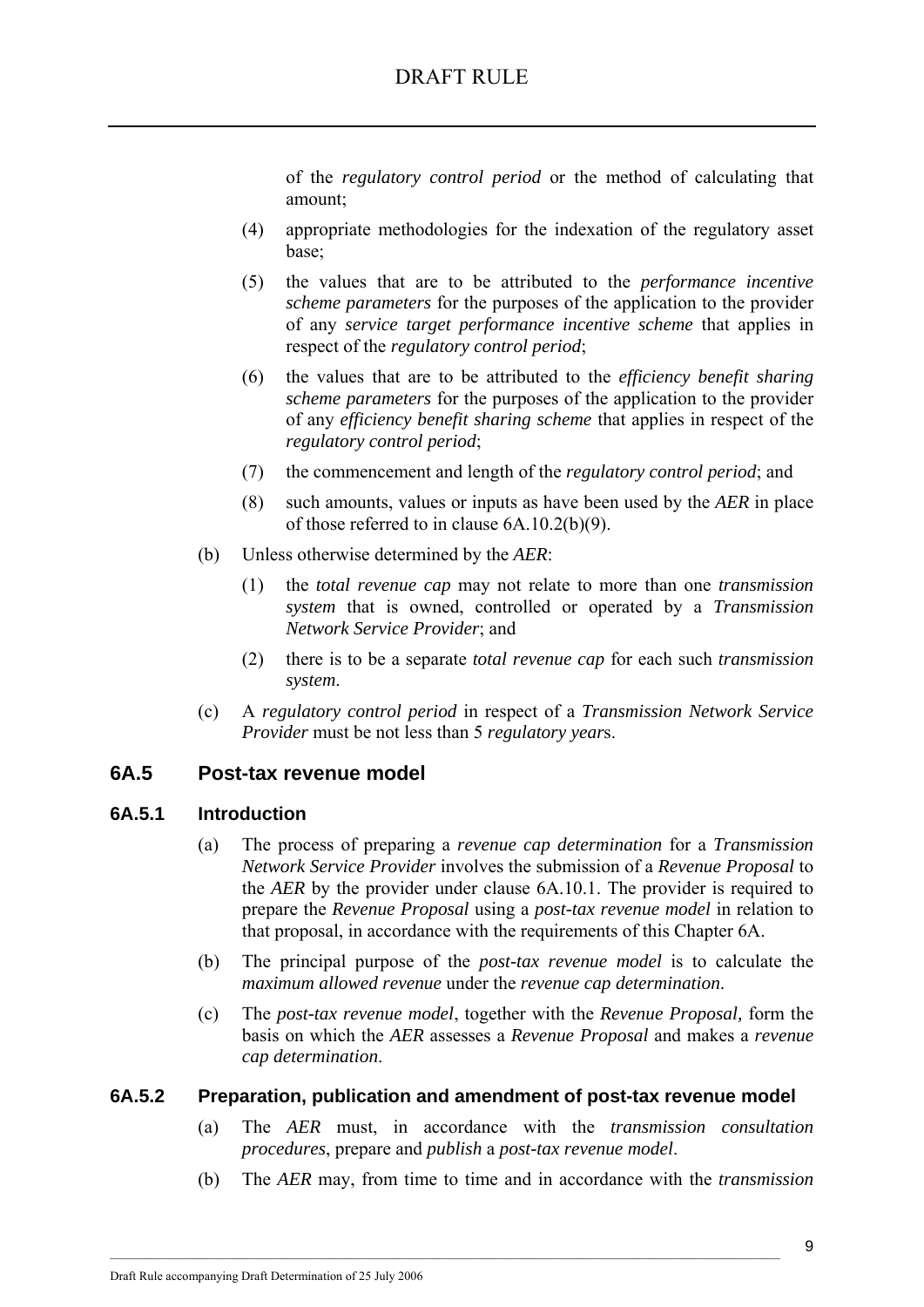of the *regulatory control period* or the method of calculating that amount;

(4) appropriate methodologies for the indexation of the regulatory asset base;

(5) the values that are to be attributed to the *performance incentive scheme parameters* for the purposes of the application to the provider of any *service target performance incentive scheme* that applies in respect of the *regulatory control period*;

(6) the values that are to be attributed to the *efficiency benefit sharing scheme parameters* for the purposes of the application to the provider of any *efficiency benefit sharing scheme* that applies in respect of the *regulatory control period*;

(7) the commencement and length of the *regulatory control period*; and

(8) such amounts, values or inputs as have been used by the *AER* in place of those referred to in clause 6A.10.2(b)(9).

(b) Unless otherwise determined by the *AER*:

(1) the *total revenue cap* may not relate to more than one *transmission system* that is owned, controlled or operated by a *Transmission Network Service Provider*; and

(2) there is to be a separate *total revenue cap* for each such *transmission system*.

(c) A *regulatory control period* in respect of a *Transmission Network Service Provider* must be not less than 5 *regulatory year*s.

## 6A.5 Post-tax revenue model

### 6A.5.1 Introduction

(a) The process of preparing a *revenue cap determination* for a *Transmission Network Service Provider* involves the submission of a *Revenue Proposal* to the *AER* by the provider under clause 6A.10.1. The provider is required to prepare the *Revenue Proposal* using a *post-tax revenue model* in relation to that proposal, in accordance with the requirements of this Chapter 6A.

(b) The principal purpose of the *post-tax revenue model* is to calculate the *maximum allowed revenue* under the *revenue cap determination*.

(c) The *post-tax revenue model*, together with the *Revenue Proposal,* form the basis on which the *AER* assesses a *Revenue Proposal* and makes a *revenue cap determination*.

### 6A.5.2 Preparation, publication and amendment of post-tax revenue model

(a) The *AER* must, in accordance with the *transmission consultation procedures*, prepare and *publish* a *post-tax revenue model*.

(b) The *AER* may, from time to time and in accordance with the *transmission*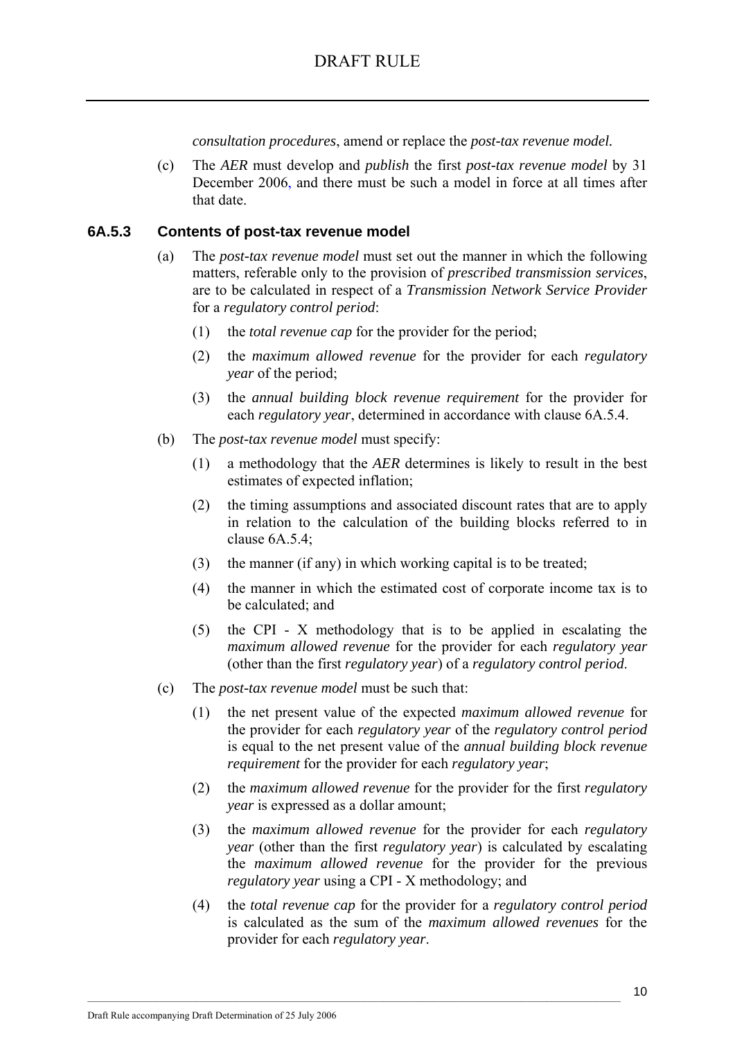*consultation procedures*, amend or replace the *post-tax revenue model.*

(c) The *AER* must develop and *publish* the first *post-tax revenue model* by 31 December 2006, and there must be such a model in force at all times after that date.

### 6A.5.3 Contents of post-tax revenue model

(a) The *post-tax revenue model* must set out the manner in which the following matters, referable only to the provision of *prescribed transmission services*, are to be calculated in respect of a *Transmission Network Service Provider* for a *regulatory control period*:

(1) the *total revenue cap* for the provider for the period;

(2) the *maximum allowed revenue* for the provider for each *regulatory year* of the period;

(3) the *annual building block revenue requirement* for the provider for each *regulatory year*, determined in accordance with clause 6A.5.4.

(b) The *post-tax revenue model* must specify:

(1) a methodology that the *AER* determines is likely to result in the best estimates of expected inflation;

(2) the timing assumptions and associated discount rates that are to apply in relation to the calculation of the building blocks referred to in clause 6A.5.4;

(3) the manner (if any) in which working capital is to be treated;

(4) the manner in which the estimated cost of corporate income tax is to be calculated; and

(5) the CPI - X methodology that is to be applied in escalating the *maximum allowed revenue* for the provider for each *regulatory year* (other than the first *regulatory year*) of a *regulatory control period.*

(c) The *post-tax revenue model* must be such that:

(1) the net present value of the expected *maximum allowed revenue* for the provider for each *regulatory year* of the *regulatory control period* is equal to the net present value of the *annual building block revenue requirement* for the provider for each *regulatory year*;

(2) the *maximum allowed revenue* for the provider for the first *regulatory year* is expressed as a dollar amount;

(3) the *maximum allowed revenue* for the provider for each *regulatory year* (other than the first *regulatory year*) is calculated by escalating the *maximum allowed revenue* for the provider for the previous *regulatory year* using a CPI - X methodology; and

(4) the *total revenue cap* for the provider for a *regulatory control period* is calculated as the sum of the *maximum allowed revenues* for the provider for each *regulatory year*.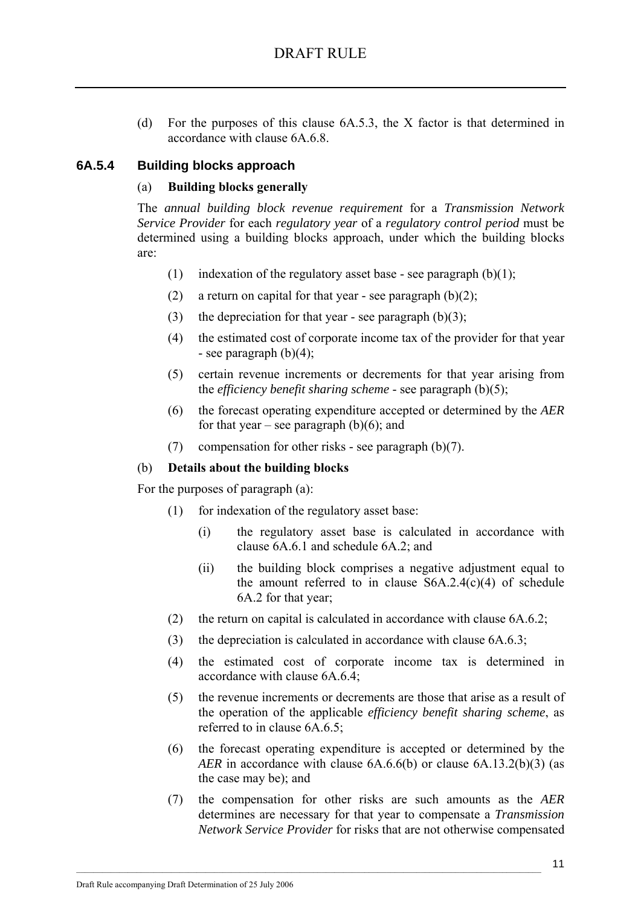(d) For the purposes of this clause 6A.5.3, the X factor is that determined in accordance with clause 6A.6.8.

### 6A.5.4 Building blocks approach

(a) **Building blocks generally**

The *annual building block revenue requirement* for a *Transmission Network Service Provider* for each *regulatory year* of a *regulatory control period* must be determined using a building blocks approach, under which the building blocks are:

(1) indexation of the regulatory asset base - see paragraph (b)(1);

(2) a return on capital for that year - see paragraph (b)(2);

(3) the depreciation for that year - see paragraph (b)(3);

(4) the estimated cost of corporate income tax of the provider for that year - see paragraph (b)(4);

(5) certain revenue increments or decrements for that year arising from the *efficiency benefit sharing scheme* - see paragraph (b)(5);

(6) the forecast operating expenditure accepted or determined by the *AER* for that year – see paragraph (b)(6); and

(7) compensation for other risks - see paragraph (b)(7).

(b) **Details about the building blocks**

For the purposes of paragraph (a):

(1) for indexation of the regulatory asset base:

(i) the regulatory asset base is calculated in accordance with clause 6A.6.1 and schedule 6A.2; and

(ii) the building block comprises a negative adjustment equal to the amount referred to in clause S6A.2.4(c)(4) of schedule 6A.2 for that year;

(2) the return on capital is calculated in accordance with clause 6A.6.2;

(3) the depreciation is calculated in accordance with clause 6A.6.3;

(4) the estimated cost of corporate income tax is determined in accordance with clause 6A.6.4;

(5) the revenue increments or decrements are those that arise as a result of the operation of the applicable *efficiency benefit sharing scheme*, as referred to in clause 6A.6.5;

(6) the forecast operating expenditure is accepted or determined by the *AER* in accordance with clause 6A.6.6(b) or clause 6A.13.2(b)(3) (as the case may be); and

(7) the compensation for other risks are such amounts as the *AER* determines are necessary for that year to compensate a *Transmission Network Service Provider* for risks that are not otherwise compensated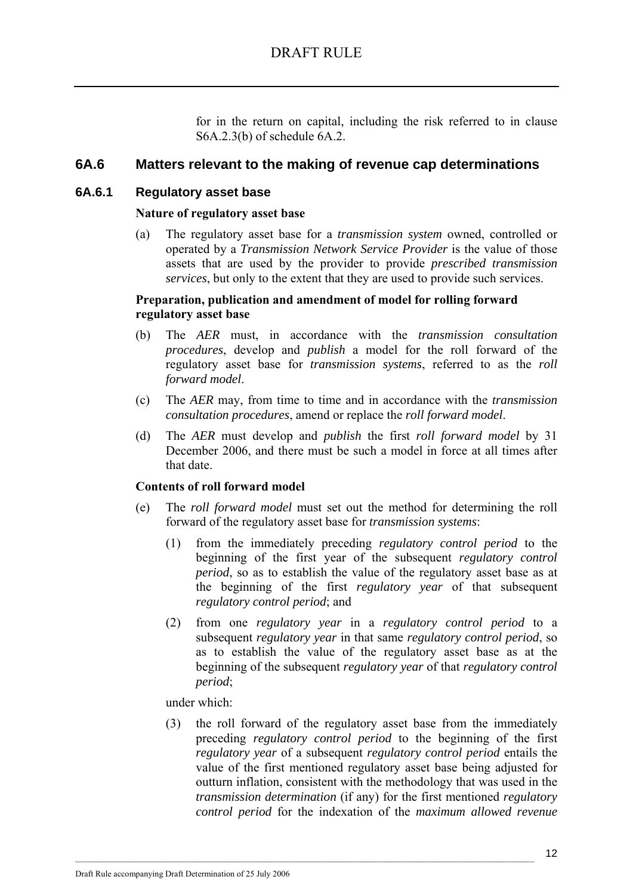for in the return on capital, including the risk referred to in clause S6A.2.3(b) of schedule 6A.2.

## 6A.6 Matters relevant to the making of revenue cap determinations

### 6A.6.1 Regulatory asset base

**Nature of regulatory asset base**

(a) The regulatory asset base for a *transmission system* owned, controlled or operated by a *Transmission Network Service Provider* is the value of those assets that are used by the provider to provide *prescribed transmission services*, but only to the extent that they are used to provide such services.

**Preparation, publication and amendment of model for rolling forward regulatory asset base**

(b) The *AER* must, in accordance with the *transmission consultation procedures*, develop and *publish* a model for the roll forward of the regulatory asset base for *transmission systems*, referred to as the *roll forward model*.

(c) The *AER* may, from time to time and in accordance with the *transmission consultation procedures*, amend or replace the *roll forward model*.

(d) The *AER* must develop and *publish* the first *roll forward model* by 31 December 2006, and there must be such a model in force at all times after that date.

**Contents of roll forward model**

(e) The *roll forward model* must set out the method for determining the roll forward of the regulatory asset base for *transmission systems*:

(1) from the immediately preceding *regulatory control period* to the beginning of the first year of the subsequent *regulatory control period*, so as to establish the value of the regulatory asset base as at the beginning of the first *regulatory year* of that subsequent *regulatory control period*; and

(2) from one *regulatory year* in a *regulatory control period* to a subsequent *regulatory year* in that same *regulatory control period*, so as to establish the value of the regulatory asset base as at the beginning of the subsequent *regulatory year* of that *regulatory control period*;

under which:

(3) the roll forward of the regulatory asset base from the immediately preceding *regulatory control period* to the beginning of the first *regulatory year* of a subsequent *regulatory control period* entails the value of the first mentioned regulatory asset base being adjusted for outturn inflation, consistent with the methodology that was used in the *transmission determination* (if any) for the first mentioned *regulatory control period* for the indexation of the *maximum allowed revenue*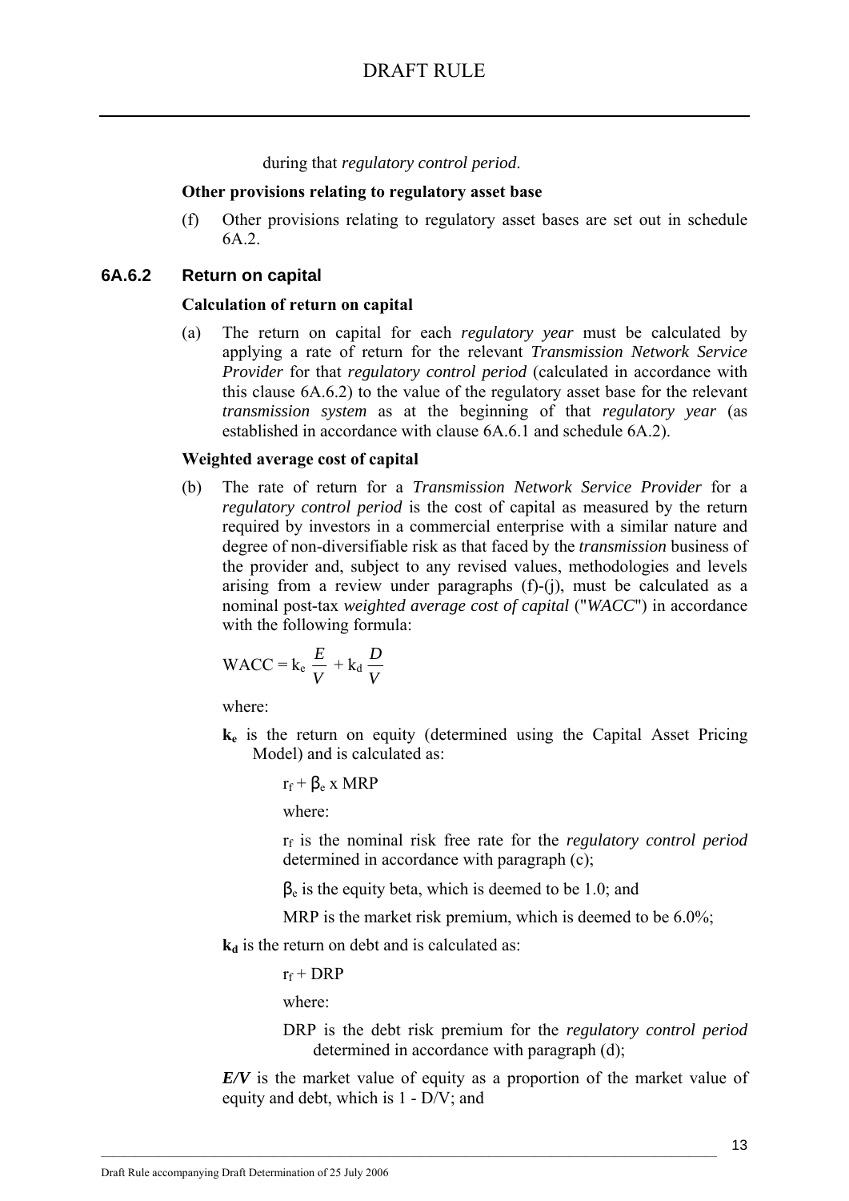during that *regulatory control period*.

**Other provisions relating to regulatory asset base**

(f) Other provisions relating to regulatory asset bases are set out in schedule 6A.2.

### 6A.6.2 Return on capital

**Calculation of return on capital**

(a) The return on capital for each *regulatory year* must be calculated by applying a rate of return for the relevant *Transmission Network Service Provider* for that *regulatory control period* (calculated in accordance with this clause 6A.6.2) to the value of the regulatory asset base for the relevant *transmission system* as at the beginning of that *regulatory year* (as established in accordance with clause 6A.6.1 and schedule 6A.2).

**Weighted average cost of capital**

(b) The rate of return for a *Transmission Network Service Provider* for a *regulatory control period* is the cost of capital as measured by the return required by investors in a commercial enterprise with a similar nature and degree of non-diversifiable risk as that faced by the *transmission* business of the provider and, subject to any revised values, methodologies and levels arising from a review under paragraphs (f)-(j), must be calculated as a nominal post-tax *weighted average cost of capital* ("*WACC*") in accordance with the following formula:

$$\text{WACC} = k_e \frac{E}{V} + k_d \frac{D}{V}$$

where:

$\mathbf{k_e}$ is the return on equity (determined using the Capital Asset Pricing Model) and is calculated as:

$r_f + \beta_e \times \text{MRP}$

where:

$r_f$ is the nominal risk free rate for the *regulatory control period* determined in accordance with paragraph (c);

$\beta_e$ is the equity beta, which is deemed to be 1.0; and

MRP is the market risk premium, which is deemed to be 6.0%;

$\mathbf{k_d}$ is the return on debt and is calculated as:

$r_f + \text{DRP}$

where:

DRP is the debt risk premium for the *regulatory control period* determined in accordance with paragraph (d);

***E/V*** is the market value of equity as a proportion of the market value of equity and debt, which is 1 - D/V; and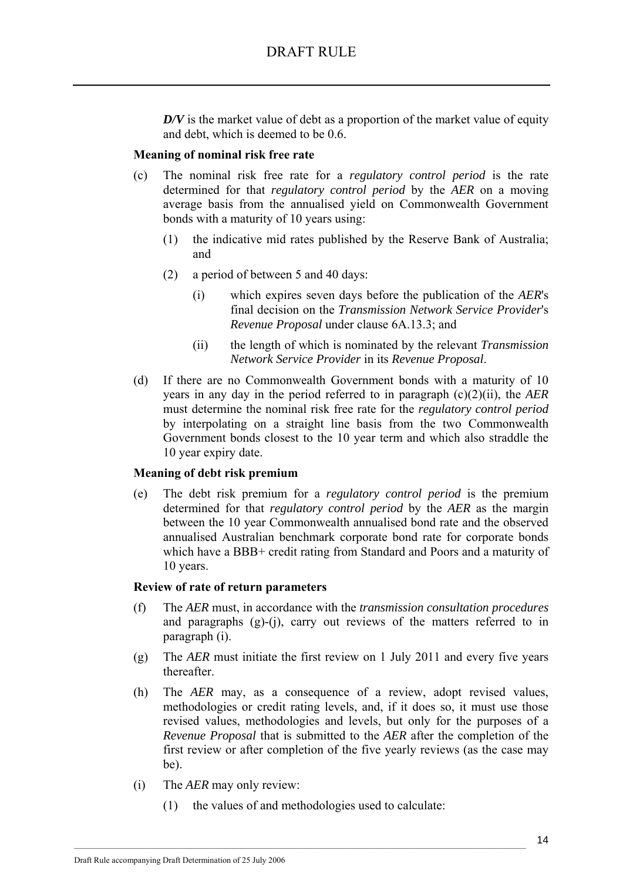***D/V*** is the market value of debt as a proportion of the market value of equity and debt, which is deemed to be 0.6.

**Meaning of nominal risk free rate**

(c) The nominal risk free rate for a *regulatory control period* is the rate determined for that *regulatory control period* by the *AER* on a moving average basis from the annualised yield on Commonwealth Government bonds with a maturity of 10 years using:

(1) the indicative mid rates published by the Reserve Bank of Australia; and

(2) a period of between 5 and 40 days:

(i) which expires seven days before the publication of the *AER*'s final decision on the *Transmission Network Service Provider*'s *Revenue Proposal* under clause 6A.13.3; and

(ii) the length of which is nominated by the relevant *Transmission Network Service Provider* in its *Revenue Proposal*.

(d) If there are no Commonwealth Government bonds with a maturity of 10 years in any day in the period referred to in paragraph (c)(2)(ii), the *AER* must determine the nominal risk free rate for the *regulatory control period* by interpolating on a straight line basis from the two Commonwealth Government bonds closest to the 10 year term and which also straddle the 10 year expiry date.

**Meaning of debt risk premium**

(e) The debt risk premium for a *regulatory control period* is the premium determined for that *regulatory control period* by the *AER* as the margin between the 10 year Commonwealth annualised bond rate and the observed annualised Australian benchmark corporate bond rate for corporate bonds which have a BBB+ credit rating from Standard and Poors and a maturity of 10 years.

**Review of rate of return parameters**

(f) The *AER* must, in accordance with the *transmission consultation procedures* and paragraphs (g)-(j), carry out reviews of the matters referred to in paragraph (i).

(g) The *AER* must initiate the first review on 1 July 2011 and every five years thereafter.

(h) The *AER* may, as a consequence of a review, adopt revised values, methodologies or credit rating levels, and, if it does so, it must use those revised values, methodologies and levels, but only for the purposes of a *Revenue Proposal* that is submitted to the *AER* after the completion of the first review or after completion of the five yearly reviews (as the case may be).

(i) The *AER* may only review:

(1) the values of and methodologies used to calculate: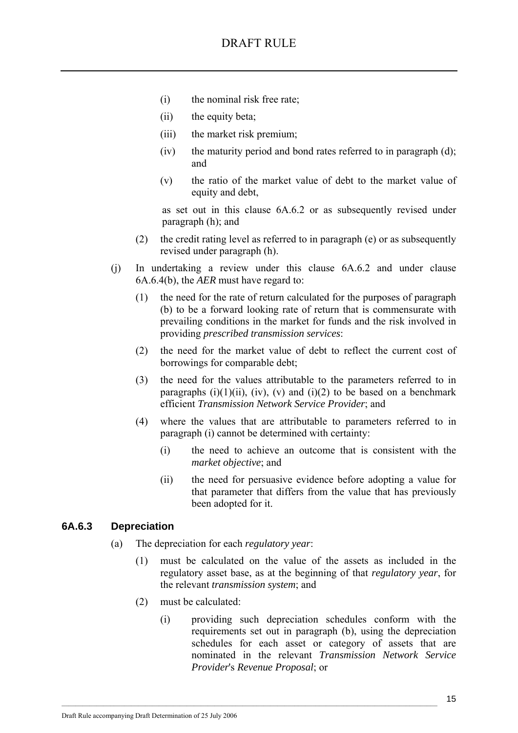(i) the nominal risk free rate;

(ii) the equity beta;

(iii) the market risk premium;

(iv) the maturity period and bond rates referred to in paragraph (d); and

(v) the ratio of the market value of debt to the market value of equity and debt,

as set out in this clause 6A.6.2 or as subsequently revised under paragraph (h); and

(2) the credit rating level as referred to in paragraph (e) or as subsequently revised under paragraph (h).

(j) In undertaking a review under this clause 6A.6.2 and under clause 6A.6.4(b), the *AER* must have regard to:

(1) the need for the rate of return calculated for the purposes of paragraph (b) to be a forward looking rate of return that is commensurate with prevailing conditions in the market for funds and the risk involved in providing *prescribed transmission services*:

(2) the need for the market value of debt to reflect the current cost of borrowings for comparable debt;

(3) the need for the values attributable to the parameters referred to in paragraphs (i)(1)(ii), (iv), (v) and (i)(2) to be based on a benchmark efficient *Transmission Network Service Provider*; and

(4) where the values that are attributable to parameters referred to in paragraph (i) cannot be determined with certainty:

(i) the need to achieve an outcome that is consistent with the *market objective*; and

(ii) the need for persuasive evidence before adopting a value for that parameter that differs from the value that has previously been adopted for it.

### 6A.6.3 Depreciation

(a) The depreciation for each *regulatory year*:

(1) must be calculated on the value of the assets as included in the regulatory asset base, as at the beginning of that *regulatory year*, for the relevant *transmission system*; and

(2) must be calculated:

(i) providing such depreciation schedules conform with the requirements set out in paragraph (b), using the depreciation schedules for each asset or category of assets that are nominated in the relevant *Transmission Network Service Provider*'s *Revenue Proposal*; or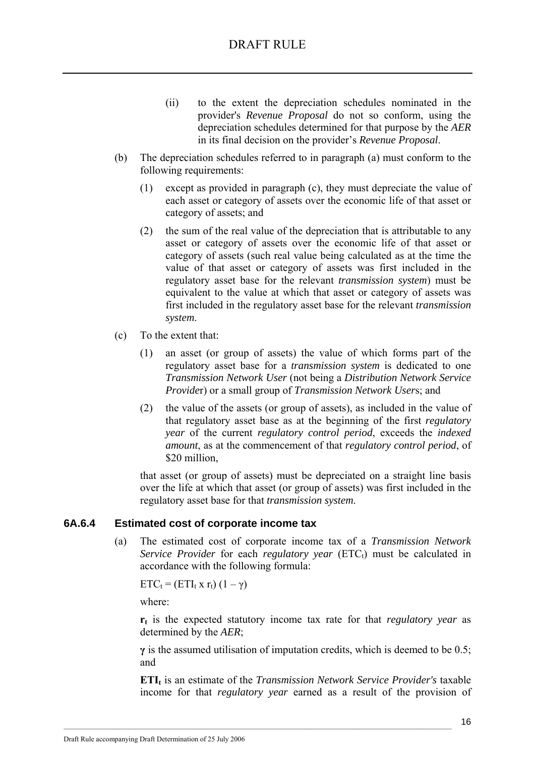(ii) to the extent the depreciation schedules nominated in the provider's *Revenue Proposal* do not so conform, using the depreciation schedules determined for that purpose by the *AER* in its final decision on the provider's *Revenue Proposal*.

(b) The depreciation schedules referred to in paragraph (a) must conform to the following requirements:

(1) except as provided in paragraph (c), they must depreciate the value of each asset or category of assets over the economic life of that asset or category of assets; and

(2) the sum of the real value of the depreciation that is attributable to any asset or category of assets over the economic life of that asset or category of assets (such real value being calculated as at the time the value of that asset or category of assets was first included in the regulatory asset base for the relevant *transmission system*) must be equivalent to the value at which that asset or category of assets was first included in the regulatory asset base for the relevant *transmission system*.

(c) To the extent that:

(1) an asset (or group of assets) the value of which forms part of the regulatory asset base for a *transmission system* is dedicated to one *Transmission Network User* (not being a *Distribution Network Service Provider*) or a small group of *Transmission Network Users*; and

(2) the value of the assets (or group of assets), as included in the value of that regulatory asset base as at the beginning of the first *regulatory year* of the current *regulatory control period*, exceeds the *indexed amount*, as at the commencement of that *regulatory control period*, of $20 million,

that asset (or group of assets) must be depreciated on a straight line basis over the life at which that asset (or group of assets) was first included in the regulatory asset base for that *transmission system*.

### 6A.6.4 Estimated cost of corporate income tax

(a) The estimated cost of corporate income tax of a *Transmission Network Service Provider* for each *regulatory year* ($ETC_t$) must be calculated in accordance with the following formula:

$ETC_t = (ETI_t \times r_t)(1 - \gamma)$

where:

$\mathbf{r_t}$ is the expected statutory income tax rate for that *regulatory year* as determined by the *AER*;

$\boldsymbol{\gamma}$ is the assumed utilisation of imputation credits, which is deemed to be 0.5; and

$\mathbf{ETI_t}$ is an estimate of the *Transmission Network Service Provider's* taxable income for that *regulatory year* earned as a result of the provision of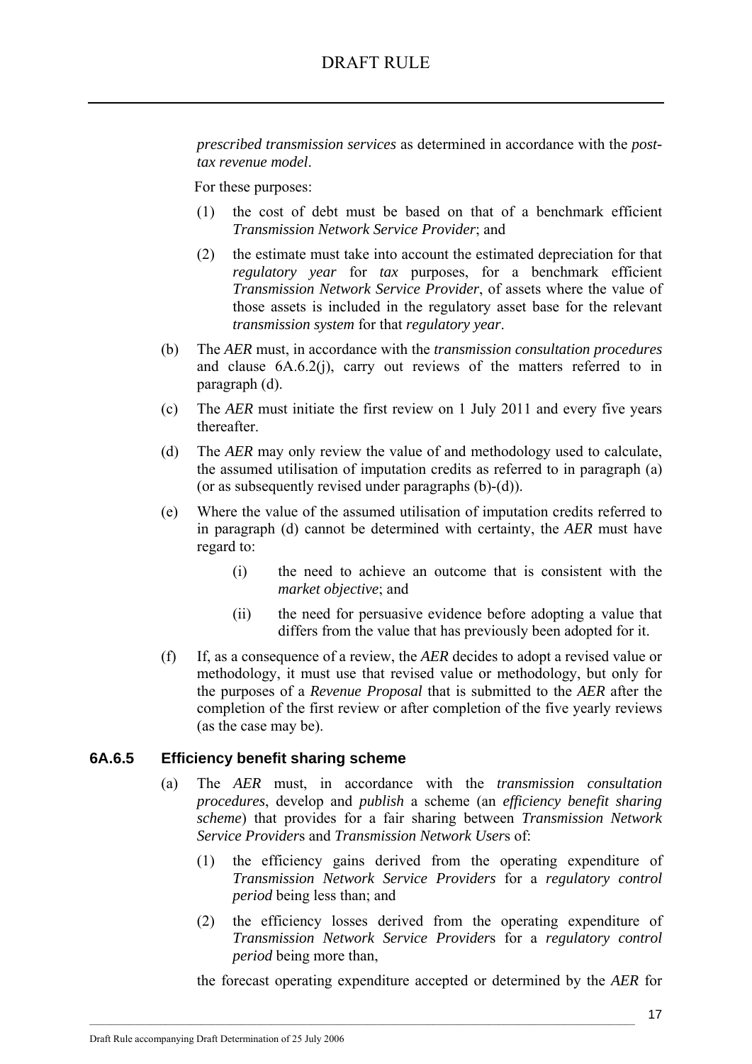*prescribed transmission services* as determined in accordance with the *post-tax revenue model*.

For these purposes:

(1) the cost of debt must be based on that of a benchmark efficient *Transmission Network Service Provider*; and

(2) the estimate must take into account the estimated depreciation for that *regulatory year* for *tax* purposes, for a benchmark efficient *Transmission Network Service Provider*, of assets where the value of those assets is included in the regulatory asset base for the relevant *transmission system* for that *regulatory year*.

(b) The *AER* must, in accordance with the *transmission consultation procedures* and clause 6A.6.2(j), carry out reviews of the matters referred to in paragraph (d).

(c) The *AER* must initiate the first review on 1 July 2011 and every five years thereafter.

(d) The *AER* may only review the value of and methodology used to calculate, the assumed utilisation of imputation credits as referred to in paragraph (a) (or as subsequently revised under paragraphs (b)-(d)).

(e) Where the value of the assumed utilisation of imputation credits referred to in paragraph (d) cannot be determined with certainty, the *AER* must have regard to:

(i) the need to achieve an outcome that is consistent with the *market objective*; and

(ii) the need for persuasive evidence before adopting a value that differs from the value that has previously been adopted for it.

(f) If, as a consequence of a review, the *AER* decides to adopt a revised value or methodology, it must use that revised value or methodology, but only for the purposes of a *Revenue Proposal* that is submitted to the *AER* after the completion of the first review or after completion of the five yearly reviews (as the case may be).

### 6A.6.5 Efficiency benefit sharing scheme

(a) The *AER* must, in accordance with the *transmission consultation procedures*, develop and *publish* a scheme (an *efficiency benefit sharing scheme*) that provides for a fair sharing between *Transmission Network Service Provider*s and *Transmission Network User*s of:

(1) the efficiency gains derived from the operating expenditure of *Transmission Network Service Providers* for a *regulatory control period* being less than; and

(2) the efficiency losses derived from the operating expenditure of *Transmission Network Service Provider*s for a *regulatory control period* being more than,

the forecast operating expenditure accepted or determined by the *AER* for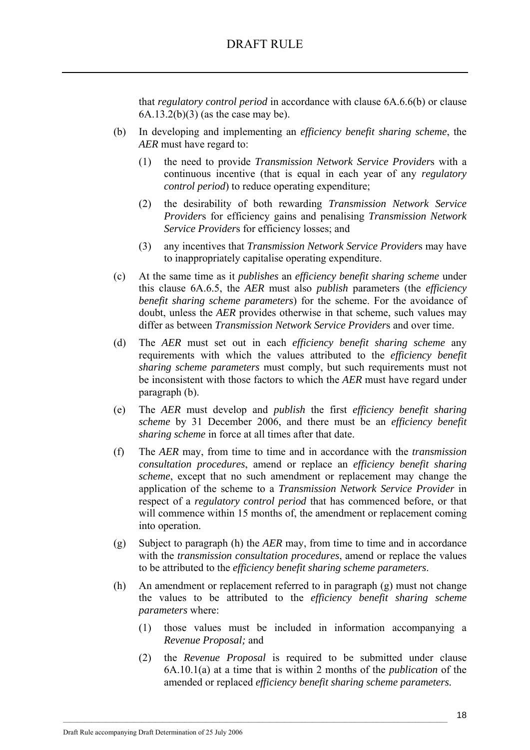that *regulatory control period* in accordance with clause 6A.6.6(b) or clause 6A.13.2(b)(3) (as the case may be).

(b) In developing and implementing an *efficiency benefit sharing scheme*, the *AER* must have regard to:

  (1) the need to provide *Transmission Network Service Provider*s with a continuous incentive (that is equal in each year of any *regulatory control period*) to reduce operating expenditure;

  (2) the desirability of both rewarding *Transmission Network Service Provider*s for efficiency gains and penalising *Transmission Network Service Provider*s for efficiency losses; and

  (3) any incentives that *Transmission Network Service Provider*s may have to inappropriately capitalise operating expenditure.

(c) At the same time as it *publishes* an *efficiency benefit sharing scheme* under this clause 6A.6.5, the *AER* must also *publish* parameters (the *efficiency benefit sharing scheme parameters*) for the scheme. For the avoidance of doubt, unless the *AER* provides otherwise in that scheme, such values may differ as between *Transmission Network Service Provider*s and over time.

(d) The *AER* must set out in each *efficiency benefit sharing scheme* any requirements with which the values attributed to the *efficiency benefit sharing scheme parameters* must comply, but such requirements must not be inconsistent with those factors to which the *AER* must have regard under paragraph (b).

(e) The *AER* must develop and *publish* the first *efficiency benefit sharing scheme* by 31 December 2006, and there must be an *efficiency benefit sharing scheme* in force at all times after that date.

(f) The *AER* may, from time to time and in accordance with the *transmission consultation procedures*, amend or replace an *efficiency benefit sharing scheme*, except that no such amendment or replacement may change the application of the scheme to a *Transmission Network Service Provider* in respect of a *regulatory control period* that has commenced before, or that will commence within 15 months of, the amendment or replacement coming into operation.

(g) Subject to paragraph (h) the *AER* may, from time to time and in accordance with the *transmission consultation procedures*, amend or replace the values to be attributed to the *efficiency benefit sharing scheme parameters*.

(h) An amendment or replacement referred to in paragraph (g) must not change the values to be attributed to the *efficiency benefit sharing scheme parameters* where:

  (1) those values must be included in information accompanying a *Revenue Proposal;* and

  (2) the *Revenue Proposal* is required to be submitted under clause 6A.10.1(a) at a time that is within 2 months of the *publication* of the amended or replaced *efficiency benefit sharing scheme parameters.*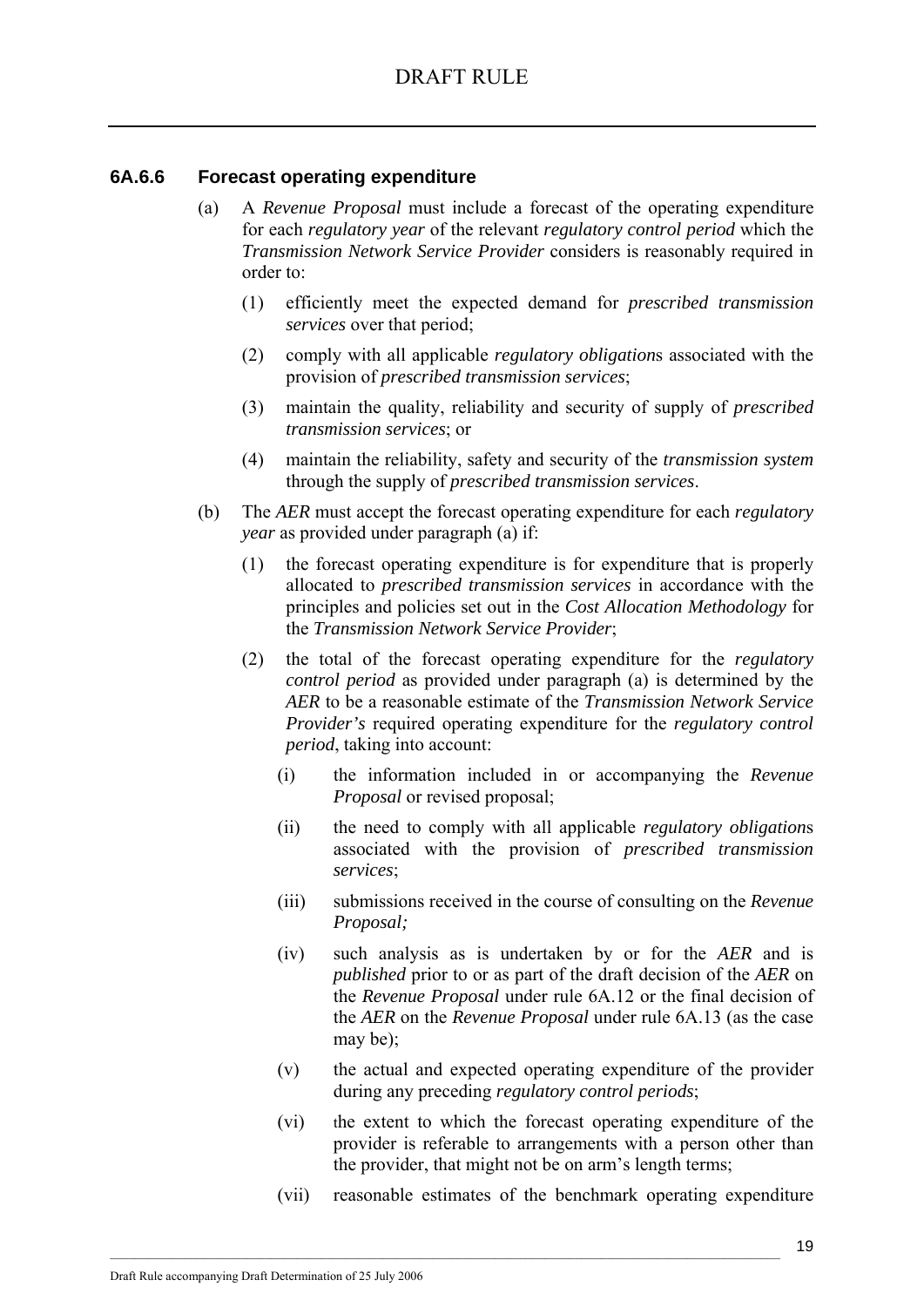### 6A.6.6 Forecast operating expenditure

(a) A *Revenue Proposal* must include a forecast of the operating expenditure for each *regulatory year* of the relevant *regulatory control period* which the *Transmission Network Service Provider* considers is reasonably required in order to:

   (1) efficiently meet the expected demand for *prescribed transmission services* over that period;

   (2) comply with all applicable *regulatory obligation*s associated with the provision of *prescribed transmission services*;

   (3) maintain the quality, reliability and security of supply of *prescribed transmission services*; or

   (4) maintain the reliability, safety and security of the *transmission system* through the supply of *prescribed transmission services*.

(b) The *AER* must accept the forecast operating expenditure for each *regulatory year* as provided under paragraph (a) if:

   (1) the forecast operating expenditure is for expenditure that is properly allocated to *prescribed transmission services* in accordance with the principles and policies set out in the *Cost Allocation Methodology* for the *Transmission Network Service Provider*;

   (2) the total of the forecast operating expenditure for the *regulatory control period* as provided under paragraph (a) is determined by the *AER* to be a reasonable estimate of the *Transmission Network Service Provider's* required operating expenditure for the *regulatory control period*, taking into account:

      (i) the information included in or accompanying the *Revenue Proposal* or revised proposal;

      (ii) the need to comply with all applicable *regulatory obligation*s associated with the provision of *prescribed transmission services*;

      (iii) submissions received in the course of consulting on the *Revenue Proposal;*

      (iv) such analysis as is undertaken by or for the *AER* and is *published* prior to or as part of the draft decision of the *AER* on the *Revenue Proposal* under rule 6A.12 or the final decision of the *AER* on the *Revenue Proposal* under rule 6A.13 (as the case may be);

      (v) the actual and expected operating expenditure of the provider during any preceding *regulatory control periods*;

      (vi) the extent to which the forecast operating expenditure of the provider is referable to arrangements with a person other than the provider, that might not be on arm's length terms;

      (vii) reasonable estimates of the benchmark operating expenditure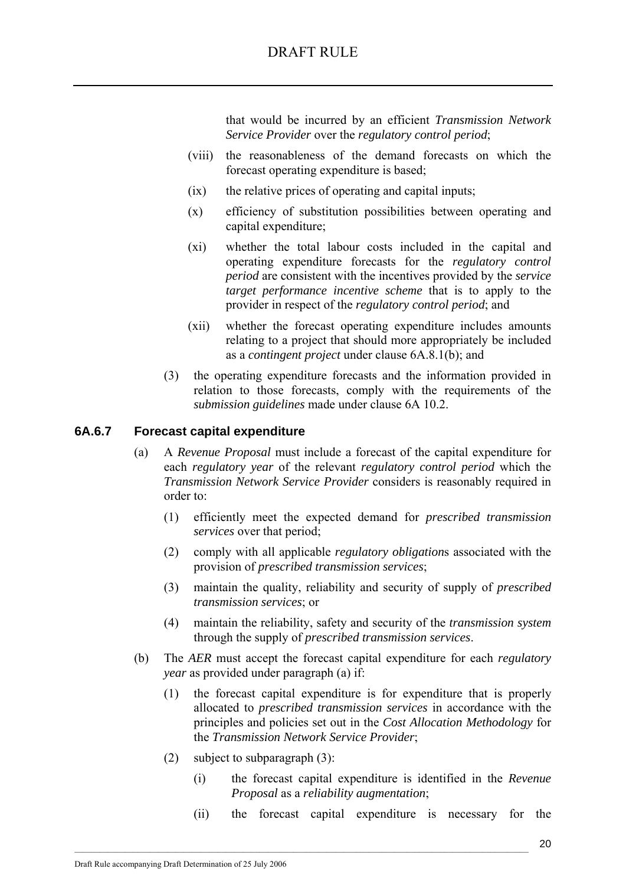that would be incurred by an efficient *Transmission Network Service Provider* over the *regulatory control period*;

(viii) the reasonableness of the demand forecasts on which the forecast operating expenditure is based;

(ix) the relative prices of operating and capital inputs;

(x) efficiency of substitution possibilities between operating and capital expenditure;

(xi) whether the total labour costs included in the capital and operating expenditure forecasts for the *regulatory control period* are consistent with the incentives provided by the *service target performance incentive scheme* that is to apply to the provider in respect of the *regulatory control period*; and

(xii) whether the forecast operating expenditure includes amounts relating to a project that should more appropriately be included as a *contingent project* under clause 6A.8.1(b); and

(3) the operating expenditure forecasts and the information provided in relation to those forecasts, comply with the requirements of the *submission guidelines* made under clause 6A 10.2.

### 6A.6.7 Forecast capital expenditure

(a) A *Revenue Proposal* must include a forecast of the capital expenditure for each *regulatory year* of the relevant *regulatory control period* which the *Transmission Network Service Provider* considers is reasonably required in order to:

(1) efficiently meet the expected demand for *prescribed transmission services* over that period;

(2) comply with all applicable *regulatory obligation*s associated with the provision of *prescribed transmission services*;

(3) maintain the quality, reliability and security of supply of *prescribed transmission services*; or

(4) maintain the reliability, safety and security of the *transmission system* through the supply of *prescribed transmission services*.

(b) The *AER* must accept the forecast capital expenditure for each *regulatory year* as provided under paragraph (a) if:

(1) the forecast capital expenditure is for expenditure that is properly allocated to *prescribed transmission services* in accordance with the principles and policies set out in the *Cost Allocation Methodology* for the *Transmission Network Service Provider*;

(2) subject to subparagraph (3):

(i) the forecast capital expenditure is identified in the *Revenue Proposal* as a *reliability augmentation*;

(ii) the forecast capital expenditure is necessary for the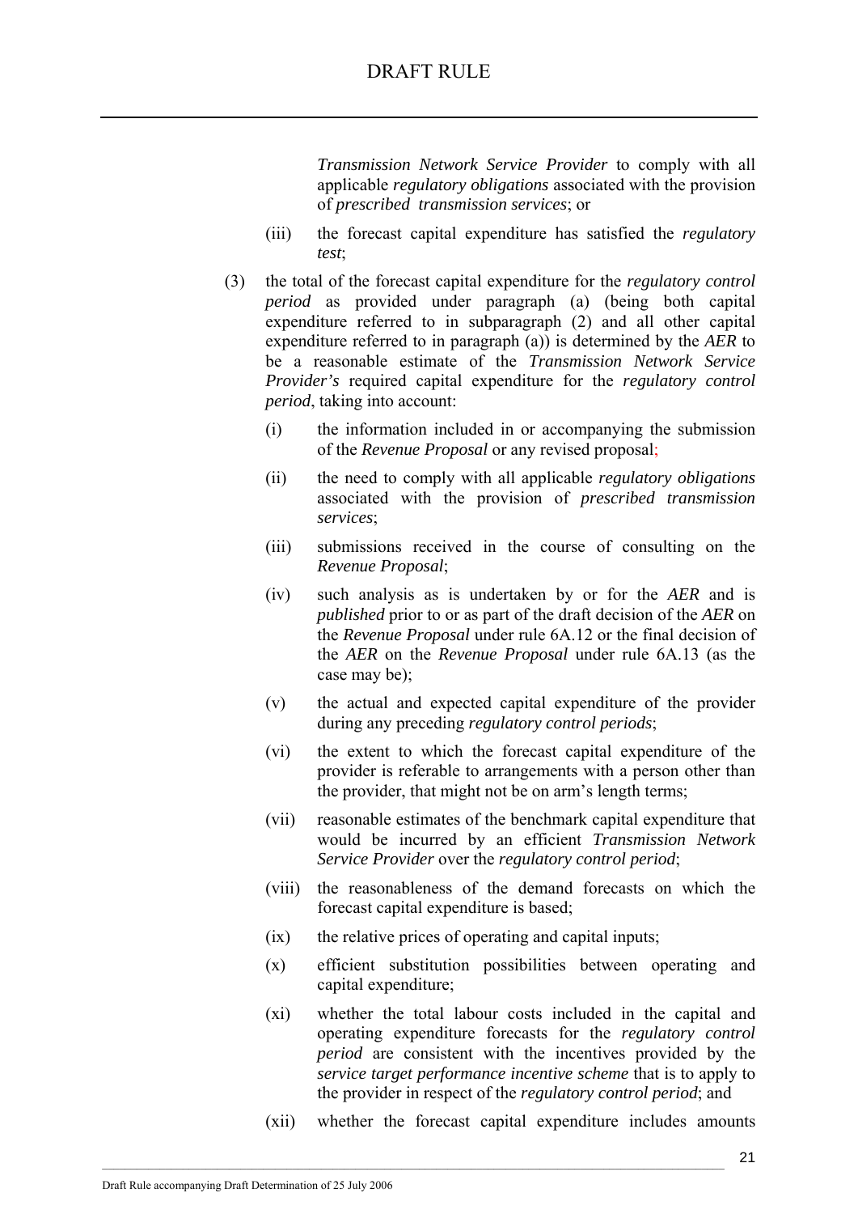*Transmission Network Service Provider* to comply with all applicable *regulatory obligations* associated with the provision of *prescribed transmission services*; or

(iii) the forecast capital expenditure has satisfied the *regulatory test*;

(3) the total of the forecast capital expenditure for the *regulatory control period* as provided under paragraph (a) (being both capital expenditure referred to in subparagraph (2) and all other capital expenditure referred to in paragraph (a)) is determined by the *AER* to be a reasonable estimate of the *Transmission Network Service Provider's* required capital expenditure for the *regulatory control period*, taking into account:

(i) the information included in or accompanying the submission of the *Revenue Proposal* or any revised proposal;

(ii) the need to comply with all applicable *regulatory obligations* associated with the provision of *prescribed transmission services*;

(iii) submissions received in the course of consulting on the *Revenue Proposal*;

(iv) such analysis as is undertaken by or for the *AER* and is *published* prior to or as part of the draft decision of the *AER* on the *Revenue Proposal* under rule 6A.12 or the final decision of the *AER* on the *Revenue Proposal* under rule 6A.13 (as the case may be);

(v) the actual and expected capital expenditure of the provider during any preceding *regulatory control periods*;

(vi) the extent to which the forecast capital expenditure of the provider is referable to arrangements with a person other than the provider, that might not be on arm's length terms;

(vii) reasonable estimates of the benchmark capital expenditure that would be incurred by an efficient *Transmission Network Service Provider* over the *regulatory control period*;

(viii) the reasonableness of the demand forecasts on which the forecast capital expenditure is based;

(ix) the relative prices of operating and capital inputs;

(x) efficient substitution possibilities between operating and capital expenditure;

(xi) whether the total labour costs included in the capital and operating expenditure forecasts for the *regulatory control period* are consistent with the incentives provided by the *service target performance incentive scheme* that is to apply to the provider in respect of the *regulatory control period*; and

(xii) whether the forecast capital expenditure includes amounts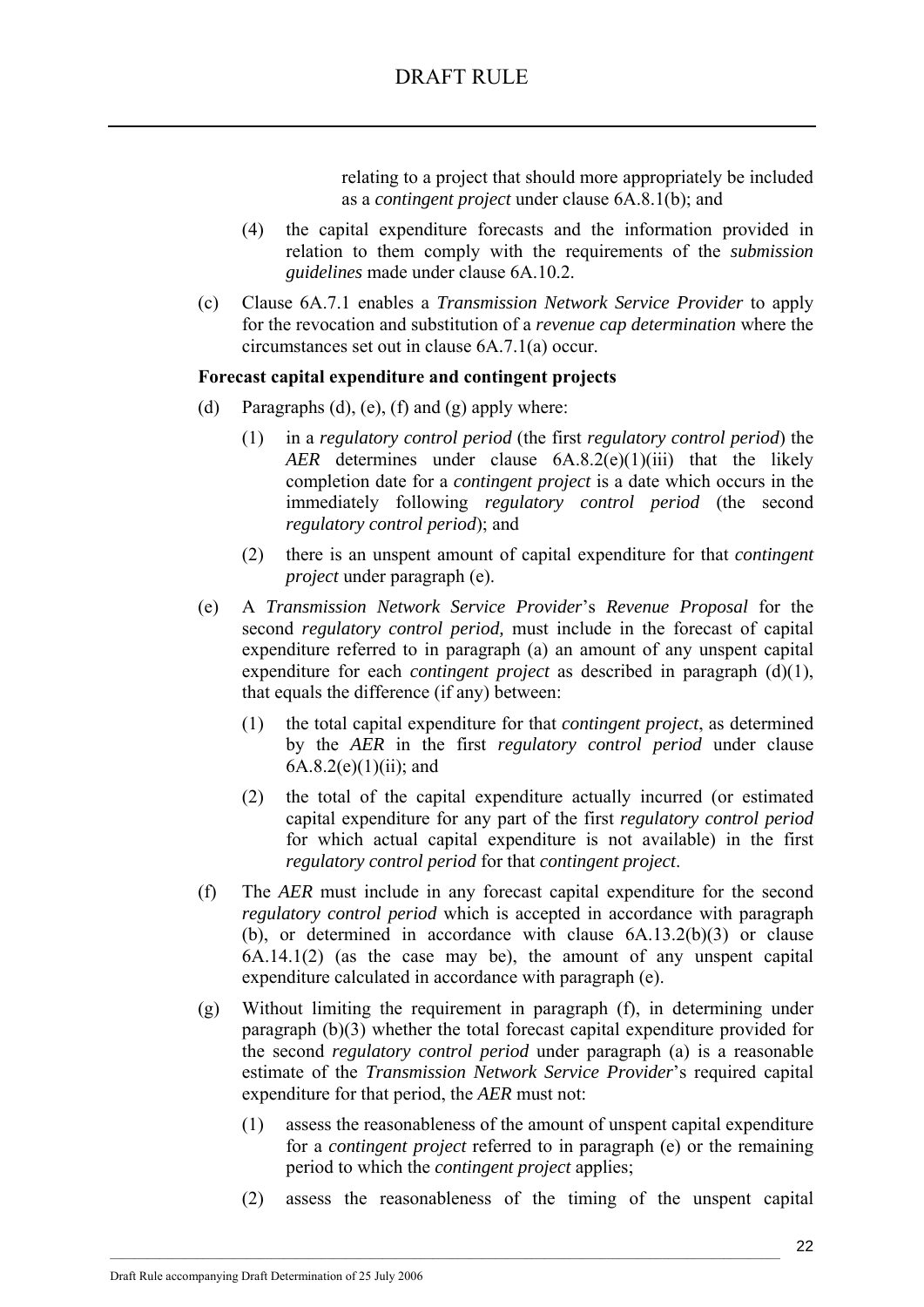relating to a project that should more appropriately be included as a *contingent project* under clause 6A.8.1(b); and

(4) the capital expenditure forecasts and the information provided in relation to them comply with the requirements of the *submission guidelines* made under clause 6A.10.2.

(c) Clause 6A.7.1 enables a *Transmission Network Service Provider* to apply for the revocation and substitution of a *revenue cap determination* where the circumstances set out in clause 6A.7.1(a) occur.

**Forecast capital expenditure and contingent projects**

(d) Paragraphs (d), (e), (f) and (g) apply where:

(1) in a *regulatory control period* (the first *regulatory control period*) the *AER* determines under clause 6A.8.2(e)(1)(iii) that the likely completion date for a *contingent project* is a date which occurs in the immediately following *regulatory control period* (the second *regulatory control period*); and

(2) there is an unspent amount of capital expenditure for that *contingent project* under paragraph (e).

(e) A *Transmission Network Service Provider*'s *Revenue Proposal* for the second *regulatory control period,* must include in the forecast of capital expenditure referred to in paragraph (a) an amount of any unspent capital expenditure for each *contingent project* as described in paragraph (d)(1), that equals the difference (if any) between:

(1) the total capital expenditure for that *contingent project*, as determined by the *AER* in the first *regulatory control period* under clause 6A.8.2(e)(1)(ii); and

(2) the total of the capital expenditure actually incurred (or estimated capital expenditure for any part of the first *regulatory control period* for which actual capital expenditure is not available) in the first *regulatory control period* for that *contingent project*.

(f) The *AER* must include in any forecast capital expenditure for the second *regulatory control period* which is accepted in accordance with paragraph (b), or determined in accordance with clause 6A.13.2(b)(3) or clause 6A.14.1(2) (as the case may be), the amount of any unspent capital expenditure calculated in accordance with paragraph (e).

(g) Without limiting the requirement in paragraph (f), in determining under paragraph (b)(3) whether the total forecast capital expenditure provided for the second *regulatory control period* under paragraph (a) is a reasonable estimate of the *Transmission Network Service Provider*'s required capital expenditure for that period, the *AER* must not:

(1) assess the reasonableness of the amount of unspent capital expenditure for a *contingent project* referred to in paragraph (e) or the remaining period to which the *contingent project* applies;

(2) assess the reasonableness of the timing of the unspent capital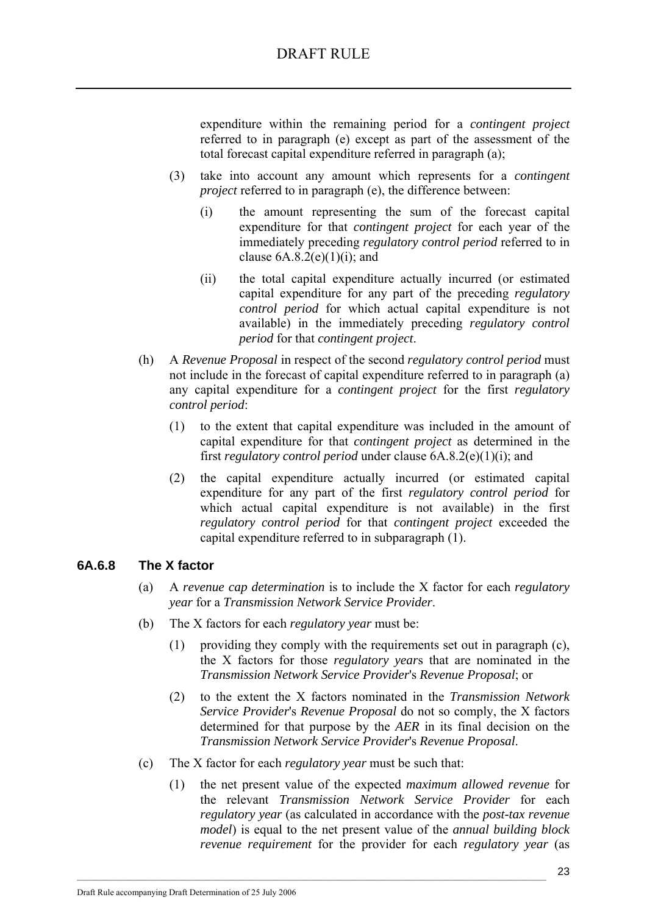expenditure within the remaining period for a *contingent project* referred to in paragraph (e) except as part of the assessment of the total forecast capital expenditure referred in paragraph (a);

(3) take into account any amount which represents for a *contingent project* referred to in paragraph (e), the difference between:

(i) the amount representing the sum of the forecast capital expenditure for that *contingent project* for each year of the immediately preceding *regulatory control period* referred to in clause 6A.8.2(e)(1)(i); and

(ii) the total capital expenditure actually incurred (or estimated capital expenditure for any part of the preceding *regulatory control period* for which actual capital expenditure is not available) in the immediately preceding *regulatory control period* for that *contingent project*.

(h) A *Revenue Proposal* in respect of the second *regulatory control period* must not include in the forecast of capital expenditure referred to in paragraph (a) any capital expenditure for a *contingent project* for the first *regulatory control period*:

(1) to the extent that capital expenditure was included in the amount of capital expenditure for that *contingent project* as determined in the first *regulatory control period* under clause 6A.8.2(e)(1)(i); and

(2) the capital expenditure actually incurred (or estimated capital expenditure for any part of the first *regulatory control period* for which actual capital expenditure is not available) in the first *regulatory control period* for that *contingent project* exceeded the capital expenditure referred to in subparagraph (1).

### 6A.6.8 The X factor

(a) A *revenue cap determination* is to include the X factor for each *regulatory year* for a *Transmission Network Service Provider*.

(b) The X factors for each *regulatory year* must be:

(1) providing they comply with the requirements set out in paragraph (c), the X factors for those *regulatory year*s that are nominated in the *Transmission Network Service Provider*'s *Revenue Proposal*; or

(2) to the extent the X factors nominated in the *Transmission Network Service Provider*'s *Revenue Proposal* do not so comply, the X factors determined for that purpose by the *AER* in its final decision on the *Transmission Network Service Provider*'s *Revenue Proposal*.

(c) The X factor for each *regulatory year* must be such that:

(1) the net present value of the expected *maximum allowed revenue* for the relevant *Transmission Network Service Provider* for each *regulatory year* (as calculated in accordance with the *post-tax revenue model*) is equal to the net present value of the *annual building block revenue requirement* for the provider for each *regulatory year* (as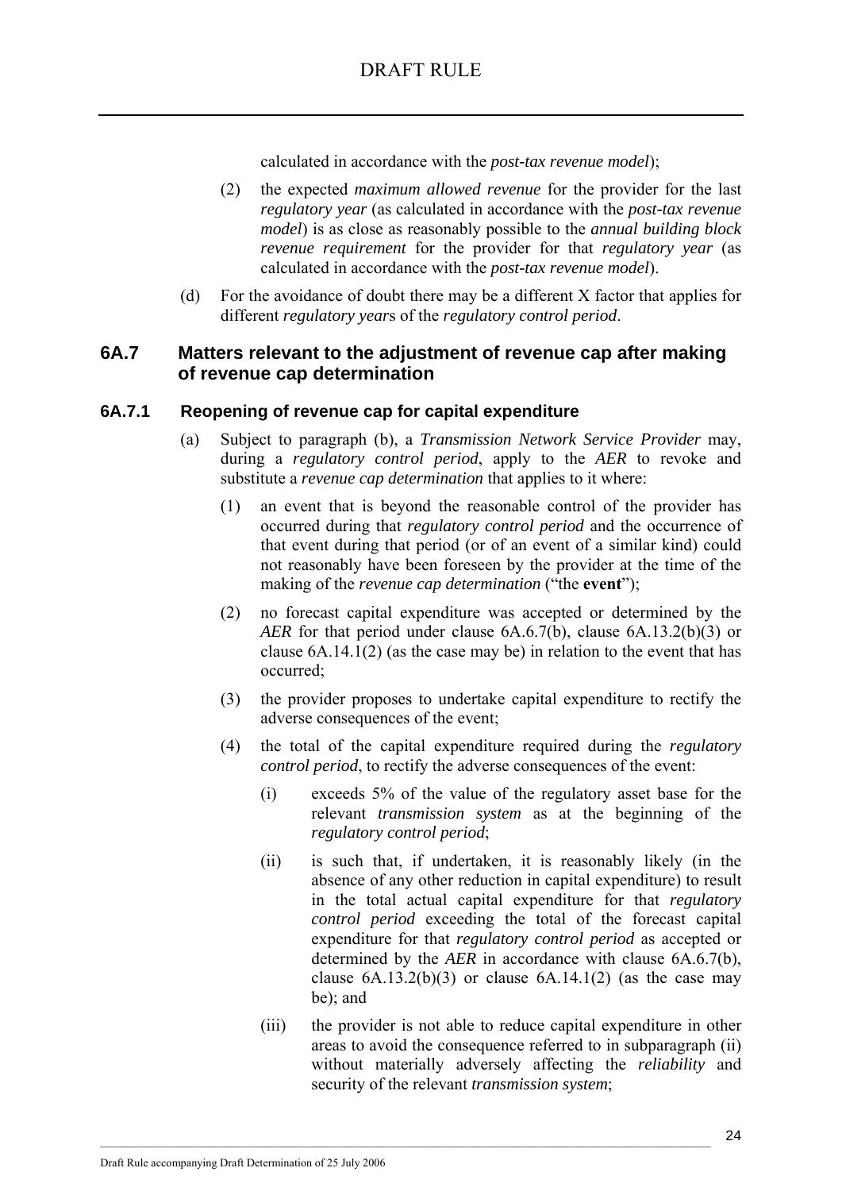calculated in accordance with the *post-tax revenue model*);

(2) the expected *maximum allowed revenue* for the provider for the last *regulatory year* (as calculated in accordance with the *post-tax revenue model*) is as close as reasonably possible to the *annual building block revenue requirement* for the provider for that *regulatory year* (as calculated in accordance with the *post-tax revenue model*).

(d) For the avoidance of doubt there may be a different X factor that applies for different *regulatory year*s of the *regulatory control period*.

## 6A.7 Matters relevant to the adjustment of revenue cap after making of revenue cap determination

### 6A.7.1 Reopening of revenue cap for capital expenditure

(a) Subject to paragraph (b), a *Transmission Network Service Provider* may, during a *regulatory control period*, apply to the *AER* to revoke and substitute a *revenue cap determination* that applies to it where:

(1) an event that is beyond the reasonable control of the provider has occurred during that *regulatory control period* and the occurrence of that event during that period (or of an event of a similar kind) could not reasonably have been foreseen by the provider at the time of the making of the *revenue cap determination* ("the **event**");

(2) no forecast capital expenditure was accepted or determined by the *AER* for that period under clause 6A.6.7(b), clause 6A.13.2(b)(3) or clause 6A.14.1(2) (as the case may be) in relation to the event that has occurred;

(3) the provider proposes to undertake capital expenditure to rectify the adverse consequences of the event;

(4) the total of the capital expenditure required during the *regulatory control period*, to rectify the adverse consequences of the event:

(i) exceeds 5% of the value of the regulatory asset base for the relevant *transmission system* as at the beginning of the *regulatory control period*;

(ii) is such that, if undertaken, it is reasonably likely (in the absence of any other reduction in capital expenditure) to result in the total actual capital expenditure for that *regulatory control period* exceeding the total of the forecast capital expenditure for that *regulatory control period* as accepted or determined by the *AER* in accordance with clause 6A.6.7(b), clause 6A.13.2(b)(3) or clause 6A.14.1(2) (as the case may be); and

(iii) the provider is not able to reduce capital expenditure in other areas to avoid the consequence referred to in subparagraph (ii) without materially adversely affecting the *reliability* and security of the relevant *transmission system*;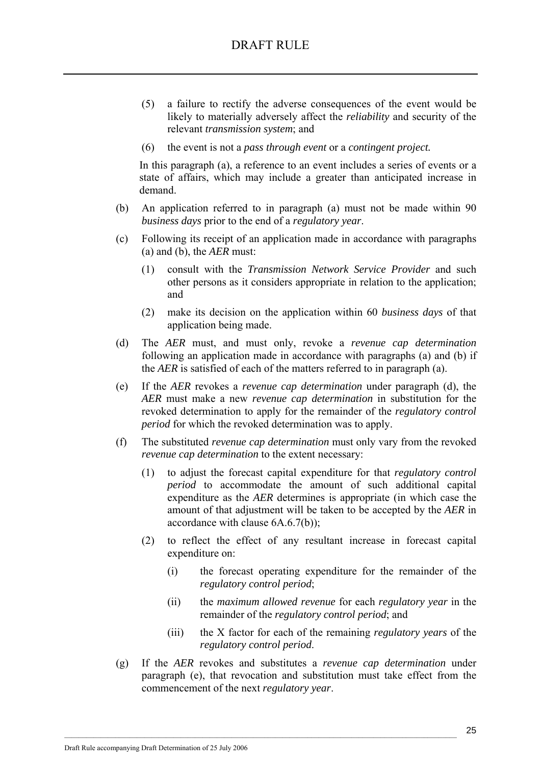(5) a failure to rectify the adverse consequences of the event would be likely to materially adversely affect the *reliability* and security of the relevant *transmission system*; and

(6) the event is not a *pass through event* or a *contingent project.*

In this paragraph (a), a reference to an event includes a series of events or a state of affairs, which may include a greater than anticipated increase in demand.

(b) An application referred to in paragraph (a) must not be made within 90 *business days* prior to the end of a *regulatory year*.

(c) Following its receipt of an application made in accordance with paragraphs (a) and (b), the *AER* must:

(1) consult with the *Transmission Network Service Provider* and such other persons as it considers appropriate in relation to the application; and

(2) make its decision on the application within 60 *business days* of that application being made.

(d) The *AER* must, and must only, revoke a *revenue cap determination* following an application made in accordance with paragraphs (a) and (b) if the *AER* is satisfied of each of the matters referred to in paragraph (a).

(e) If the *AER* revokes a *revenue cap determination* under paragraph (d), the *AER* must make a new *revenue cap determination* in substitution for the revoked determination to apply for the remainder of the *regulatory control period* for which the revoked determination was to apply.

(f) The substituted *revenue cap determination* must only vary from the revoked *revenue cap determination* to the extent necessary:

(1) to adjust the forecast capital expenditure for that *regulatory control period* to accommodate the amount of such additional capital expenditure as the *AER* determines is appropriate (in which case the amount of that adjustment will be taken to be accepted by the *AER* in accordance with clause 6A.6.7(b));

(2) to reflect the effect of any resultant increase in forecast capital expenditure on:

(i) the forecast operating expenditure for the remainder of the *regulatory control period*;

(ii) the *maximum allowed revenue* for each *regulatory year* in the remainder of the *regulatory control period*; and

(iii) the X factor for each of the remaining *regulatory years* of the *regulatory control period*.

(g) If the *AER* revokes and substitutes a *revenue cap determination* under paragraph (e), that revocation and substitution must take effect from the commencement of the next *regulatory year*.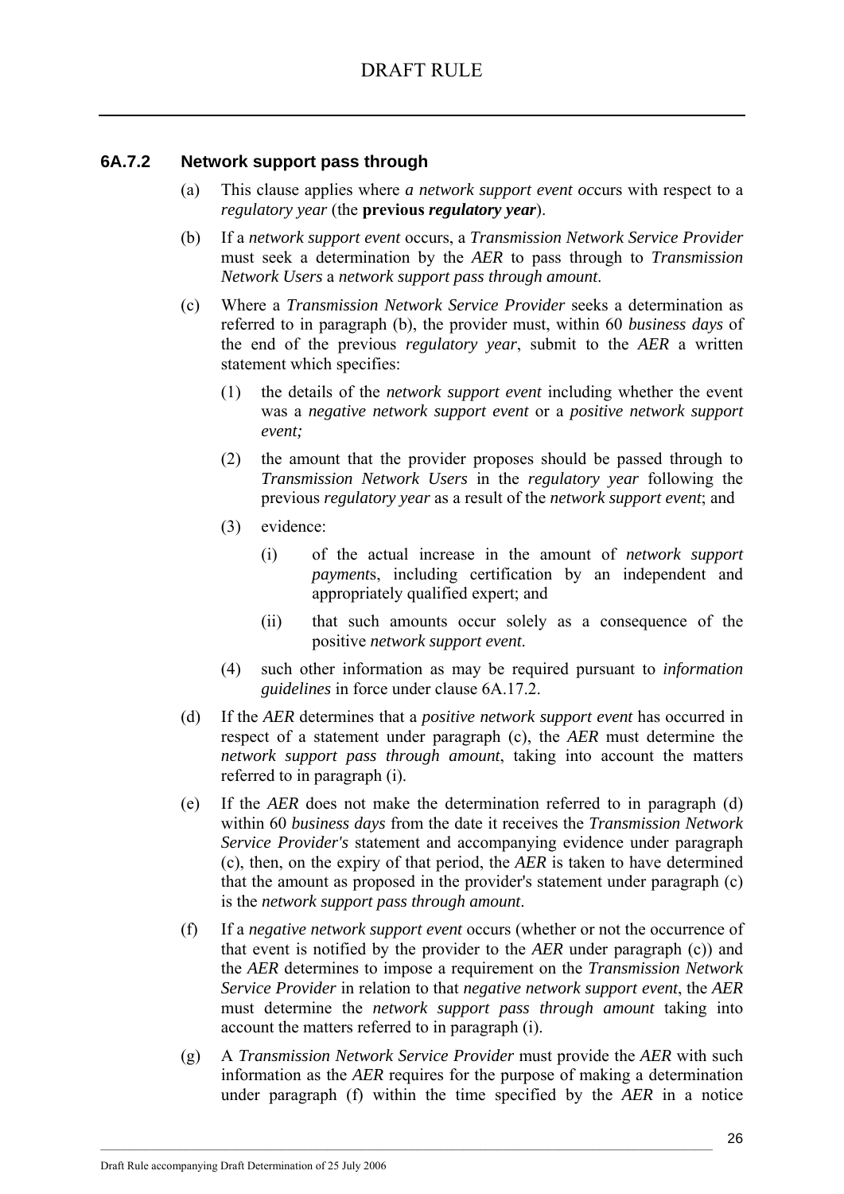### 6A.7.2 Network support pass through

(a) This clause applies where *a network support event oc*curs with respect to a *regulatory year* (the **previous *regulatory year***).

(b) If a *network support event* occurs, a *Transmission Network Service Provider* must seek a determination by the *AER* to pass through to *Transmission Network Users* a *network support pass through amount*.

(c) Where a *Transmission Network Service Provider* seeks a determination as referred to in paragraph (b), the provider must, within 60 *business days* of the end of the previous *regulatory year*, submit to the *AER* a written statement which specifies:

(1) the details of the *network support event* including whether the event was a *negative network support event* or a *positive network support event;*

(2) the amount that the provider proposes should be passed through to *Transmission Network Users* in the *regulatory year* following the previous *regulatory year* as a result of the *network support event*; and

(3) evidence:

(i) of the actual increase in the amount of *network support payment*s, including certification by an independent and appropriately qualified expert; and

(ii) that such amounts occur solely as a consequence of the positive *network support event*.

(4) such other information as may be required pursuant to *information guidelines* in force under clause 6A.17.2.

(d) If the *AER* determines that a *positive network support event* has occurred in respect of a statement under paragraph (c), the *AER* must determine the *network support pass through amount*, taking into account the matters referred to in paragraph (i).

(e) If the *AER* does not make the determination referred to in paragraph (d) within 60 *business days* from the date it receives the *Transmission Network Service Provider's* statement and accompanying evidence under paragraph (c), then, on the expiry of that period, the *AER* is taken to have determined that the amount as proposed in the provider's statement under paragraph (c) is the *network support pass through amount*.

(f) If a *negative network support event* occurs (whether or not the occurrence of that event is notified by the provider to the *AER* under paragraph (c)) and the *AER* determines to impose a requirement on the *Transmission Network Service Provider* in relation to that *negative network support event*, the *AER* must determine the *network support pass through amount* taking into account the matters referred to in paragraph (i).

(g) A *Transmission Network Service Provider* must provide the *AER* with such information as the *AER* requires for the purpose of making a determination under paragraph (f) within the time specified by the *AER* in a notice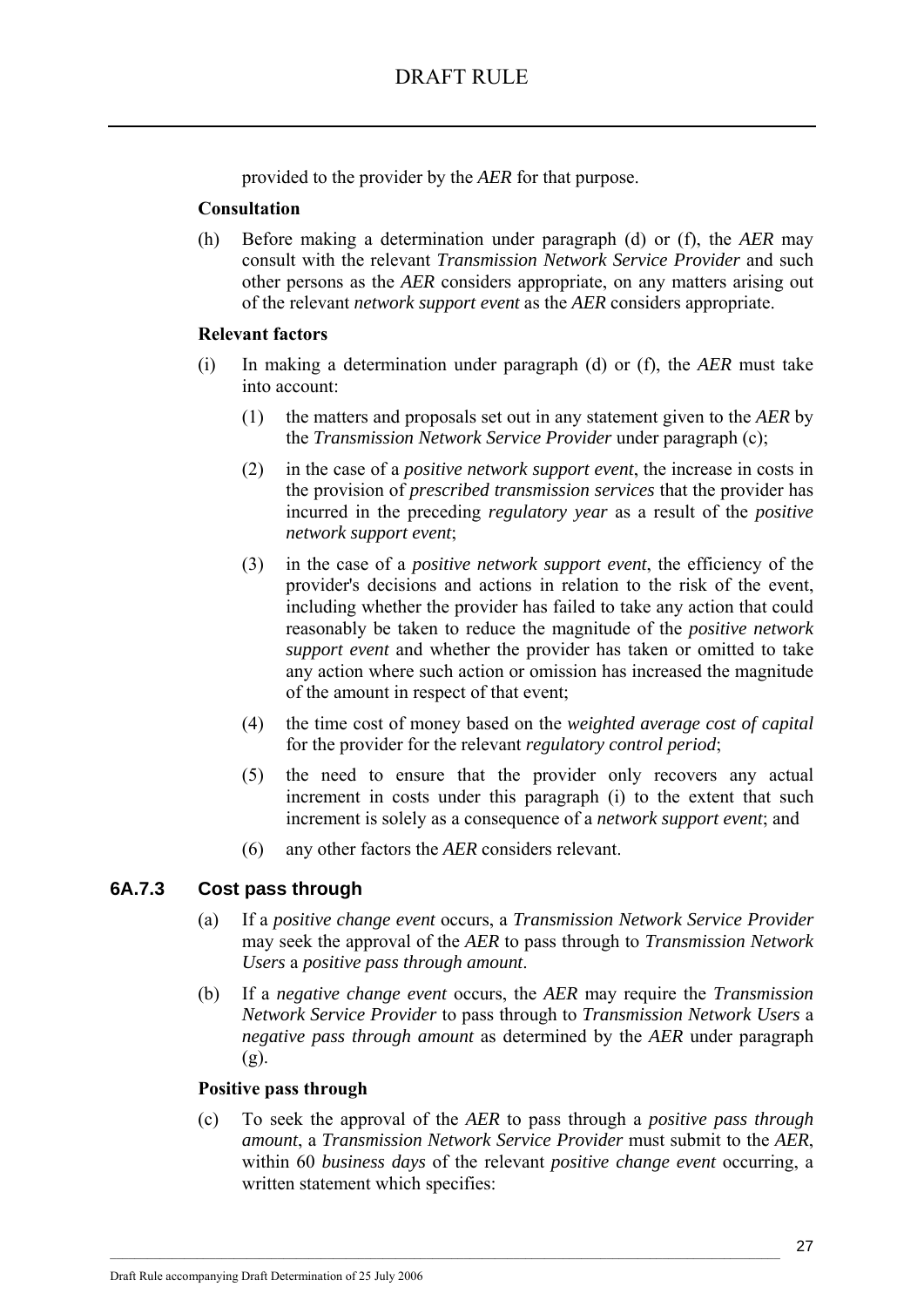provided to the provider by the *AER* for that purpose.

**Consultation**

(h) Before making a determination under paragraph (d) or (f), the *AER* may consult with the relevant *Transmission Network Service Provider* and such other persons as the *AER* considers appropriate, on any matters arising out of the relevant *network support event* as the *AER* considers appropriate.

**Relevant factors**

(i) In making a determination under paragraph (d) or (f), the *AER* must take into account:

   (1) the matters and proposals set out in any statement given to the *AER* by the *Transmission Network Service Provider* under paragraph (c);

   (2) in the case of a *positive network support event*, the increase in costs in the provision of *prescribed transmission services* that the provider has incurred in the preceding *regulatory year* as a result of the *positive network support event*;

   (3) in the case of a *positive network support event*, the efficiency of the provider's decisions and actions in relation to the risk of the event, including whether the provider has failed to take any action that could reasonably be taken to reduce the magnitude of the *positive network support event* and whether the provider has taken or omitted to take any action where such action or omission has increased the magnitude of the amount in respect of that event;

   (4) the time cost of money based on the *weighted average cost of capital* for the provider for the relevant *regulatory control period*;

   (5) the need to ensure that the provider only recovers any actual increment in costs under this paragraph (i) to the extent that such increment is solely as a consequence of a *network support event*; and

   (6) any other factors the *AER* considers relevant.

### 6A.7.3 Cost pass through

(a) If a *positive change event* occurs, a *Transmission Network Service Provider* may seek the approval of the *AER* to pass through to *Transmission Network Users* a *positive pass through amount*.

(b) If a *negative change event* occurs, the *AER* may require the *Transmission Network Service Provider* to pass through to *Transmission Network Users* a *negative pass through amount* as determined by the *AER* under paragraph (g).

**Positive pass through**

(c) To seek the approval of the *AER* to pass through a *positive pass through amount*, a *Transmission Network Service Provider* must submit to the *AER*, within 60 *business days* of the relevant *positive change event* occurring, a written statement which specifies: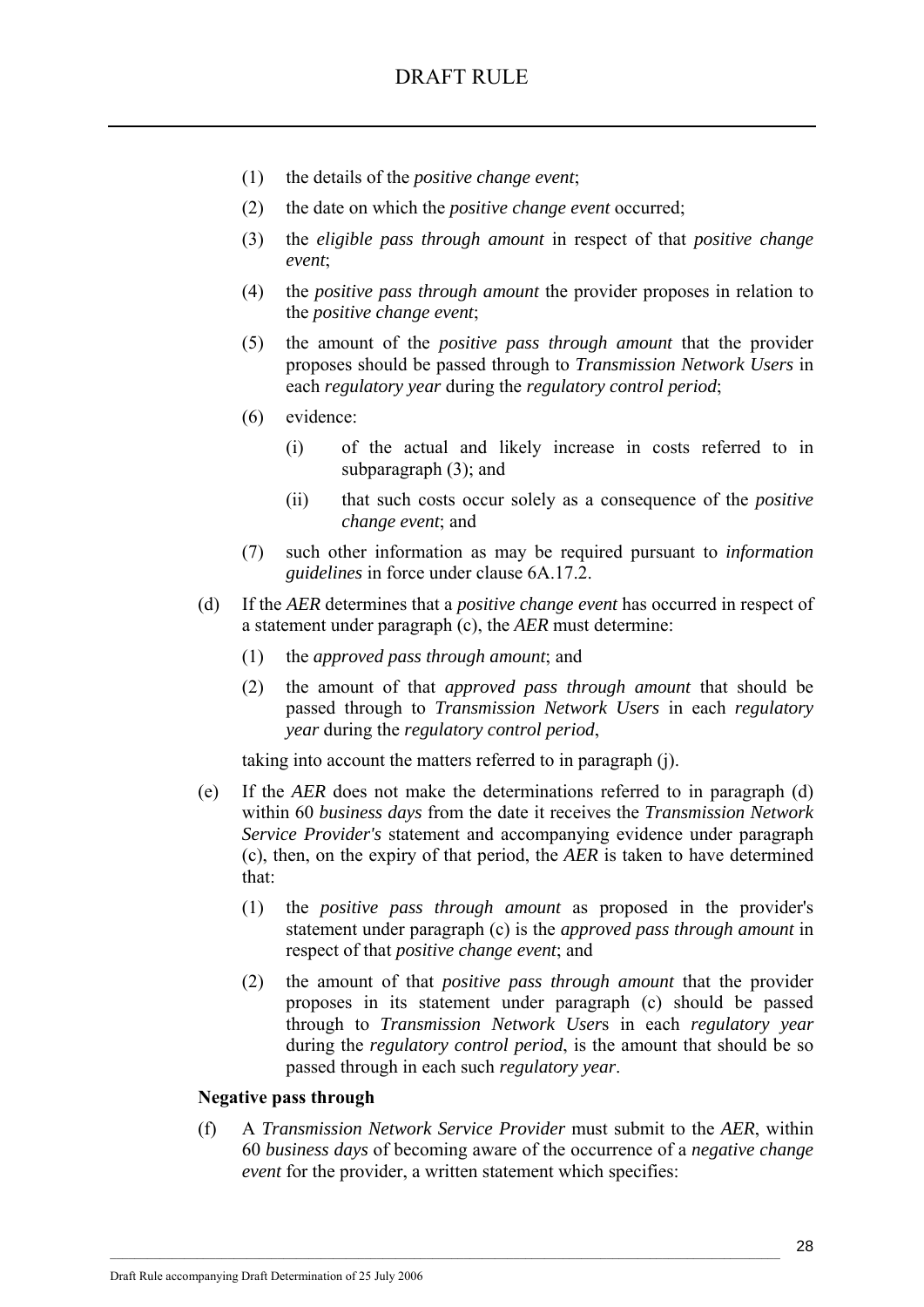(1) the details of the *positive change event*;

(2) the date on which the *positive change event* occurred;

(3) the *eligible pass through amount* in respect of that *positive change event*;

(4) the *positive pass through amount* the provider proposes in relation to the *positive change event*;

(5) the amount of the *positive pass through amount* that the provider proposes should be passed through to *Transmission Network Users* in each *regulatory year* during the *regulatory control period*;

(6) evidence:

   (i) of the actual and likely increase in costs referred to in subparagraph (3); and

   (ii) that such costs occur solely as a consequence of the *positive change event*; and

(7) such other information as may be required pursuant to *information guidelines* in force under clause 6A.17.2.

(d) If the *AER* determines that a *positive change event* has occurred in respect of a statement under paragraph (c), the *AER* must determine:

   (1) the *approved pass through amount*; and

   (2) the amount of that *approved pass through amount* that should be passed through to *Transmission Network Users* in each *regulatory year* during the *regulatory control period*,

   taking into account the matters referred to in paragraph (j).

(e) If the *AER* does not make the determinations referred to in paragraph (d) within 60 *business days* from the date it receives the *Transmission Network Service Provider's* statement and accompanying evidence under paragraph (c), then, on the expiry of that period, the *AER* is taken to have determined that:

   (1) the *positive pass through amount* as proposed in the provider's statement under paragraph (c) is the *approved pass through amount* in respect of that *positive change event*; and

   (2) the amount of that *positive pass through amount* that the provider proposes in its statement under paragraph (c) should be passed through to *Transmission Network User*s in each *regulatory year* during the *regulatory control period*, is the amount that should be so passed through in each such *regulatory year*.

**Negative pass through**

(f) A *Transmission Network Service Provider* must submit to the *AER*, within 60 *business days* of becoming aware of the occurrence of a *negative change event* for the provider, a written statement which specifies: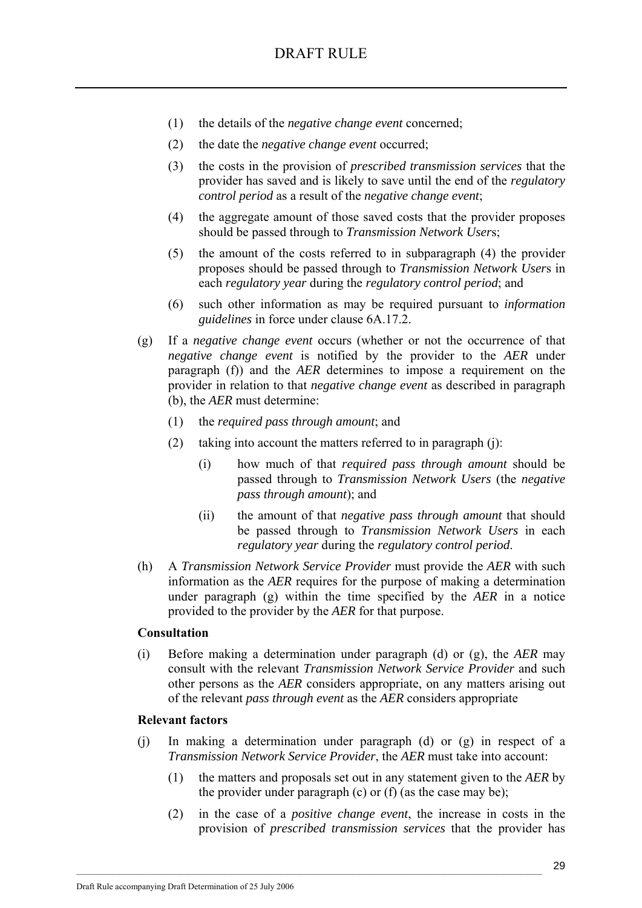(1) the details of the *negative change event* concerned;

(2) the date the *negative change event* occurred;

(3) the costs in the provision of *prescribed transmission services* that the provider has saved and is likely to save until the end of the *regulatory control period* as a result of the *negative change event*;

(4) the aggregate amount of those saved costs that the provider proposes should be passed through to *Transmission Network Users*;

(5) the amount of the costs referred to in subparagraph (4) the provider proposes should be passed through to *Transmission Network Users* in each *regulatory year* during the *regulatory control period*; and

(6) such other information as may be required pursuant to *information guidelines* in force under clause 6A.17.2.

(g) If a *negative change event* occurs (whether or not the occurrence of that *negative change event* is notified by the provider to the *AER* under paragraph (f)) and the *AER* determines to impose a requirement on the provider in relation to that *negative change event* as described in paragraph (b), the *AER* must determine:

(1) the *required pass through amount*; and

(2) taking into account the matters referred to in paragraph (j):

(i) how much of that *required pass through amount* should be passed through to *Transmission Network Users* (the *negative pass through amount*); and

(ii) the amount of that *negative pass through amount* that should be passed through to *Transmission Network Users* in each *regulatory year* during the *regulatory control period*.

(h) A *Transmission Network Service Provider* must provide the *AER* with such information as the *AER* requires for the purpose of making a determination under paragraph (g) within the time specified by the *AER* in a notice provided to the provider by the *AER* for that purpose.

**Consultation**

(i) Before making a determination under paragraph (d) or (g), the *AER* may consult with the relevant *Transmission Network Service Provider* and such other persons as the *AER* considers appropriate, on any matters arising out of the relevant *pass through event* as the *AER* considers appropriate

**Relevant factors**

(j) In making a determination under paragraph (d) or (g) in respect of a *Transmission Network Service Provider*, the *AER* must take into account:

(1) the matters and proposals set out in any statement given to the *AER* by the provider under paragraph (c) or (f) (as the case may be);

(2) in the case of a *positive change event*, the increase in costs in the provision of *prescribed transmission services* that the provider has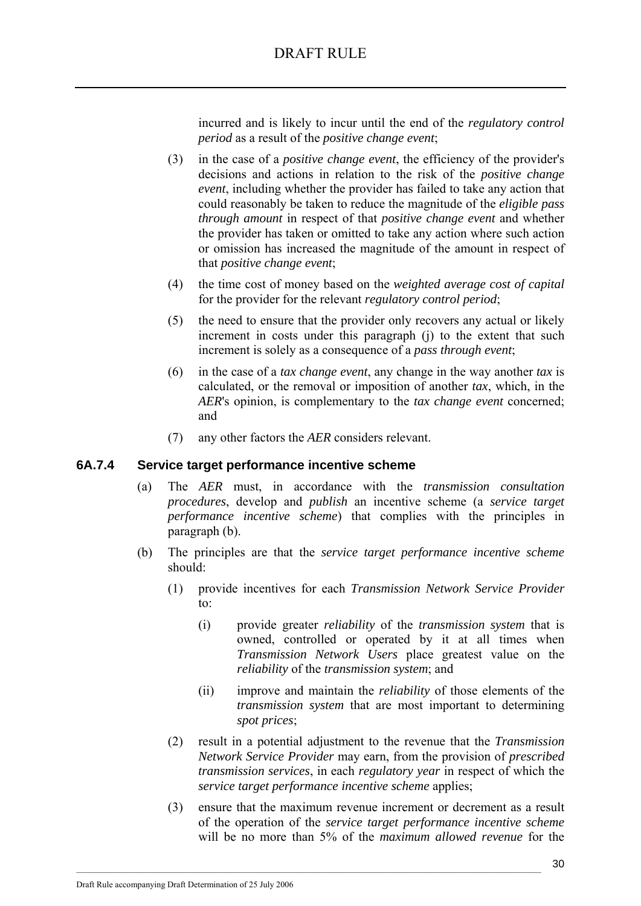incurred and is likely to incur until the end of the *regulatory control period* as a result of the *positive change event*;

(3) in the case of a *positive change event*, the efficiency of the provider's decisions and actions in relation to the risk of the *positive change event*, including whether the provider has failed to take any action that could reasonably be taken to reduce the magnitude of the *eligible pass through amount* in respect of that *positive change event* and whether the provider has taken or omitted to take any action where such action or omission has increased the magnitude of the amount in respect of that *positive change event*;

(4) the time cost of money based on the *weighted average cost of capital* for the provider for the relevant *regulatory control period*;

(5) the need to ensure that the provider only recovers any actual or likely increment in costs under this paragraph (j) to the extent that such increment is solely as a consequence of a *pass through event*;

(6) in the case of a *tax change event*, any change in the way another *tax* is calculated, or the removal or imposition of another *tax*, which, in the *AER*'s opinion, is complementary to the *tax change event* concerned; and

(7) any other factors the *AER* considers relevant.

### 6A.7.4 Service target performance incentive scheme

(a) The *AER* must, in accordance with the *transmission consultation procedures*, develop and *publish* an incentive scheme (a *service target performance incentive scheme*) that complies with the principles in paragraph (b).

(b) The principles are that the *service target performance incentive scheme* should:

(1) provide incentives for each *Transmission Network Service Provider* to:

(i) provide greater *reliability* of the *transmission system* that is owned, controlled or operated by it at all times when *Transmission Network Users* place greatest value on the *reliability* of the *transmission system*; and

(ii) improve and maintain the *reliability* of those elements of the *transmission system* that are most important to determining *spot prices*;

(2) result in a potential adjustment to the revenue that the *Transmission Network Service Provider* may earn, from the provision of *prescribed transmission services*, in each *regulatory year* in respect of which the *service target performance incentive scheme* applies;

(3) ensure that the maximum revenue increment or decrement as a result of the operation of the *service target performance incentive scheme* will be no more than 5% of the *maximum allowed revenue* for the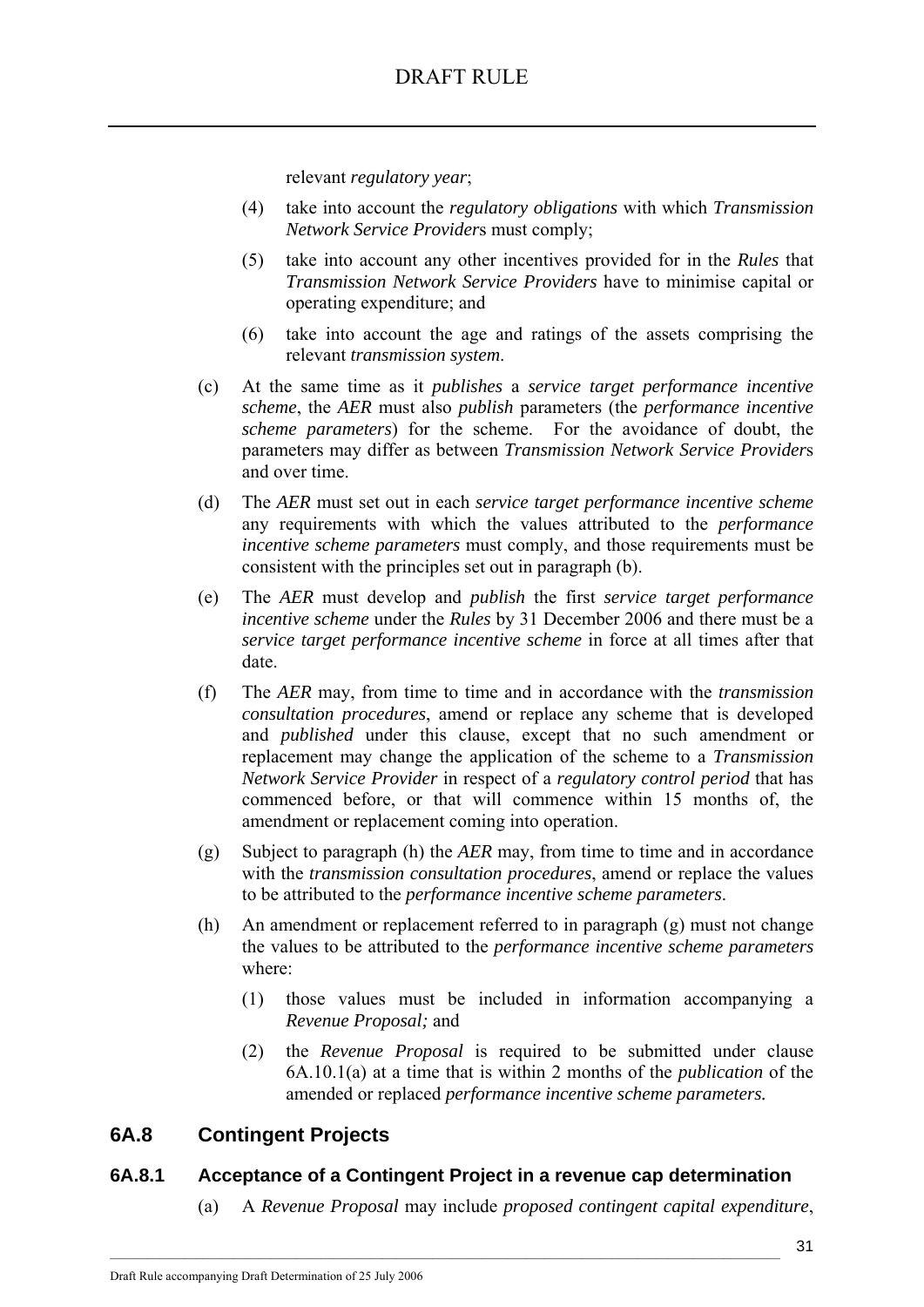relevant *regulatory year*;

(4) take into account the *regulatory obligations* with which *Transmission Network Service Provider*s must comply;

(5) take into account any other incentives provided for in the *Rules* that *Transmission Network Service Providers* have to minimise capital or operating expenditure; and

(6) take into account the age and ratings of the assets comprising the relevant *transmission system*.

(c) At the same time as it *publishes* a *service target performance incentive scheme*, the *AER* must also *publish* parameters (the *performance incentive scheme parameters*) for the scheme. For the avoidance of doubt, the parameters may differ as between *Transmission Network Service Provider*s and over time.

(d) The *AER* must set out in each *service target performance incentive scheme* any requirements with which the values attributed to the *performance incentive scheme parameters* must comply, and those requirements must be consistent with the principles set out in paragraph (b).

(e) The *AER* must develop and *publish* the first *service target performance incentive scheme* under the *Rules* by 31 December 2006 and there must be a *service target performance incentive scheme* in force at all times after that date.

(f) The *AER* may, from time to time and in accordance with the *transmission consultation procedures*, amend or replace any scheme that is developed and *published* under this clause, except that no such amendment or replacement may change the application of the scheme to a *Transmission Network Service Provider* in respect of a *regulatory control period* that has commenced before, or that will commence within 15 months of, the amendment or replacement coming into operation.

(g) Subject to paragraph (h) the *AER* may, from time to time and in accordance with the *transmission consultation procedures*, amend or replace the values to be attributed to the *performance incentive scheme parameters*.

(h) An amendment or replacement referred to in paragraph (g) must not change the values to be attributed to the *performance incentive scheme parameters* where:

(1) those values must be included in information accompanying a *Revenue Proposal;* and

(2) the *Revenue Proposal* is required to be submitted under clause 6A.10.1(a) at a time that is within 2 months of the *publication* of the amended or replaced *performance incentive scheme parameters.*

## 6A.8 Contingent Projects

### 6A.8.1 Acceptance of a Contingent Project in a revenue cap determination

(a) A *Revenue Proposal* may include *proposed contingent capital expenditure*,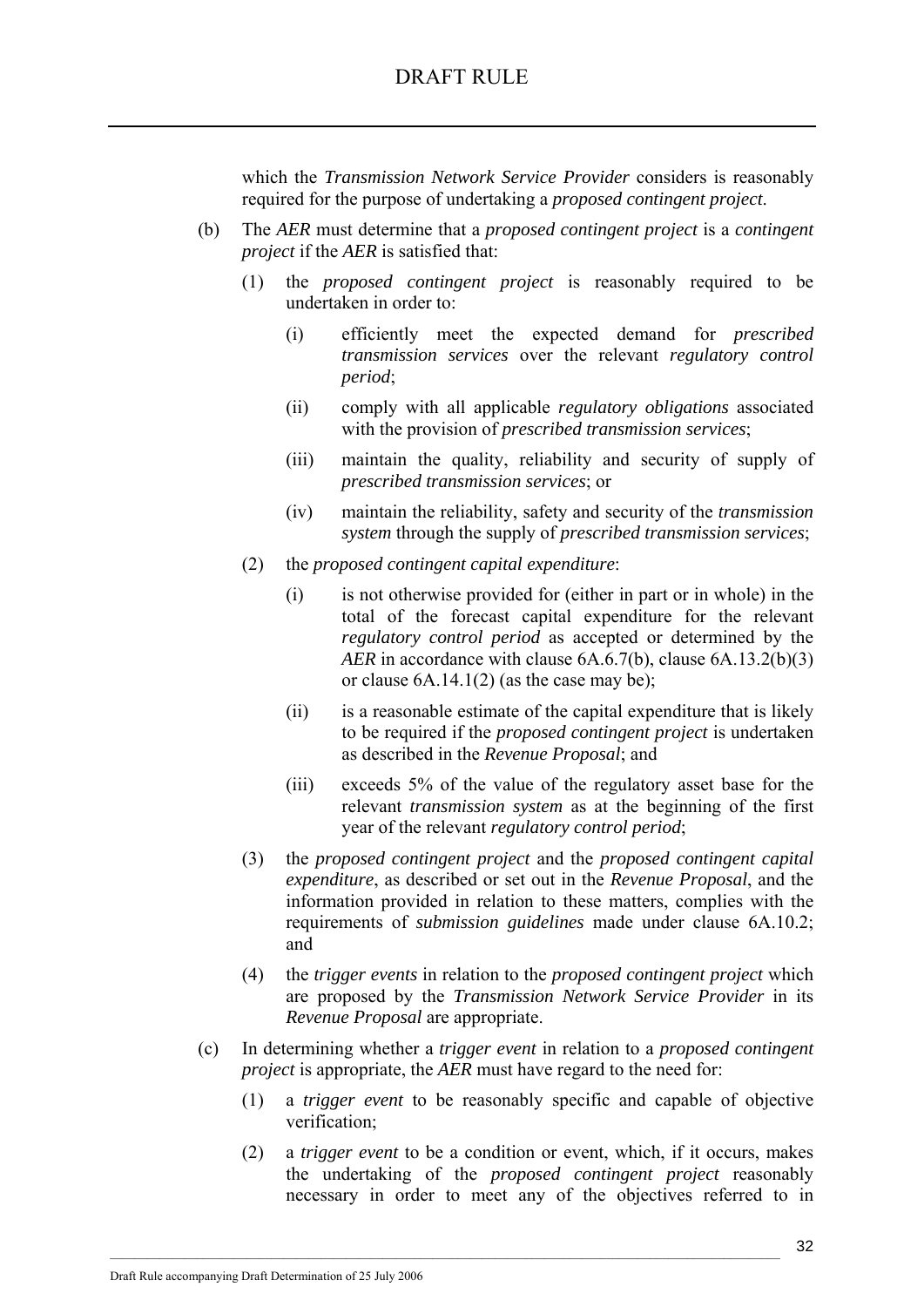which the *Transmission Network Service Provider* considers is reasonably required for the purpose of undertaking a *proposed contingent project*.

(b) The *AER* must determine that a *proposed contingent project* is a *contingent project* if the *AER* is satisfied that:

(1) the *proposed contingent project* is reasonably required to be undertaken in order to:

(i) efficiently meet the expected demand for *prescribed transmission services* over the relevant *regulatory control period*;

(ii) comply with all applicable *regulatory obligations* associated with the provision of *prescribed transmission services*;

(iii) maintain the quality, reliability and security of supply of *prescribed transmission services*; or

(iv) maintain the reliability, safety and security of the *transmission system* through the supply of *prescribed transmission services*;

(2) the *proposed contingent capital expenditure*:

(i) is not otherwise provided for (either in part or in whole) in the total of the forecast capital expenditure for the relevant *regulatory control period* as accepted or determined by the *AER* in accordance with clause 6A.6.7(b), clause 6A.13.2(b)(3) or clause 6A.14.1(2) (as the case may be);

(ii) is a reasonable estimate of the capital expenditure that is likely to be required if the *proposed contingent project* is undertaken as described in the *Revenue Proposal*; and

(iii) exceeds 5% of the value of the regulatory asset base for the relevant *transmission system* as at the beginning of the first year of the relevant *regulatory control period*;

(3) the *proposed contingent project* and the *proposed contingent capital expenditure*, as described or set out in the *Revenue Proposal*, and the information provided in relation to these matters, complies with the requirements of *submission guidelines* made under clause 6A.10.2; and

(4) the *trigger events* in relation to the *proposed contingent project* which are proposed by the *Transmission Network Service Provider* in its *Revenue Proposal* are appropriate.

(c) In determining whether a *trigger event* in relation to a *proposed contingent project* is appropriate, the *AER* must have regard to the need for:

(1) a *trigger event* to be reasonably specific and capable of objective verification;

(2) a *trigger event* to be a condition or event, which, if it occurs, makes the undertaking of the *proposed contingent project* reasonably necessary in order to meet any of the objectives referred to in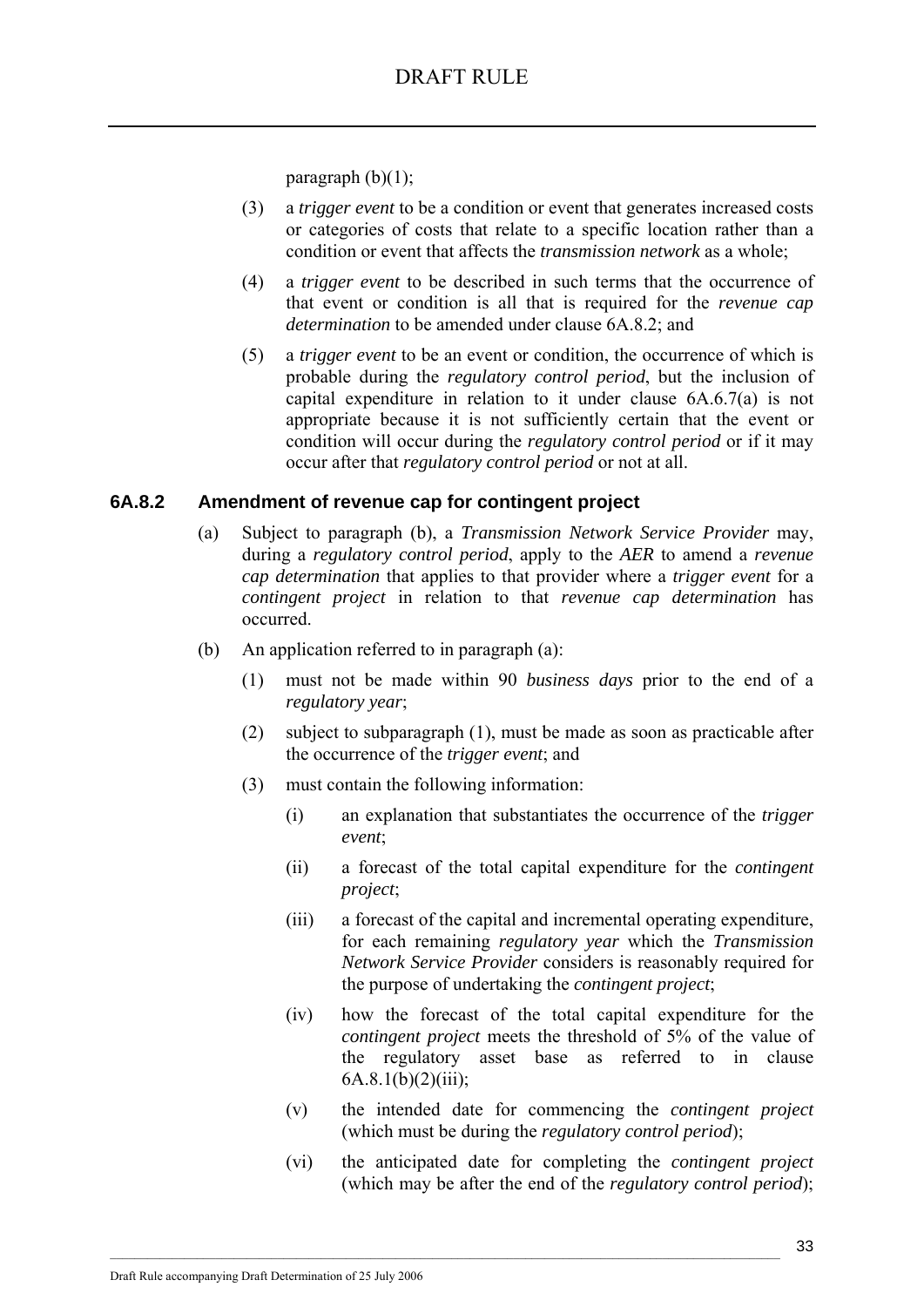paragraph (b)(1);

(3) a *trigger event* to be a condition or event that generates increased costs or categories of costs that relate to a specific location rather than a condition or event that affects the *transmission network* as a whole;

(4) a *trigger event* to be described in such terms that the occurrence of that event or condition is all that is required for the *revenue cap determination* to be amended under clause 6A.8.2; and

(5) a *trigger event* to be an event or condition, the occurrence of which is probable during the *regulatory control period*, but the inclusion of capital expenditure in relation to it under clause 6A.6.7(a) is not appropriate because it is not sufficiently certain that the event or condition will occur during the *regulatory control period* or if it may occur after that *regulatory control period* or not at all.

### 6A.8.2 Amendment of revenue cap for contingent project

(a) Subject to paragraph (b), a *Transmission Network Service Provider* may, during a *regulatory control period*, apply to the *AER* to amend a *revenue cap determination* that applies to that provider where a *trigger event* for a *contingent project* in relation to that *revenue cap determination* has occurred.

(b) An application referred to in paragraph (a):

(1) must not be made within 90 *business days* prior to the end of a *regulatory year*;

(2) subject to subparagraph (1), must be made as soon as practicable after the occurrence of the *trigger event*; and

(3) must contain the following information:

(i) an explanation that substantiates the occurrence of the *trigger event*;

(ii) a forecast of the total capital expenditure for the *contingent project*;

(iii) a forecast of the capital and incremental operating expenditure, for each remaining *regulatory year* which the *Transmission Network Service Provider* considers is reasonably required for the purpose of undertaking the *contingent project*;

(iv) how the forecast of the total capital expenditure for the *contingent project* meets the threshold of 5% of the value of the regulatory asset base as referred to in clause 6A.8.1(b)(2)(iii);

(v) the intended date for commencing the *contingent project* (which must be during the *regulatory control period*);

(vi) the anticipated date for completing the *contingent project* (which may be after the end of the *regulatory control period*);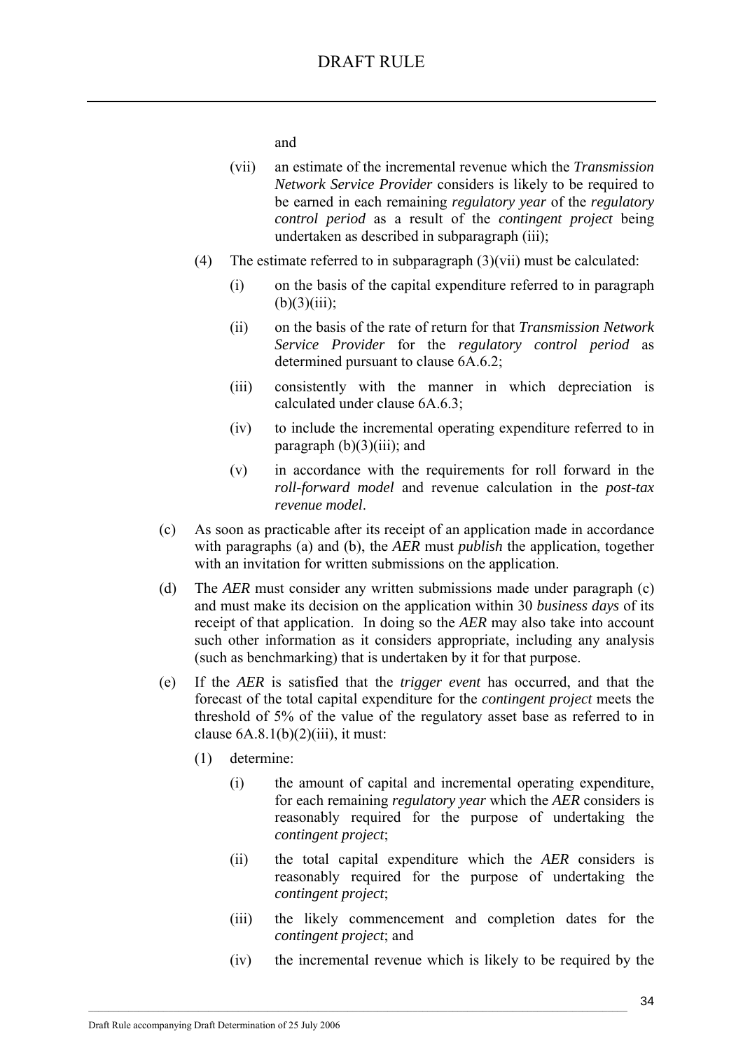and

(vii) an estimate of the incremental revenue which the *Transmission Network Service Provider* considers is likely to be required to be earned in each remaining *regulatory year* of the *regulatory control period* as a result of the *contingent project* being undertaken as described in subparagraph (iii);

(4) The estimate referred to in subparagraph (3)(vii) must be calculated:

(i) on the basis of the capital expenditure referred to in paragraph (b)(3)(iii);

(ii) on the basis of the rate of return for that *Transmission Network Service Provider* for the *regulatory control period* as determined pursuant to clause 6A.6.2;

(iii) consistently with the manner in which depreciation is calculated under clause 6A.6.3;

(iv) to include the incremental operating expenditure referred to in paragraph (b)(3)(iii); and

(v) in accordance with the requirements for roll forward in the *roll-forward model* and revenue calculation in the *post-tax revenue model*.

(c) As soon as practicable after its receipt of an application made in accordance with paragraphs (a) and (b), the *AER* must *publish* the application, together with an invitation for written submissions on the application.

(d) The *AER* must consider any written submissions made under paragraph (c) and must make its decision on the application within 30 *business days* of its receipt of that application. In doing so the *AER* may also take into account such other information as it considers appropriate, including any analysis (such as benchmarking) that is undertaken by it for that purpose.

(e) If the *AER* is satisfied that the *trigger event* has occurred, and that the forecast of the total capital expenditure for the *contingent project* meets the threshold of 5% of the value of the regulatory asset base as referred to in clause 6A.8.1(b)(2)(iii), it must:

(1) determine:

(i) the amount of capital and incremental operating expenditure, for each remaining *regulatory year* which the *AER* considers is reasonably required for the purpose of undertaking the *contingent project*;

(ii) the total capital expenditure which the *AER* considers is reasonably required for the purpose of undertaking the *contingent project*;

(iii) the likely commencement and completion dates for the *contingent project*; and

(iv) the incremental revenue which is likely to be required by the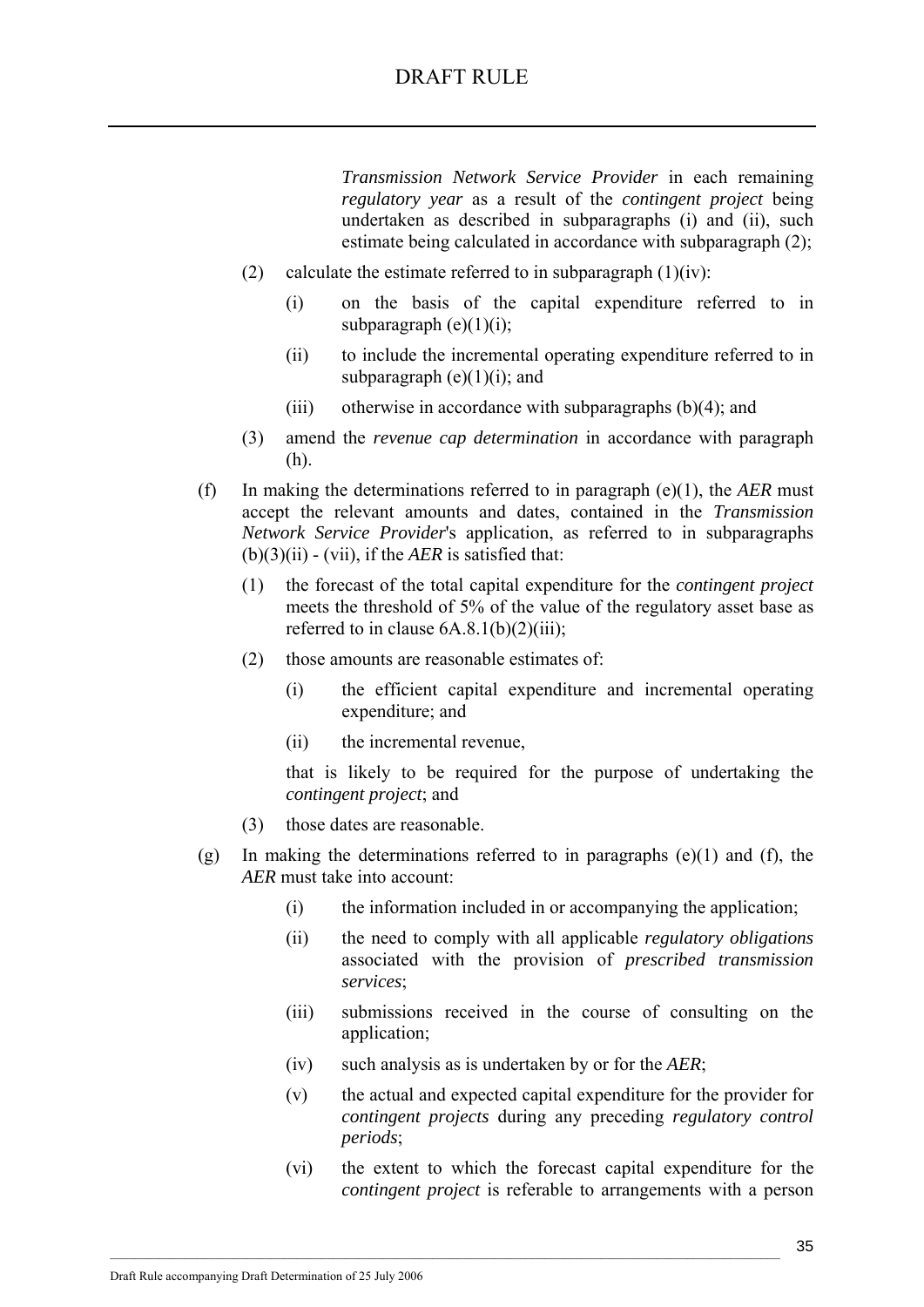*Transmission Network Service Provider* in each remaining *regulatory year* as a result of the *contingent project* being undertaken as described in subparagraphs (i) and (ii), such estimate being calculated in accordance with subparagraph (2);

(2) calculate the estimate referred to in subparagraph (1)(iv):

   (i) on the basis of the capital expenditure referred to in subparagraph (e)(1)(i);

   (ii) to include the incremental operating expenditure referred to in subparagraph (e)(1)(i); and

   (iii) otherwise in accordance with subparagraphs (b)(4); and

(3) amend the *revenue cap determination* in accordance with paragraph (h).

(f) In making the determinations referred to in paragraph (e)(1), the *AER* must accept the relevant amounts and dates, contained in the *Transmission Network Service Provider*'s application, as referred to in subparagraphs (b)(3)(ii) - (vii), if the *AER* is satisfied that:

   (1) the forecast of the total capital expenditure for the *contingent project* meets the threshold of 5% of the value of the regulatory asset base as referred to in clause 6A.8.1(b)(2)(iii);

   (2) those amounts are reasonable estimates of:

      (i) the efficient capital expenditure and incremental operating expenditure; and

      (ii) the incremental revenue,

   that is likely to be required for the purpose of undertaking the *contingent project*; and

   (3) those dates are reasonable.

(g) In making the determinations referred to in paragraphs (e)(1) and (f), the *AER* must take into account:

   (i) the information included in or accompanying the application;

   (ii) the need to comply with all applicable *regulatory obligations* associated with the provision of *prescribed transmission services*;

   (iii) submissions received in the course of consulting on the application;

   (iv) such analysis as is undertaken by or for the *AER*;

   (v) the actual and expected capital expenditure for the provider for *contingent projects* during any preceding *regulatory control periods*;

   (vi) the extent to which the forecast capital expenditure for the *contingent project* is referable to arrangements with a person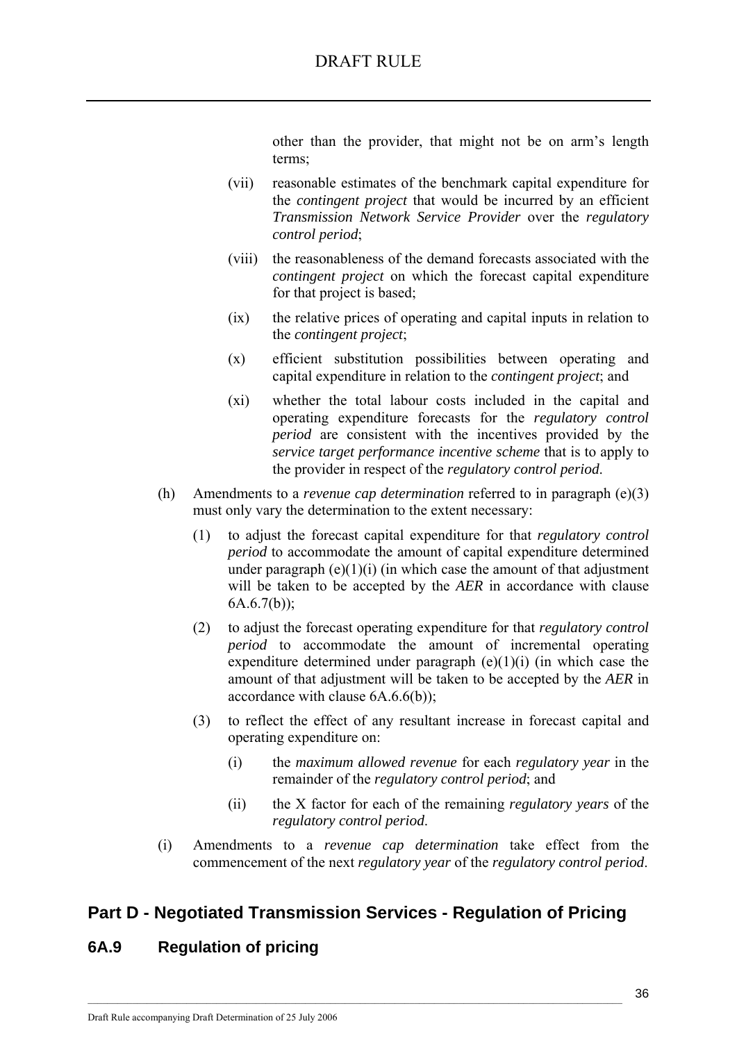other than the provider, that might not be on arm's length terms;

(vii) reasonable estimates of the benchmark capital expenditure for the *contingent project* that would be incurred by an efficient *Transmission Network Service Provider* over the *regulatory control period*;

(viii) the reasonableness of the demand forecasts associated with the *contingent project* on which the forecast capital expenditure for that project is based;

(ix) the relative prices of operating and capital inputs in relation to the *contingent project*;

(x) efficient substitution possibilities between operating and capital expenditure in relation to the *contingent project*; and

(xi) whether the total labour costs included in the capital and operating expenditure forecasts for the *regulatory control period* are consistent with the incentives provided by the *service target performance incentive scheme* that is to apply to the provider in respect of the *regulatory control period*.

(h) Amendments to a *revenue cap determination* referred to in paragraph (e)(3) must only vary the determination to the extent necessary:

(1) to adjust the forecast capital expenditure for that *regulatory control period* to accommodate the amount of capital expenditure determined under paragraph (e)(1)(i) (in which case the amount of that adjustment will be taken to be accepted by the *AER* in accordance with clause 6A.6.7(b));

(2) to adjust the forecast operating expenditure for that *regulatory control period* to accommodate the amount of incremental operating expenditure determined under paragraph (e)(1)(i) (in which case the amount of that adjustment will be taken to be accepted by the *AER* in accordance with clause 6A.6.6(b));

(3) to reflect the effect of any resultant increase in forecast capital and operating expenditure on:

(i) the *maximum allowed revenue* for each *regulatory year* in the remainder of the *regulatory control period*; and

(ii) the X factor for each of the remaining *regulatory years* of the *regulatory control period*.

(i) Amendments to a *revenue cap determination* take effect from the commencement of the next *regulatory year* of the *regulatory control period*.

## Part D - Negotiated Transmission Services - Regulation of Pricing

## 6A.9 Regulation of pricing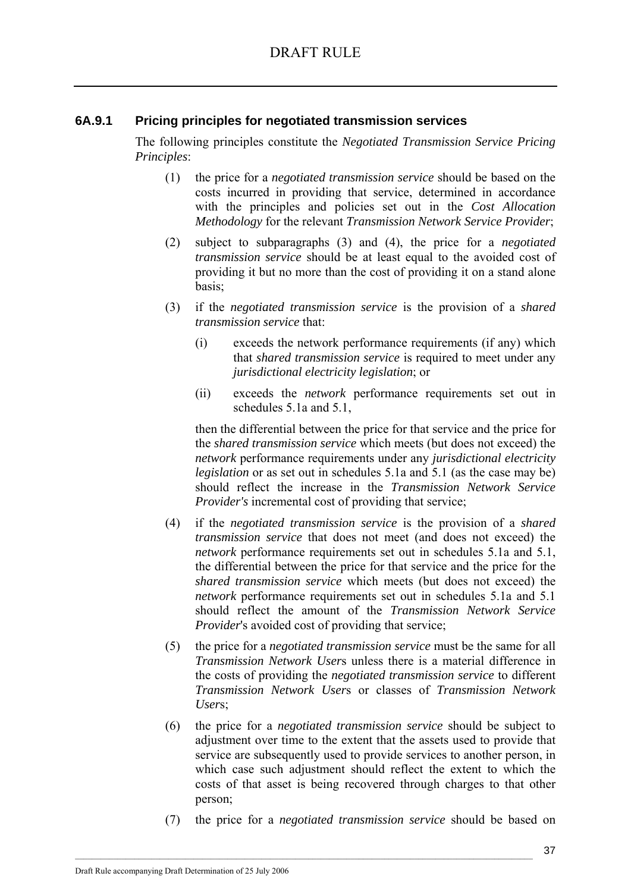### 6A.9.1 Pricing principles for negotiated transmission services

The following principles constitute the *Negotiated Transmission Service Pricing Principles*:

(1) the price for a *negotiated transmission service* should be based on the costs incurred in providing that service, determined in accordance with the principles and policies set out in the *Cost Allocation Methodology* for the relevant *Transmission Network Service Provider*;

(2) subject to subparagraphs (3) and (4), the price for a *negotiated transmission service* should be at least equal to the avoided cost of providing it but no more than the cost of providing it on a stand alone basis;

(3) if the *negotiated transmission service* is the provision of a *shared transmission service* that:

  (i) exceeds the network performance requirements (if any) which that *shared transmission service* is required to meet under any *jurisdictional electricity legislation*; or

  (ii) exceeds the *network* performance requirements set out in schedules 5.1a and 5.1,

  then the differential between the price for that service and the price for the *shared transmission service* which meets (but does not exceed) the *network* performance requirements under any *jurisdictional electricity legislation* or as set out in schedules 5.1a and 5.1 (as the case may be) should reflect the increase in the *Transmission Network Service Provider's* incremental cost of providing that service;

(4) if the *negotiated transmission service* is the provision of a *shared transmission service* that does not meet (and does not exceed) the *network* performance requirements set out in schedules 5.1a and 5.1, the differential between the price for that service and the price for the *shared transmission service* which meets (but does not exceed) the *network* performance requirements set out in schedules 5.1a and 5.1 should reflect the amount of the *Transmission Network Service Provider*'s avoided cost of providing that service;

(5) the price for a *negotiated transmission service* must be the same for all *Transmission Network User*s unless there is a material difference in the costs of providing the *negotiated transmission service* to different *Transmission Network User*s or classes of *Transmission Network User*s;

(6) the price for a *negotiated transmission service* should be subject to adjustment over time to the extent that the assets used to provide that service are subsequently used to provide services to another person, in which case such adjustment should reflect the extent to which the costs of that asset is being recovered through charges to that other person;

(7) the price for a *negotiated transmission service* should be based on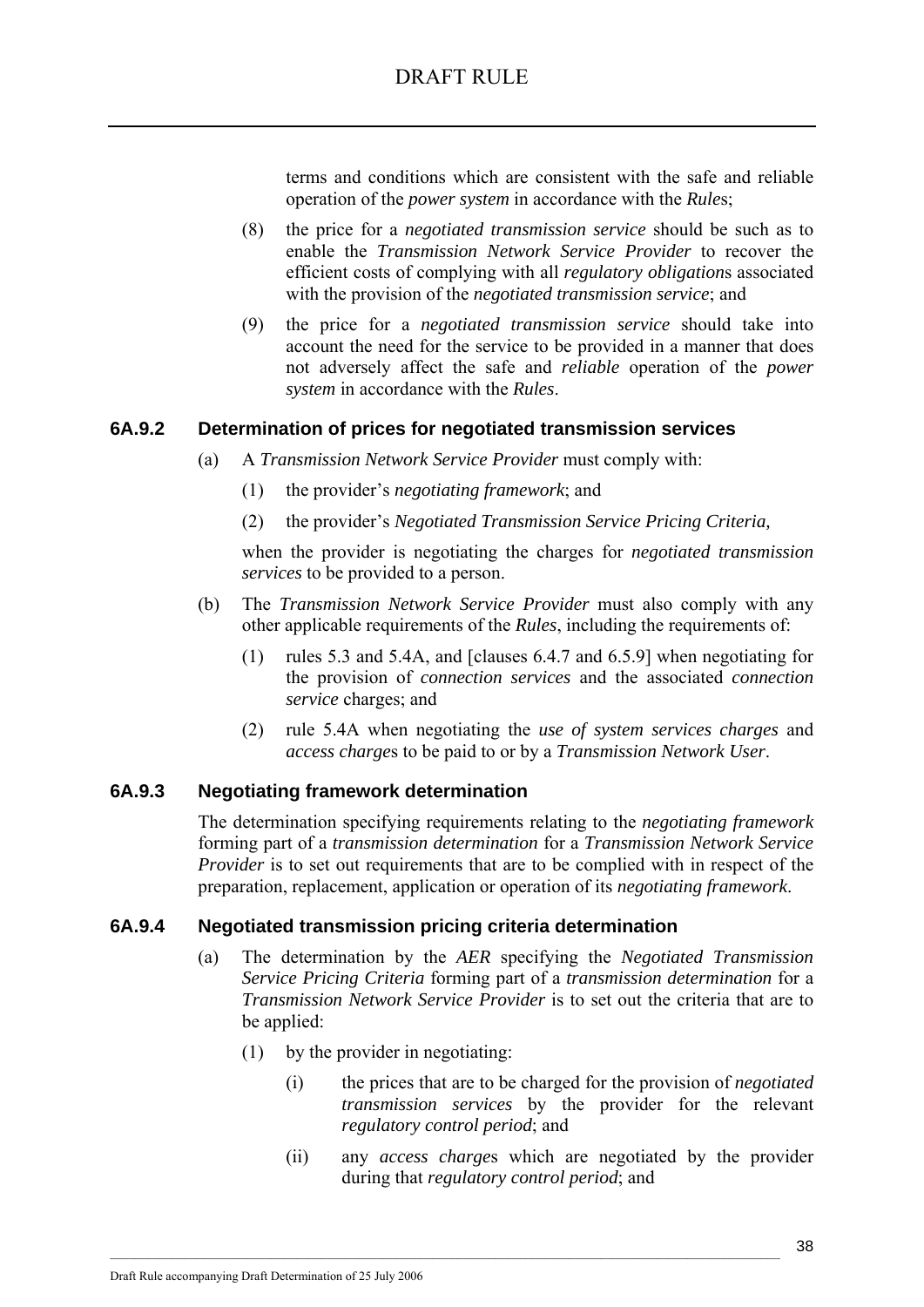terms and conditions which are consistent with the safe and reliable operation of the *power system* in accordance with the *Rules*;

(8) the price for a *negotiated transmission service* should be such as to enable the *Transmission Network Service Provider* to recover the efficient costs of complying with all *regulatory obligations* associated with the provision of the *negotiated transmission service*; and

(9) the price for a *negotiated transmission service* should take into account the need for the service to be provided in a manner that does not adversely affect the safe and *reliable* operation of the *power system* in accordance with the *Rules*.

### 6A.9.2 Determination of prices for negotiated transmission services

(a) A *Transmission Network Service Provider* must comply with:

(1) the provider's *negotiating framework*; and

(2) the provider's *Negotiated Transmission Service Pricing Criteria,*

when the provider is negotiating the charges for *negotiated transmission services* to be provided to a person.

(b) The *Transmission Network Service Provider* must also comply with any other applicable requirements of the *Rules*, including the requirements of:

(1) rules 5.3 and 5.4A, and [clauses 6.4.7 and 6.5.9] when negotiating for the provision of *connection services* and the associated *connection service* charges; and

(2) rule 5.4A when negotiating the *use of system services charges* and *access charges* to be paid to or by a *Transmission Network User*.

### 6A.9.3 Negotiating framework determination

The determination specifying requirements relating to the *negotiating framework* forming part of a *transmission determination* for a *Transmission Network Service Provider* is to set out requirements that are to be complied with in respect of the preparation, replacement, application or operation of its *negotiating framework*.

### 6A.9.4 Negotiated transmission pricing criteria determination

(a) The determination by the *AER* specifying the *Negotiated Transmission Service Pricing Criteria* forming part of a *transmission determination* for a *Transmission Network Service Provider* is to set out the criteria that are to be applied:

(1) by the provider in negotiating:

(i) the prices that are to be charged for the provision of *negotiated transmission services* by the provider for the relevant *regulatory control period*; and

(ii) any *access charges* which are negotiated by the provider during that *regulatory control period*; and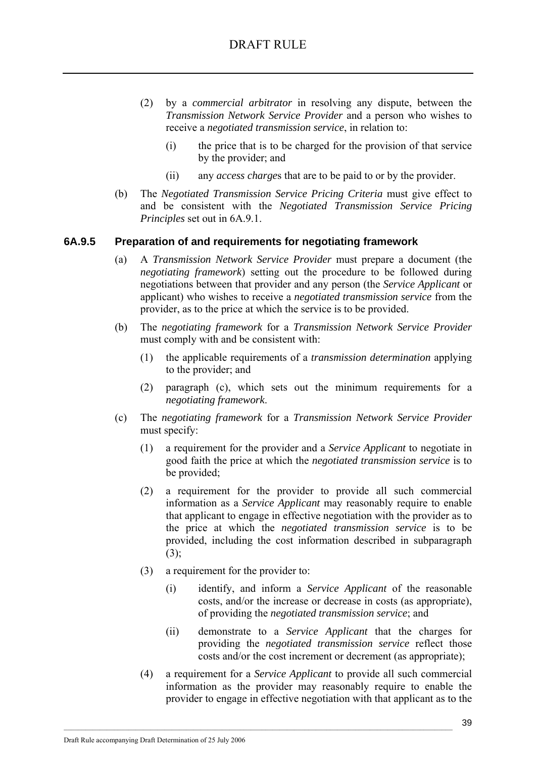(2) by a *commercial arbitrator* in resolving any dispute, between the *Transmission Network Service Provider* and a person who wishes to receive a *negotiated transmission service*, in relation to:

(i) the price that is to be charged for the provision of that service by the provider; and

(ii) any *access charge*s that are to be paid to or by the provider.

(b) The *Negotiated Transmission Service Pricing Criteria* must give effect to and be consistent with the *Negotiated Transmission Service Pricing Principles* set out in 6A.9.1.

### 6A.9.5 Preparation of and requirements for negotiating framework

(a) A *Transmission Network Service Provider* must prepare a document (the *negotiating framework*) setting out the procedure to be followed during negotiations between that provider and any person (the *Service Applicant* or applicant) who wishes to receive a *negotiated transmission service* from the provider, as to the price at which the service is to be provided.

(b) The *negotiating framework* for a *Transmission Network Service Provider* must comply with and be consistent with:

(1) the applicable requirements of a *transmission determination* applying to the provider; and

(2) paragraph (c), which sets out the minimum requirements for a *negotiating framework*.

(c) The *negotiating framework* for a *Transmission Network Service Provider* must specify:

(1) a requirement for the provider and a *Service Applicant* to negotiate in good faith the price at which the *negotiated transmission service* is to be provided;

(2) a requirement for the provider to provide all such commercial information as a *Service Applicant* may reasonably require to enable that applicant to engage in effective negotiation with the provider as to the price at which the *negotiated transmission service* is to be provided, including the cost information described in subparagraph (3);

(3) a requirement for the provider to:

(i) identify, and inform a *Service Applicant* of the reasonable costs, and/or the increase or decrease in costs (as appropriate), of providing the *negotiated transmission service*; and

(ii) demonstrate to a *Service Applicant* that the charges for providing the *negotiated transmission service* reflect those costs and/or the cost increment or decrement (as appropriate);

(4) a requirement for a *Service Applicant* to provide all such commercial information as the provider may reasonably require to enable the provider to engage in effective negotiation with that applicant as to the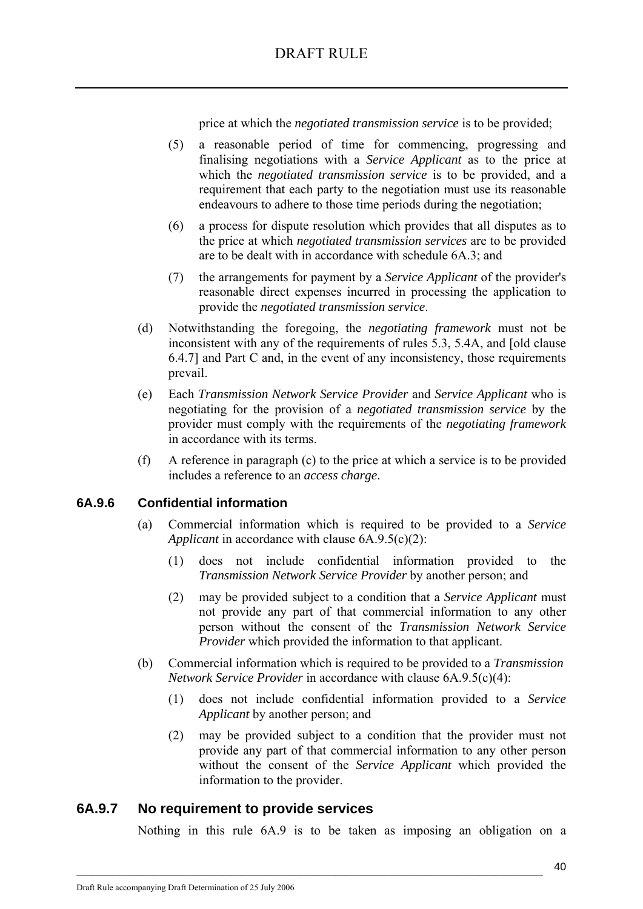price at which the *negotiated transmission service* is to be provided;

(5) a reasonable period of time for commencing, progressing and finalising negotiations with a *Service Applicant* as to the price at which the *negotiated transmission service* is to be provided, and a requirement that each party to the negotiation must use its reasonable endeavours to adhere to those time periods during the negotiation;

(6) a process for dispute resolution which provides that all disputes as to the price at which *negotiated transmission services* are to be provided are to be dealt with in accordance with schedule 6A.3; and

(7) the arrangements for payment by a *Service Applicant* of the provider's reasonable direct expenses incurred in processing the application to provide the *negotiated transmission service*.

(d) Notwithstanding the foregoing, the *negotiating framework* must not be inconsistent with any of the requirements of rules 5.3, 5.4A, and [old clause 6.4.7] and Part C and, in the event of any inconsistency, those requirements prevail.

(e) Each *Transmission Network Service Provider* and *Service Applicant* who is negotiating for the provision of a *negotiated transmission service* by the provider must comply with the requirements of the *negotiating framework* in accordance with its terms.

(f) A reference in paragraph (c) to the price at which a service is to be provided includes a reference to an *access charge*.

### 6A.9.6 Confidential information

(a) Commercial information which is required to be provided to a *Service Applicant* in accordance with clause 6A.9.5(c)(2):

(1) does not include confidential information provided to the *Transmission Network Service Provider* by another person; and

(2) may be provided subject to a condition that a *Service Applicant* must not provide any part of that commercial information to any other person without the consent of the *Transmission Network Service Provider* which provided the information to that applicant.

(b) Commercial information which is required to be provided to a *Transmission Network Service Provider* in accordance with clause 6A.9.5(c)(4):

(1) does not include confidential information provided to a *Service Applicant* by another person; and

(2) may be provided subject to a condition that the provider must not provide any part of that commercial information to any other person without the consent of the *Service Applicant* which provided the information to the provider.

## 6A.9.7 No requirement to provide services

Nothing in this rule 6A.9 is to be taken as imposing an obligation on a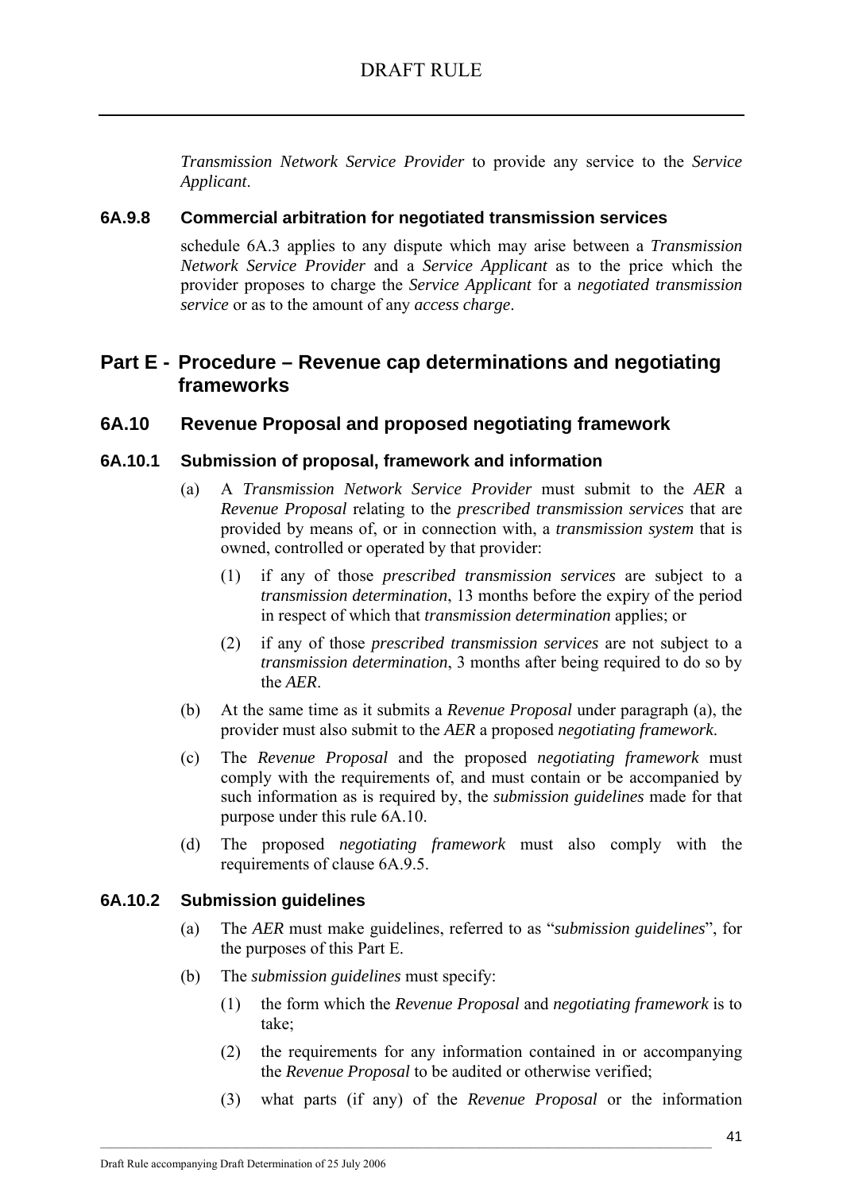*Transmission Network Service Provider* to provide any service to the *Service Applicant*.

### 6A.9.8 Commercial arbitration for negotiated transmission services

schedule 6A.3 applies to any dispute which may arise between a *Transmission Network Service Provider* and a *Service Applicant* as to the price which the provider proposes to charge the *Service Applicant* for a *negotiated transmission service* or as to the amount of any *access charge*.

## Part E - Procedure – Revenue cap determinations and negotiating frameworks

## 6A.10 Revenue Proposal and proposed negotiating framework

### 6A.10.1 Submission of proposal, framework and information

(a) A *Transmission Network Service Provider* must submit to the *AER* a *Revenue Proposal* relating to the *prescribed transmission services* that are provided by means of, or in connection with, a *transmission system* that is owned, controlled or operated by that provider:

(1) if any of those *prescribed transmission services* are subject to a *transmission determination*, 13 months before the expiry of the period in respect of which that *transmission determination* applies; or

(2) if any of those *prescribed transmission services* are not subject to a *transmission determination*, 3 months after being required to do so by the *AER*.

(b) At the same time as it submits a *Revenue Proposal* under paragraph (a), the provider must also submit to the *AER* a proposed *negotiating framework*.

(c) The *Revenue Proposal* and the proposed *negotiating framework* must comply with the requirements of, and must contain or be accompanied by such information as is required by, the *submission guidelines* made for that purpose under this rule 6A.10.

(d) The proposed *negotiating framework* must also comply with the requirements of clause 6A.9.5.

### 6A.10.2 Submission guidelines

(a) The *AER* must make guidelines, referred to as "*submission guidelines*", for the purposes of this Part E.

(b) The *submission guidelines* must specify:

(1) the form which the *Revenue Proposal* and *negotiating framework* is to take;

(2) the requirements for any information contained in or accompanying the *Revenue Proposal* to be audited or otherwise verified;

(3) what parts (if any) of the *Revenue Proposal* or the information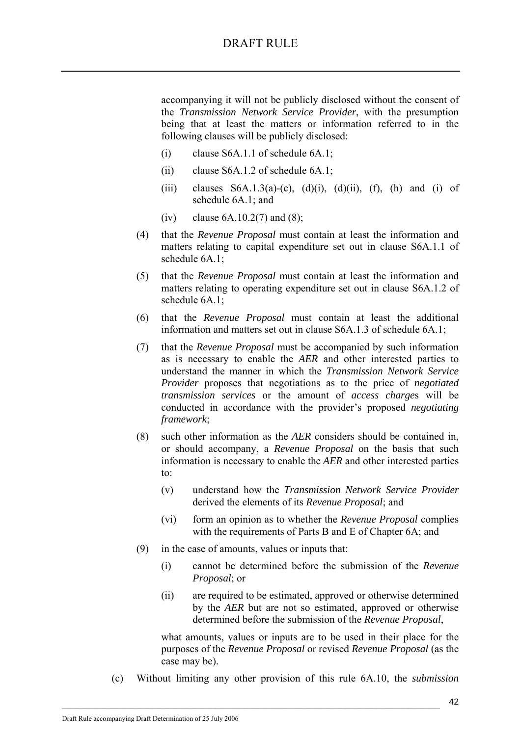accompanying it will not be publicly disclosed without the consent of the *Transmission Network Service Provider*, with the presumption being that at least the matters or information referred to in the following clauses will be publicly disclosed:

(i) clause S6A.1.1 of schedule 6A.1;

(ii) clause S6A.1.2 of schedule 6A.1;

(iii) clauses S6A.1.3(a)-(c), (d)(i), (d)(ii), (f), (h) and (i) of schedule 6A.1; and

(iv) clause 6A.10.2(7) and (8);

(4) that the *Revenue Proposal* must contain at least the information and matters relating to capital expenditure set out in clause S6A.1.1 of schedule 6A.1;

(5) that the *Revenue Proposal* must contain at least the information and matters relating to operating expenditure set out in clause S6A.1.2 of schedule 6A.1;

(6) that the *Revenue Proposal* must contain at least the additional information and matters set out in clause S6A.1.3 of schedule 6A.1;

(7) that the *Revenue Proposal* must be accompanied by such information as is necessary to enable the *AER* and other interested parties to understand the manner in which the *Transmission Network Service Provider* proposes that negotiations as to the price of *negotiated transmission services* or the amount of *access charge*s will be conducted in accordance with the provider's proposed *negotiating framework*;

(8) such other information as the *AER* considers should be contained in, or should accompany, a *Revenue Proposal* on the basis that such information is necessary to enable the *AER* and other interested parties to:

(v) understand how the *Transmission Network Service Provider* derived the elements of its *Revenue Proposal*; and

(vi) form an opinion as to whether the *Revenue Proposal* complies with the requirements of Parts B and E of Chapter 6A; and

(9) in the case of amounts, values or inputs that:

(i) cannot be determined before the submission of the *Revenue Proposal*; or

(ii) are required to be estimated, approved or otherwise determined by the *AER* but are not so estimated, approved or otherwise determined before the submission of the *Revenue Proposal*,

what amounts, values or inputs are to be used in their place for the purposes of the *Revenue Proposal* or revised *Revenue Proposal* (as the case may be).

(c) Without limiting any other provision of this rule 6A.10, the *submission*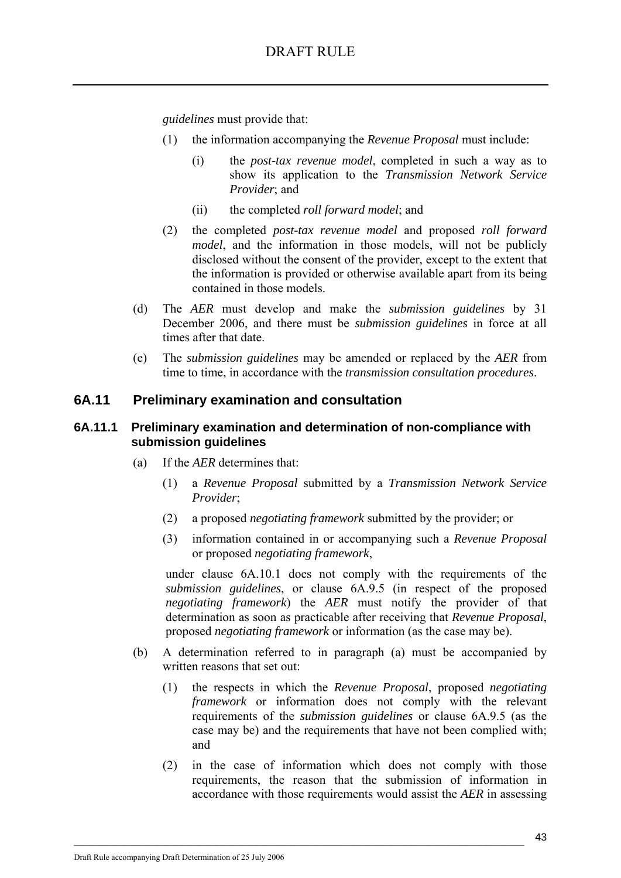*guidelines* must provide that:

(1) the information accompanying the *Revenue Proposal* must include:

(i) the *post-tax revenue model*, completed in such a way as to show its application to the *Transmission Network Service Provider*; and

(ii) the completed *roll forward model*; and

(2) the completed *post-tax revenue model* and proposed *roll forward model*, and the information in those models, will not be publicly disclosed without the consent of the provider, except to the extent that the information is provided or otherwise available apart from its being contained in those models.

(d) The *AER* must develop and make the *submission guidelines* by 31 December 2006, and there must be *submission guidelines* in force at all times after that date.

(e) The *submission guidelines* may be amended or replaced by the *AER* from time to time, in accordance with the *transmission consultation procedures*.

## 6A.11 Preliminary examination and consultation

### 6A.11.1 Preliminary examination and determination of non-compliance with submission guidelines

(a) If the *AER* determines that:

(1) a *Revenue Proposal* submitted by a *Transmission Network Service Provider*;

(2) a proposed *negotiating framework* submitted by the provider; or

(3) information contained in or accompanying such a *Revenue Proposal* or proposed *negotiating framework*,

under clause 6A.10.1 does not comply with the requirements of the *submission guidelines*, or clause 6A.9.5 (in respect of the proposed *negotiating framework*) the *AER* must notify the provider of that determination as soon as practicable after receiving that *Revenue Proposal*, proposed *negotiating framework* or information (as the case may be).

(b) A determination referred to in paragraph (a) must be accompanied by written reasons that set out:

(1) the respects in which the *Revenue Proposal*, proposed *negotiating framework* or information does not comply with the relevant requirements of the *submission guidelines* or clause 6A.9.5 (as the case may be) and the requirements that have not been complied with; and

(2) in the case of information which does not comply with those requirements, the reason that the submission of information in accordance with those requirements would assist the *AER* in assessing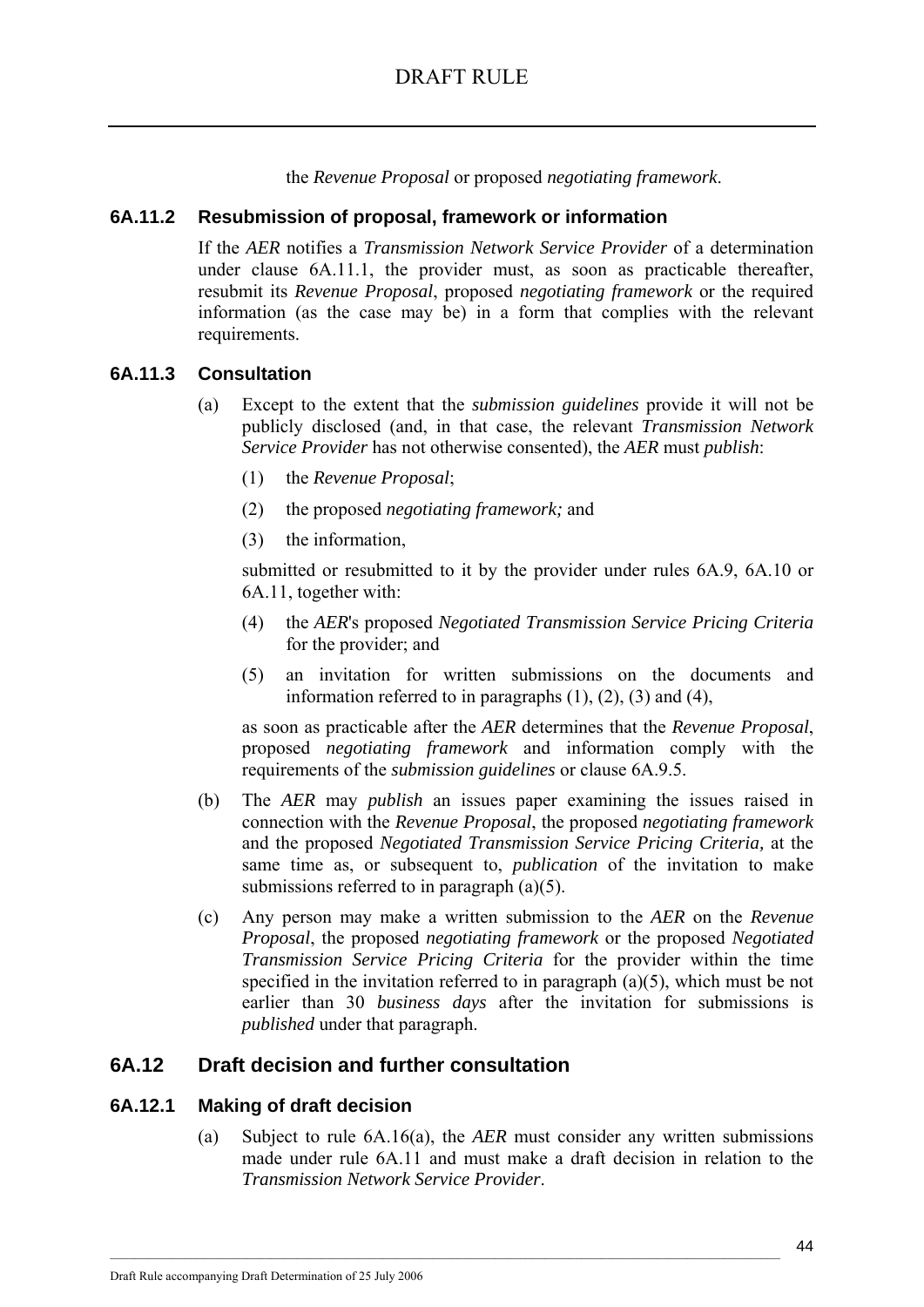the *Revenue Proposal* or proposed *negotiating framework*.

### 6A.11.2 Resubmission of proposal, framework or information

If the *AER* notifies a *Transmission Network Service Provider* of a determination under clause 6A.11.1, the provider must, as soon as practicable thereafter, resubmit its *Revenue Proposal*, proposed *negotiating framework* or the required information (as the case may be) in a form that complies with the relevant requirements.

### 6A.11.3 Consultation

(a) Except to the extent that the *submission guidelines* provide it will not be publicly disclosed (and, in that case, the relevant *Transmission Network Service Provider* has not otherwise consented), the *AER* must *publish*:

(1) the *Revenue Proposal*;

(2) the proposed *negotiating framework;* and

(3) the information,

submitted or resubmitted to it by the provider under rules 6A.9, 6A.10 or 6A.11, together with:

(4) the *AER*'s proposed *Negotiated Transmission Service Pricing Criteria* for the provider; and

(5) an invitation for written submissions on the documents and information referred to in paragraphs (1), (2), (3) and (4),

as soon as practicable after the *AER* determines that the *Revenue Proposal*, proposed *negotiating framework* and information comply with the requirements of the *submission guidelines* or clause 6A.9.5.

(b) The *AER* may *publish* an issues paper examining the issues raised in connection with the *Revenue Proposal*, the proposed *negotiating framework* and the proposed *Negotiated Transmission Service Pricing Criteria,* at the same time as, or subsequent to, *publication* of the invitation to make submissions referred to in paragraph (a)(5).

(c) Any person may make a written submission to the *AER* on the *Revenue Proposal*, the proposed *negotiating framework* or the proposed *Negotiated Transmission Service Pricing Criteria* for the provider within the time specified in the invitation referred to in paragraph (a)(5), which must be not earlier than 30 *business days* after the invitation for submissions is *published* under that paragraph.

## 6A.12 Draft decision and further consultation

### 6A.12.1 Making of draft decision

(a) Subject to rule 6A.16(a), the *AER* must consider any written submissions made under rule 6A.11 and must make a draft decision in relation to the *Transmission Network Service Provider*.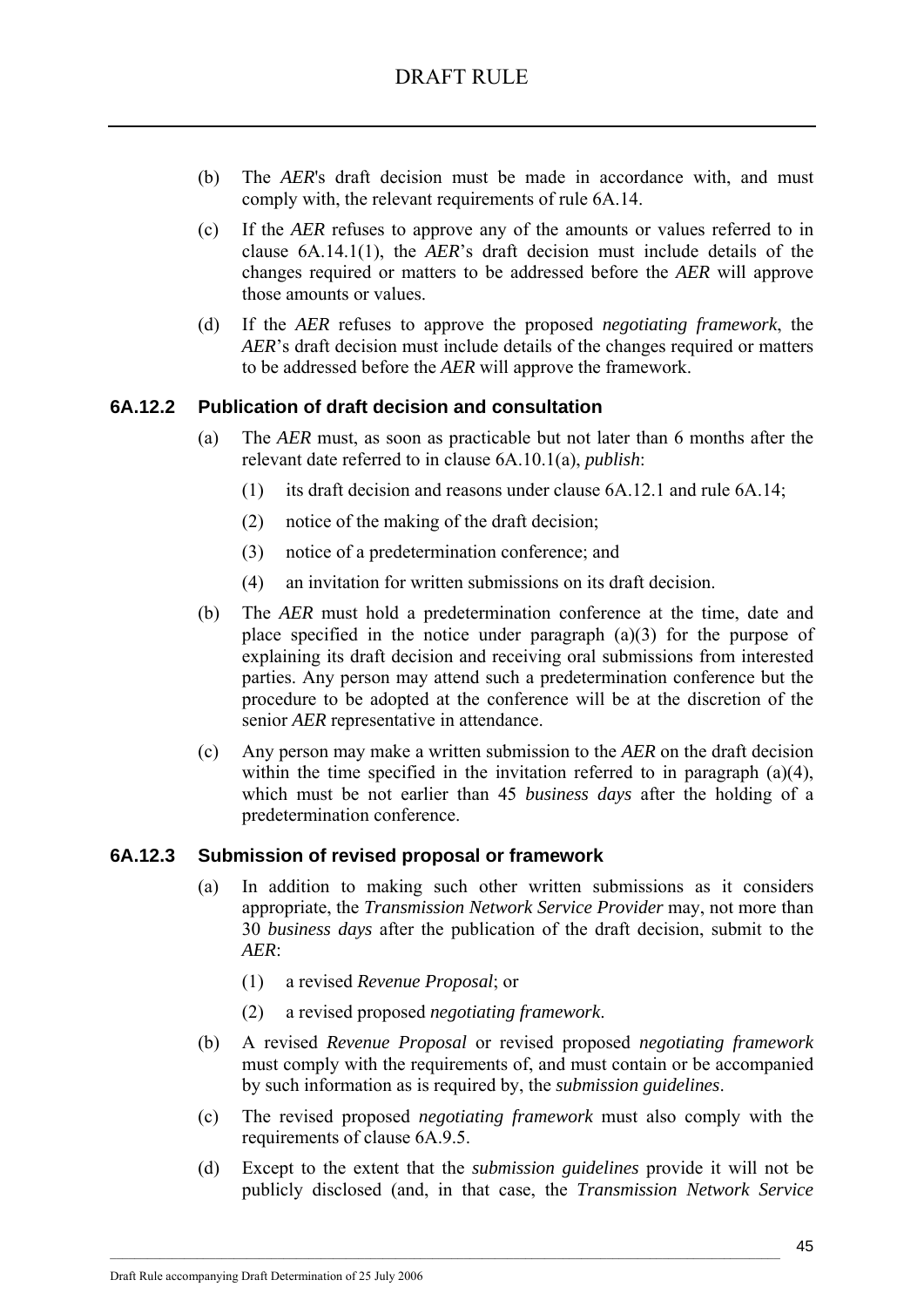(b) The *AER*'s draft decision must be made in accordance with, and must comply with, the relevant requirements of rule 6A.14.

(c) If the *AER* refuses to approve any of the amounts or values referred to in clause 6A.14.1(1), the *AER*'s draft decision must include details of the changes required or matters to be addressed before the *AER* will approve those amounts or values.

(d) If the *AER* refuses to approve the proposed *negotiating framework*, the *AER*'s draft decision must include details of the changes required or matters to be addressed before the *AER* will approve the framework.

### 6A.12.2 Publication of draft decision and consultation

(a) The *AER* must, as soon as practicable but not later than 6 months after the relevant date referred to in clause 6A.10.1(a), *publish*:

  (1) its draft decision and reasons under clause 6A.12.1 and rule 6A.14;

  (2) notice of the making of the draft decision;

  (3) notice of a predetermination conference; and

  (4) an invitation for written submissions on its draft decision.

(b) The *AER* must hold a predetermination conference at the time, date and place specified in the notice under paragraph (a)(3) for the purpose of explaining its draft decision and receiving oral submissions from interested parties. Any person may attend such a predetermination conference but the procedure to be adopted at the conference will be at the discretion of the senior *AER* representative in attendance.

(c) Any person may make a written submission to the *AER* on the draft decision within the time specified in the invitation referred to in paragraph (a)(4), which must be not earlier than 45 *business days* after the holding of a predetermination conference.

### 6A.12.3 Submission of revised proposal or framework

(a) In addition to making such other written submissions as it considers appropriate, the *Transmission Network Service Provider* may, not more than 30 *business days* after the publication of the draft decision, submit to the *AER*:

  (1) a revised *Revenue Proposal*; or

  (2) a revised proposed *negotiating framework*.

(b) A revised *Revenue Proposal* or revised proposed *negotiating framework* must comply with the requirements of, and must contain or be accompanied by such information as is required by, the *submission guidelines*.

(c) The revised proposed *negotiating framework* must also comply with the requirements of clause 6A.9.5.

(d) Except to the extent that the *submission guidelines* provide it will not be publicly disclosed (and, in that case, the *Transmission Network Service*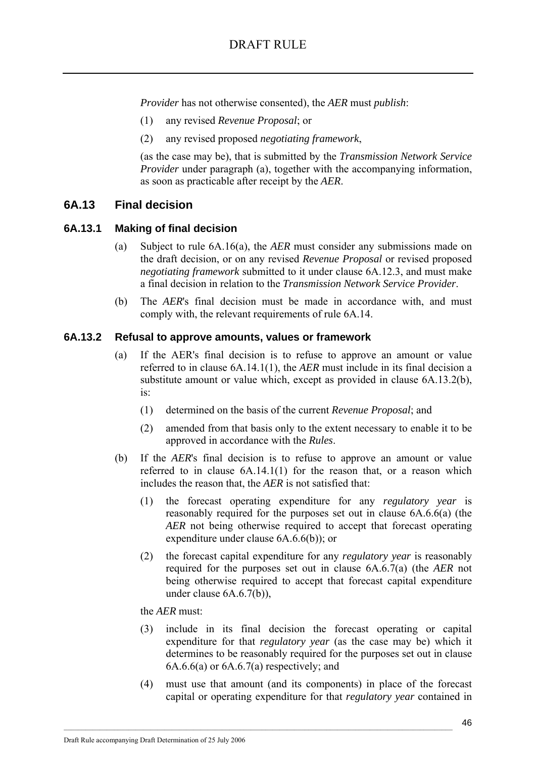*Provider* has not otherwise consented), the *AER* must *publish*:

(1) any revised *Revenue Proposal*; or

(2) any revised proposed *negotiating framework*,

(as the case may be), that is submitted by the *Transmission Network Service Provider* under paragraph (a), together with the accompanying information, as soon as practicable after receipt by the *AER*.

## 6A.13 Final decision

### 6A.13.1 Making of final decision

(a) Subject to rule 6A.16(a), the *AER* must consider any submissions made on the draft decision, or on any revised *Revenue Proposal* or revised proposed *negotiating framework* submitted to it under clause 6A.12.3, and must make a final decision in relation to the *Transmission Network Service Provider*.

(b) The *AER*'s final decision must be made in accordance with, and must comply with, the relevant requirements of rule 6A.14.

### 6A.13.2 Refusal to approve amounts, values or framework

(a) If the AER's final decision is to refuse to approve an amount or value referred to in clause 6A.14.1(1), the *AER* must include in its final decision a substitute amount or value which, except as provided in clause 6A.13.2(b), is:

(1) determined on the basis of the current *Revenue Proposal*; and

(2) amended from that basis only to the extent necessary to enable it to be approved in accordance with the *Rules*.

(b) If the *AER*'s final decision is to refuse to approve an amount or value referred to in clause 6A.14.1(1) for the reason that, or a reason which includes the reason that, the *AER* is not satisfied that:

(1) the forecast operating expenditure for any *regulatory year* is reasonably required for the purposes set out in clause 6A.6.6(a) (the *AER* not being otherwise required to accept that forecast operating expenditure under clause 6A.6.6(b)); or

(2) the forecast capital expenditure for any *regulatory year* is reasonably required for the purposes set out in clause 6A.6.7(a) (the *AER* not being otherwise required to accept that forecast capital expenditure under clause 6A.6.7(b)),

the *AER* must:

(3) include in its final decision the forecast operating or capital expenditure for that *regulatory year* (as the case may be) which it determines to be reasonably required for the purposes set out in clause 6A.6.6(a) or 6A.6.7(a) respectively; and

(4) must use that amount (and its components) in place of the forecast capital or operating expenditure for that *regulatory year* contained in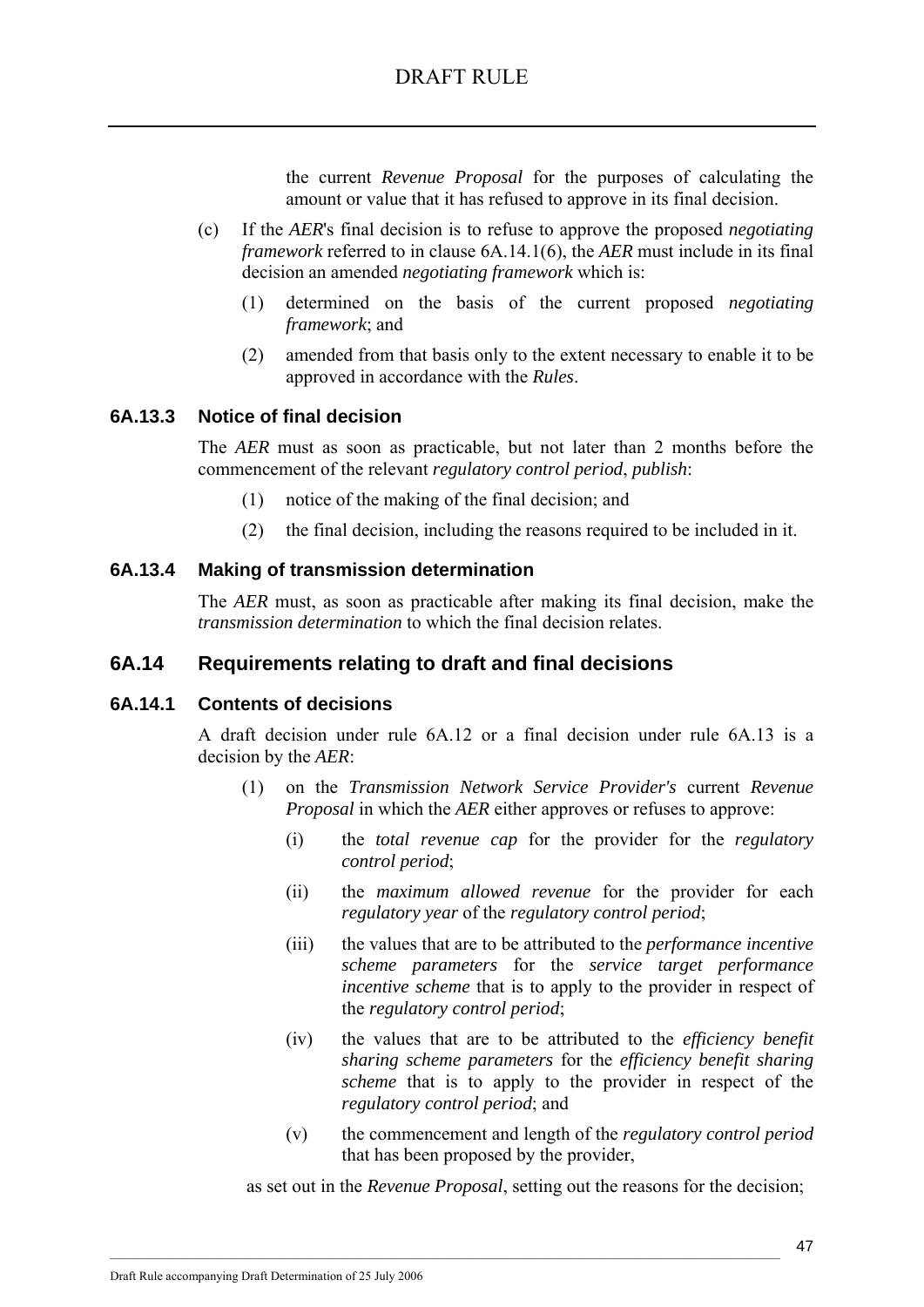the current *Revenue Proposal* for the purposes of calculating the amount or value that it has refused to approve in its final decision.

(c) If the *AER*'s final decision is to refuse to approve the proposed *negotiating framework* referred to in clause 6A.14.1(6), the *AER* must include in its final decision an amended *negotiating framework* which is:

(1) determined on the basis of the current proposed *negotiating framework*; and

(2) amended from that basis only to the extent necessary to enable it to be approved in accordance with the *Rules*.

### 6A.13.3 Notice of final decision

The *AER* must as soon as practicable, but not later than 2 months before the commencement of the relevant *regulatory control period*, *publish*:

(1) notice of the making of the final decision; and

(2) the final decision, including the reasons required to be included in it.

### 6A.13.4 Making of transmission determination

The *AER* must, as soon as practicable after making its final decision, make the *transmission determination* to which the final decision relates.

## 6A.14 Requirements relating to draft and final decisions

### 6A.14.1 Contents of decisions

A draft decision under rule 6A.12 or a final decision under rule 6A.13 is a decision by the *AER*:

(1) on the *Transmission Network Service Provider's* current *Revenue Proposal* in which the *AER* either approves or refuses to approve:

(i) the *total revenue cap* for the provider for the *regulatory control period*;

(ii) the *maximum allowed revenue* for the provider for each *regulatory year* of the *regulatory control period*;

(iii) the values that are to be attributed to the *performance incentive scheme parameters* for the *service target performance incentive scheme* that is to apply to the provider in respect of the *regulatory control period*;

(iv) the values that are to be attributed to the *efficiency benefit sharing scheme parameters* for the *efficiency benefit sharing scheme* that is to apply to the provider in respect of the *regulatory control period*; and

(v) the commencement and length of the *regulatory control period* that has been proposed by the provider,

as set out in the *Revenue Proposal*, setting out the reasons for the decision;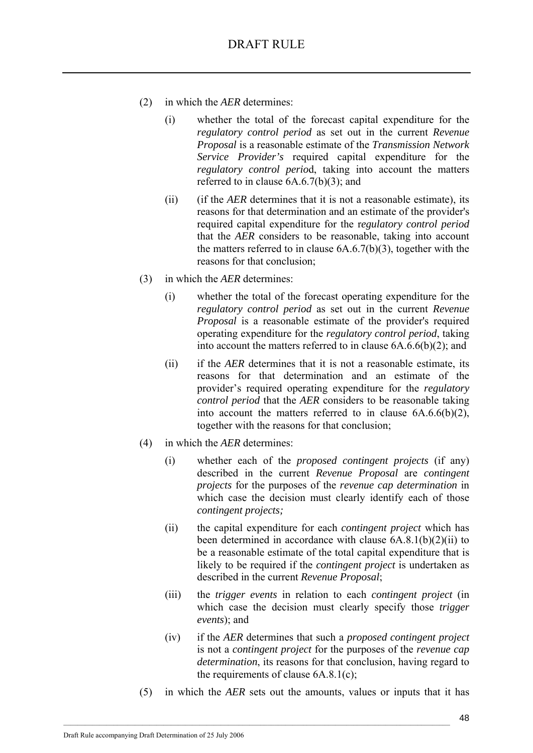(2) in which the *AER* determines:

   (i) whether the total of the forecast capital expenditure for the *regulatory control period* as set out in the current *Revenue Proposal* is a reasonable estimate of the *Transmission Network Service Provider's* required capital expenditure for the *regulatory control perio*d, taking into account the matters referred to in clause 6A.6.7(b)(3); and

   (ii) (if the *AER* determines that it is not a reasonable estimate), its reasons for that determination and an estimate of the provider's required capital expenditure for the r*egulatory control period* that the *AER* considers to be reasonable, taking into account the matters referred to in clause 6A.6.7(b)(3), together with the reasons for that conclusion;

(3) in which the *AER* determines:

   (i) whether the total of the forecast operating expenditure for the *regulatory control period* as set out in the current *Revenue Proposal* is a reasonable estimate of the provider's required operating expenditure for the *regulatory control period*, taking into account the matters referred to in clause 6A.6.6(b)(2); and

   (ii) if the *AER* determines that it is not a reasonable estimate, its reasons for that determination and an estimate of the provider's required operating expenditure for the *regulatory control period* that the *AER* considers to be reasonable taking into account the matters referred to in clause 6A.6.6(b)(2), together with the reasons for that conclusion;

(4) in which the *AER* determines:

   (i) whether each of the *proposed contingent projects* (if any) described in the current *Revenue Proposal* are *contingent projects* for the purposes of the *revenue cap determination* in which case the decision must clearly identify each of those *contingent projects;*

   (ii) the capital expenditure for each *contingent project* which has been determined in accordance with clause 6A.8.1(b)(2)(ii) to be a reasonable estimate of the total capital expenditure that is likely to be required if the *contingent project* is undertaken as described in the current *Revenue Proposal*;

   (iii) the *trigger events* in relation to each *contingent project* (in which case the decision must clearly specify those *trigger events*); and

   (iv) if the *AER* determines that such a *proposed contingent project* is not a *contingent project* for the purposes of the *revenue cap determination*, its reasons for that conclusion, having regard to the requirements of clause 6A.8.1(c);

(5) in which the *AER* sets out the amounts, values or inputs that it has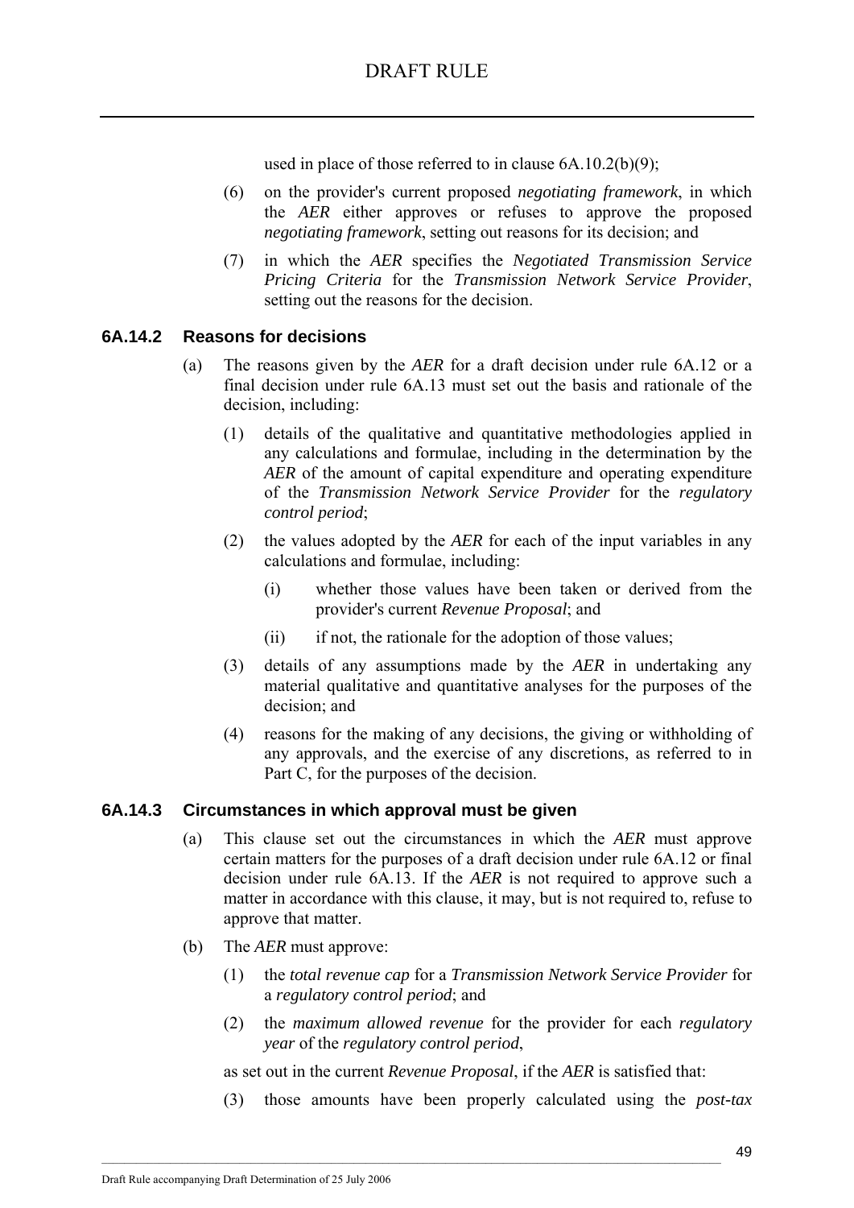used in place of those referred to in clause 6A.10.2(b)(9);

(6) on the provider's current proposed *negotiating framework*, in which the *AER* either approves or refuses to approve the proposed *negotiating framework*, setting out reasons for its decision; and

(7) in which the *AER* specifies the *Negotiated Transmission Service Pricing Criteria* for the *Transmission Network Service Provider*, setting out the reasons for the decision.

### 6A.14.2 Reasons for decisions

(a) The reasons given by the *AER* for a draft decision under rule 6A.12 or a final decision under rule 6A.13 must set out the basis and rationale of the decision, including:

(1) details of the qualitative and quantitative methodologies applied in any calculations and formulae, including in the determination by the *AER* of the amount of capital expenditure and operating expenditure of the *Transmission Network Service Provider* for the *regulatory control period*;

(2) the values adopted by the *AER* for each of the input variables in any calculations and formulae, including:

(i) whether those values have been taken or derived from the provider's current *Revenue Proposal*; and

(ii) if not, the rationale for the adoption of those values;

(3) details of any assumptions made by the *AER* in undertaking any material qualitative and quantitative analyses for the purposes of the decision; and

(4) reasons for the making of any decisions, the giving or withholding of any approvals, and the exercise of any discretions, as referred to in Part C, for the purposes of the decision.

### 6A.14.3 Circumstances in which approval must be given

(a) This clause set out the circumstances in which the *AER* must approve certain matters for the purposes of a draft decision under rule 6A.12 or final decision under rule 6A.13. If the *AER* is not required to approve such a matter in accordance with this clause, it may, but is not required to, refuse to approve that matter.

(b) The *AER* must approve:

(1) the *total revenue cap* for a *Transmission Network Service Provider* for a *regulatory control period*; and

(2) the *maximum allowed revenue* for the provider for each *regulatory year* of the *regulatory control period*,

as set out in the current *Revenue Proposal*, if the *AER* is satisfied that:

(3) those amounts have been properly calculated using the *post-tax*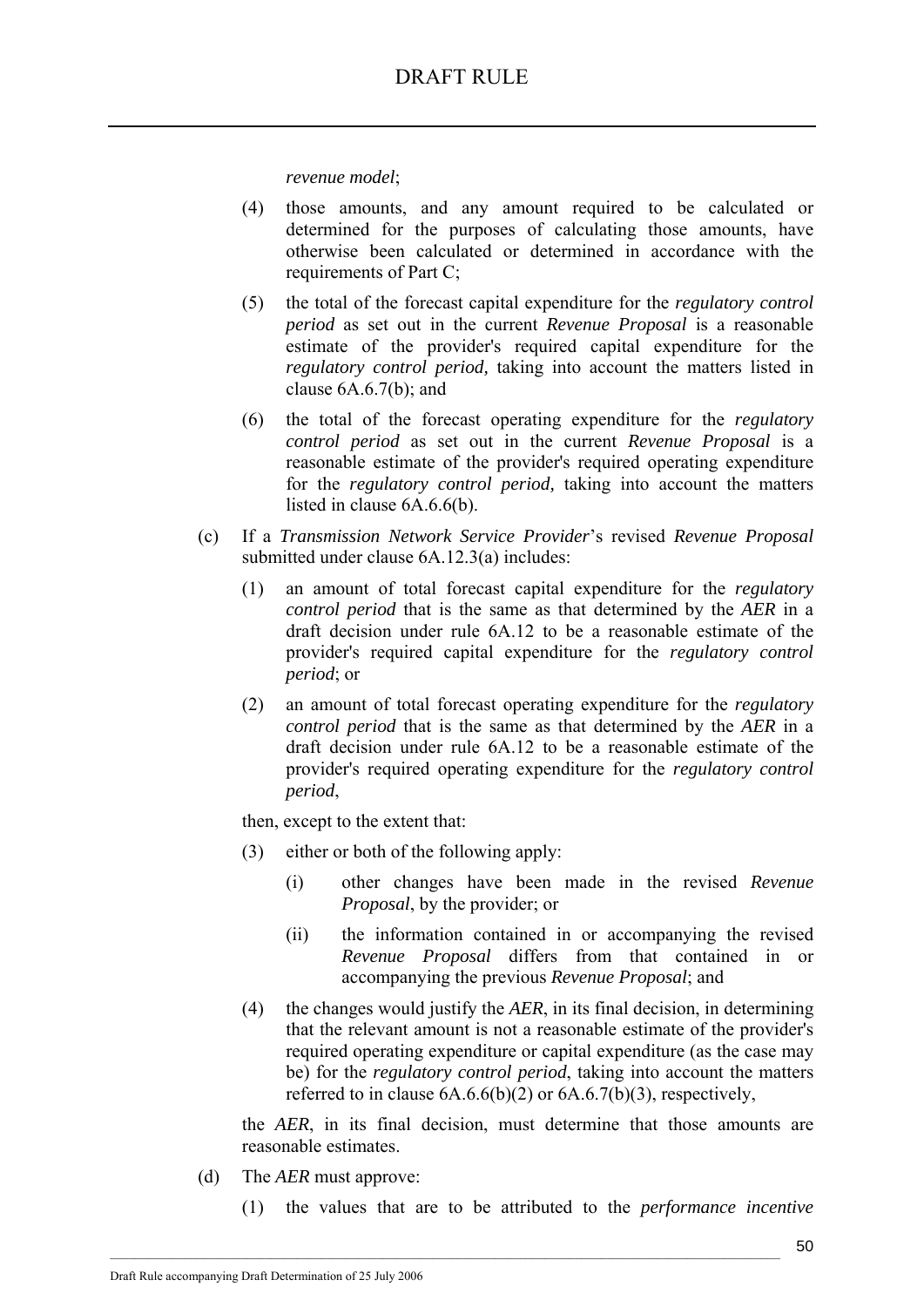*revenue model*;

(4) those amounts, and any amount required to be calculated or determined for the purposes of calculating those amounts, have otherwise been calculated or determined in accordance with the requirements of Part C;

(5) the total of the forecast capital expenditure for the *regulatory control period* as set out in the current *Revenue Proposal* is a reasonable estimate of the provider's required capital expenditure for the *regulatory control period,* taking into account the matters listed in clause 6A.6.7(b); and

(6) the total of the forecast operating expenditure for the *regulatory control period* as set out in the current *Revenue Proposal* is a reasonable estimate of the provider's required operating expenditure for the *regulatory control period,* taking into account the matters listed in clause 6A.6.6(b).

(c) If a *Transmission Network Service Provider*'s revised *Revenue Proposal* submitted under clause 6A.12.3(a) includes:

(1) an amount of total forecast capital expenditure for the *regulatory control period* that is the same as that determined by the *AER* in a draft decision under rule 6A.12 to be a reasonable estimate of the provider's required capital expenditure for the *regulatory control period*; or

(2) an amount of total forecast operating expenditure for the *regulatory control period* that is the same as that determined by the *AER* in a draft decision under rule 6A.12 to be a reasonable estimate of the provider's required operating expenditure for the *regulatory control period*,

then, except to the extent that:

(3) either or both of the following apply:

(i) other changes have been made in the revised *Revenue Proposal*, by the provider; or

(ii) the information contained in or accompanying the revised *Revenue Proposal* differs from that contained in or accompanying the previous *Revenue Proposal*; and

(4) the changes would justify the *AER*, in its final decision, in determining that the relevant amount is not a reasonable estimate of the provider's required operating expenditure or capital expenditure (as the case may be) for the *regulatory control period*, taking into account the matters referred to in clause 6A.6.6(b)(2) or 6A.6.7(b)(3), respectively,

the *AER*, in its final decision, must determine that those amounts are reasonable estimates.

(d) The *AER* must approve:

(1) the values that are to be attributed to the *performance incentive*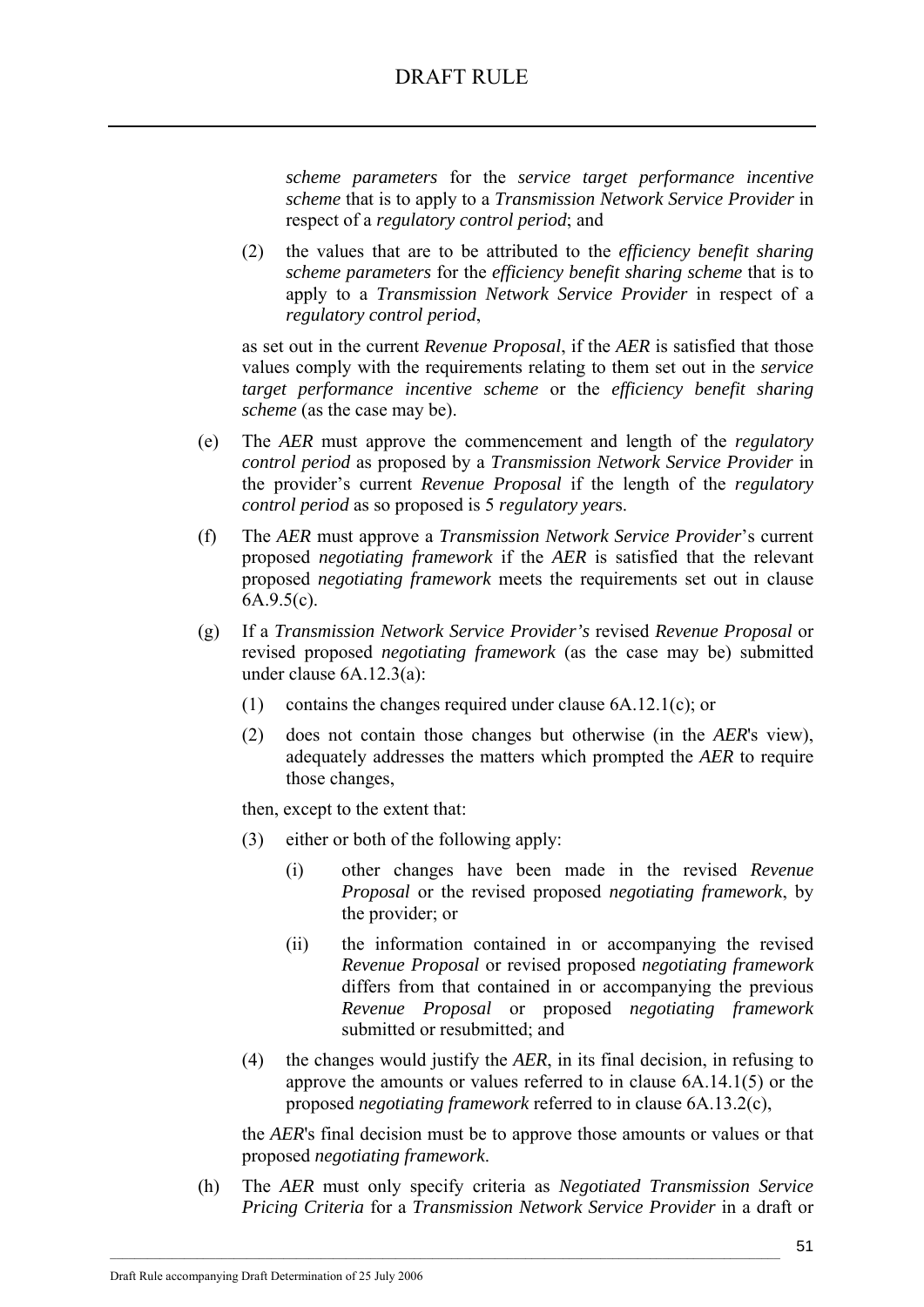*scheme parameters* for the *service target performance incentive scheme* that is to apply to a *Transmission Network Service Provider* in respect of a *regulatory control period*; and

(2) the values that are to be attributed to the *efficiency benefit sharing scheme parameters* for the *efficiency benefit sharing scheme* that is to apply to a *Transmission Network Service Provider* in respect of a *regulatory control period*,

as set out in the current *Revenue Proposal*, if the *AER* is satisfied that those values comply with the requirements relating to them set out in the *service target performance incentive scheme* or the *efficiency benefit sharing scheme* (as the case may be).

(e) The *AER* must approve the commencement and length of the *regulatory control period* as proposed by a *Transmission Network Service Provider* in the provider's current *Revenue Proposal* if the length of the *regulatory control period* as so proposed is 5 *regulatory year*s.

(f) The *AER* must approve a *Transmission Network Service Provider*'s current proposed *negotiating framework* if the *AER* is satisfied that the relevant proposed *negotiating framework* meets the requirements set out in clause 6A.9.5(c).

(g) If a *Transmission Network Service Provider's* revised *Revenue Proposal* or revised proposed *negotiating framework* (as the case may be) submitted under clause 6A.12.3(a):

(1) contains the changes required under clause 6A.12.1(c); or

(2) does not contain those changes but otherwise (in the *AER*'s view), adequately addresses the matters which prompted the *AER* to require those changes,

then, except to the extent that:

(3) either or both of the following apply:

(i) other changes have been made in the revised *Revenue Proposal* or the revised proposed *negotiating framework*, by the provider; or

(ii) the information contained in or accompanying the revised *Revenue Proposal* or revised proposed *negotiating framework* differs from that contained in or accompanying the previous *Revenue Proposal* or proposed *negotiating framework* submitted or resubmitted; and

(4) the changes would justify the *AER*, in its final decision, in refusing to approve the amounts or values referred to in clause 6A.14.1(5) or the proposed *negotiating framework* referred to in clause 6A.13.2(c),

the *AER*'s final decision must be to approve those amounts or values or that proposed *negotiating framework*.

(h) The *AER* must only specify criteria as *Negotiated Transmission Service Pricing Criteria* for a *Transmission Network Service Provider* in a draft or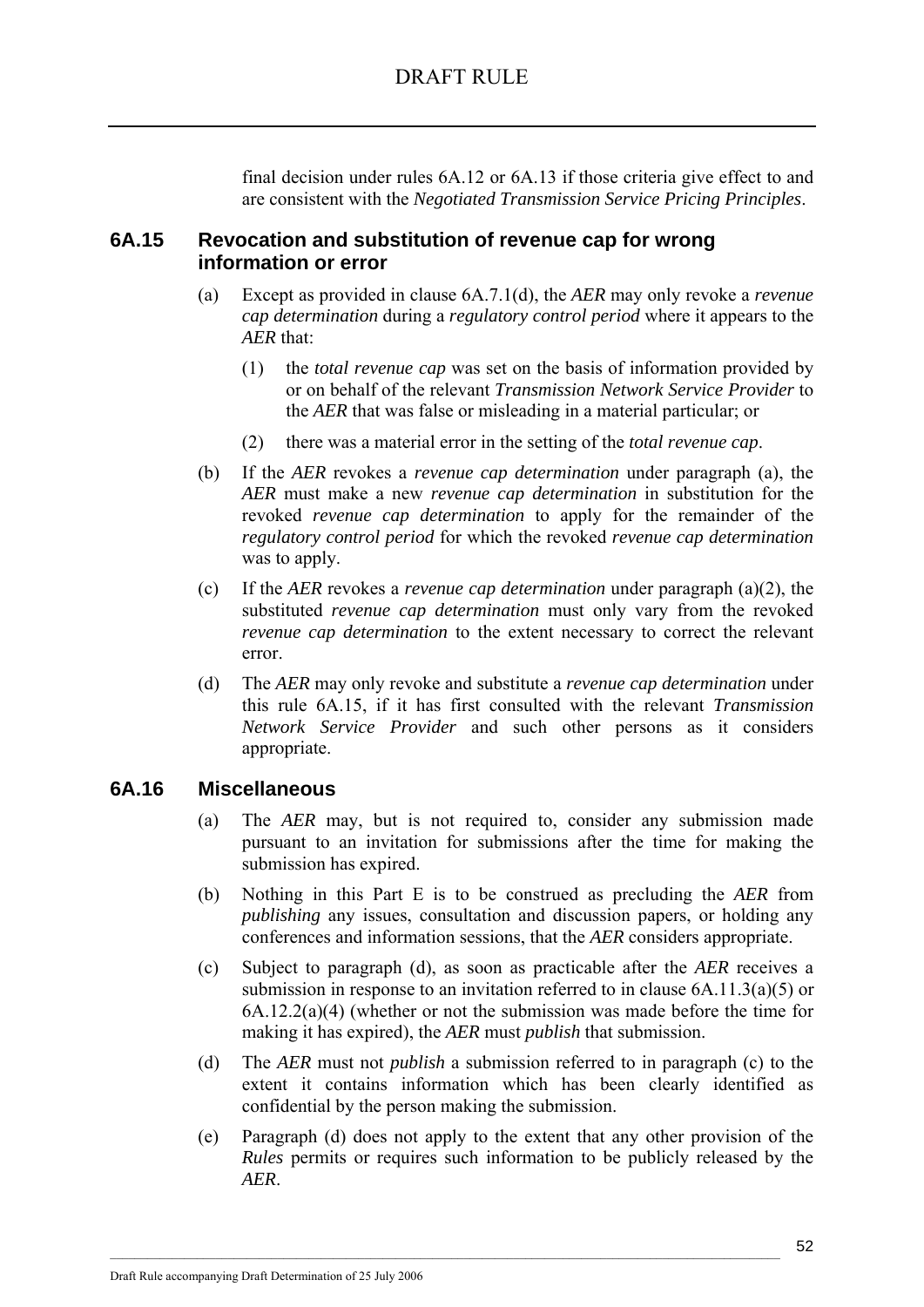final decision under rules 6A.12 or 6A.13 if those criteria give effect to and are consistent with the *Negotiated Transmission Service Pricing Principles*.

## 6A.15 Revocation and substitution of revenue cap for wrong information or error

(a) Except as provided in clause 6A.7.1(d), the *AER* may only revoke a *revenue cap determination* during a *regulatory control period* where it appears to the *AER* that:

  (1) the *total revenue cap* was set on the basis of information provided by or on behalf of the relevant *Transmission Network Service Provider* to the *AER* that was false or misleading in a material particular; or

  (2) there was a material error in the setting of the *total revenue cap*.

(b) If the *AER* revokes a *revenue cap determination* under paragraph (a), the *AER* must make a new *revenue cap determination* in substitution for the revoked *revenue cap determination* to apply for the remainder of the *regulatory control period* for which the revoked *revenue cap determination* was to apply.

(c) If the *AER* revokes a *revenue cap determination* under paragraph (a)(2), the substituted *revenue cap determination* must only vary from the revoked *revenue cap determination* to the extent necessary to correct the relevant error.

(d) The *AER* may only revoke and substitute a *revenue cap determination* under this rule 6A.15, if it has first consulted with the relevant *Transmission Network Service Provider* and such other persons as it considers appropriate.

## 6A.16 Miscellaneous

(a) The *AER* may, but is not required to, consider any submission made pursuant to an invitation for submissions after the time for making the submission has expired.

(b) Nothing in this Part E is to be construed as precluding the *AER* from *publishing* any issues, consultation and discussion papers, or holding any conferences and information sessions, that the *AER* considers appropriate.

(c) Subject to paragraph (d), as soon as practicable after the *AER* receives a submission in response to an invitation referred to in clause 6A.11.3(a)(5) or 6A.12.2(a)(4) (whether or not the submission was made before the time for making it has expired), the *AER* must *publish* that submission.

(d) The *AER* must not *publish* a submission referred to in paragraph (c) to the extent it contains information which has been clearly identified as confidential by the person making the submission.

(e) Paragraph (d) does not apply to the extent that any other provision of the *Rules* permits or requires such information to be publicly released by the *AER*.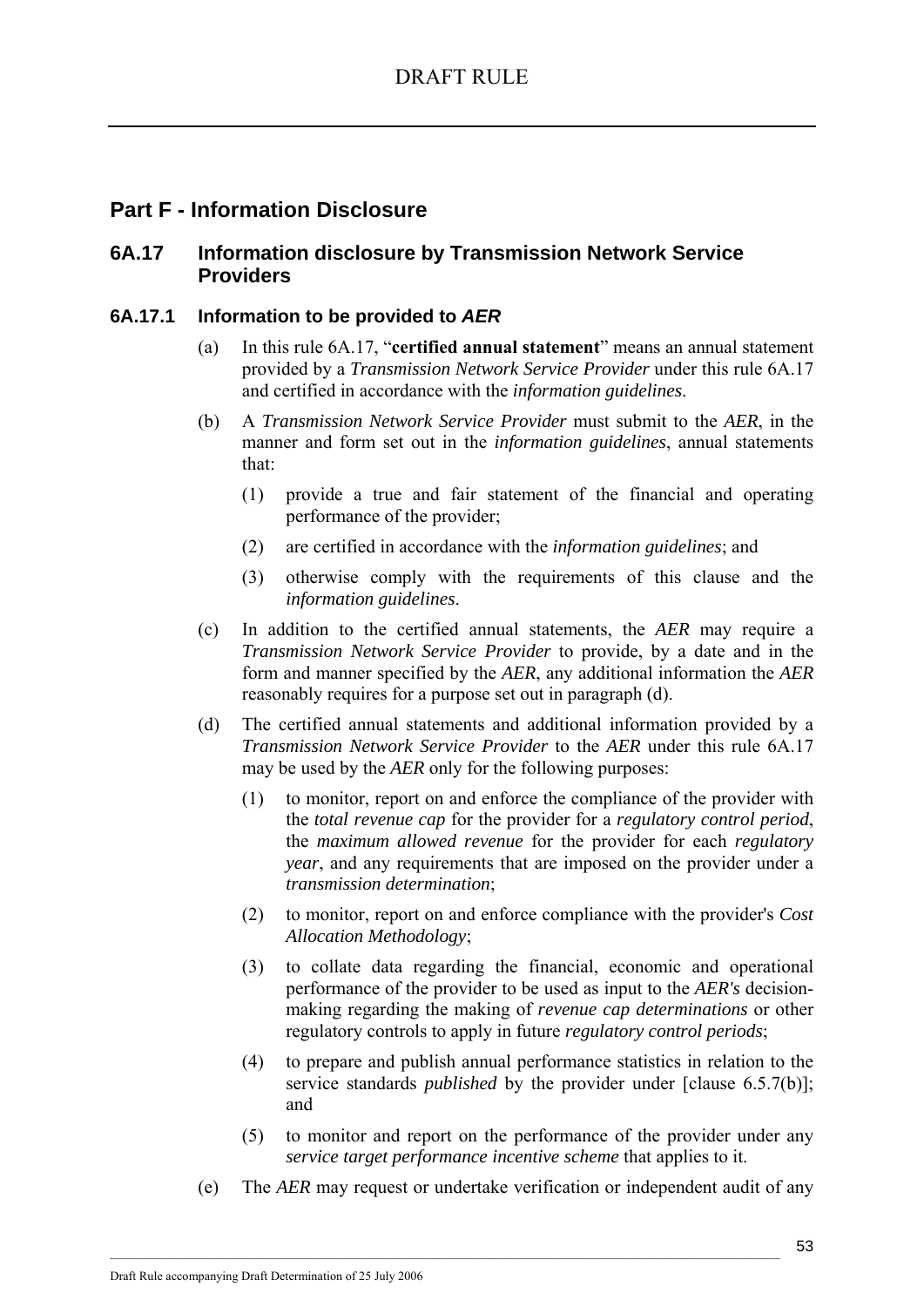## Part F - Information Disclosure

### 6A.17 Information disclosure by Transmission Network Service Providers

#### 6A.17.1 Information to be provided to *AER*

(a) In this rule 6A.17, "**certified annual statement**" means an annual statement provided by a *Transmission Network Service Provider* under this rule 6A.17 and certified in accordance with the *information guidelines*.

(b) A *Transmission Network Service Provider* must submit to the *AER*, in the manner and form set out in the *information guidelines*, annual statements that:

(1) provide a true and fair statement of the financial and operating performance of the provider;

(2) are certified in accordance with the *information guidelines*; and

(3) otherwise comply with the requirements of this clause and the *information guidelines*.

(c) In addition to the certified annual statements, the *AER* may require a *Transmission Network Service Provider* to provide, by a date and in the form and manner specified by the *AER*, any additional information the *AER* reasonably requires for a purpose set out in paragraph (d).

(d) The certified annual statements and additional information provided by a *Transmission Network Service Provider* to the *AER* under this rule 6A.17 may be used by the *AER* only for the following purposes:

(1) to monitor, report on and enforce the compliance of the provider with the *total revenue cap* for the provider for a *regulatory control period*, the *maximum allowed revenue* for the provider for each *regulatory year*, and any requirements that are imposed on the provider under a *transmission determination*;

(2) to monitor, report on and enforce compliance with the provider's *Cost Allocation Methodology*;

(3) to collate data regarding the financial, economic and operational performance of the provider to be used as input to the *AER's* decision-making regarding the making of *revenue cap determinations* or other regulatory controls to apply in future *regulatory control periods*;

(4) to prepare and publish annual performance statistics in relation to the service standards *published* by the provider under [clause 6.5.7(b)]; and

(5) to monitor and report on the performance of the provider under any *service target performance incentive scheme* that applies to it.

(e) The *AER* may request or undertake verification or independent audit of any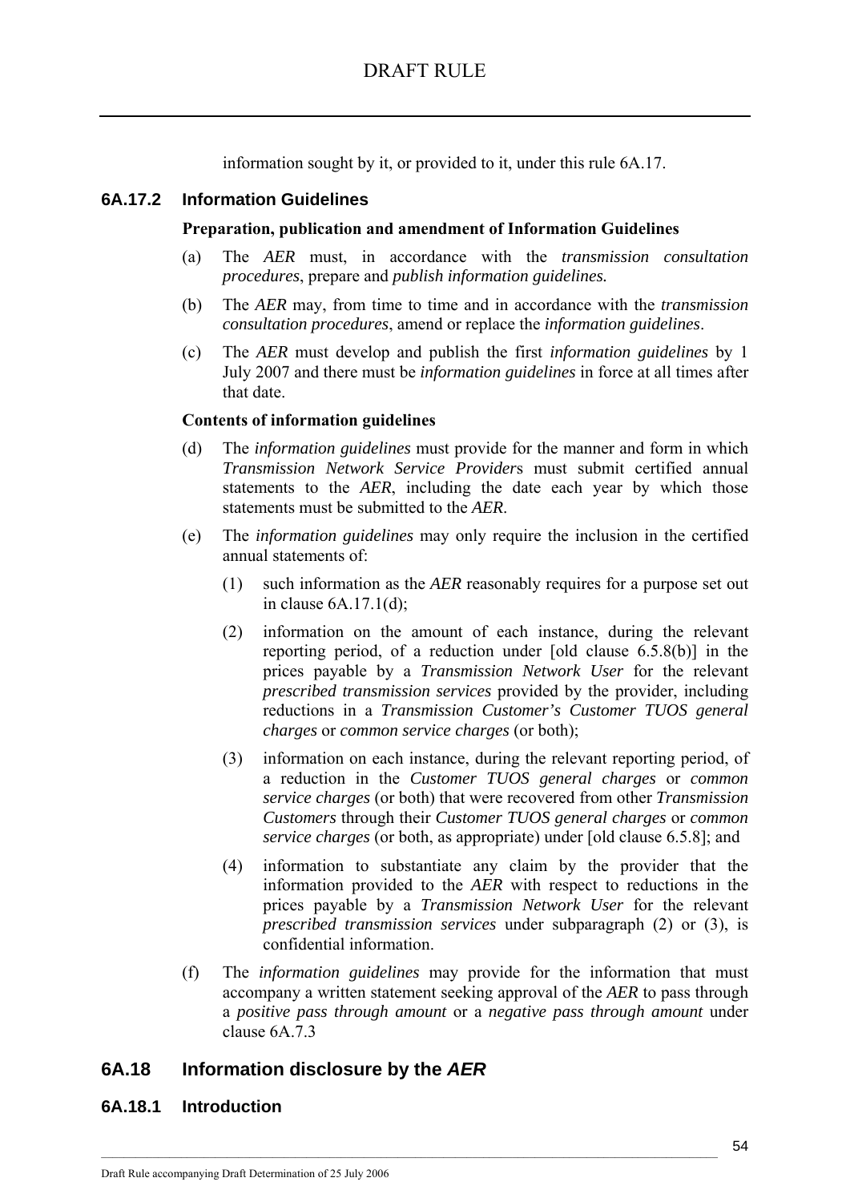information sought by it, or provided to it, under this rule 6A.17.

### 6A.17.2 Information Guidelines

**Preparation, publication and amendment of Information Guidelines**

(a) The *AER* must, in accordance with the *transmission consultation procedures*, prepare and *publish information guidelines.*

(b) The *AER* may, from time to time and in accordance with the *transmission consultation procedures*, amend or replace the *information guidelines*.

(c) The *AER* must develop and publish the first *information guidelines* by 1 July 2007 and there must be *information guidelines* in force at all times after that date.

**Contents of information guidelines**

(d) The *information guidelines* must provide for the manner and form in which *Transmission Network Service Provider*s must submit certified annual statements to the *AER*, including the date each year by which those statements must be submitted to the *AER*.

(e) The *information guidelines* may only require the inclusion in the certified annual statements of:

(1) such information as the *AER* reasonably requires for a purpose set out in clause 6A.17.1(d);

(2) information on the amount of each instance, during the relevant reporting period, of a reduction under [old clause 6.5.8(b)] in the prices payable by a *Transmission Network User* for the relevant *prescribed transmission services* provided by the provider, including reductions in a *Transmission Customer's Customer TUOS general charges* or *common service charges* (or both);

(3) information on each instance, during the relevant reporting period, of a reduction in the *Customer TUOS general charges* or *common service charges* (or both) that were recovered from other *Transmission Customers* through their *Customer TUOS general charges* or *common service charges* (or both, as appropriate) under [old clause 6.5.8]; and

(4) information to substantiate any claim by the provider that the information provided to the *AER* with respect to reductions in the prices payable by a *Transmission Network User* for the relevant *prescribed transmission services* under subparagraph (2) or (3), is confidential information.

(f) The *information guidelines* may provide for the information that must accompany a written statement seeking approval of the *AER* to pass through a *positive pass through amount* or a *negative pass through amount* under clause 6A.7.3

## 6A.18 Information disclosure by the *AER*

### 6A.18.1 Introduction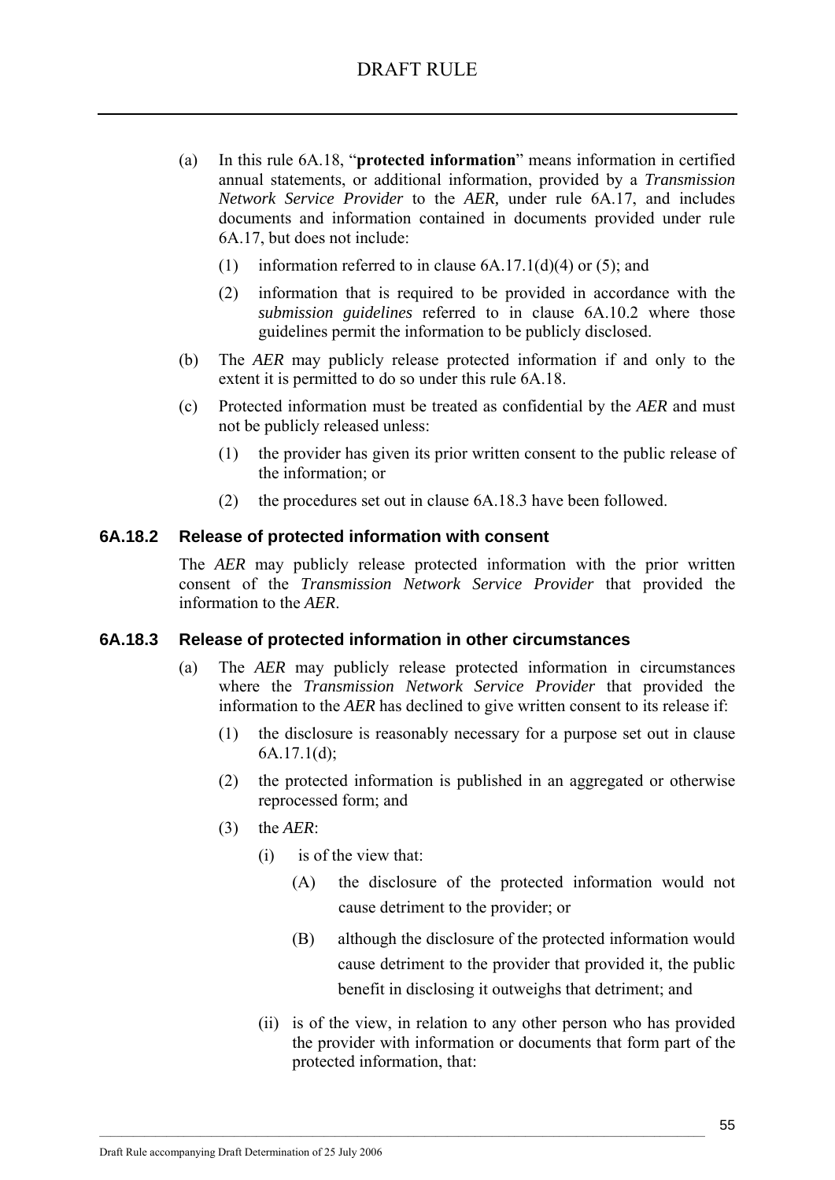(a) In this rule 6A.18, "**protected information**" means information in certified annual statements, or additional information, provided by a *Transmission Network Service Provider* to the *AER,* under rule 6A.17, and includes documents and information contained in documents provided under rule 6A.17, but does not include:

(1) information referred to in clause 6A.17.1(d)(4) or (5); and

(2) information that is required to be provided in accordance with the *submission guidelines* referred to in clause 6A.10.2 where those guidelines permit the information to be publicly disclosed.

(b) The *AER* may publicly release protected information if and only to the extent it is permitted to do so under this rule 6A.18.

(c) Protected information must be treated as confidential by the *AER* and must not be publicly released unless:

(1) the provider has given its prior written consent to the public release of the information; or

(2) the procedures set out in clause 6A.18.3 have been followed.

### 6A.18.2 Release of protected information with consent

The *AER* may publicly release protected information with the prior written consent of the *Transmission Network Service Provider* that provided the information to the *AER*.

### 6A.18.3 Release of protected information in other circumstances

(a) The *AER* may publicly release protected information in circumstances where the *Transmission Network Service Provider* that provided the information to the *AER* has declined to give written consent to its release if:

(1) the disclosure is reasonably necessary for a purpose set out in clause 6A.17.1(d);

(2) the protected information is published in an aggregated or otherwise reprocessed form; and

(3) the *AER*:

(i) is of the view that:

(A) the disclosure of the protected information would not cause detriment to the provider; or

(B) although the disclosure of the protected information would cause detriment to the provider that provided it, the public benefit in disclosing it outweighs that detriment; and

(ii) is of the view, in relation to any other person who has provided the provider with information or documents that form part of the protected information, that: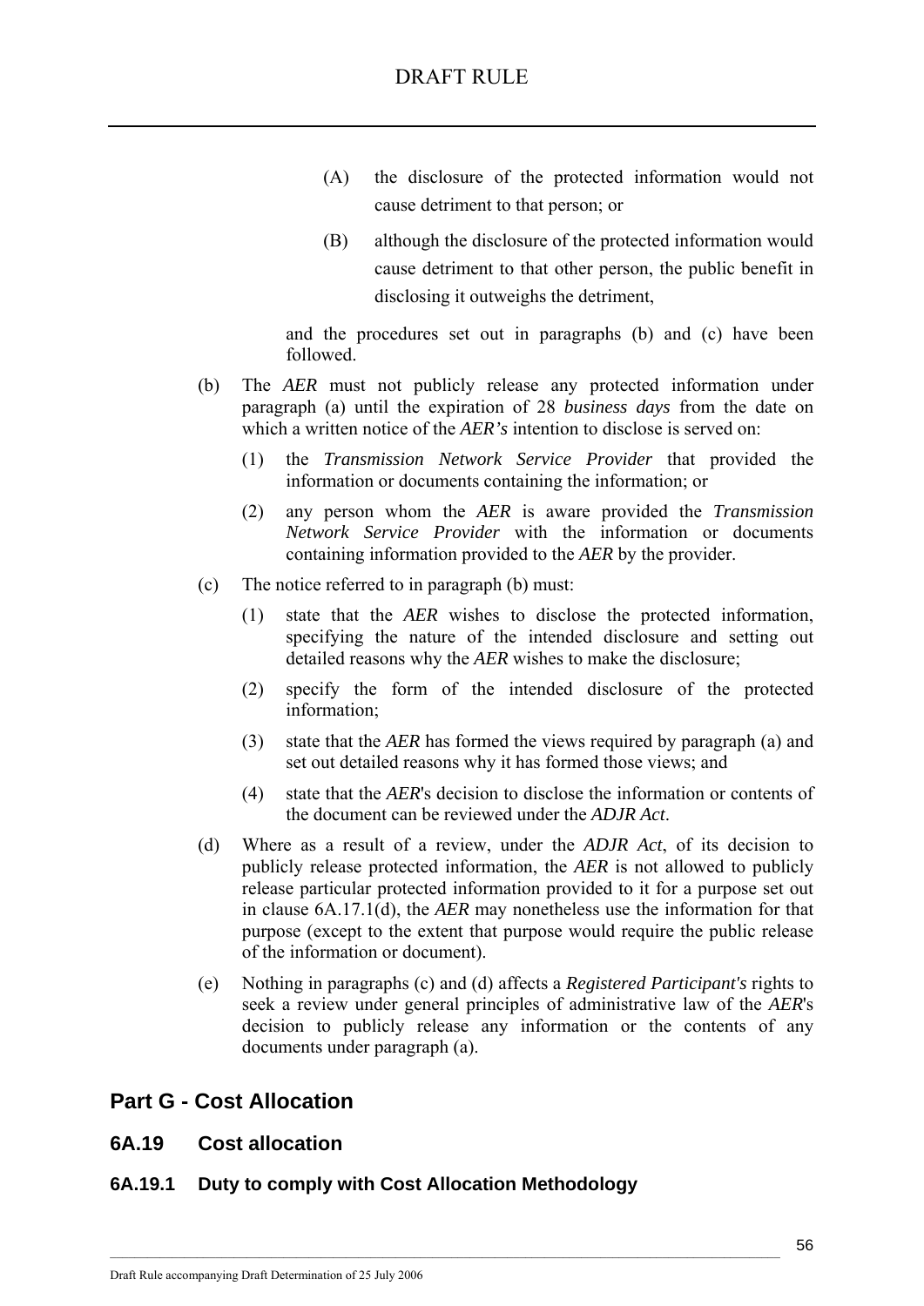(A) the disclosure of the protected information would not cause detriment to that person; or

(B) although the disclosure of the protected information would cause detriment to that other person, the public benefit in disclosing it outweighs the detriment,

and the procedures set out in paragraphs (b) and (c) have been followed.

(b) The *AER* must not publicly release any protected information under paragraph (a) until the expiration of 28 *business days* from the date on which a written notice of the *AER's* intention to disclose is served on:

(1) the *Transmission Network Service Provider* that provided the information or documents containing the information; or

(2) any person whom the *AER* is aware provided the *Transmission Network Service Provider* with the information or documents containing information provided to the *AER* by the provider.

(c) The notice referred to in paragraph (b) must:

(1) state that the *AER* wishes to disclose the protected information, specifying the nature of the intended disclosure and setting out detailed reasons why the *AER* wishes to make the disclosure;

(2) specify the form of the intended disclosure of the protected information;

(3) state that the *AER* has formed the views required by paragraph (a) and set out detailed reasons why it has formed those views; and

(4) state that the *AER*'s decision to disclose the information or contents of the document can be reviewed under the *ADJR Act*.

(d) Where as a result of a review, under the *ADJR Act*, of its decision to publicly release protected information, the *AER* is not allowed to publicly release particular protected information provided to it for a purpose set out in clause 6A.17.1(d), the *AER* may nonetheless use the information for that purpose (except to the extent that purpose would require the public release of the information or document).

(e) Nothing in paragraphs (c) and (d) affects a *Registered Participant's* rights to seek a review under general principles of administrative law of the *AER*'s decision to publicly release any information or the contents of any documents under paragraph (a).

## Part G - Cost Allocation

### 6A.19 Cost allocation

#### 6A.19.1 Duty to comply with Cost Allocation Methodology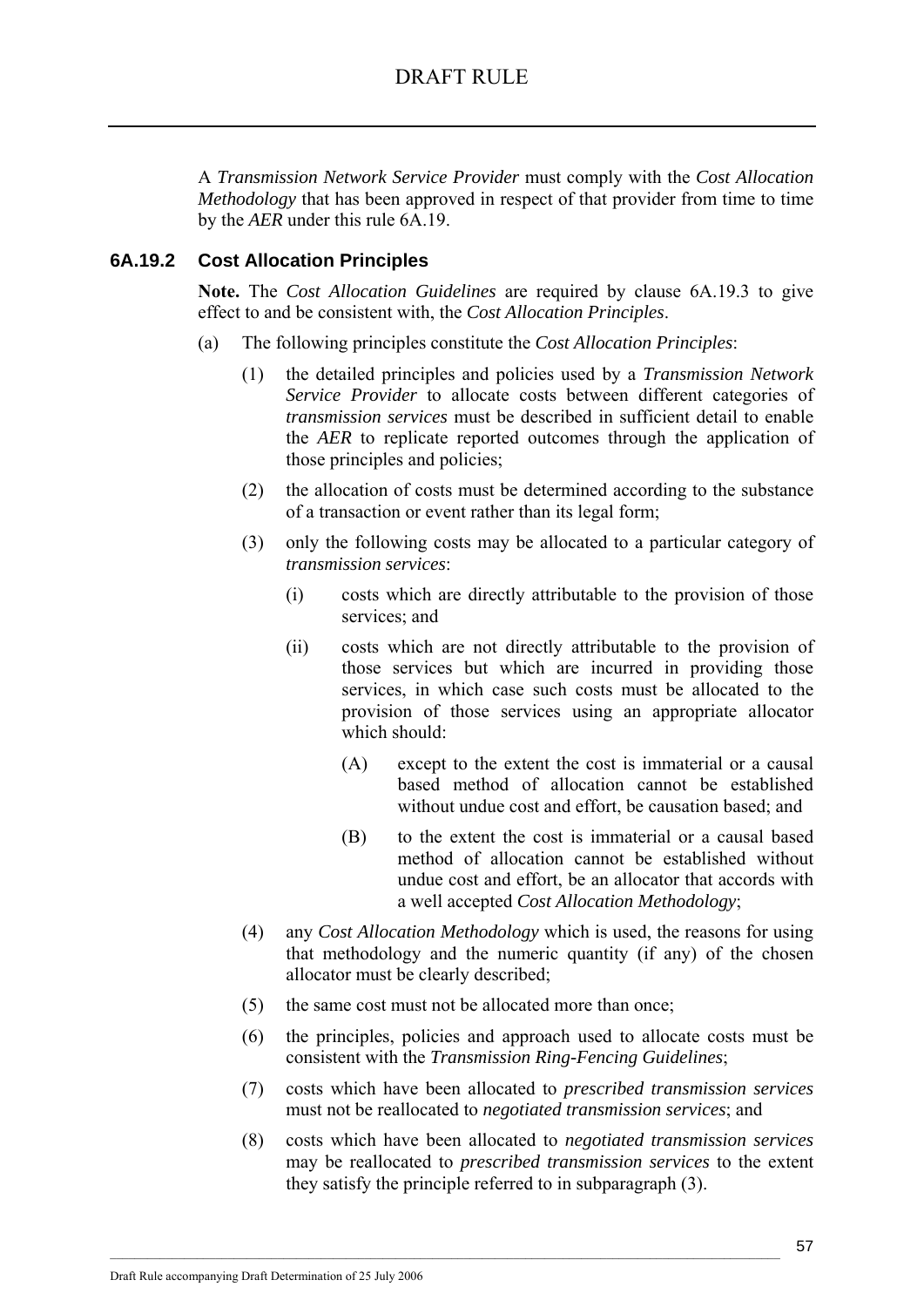A *Transmission Network Service Provider* must comply with the *Cost Allocation Methodology* that has been approved in respect of that provider from time to time by the *AER* under this rule 6A.19.

### 6A.19.2 Cost Allocation Principles

**Note.** The *Cost Allocation Guidelines* are required by clause 6A.19.3 to give effect to and be consistent with, the *Cost Allocation Principles*.

(a) The following principles constitute the *Cost Allocation Principles*:

(1) the detailed principles and policies used by a *Transmission Network Service Provider* to allocate costs between different categories of *transmission services* must be described in sufficient detail to enable the *AER* to replicate reported outcomes through the application of those principles and policies;

(2) the allocation of costs must be determined according to the substance of a transaction or event rather than its legal form;

(3) only the following costs may be allocated to a particular category of *transmission services*:

(i) costs which are directly attributable to the provision of those services; and

(ii) costs which are not directly attributable to the provision of those services but which are incurred in providing those services, in which case such costs must be allocated to the provision of those services using an appropriate allocator which should:

(A) except to the extent the cost is immaterial or a causal based method of allocation cannot be established without undue cost and effort, be causation based; and

(B) to the extent the cost is immaterial or a causal based method of allocation cannot be established without undue cost and effort, be an allocator that accords with a well accepted *Cost Allocation Methodology*;

(4) any *Cost Allocation Methodology* which is used, the reasons for using that methodology and the numeric quantity (if any) of the chosen allocator must be clearly described;

(5) the same cost must not be allocated more than once;

(6) the principles, policies and approach used to allocate costs must be consistent with the *Transmission Ring-Fencing Guidelines*;

(7) costs which have been allocated to *prescribed transmission services* must not be reallocated to *negotiated transmission services*; and

(8) costs which have been allocated to *negotiated transmission services* may be reallocated to *prescribed transmission services* to the extent they satisfy the principle referred to in subparagraph (3).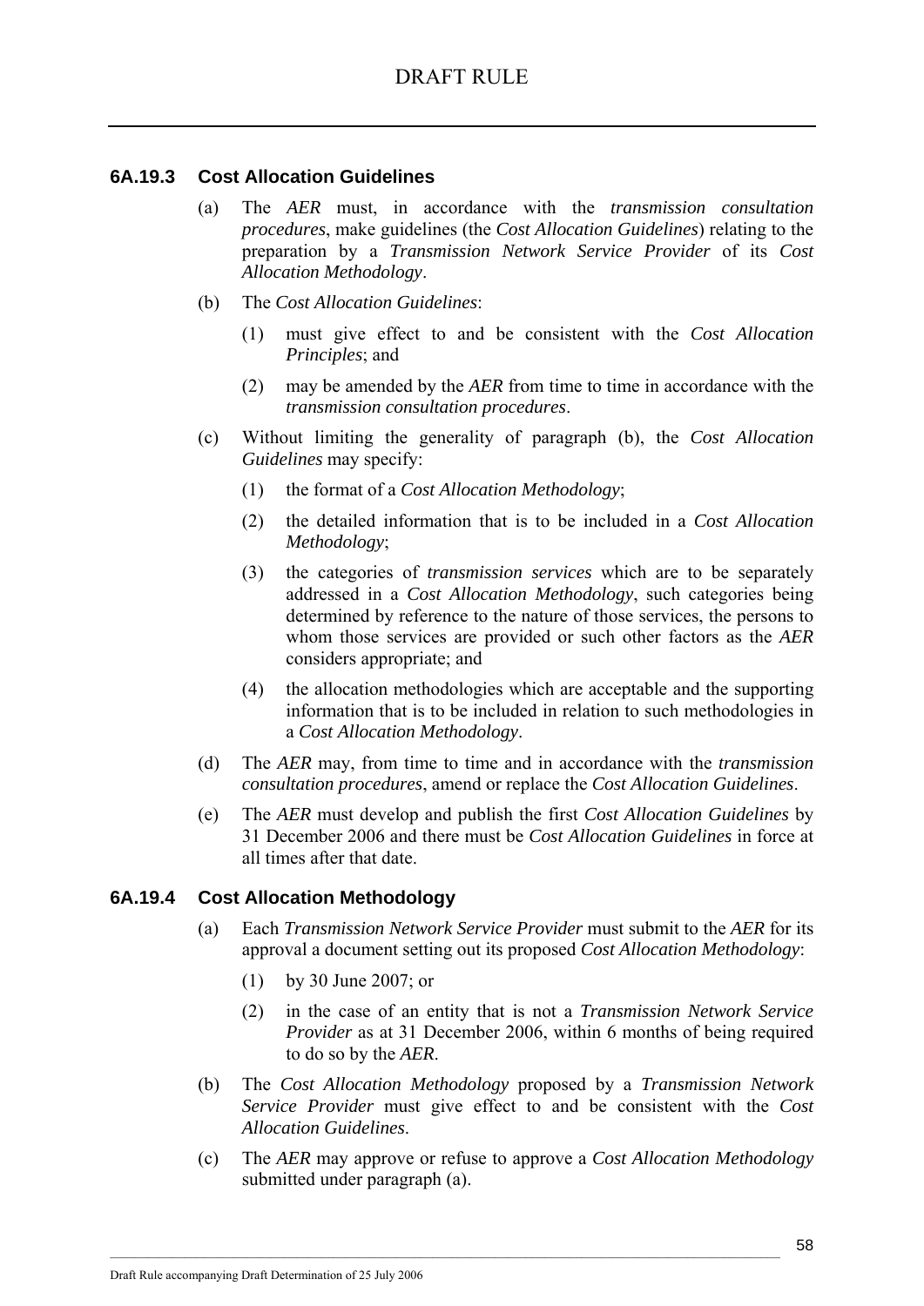### 6A.19.3 Cost Allocation Guidelines

(a) The *AER* must, in accordance with the *transmission consultation procedures*, make guidelines (the *Cost Allocation Guidelines*) relating to the preparation by a *Transmission Network Service Provider* of its *Cost Allocation Methodology*.

(b) The *Cost Allocation Guidelines*:

  (1) must give effect to and be consistent with the *Cost Allocation Principles*; and

  (2) may be amended by the *AER* from time to time in accordance with the *transmission consultation procedures*.

(c) Without limiting the generality of paragraph (b), the *Cost Allocation Guidelines* may specify:

  (1) the format of a *Cost Allocation Methodology*;

  (2) the detailed information that is to be included in a *Cost Allocation Methodology*;

  (3) the categories of *transmission services* which are to be separately addressed in a *Cost Allocation Methodology*, such categories being determined by reference to the nature of those services, the persons to whom those services are provided or such other factors as the *AER* considers appropriate; and

  (4) the allocation methodologies which are acceptable and the supporting information that is to be included in relation to such methodologies in a *Cost Allocation Methodology*.

(d) The *AER* may, from time to time and in accordance with the *transmission consultation procedures*, amend or replace the *Cost Allocation Guidelines*.

(e) The *AER* must develop and publish the first *Cost Allocation Guidelines* by 31 December 2006 and there must be *Cost Allocation Guidelines* in force at all times after that date.

### 6A.19.4 Cost Allocation Methodology

(a) Each *Transmission Network Service Provider* must submit to the *AER* for its approval a document setting out its proposed *Cost Allocation Methodology*:

  (1) by 30 June 2007; or

  (2) in the case of an entity that is not a *Transmission Network Service Provider* as at 31 December 2006, within 6 months of being required to do so by the *AER*.

(b) The *Cost Allocation Methodology* proposed by a *Transmission Network Service Provider* must give effect to and be consistent with the *Cost Allocation Guidelines*.

(c) The *AER* may approve or refuse to approve a *Cost Allocation Methodology* submitted under paragraph (a).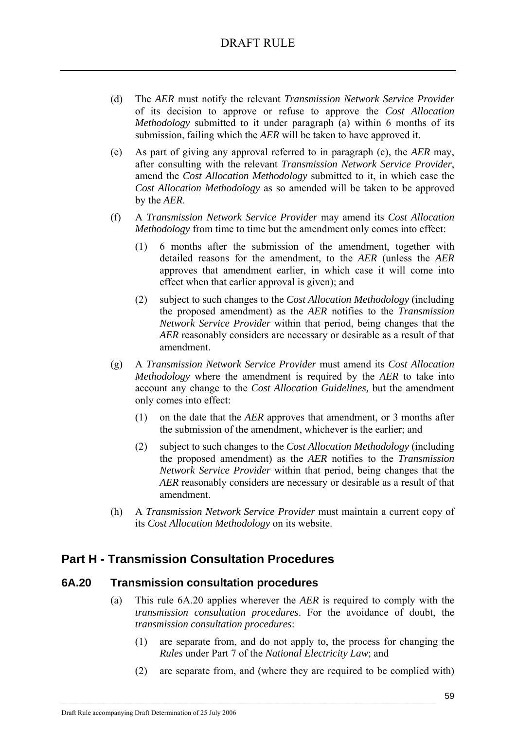(d) The *AER* must notify the relevant *Transmission Network Service Provider* of its decision to approve or refuse to approve the *Cost Allocation Methodology* submitted to it under paragraph (a) within 6 months of its submission, failing which the *AER* will be taken to have approved it.

(e) As part of giving any approval referred to in paragraph (c), the *AER* may, after consulting with the relevant *Transmission Network Service Provider*, amend the *Cost Allocation Methodology* submitted to it, in which case the *Cost Allocation Methodology* as so amended will be taken to be approved by the *AER*.

(f) A *Transmission Network Service Provider* may amend its *Cost Allocation Methodology* from time to time but the amendment only comes into effect:

   (1) 6 months after the submission of the amendment, together with detailed reasons for the amendment, to the *AER* (unless the *AER* approves that amendment earlier, in which case it will come into effect when that earlier approval is given); and

   (2) subject to such changes to the *Cost Allocation Methodology* (including the proposed amendment) as the *AER* notifies to the *Transmission Network Service Provider* within that period, being changes that the *AER* reasonably considers are necessary or desirable as a result of that amendment.

(g) A *Transmission Network Service Provider* must amend its *Cost Allocation Methodology* where the amendment is required by the *AER* to take into account any change to the *Cost Allocation Guidelines,* but the amendment only comes into effect:

   (1) on the date that the *AER* approves that amendment, or 3 months after the submission of the amendment, whichever is the earlier; and

   (2) subject to such changes to the *Cost Allocation Methodology* (including the proposed amendment) as the *AER* notifies to the *Transmission Network Service Provider* within that period, being changes that the *AER* reasonably considers are necessary or desirable as a result of that amendment.

(h) A *Transmission Network Service Provider* must maintain a current copy of its *Cost Allocation Methodology* on its website.

## Part H - Transmission Consultation Procedures

### 6A.20 Transmission consultation procedures

(a) This rule 6A.20 applies wherever the *AER* is required to comply with the *transmission consultation procedures*. For the avoidance of doubt, the *transmission consultation procedures*:

   (1) are separate from, and do not apply to, the process for changing the *Rules* under Part 7 of the *National Electricity Law*; and

   (2) are separate from, and (where they are required to be complied with)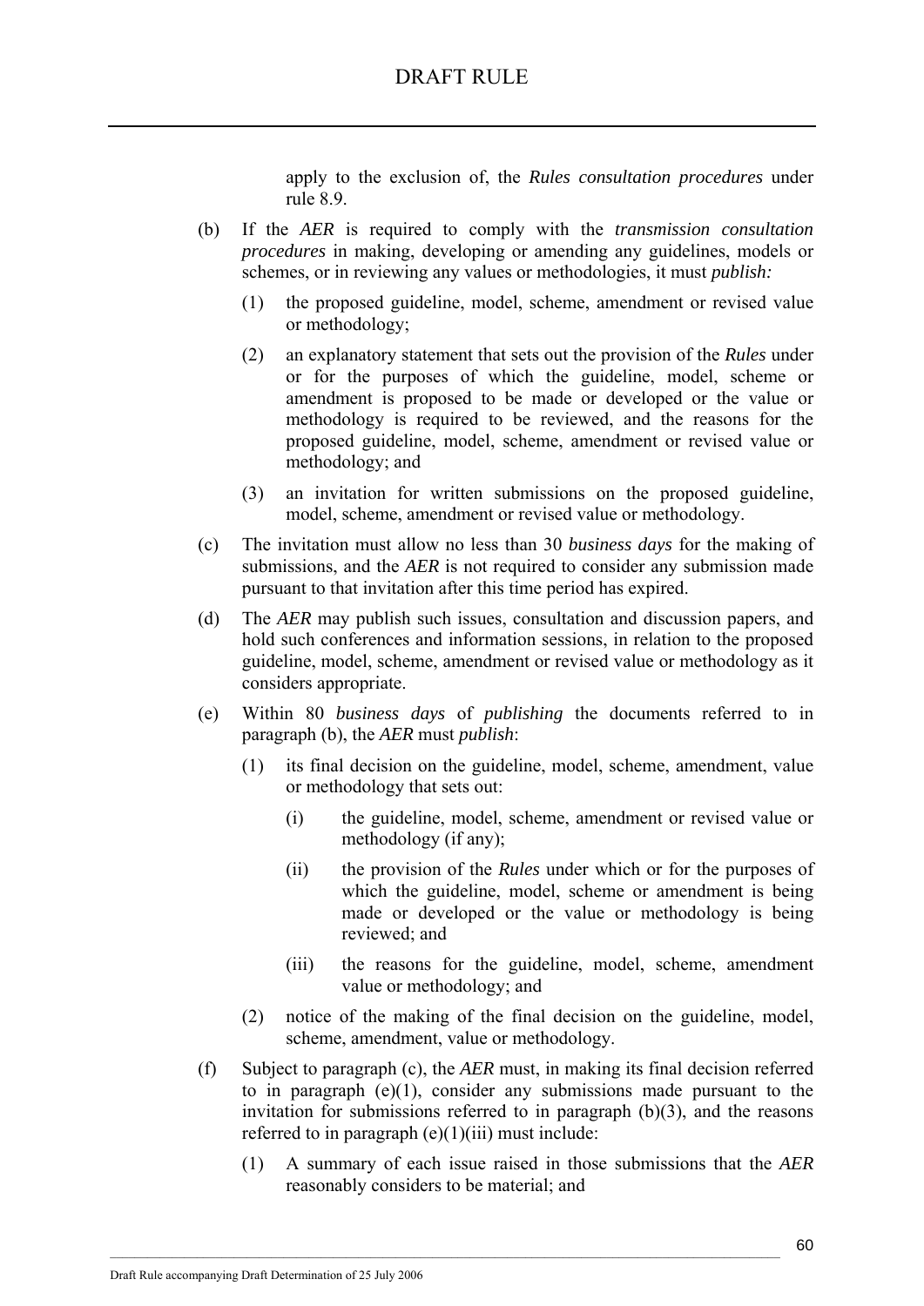apply to the exclusion of, the *Rules consultation procedures* under rule 8.9.

(b) If the *AER* is required to comply with the *transmission consultation procedures* in making, developing or amending any guidelines, models or schemes, or in reviewing any values or methodologies, it must *publish:*

(1) the proposed guideline, model, scheme, amendment or revised value or methodology;

(2) an explanatory statement that sets out the provision of the *Rules* under or for the purposes of which the guideline, model, scheme or amendment is proposed to be made or developed or the value or methodology is required to be reviewed, and the reasons for the proposed guideline, model, scheme, amendment or revised value or methodology; and

(3) an invitation for written submissions on the proposed guideline, model, scheme, amendment or revised value or methodology.

(c) The invitation must allow no less than 30 *business days* for the making of submissions, and the *AER* is not required to consider any submission made pursuant to that invitation after this time period has expired.

(d) The *AER* may publish such issues, consultation and discussion papers, and hold such conferences and information sessions, in relation to the proposed guideline, model, scheme, amendment or revised value or methodology as it considers appropriate.

(e) Within 80 *business days* of *publishing* the documents referred to in paragraph (b), the *AER* must *publish*:

(1) its final decision on the guideline, model, scheme, amendment, value or methodology that sets out:

(i) the guideline, model, scheme, amendment or revised value or methodology (if any);

(ii) the provision of the *Rules* under which or for the purposes of which the guideline, model, scheme or amendment is being made or developed or the value or methodology is being reviewed; and

(iii) the reasons for the guideline, model, scheme, amendment value or methodology; and

(2) notice of the making of the final decision on the guideline, model, scheme, amendment, value or methodology.

(f) Subject to paragraph (c), the *AER* must, in making its final decision referred to in paragraph (e)(1), consider any submissions made pursuant to the invitation for submissions referred to in paragraph (b)(3), and the reasons referred to in paragraph (e)(1)(iii) must include:

(1) A summary of each issue raised in those submissions that the *AER* reasonably considers to be material; and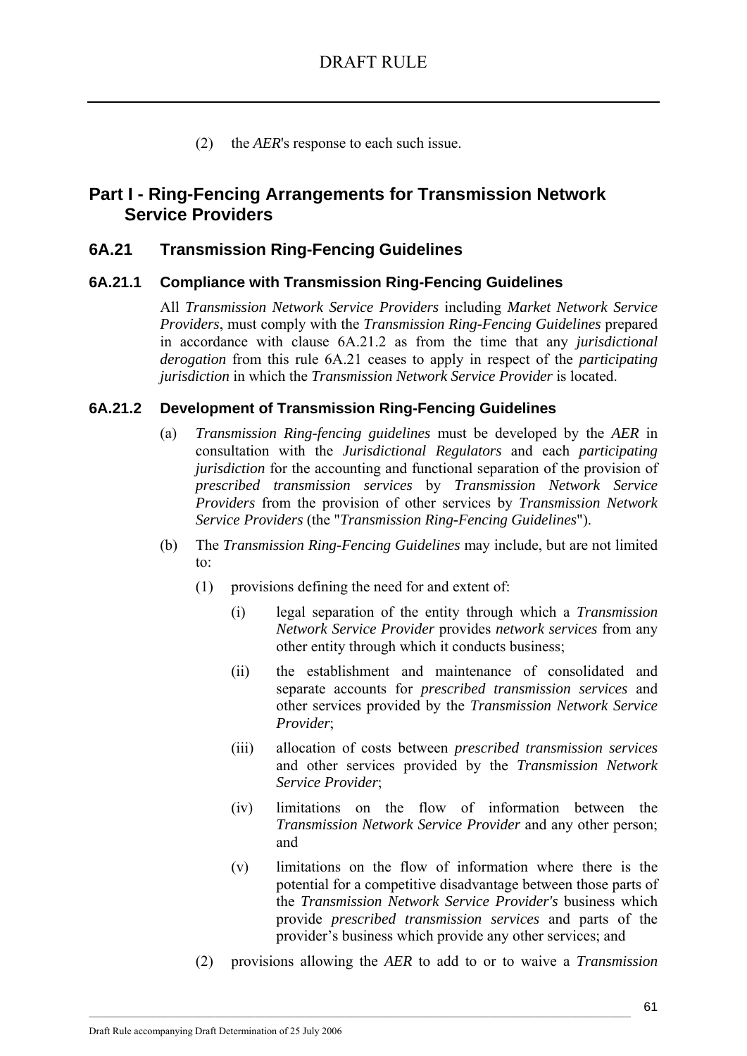(2) the *AER*'s response to each such issue.

## Part I - Ring-Fencing Arrangements for Transmission Network Service Providers

### 6A.21 Transmission Ring-Fencing Guidelines

#### 6A.21.1 Compliance with Transmission Ring-Fencing Guidelines

All *Transmission Network Service Providers* including *Market Network Service Providers*, must comply with the *Transmission Ring-Fencing Guidelines* prepared in accordance with clause 6A.21.2 as from the time that any *jurisdictional derogation* from this rule 6A.21 ceases to apply in respect of the *participating jurisdiction* in which the *Transmission Network Service Provider* is located.

#### 6A.21.2 Development of Transmission Ring-Fencing Guidelines

(a) *Transmission Ring-fencing guidelines* must be developed by the *AER* in consultation with the *Jurisdictional Regulators* and each *participating jurisdiction* for the accounting and functional separation of the provision of *prescribed transmission services* by *Transmission Network Service Providers* from the provision of other services by *Transmission Network Service Providers* (the "*Transmission Ring-Fencing Guidelines*").

(b) The *Transmission Ring-Fencing Guidelines* may include, but are not limited to:

(1) provisions defining the need for and extent of:

(i) legal separation of the entity through which a *Transmission Network Service Provider* provides *network services* from any other entity through which it conducts business;

(ii) the establishment and maintenance of consolidated and separate accounts for *prescribed transmission services* and other services provided by the *Transmission Network Service Provider*;

(iii) allocation of costs between *prescribed transmission services* and other services provided by the *Transmission Network Service Provider*;

(iv) limitations on the flow of information between the *Transmission Network Service Provider* and any other person; and

(v) limitations on the flow of information where there is the potential for a competitive disadvantage between those parts of the *Transmission Network Service Provider's* business which provide *prescribed transmission services* and parts of the provider's business which provide any other services; and

(2) provisions allowing the *AER* to add to or to waive a *Transmission*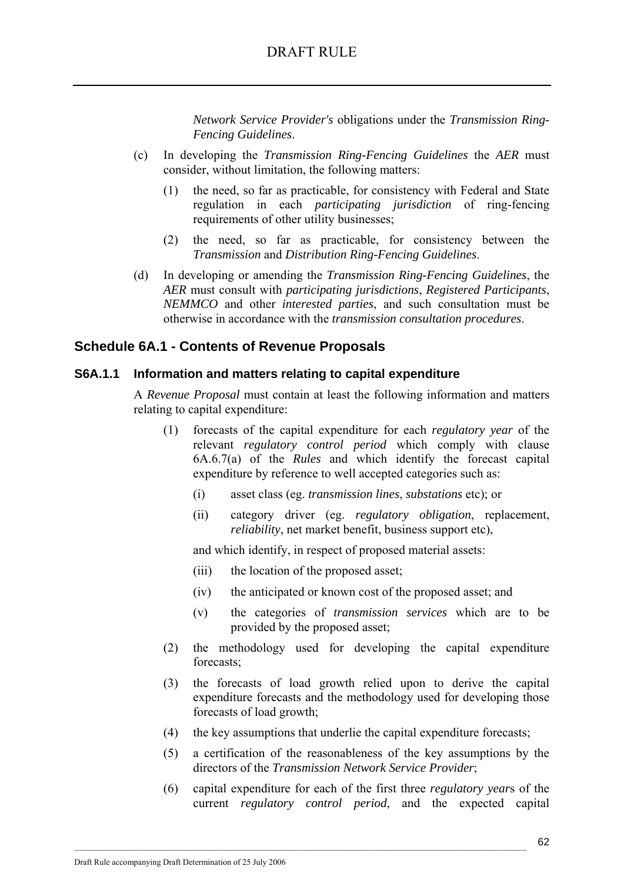*Network Service Provider's* obligations under the *Transmission Ring-Fencing Guidelines*.

(c) In developing the *Transmission Ring-Fencing Guidelines* the *AER* must consider, without limitation, the following matters:

(1) the need, so far as practicable, for consistency with Federal and State regulation in each *participating jurisdiction* of ring-fencing requirements of other utility businesses;

(2) the need, so far as practicable, for consistency between the *Transmission* and *Distribution Ring-Fencing Guidelines*.

(d) In developing or amending the *Transmission Ring-Fencing Guidelines*, the *AER* must consult with *participating jurisdictions*, *Registered Participants*, *NEMMCO* and other *interested parties*, and such consultation must be otherwise in accordance with the *transmission consultation procedures*.

## Schedule 6A.1 - Contents of Revenue Proposals

### S6A.1.1 Information and matters relating to capital expenditure

A *Revenue Proposal* must contain at least the following information and matters relating to capital expenditure:

(1) forecasts of the capital expenditure for each *regulatory year* of the relevant *regulatory control period* which comply with clause 6A.6.7(a) of the *Rules* and which identify the forecast capital expenditure by reference to well accepted categories such as:

(i) asset class (eg. *transmission lines*, *substations* etc); or

(ii) category driver (eg. *regulatory obligation*, replacement, *reliability*, net market benefit, business support etc),

and which identify, in respect of proposed material assets:

(iii) the location of the proposed asset;

(iv) the anticipated or known cost of the proposed asset; and

(v) the categories of *transmission services* which are to be provided by the proposed asset;

(2) the methodology used for developing the capital expenditure forecasts;

(3) the forecasts of load growth relied upon to derive the capital expenditure forecasts and the methodology used for developing those forecasts of load growth;

(4) the key assumptions that underlie the capital expenditure forecasts;

(5) a certification of the reasonableness of the key assumptions by the directors of the *Transmission Network Service Provider*;

(6) capital expenditure for each of the first three *regulatory years* of the current *regulatory control period*, and the expected capital

Draft Rule accompanying Draft Determination of 25 July 2006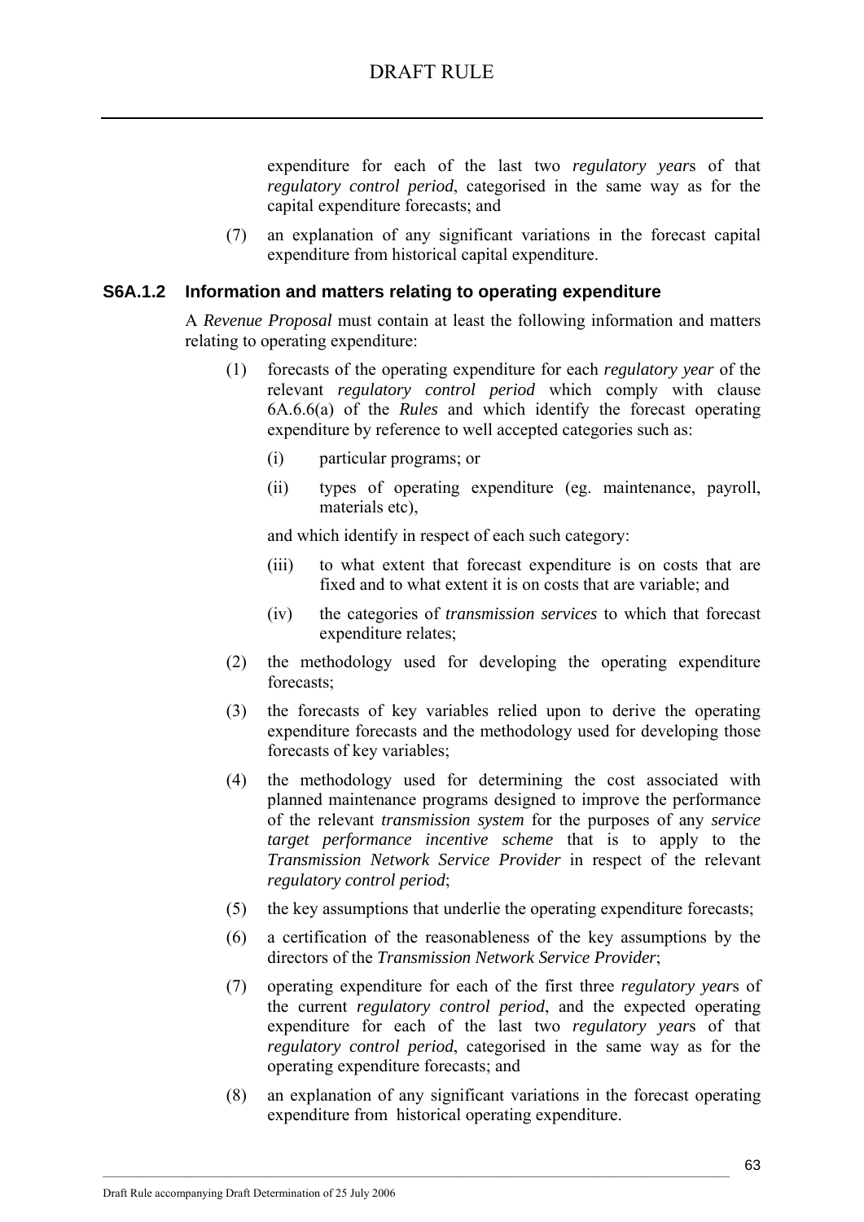expenditure for each of the last two *regulatory year*s of that *regulatory control period*, categorised in the same way as for the capital expenditure forecasts; and

(7) an explanation of any significant variations in the forecast capital expenditure from historical capital expenditure.

### S6A.1.2 Information and matters relating to operating expenditure

A *Revenue Proposal* must contain at least the following information and matters relating to operating expenditure:

(1) forecasts of the operating expenditure for each *regulatory year* of the relevant *regulatory control period* which comply with clause 6A.6.6(a) of the *Rules* and which identify the forecast operating expenditure by reference to well accepted categories such as:

   (i) particular programs; or

   (ii) types of operating expenditure (eg. maintenance, payroll, materials etc),

   and which identify in respect of each such category:

   (iii) to what extent that forecast expenditure is on costs that are fixed and to what extent it is on costs that are variable; and

   (iv) the categories of *transmission services* to which that forecast expenditure relates;

(2) the methodology used for developing the operating expenditure forecasts;

(3) the forecasts of key variables relied upon to derive the operating expenditure forecasts and the methodology used for developing those forecasts of key variables;

(4) the methodology used for determining the cost associated with planned maintenance programs designed to improve the performance of the relevant *transmission system* for the purposes of any *service target performance incentive scheme* that is to apply to the *Transmission Network Service Provider* in respect of the relevant *regulatory control period*;

(5) the key assumptions that underlie the operating expenditure forecasts;

(6) a certification of the reasonableness of the key assumptions by the directors of the *Transmission Network Service Provider*;

(7) operating expenditure for each of the first three *regulatory year*s of the current *regulatory control period*, and the expected operating expenditure for each of the last two *regulatory year*s of that *regulatory control period*, categorised in the same way as for the operating expenditure forecasts; and

(8) an explanation of any significant variations in the forecast operating expenditure from historical operating expenditure.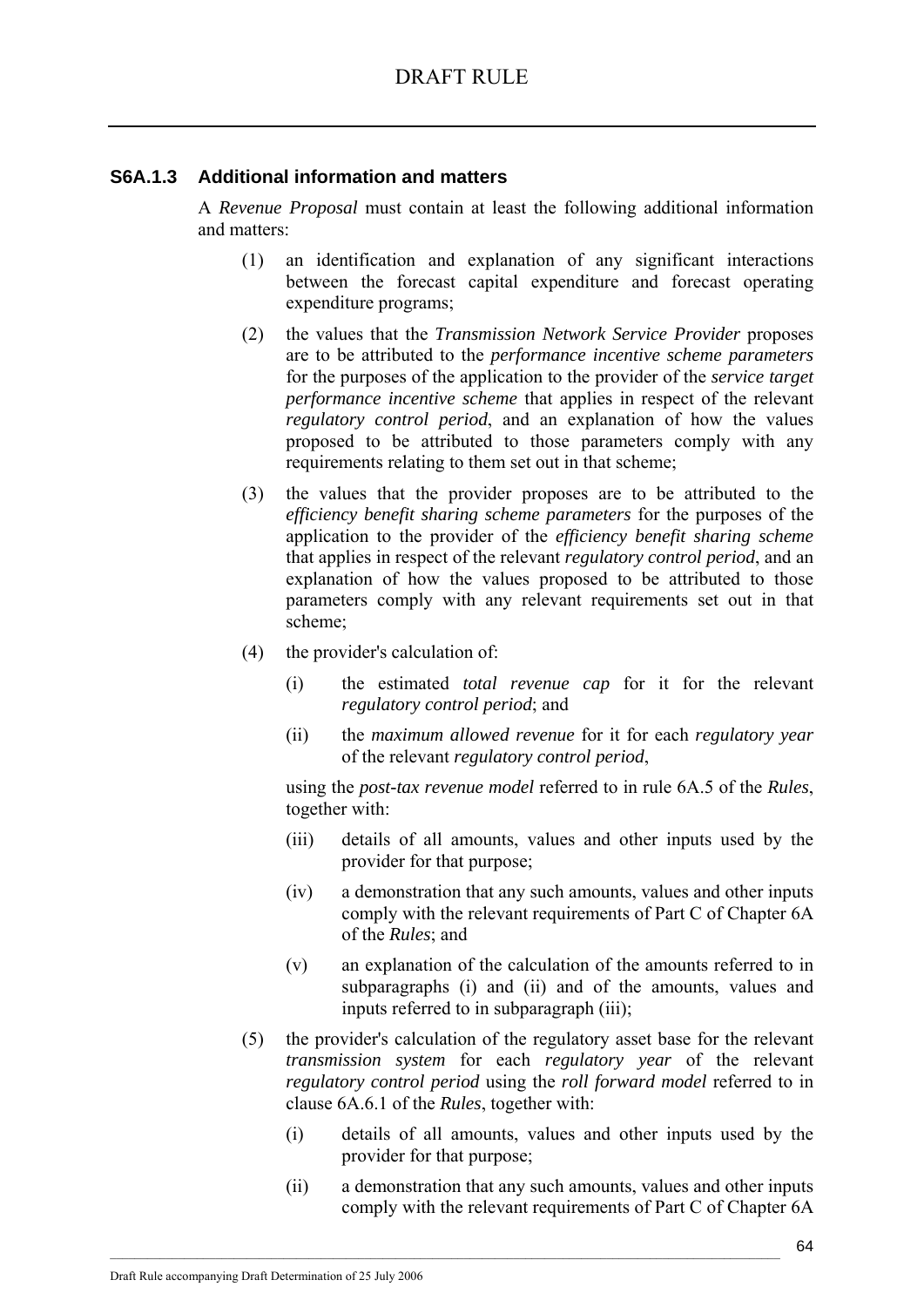### S6A.1.3 Additional information and matters

A *Revenue Proposal* must contain at least the following additional information and matters:

(1) an identification and explanation of any significant interactions between the forecast capital expenditure and forecast operating expenditure programs;

(2) the values that the *Transmission Network Service Provider* proposes are to be attributed to the *performance incentive scheme parameters* for the purposes of the application to the provider of the *service target performance incentive scheme* that applies in respect of the relevant *regulatory control period*, and an explanation of how the values proposed to be attributed to those parameters comply with any requirements relating to them set out in that scheme;

(3) the values that the provider proposes are to be attributed to the *efficiency benefit sharing scheme parameters* for the purposes of the application to the provider of the *efficiency benefit sharing scheme* that applies in respect of the relevant *regulatory control period*, and an explanation of how the values proposed to be attributed to those parameters comply with any relevant requirements set out in that scheme;

(4) the provider's calculation of:

  (i) the estimated *total revenue cap* for it for the relevant *regulatory control period*; and

  (ii) the *maximum allowed revenue* for it for each *regulatory year* of the relevant *regulatory control period*,

  using the *post-tax revenue model* referred to in rule 6A.5 of the *Rules*, together with:

  (iii) details of all amounts, values and other inputs used by the provider for that purpose;

  (iv) a demonstration that any such amounts, values and other inputs comply with the relevant requirements of Part C of Chapter 6A of the *Rules*; and

  (v) an explanation of the calculation of the amounts referred to in subparagraphs (i) and (ii) and of the amounts, values and inputs referred to in subparagraph (iii);

(5) the provider's calculation of the regulatory asset base for the relevant *transmission system* for each *regulatory year* of the relevant *regulatory control period* using the *roll forward model* referred to in clause 6A.6.1 of the *Rules*, together with:

  (i) details of all amounts, values and other inputs used by the provider for that purpose;

  (ii) a demonstration that any such amounts, values and other inputs comply with the relevant requirements of Part C of Chapter 6A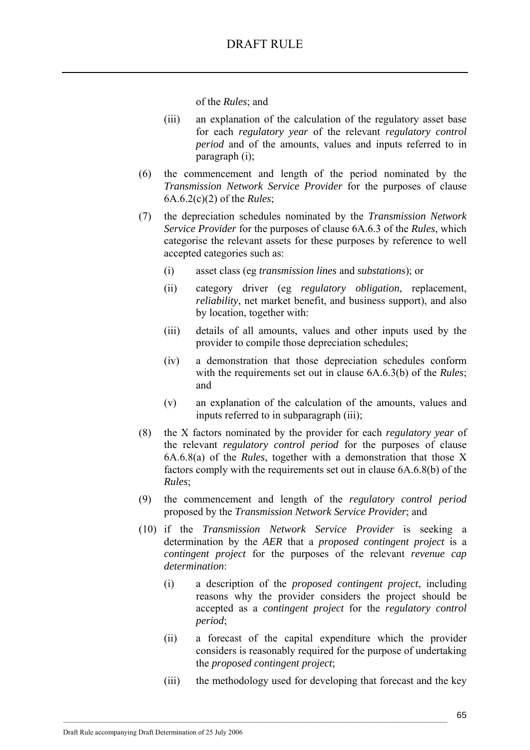of the *Rules*; and

(iii) an explanation of the calculation of the regulatory asset base for each *regulatory year* of the relevant *regulatory control period* and of the amounts, values and inputs referred to in paragraph (i);

(6) the commencement and length of the period nominated by the *Transmission Network Service Provider* for the purposes of clause 6A.6.2(c)(2) of the *Rules*;

(7) the depreciation schedules nominated by the *Transmission Network Service Provider* for the purposes of clause 6A.6.3 of the *Rules*, which categorise the relevant assets for these purposes by reference to well accepted categories such as:

(i) asset class (eg *transmission lines* and *substation*s); or

(ii) category driver (eg *regulatory obligation*, replacement, *reliability*, net market benefit, and business support), and also by location, together with:

(iii) details of all amounts, values and other inputs used by the provider to compile those depreciation schedules;

(iv) a demonstration that those depreciation schedules conform with the requirements set out in clause 6A.6.3(b) of the *Rules*; and

(v) an explanation of the calculation of the amounts, values and inputs referred to in subparagraph (iii);

(8) the X factors nominated by the provider for each *regulatory year* of the relevant *regulatory control period* for the purposes of clause 6A.6.8(a) of the *Rules*, together with a demonstration that those X factors comply with the requirements set out in clause 6A.6.8(b) of the *Rules*;

(9) the commencement and length of the *regulatory control period* proposed by the *Transmission Network Service Provider*; and

(10) if the *Transmission Network Service Provider* is seeking a determination by the *AER* that a *proposed contingent project* is a *contingent project* for the purposes of the relevant *revenue cap determination*:

(i) a description of the *proposed contingent project*, including reasons why the provider considers the project should be accepted as a *contingent project* for the *regulatory control period*;

(ii) a forecast of the capital expenditure which the provider considers is reasonably required for the purpose of undertaking the *proposed contingent project*;

(iii) the methodology used for developing that forecast and the key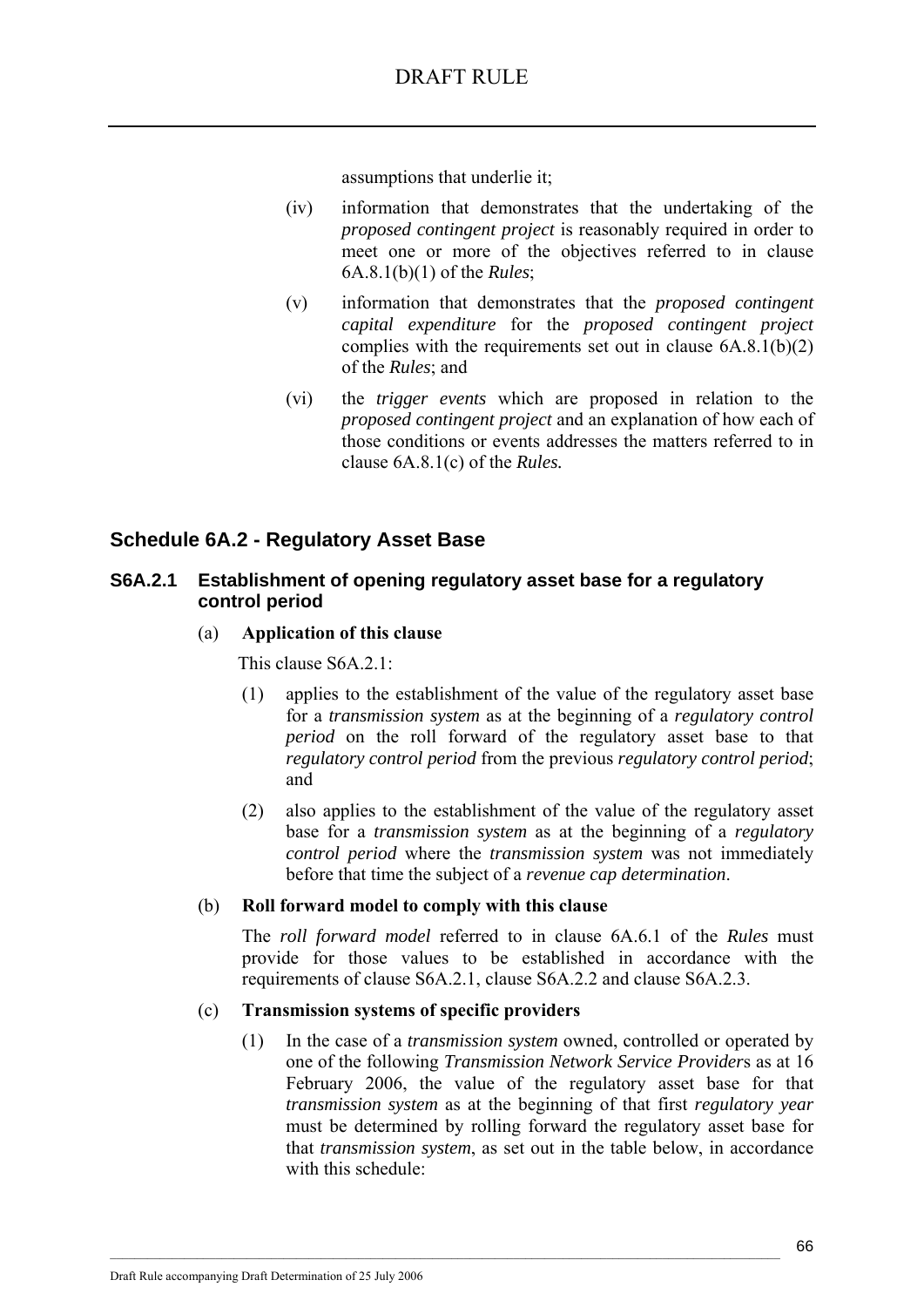assumptions that underlie it;

(iv) information that demonstrates that the undertaking of the *proposed contingent project* is reasonably required in order to meet one or more of the objectives referred to in clause 6A.8.1(b)(1) of the *Rules*;

(v) information that demonstrates that the *proposed contingent capital expenditure* for the *proposed contingent project* complies with the requirements set out in clause 6A.8.1(b)(2) of the *Rules*; and

(vi) the *trigger events* which are proposed in relation to the *proposed contingent project* and an explanation of how each of those conditions or events addresses the matters referred to in clause 6A.8.1(c) of the *Rules.*

## Schedule 6A.2 - Regulatory Asset Base

### S6A.2.1 Establishment of opening regulatory asset base for a regulatory control period

(a) **Application of this clause**

This clause S6A.2.1:

(1) applies to the establishment of the value of the regulatory asset base for a *transmission system* as at the beginning of a *regulatory control period* on the roll forward of the regulatory asset base to that *regulatory control period* from the previous *regulatory control period*; and

(2) also applies to the establishment of the value of the regulatory asset base for a *transmission system* as at the beginning of a *regulatory control period* where the *transmission system* was not immediately before that time the subject of a *revenue cap determination*.

(b) **Roll forward model to comply with this clause**

The *roll forward model* referred to in clause 6A.6.1 of the *Rules* must provide for those values to be established in accordance with the requirements of clause S6A.2.1, clause S6A.2.2 and clause S6A.2.3.

(c) **Transmission systems of specific providers**

(1) In the case of a *transmission system* owned, controlled or operated by one of the following *Transmission Network Service Provider*s as at 16 February 2006, the value of the regulatory asset base for that *transmission system* as at the beginning of that first *regulatory year* must be determined by rolling forward the regulatory asset base for that *transmission system*, as set out in the table below, in accordance with this schedule: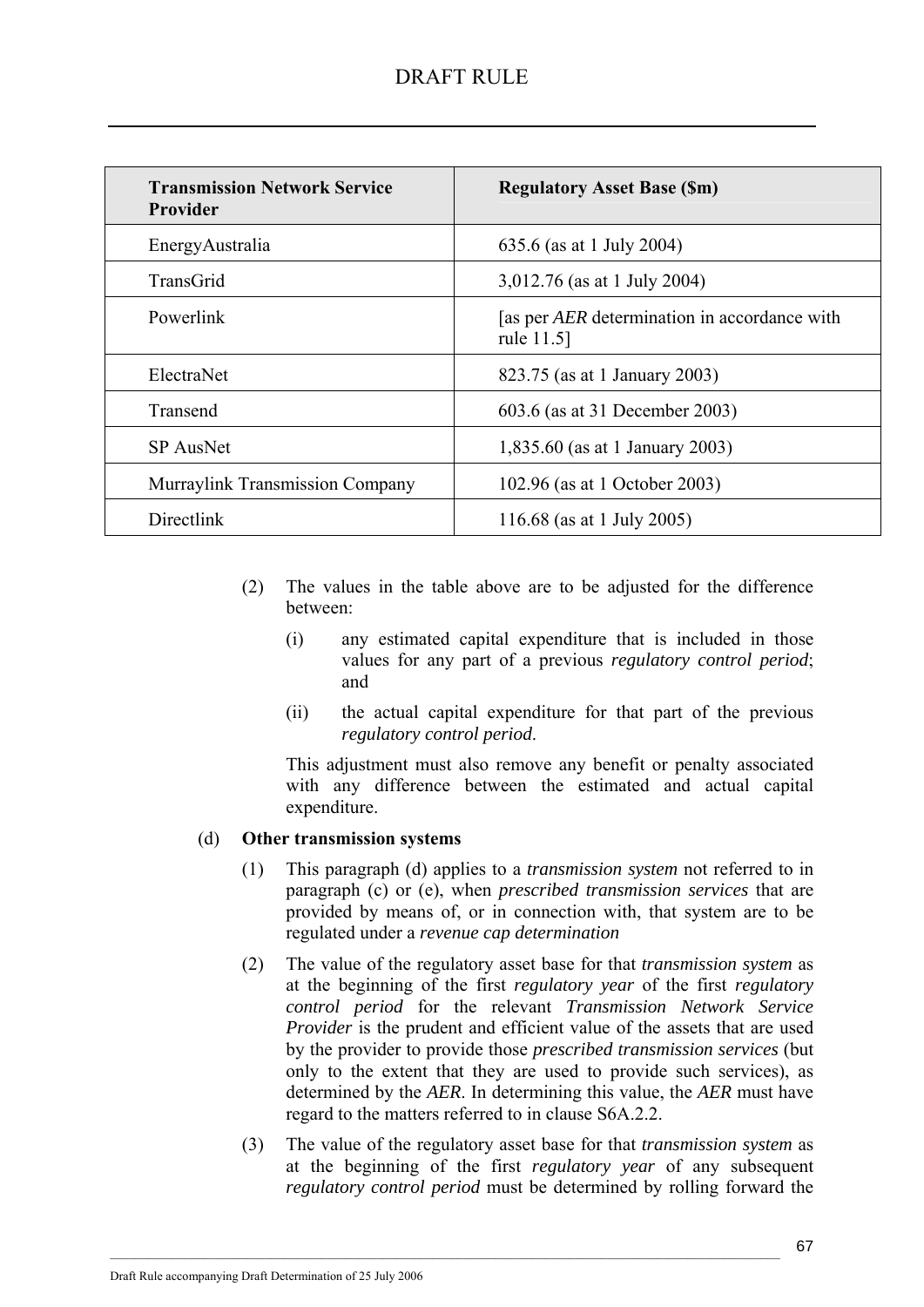| Transmission Network Service Provider | Regulatory Asset Base ($m) |
|---|---|
| EnergyAustralia | 635.6 (as at 1 July 2004) |
| TransGrid | 3,012.76 (as at 1 July 2004) |
| Powerlink | [as per *AER* determination in accordance with rule 11.5] |
| ElectraNet | 823.75 (as at 1 January 2003) |
| Transend | 603.6 (as at 31 December 2003) |
| SP AusNet | 1,835.60 (as at 1 January 2003) |
| Murraylink Transmission Company | 102.96 (as at 1 October 2003) |
| Directlink | 116.68 (as at 1 July 2005) |

(2) The values in the table above are to be adjusted for the difference between:

(i) any estimated capital expenditure that is included in those values for any part of a previous *regulatory control period*; and

(ii) the actual capital expenditure for that part of the previous *regulatory control period*.

This adjustment must also remove any benefit or penalty associated with any difference between the estimated and actual capital expenditure.

(d) **Other transmission systems**

(1) This paragraph (d) applies to a *transmission system* not referred to in paragraph (c) or (e), when *prescribed transmission services* that are provided by means of, or in connection with, that system are to be regulated under a *revenue cap determination*

(2) The value of the regulatory asset base for that *transmission system* as at the beginning of the first *regulatory year* of the first *regulatory control period* for the relevant *Transmission Network Service Provider* is the prudent and efficient value of the assets that are used by the provider to provide those *prescribed transmission services* (but only to the extent that they are used to provide such services), as determined by the *AER*. In determining this value, the *AER* must have regard to the matters referred to in clause S6A.2.2.

(3) The value of the regulatory asset base for that *transmission system* as at the beginning of the first *regulatory year* of any subsequent *regulatory control period* must be determined by rolling forward the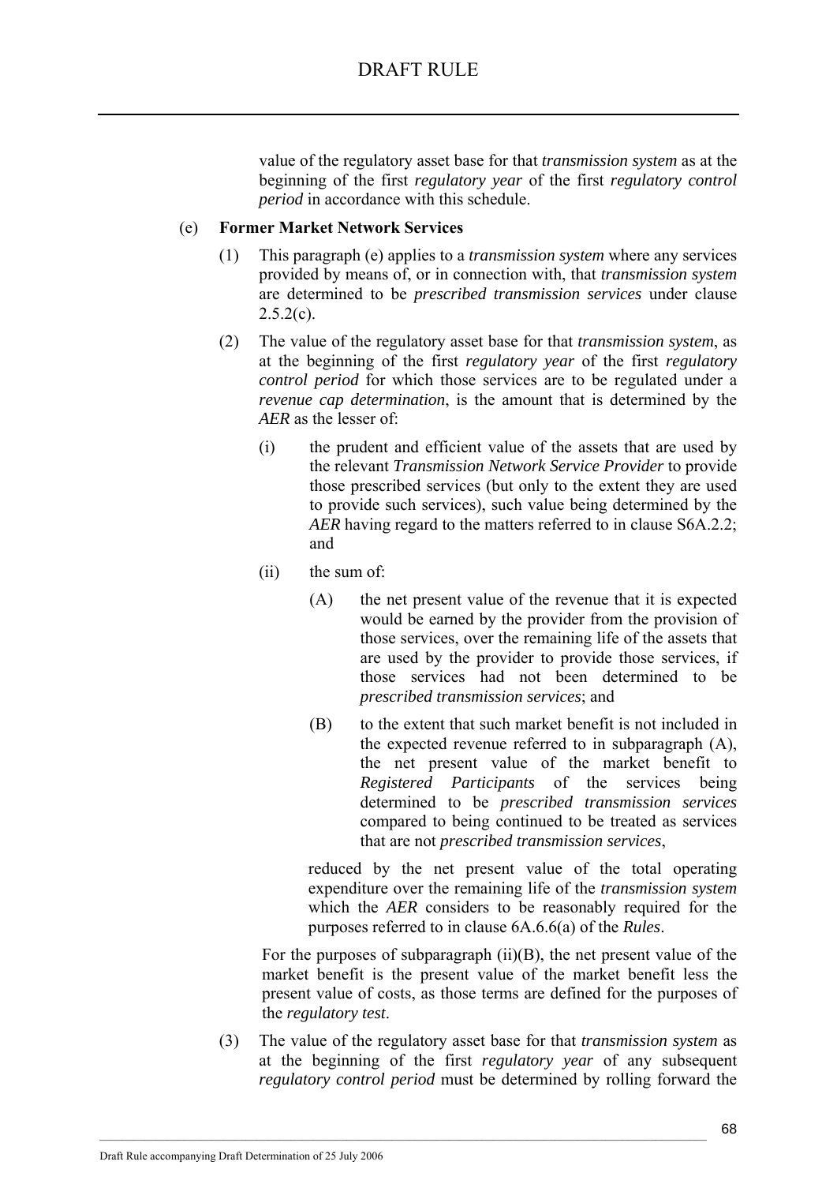value of the regulatory asset base for that *transmission system* as at the beginning of the first *regulatory year* of the first *regulatory control period* in accordance with this schedule.

(e) **Former Market Network Services**

(1) This paragraph (e) applies to a *transmission system* where any services provided by means of, or in connection with, that *transmission system* are determined to be *prescribed transmission services* under clause 2.5.2(c).

(2) The value of the regulatory asset base for that *transmission system*, as at the beginning of the first *regulatory year* of the first *regulatory control period* for which those services are to be regulated under a *revenue cap determination*, is the amount that is determined by the *AER* as the lesser of:

(i) the prudent and efficient value of the assets that are used by the relevant *Transmission Network Service Provider* to provide those prescribed services (but only to the extent they are used to provide such services), such value being determined by the *AER* having regard to the matters referred to in clause S6A.2.2; and

(ii) the sum of:

(A) the net present value of the revenue that it is expected would be earned by the provider from the provision of those services, over the remaining life of the assets that are used by the provider to provide those services, if those services had not been determined to be *prescribed transmission services*; and

(B) to the extent that such market benefit is not included in the expected revenue referred to in subparagraph (A), the net present value of the market benefit to *Registered Participants* of the services being determined to be *prescribed transmission services* compared to being continued to be treated as services that are not *prescribed transmission services*,

reduced by the net present value of the total operating expenditure over the remaining life of the *transmission system* which the *AER* considers to be reasonably required for the purposes referred to in clause 6A.6.6(a) of the *Rules*.

For the purposes of subparagraph (ii)(B), the net present value of the market benefit is the present value of the market benefit less the present value of costs, as those terms are defined for the purposes of the *regulatory test*.

(3) The value of the regulatory asset base for that *transmission system* as at the beginning of the first *regulatory year* of any subsequent *regulatory control period* must be determined by rolling forward the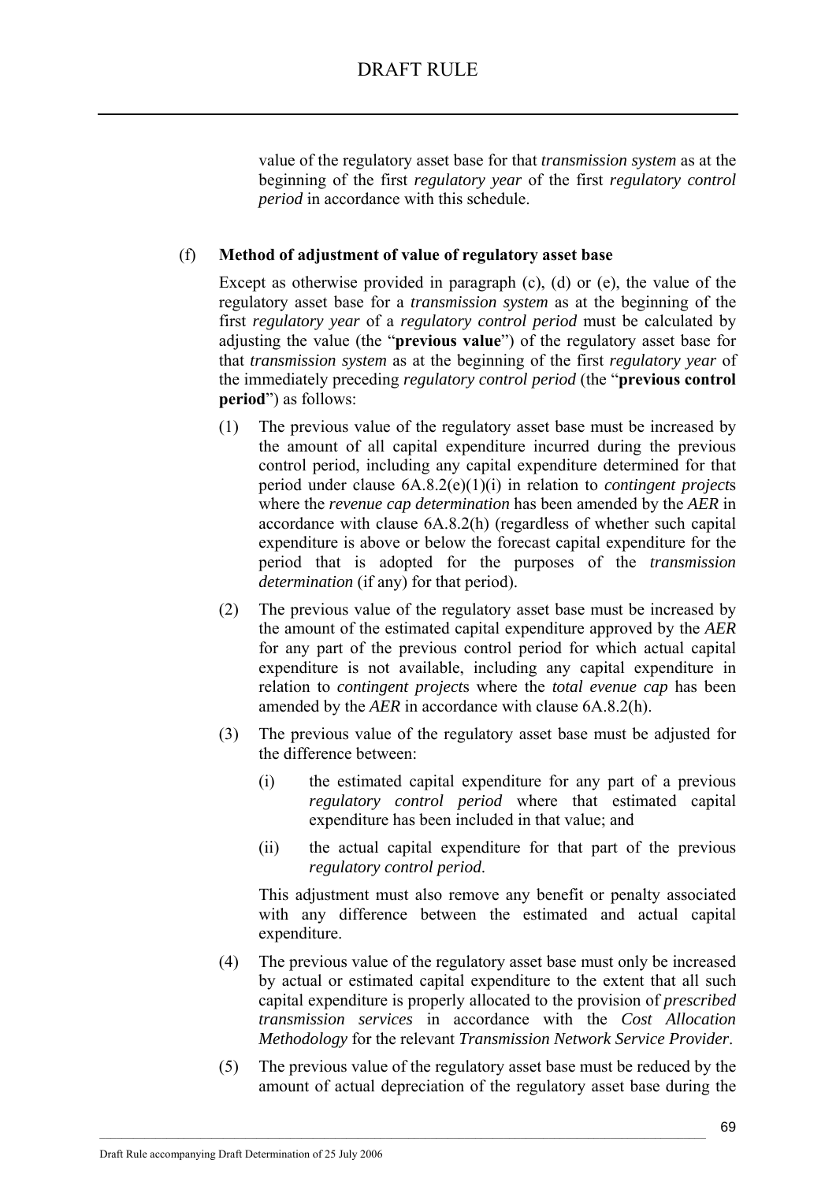value of the regulatory asset base for that *transmission system* as at the beginning of the first *regulatory year* of the first *regulatory control period* in accordance with this schedule.

(f) **Method of adjustment of value of regulatory asset base**

Except as otherwise provided in paragraph (c), (d) or (e), the value of the regulatory asset base for a *transmission system* as at the beginning of the first *regulatory year* of a *regulatory control period* must be calculated by adjusting the value (the "**previous value**") of the regulatory asset base for that *transmission system* as at the beginning of the first *regulatory year* of the immediately preceding *regulatory control period* (the "**previous control period**") as follows:

(1) The previous value of the regulatory asset base must be increased by the amount of all capital expenditure incurred during the previous control period, including any capital expenditure determined for that period under clause 6A.8.2(e)(1)(i) in relation to *contingent project*s where the *revenue cap determination* has been amended by the *AER* in accordance with clause 6A.8.2(h) (regardless of whether such capital expenditure is above or below the forecast capital expenditure for the period that is adopted for the purposes of the *transmission determination* (if any) for that period).

(2) The previous value of the regulatory asset base must be increased by the amount of the estimated capital expenditure approved by the *AER* for any part of the previous control period for which actual capital expenditure is not available, including any capital expenditure in relation to *contingent project*s where the *total evenue cap* has been amended by the *AER* in accordance with clause 6A.8.2(h).

(3) The previous value of the regulatory asset base must be adjusted for the difference between:

(i) the estimated capital expenditure for any part of a previous *regulatory control period* where that estimated capital expenditure has been included in that value; and

(ii) the actual capital expenditure for that part of the previous *regulatory control period*.

This adjustment must also remove any benefit or penalty associated with any difference between the estimated and actual capital expenditure.

(4) The previous value of the regulatory asset base must only be increased by actual or estimated capital expenditure to the extent that all such capital expenditure is properly allocated to the provision of *prescribed transmission services* in accordance with the *Cost Allocation Methodology* for the relevant *Transmission Network Service Provider*.

(5) The previous value of the regulatory asset base must be reduced by the amount of actual depreciation of the regulatory asset base during the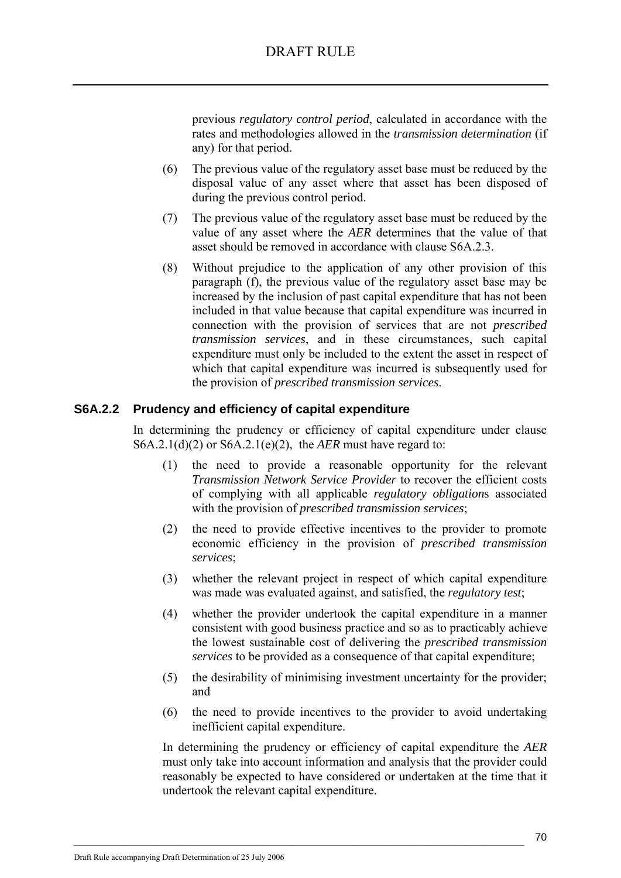previous *regulatory control period*, calculated in accordance with the rates and methodologies allowed in the *transmission determination* (if any) for that period.

(6) The previous value of the regulatory asset base must be reduced by the disposal value of any asset where that asset has been disposed of during the previous control period.

(7) The previous value of the regulatory asset base must be reduced by the value of any asset where the *AER* determines that the value of that asset should be removed in accordance with clause S6A.2.3.

(8) Without prejudice to the application of any other provision of this paragraph (f), the previous value of the regulatory asset base may be increased by the inclusion of past capital expenditure that has not been included in that value because that capital expenditure was incurred in connection with the provision of services that are not *prescribed transmission services*, and in these circumstances, such capital expenditure must only be included to the extent the asset in respect of which that capital expenditure was incurred is subsequently used for the provision of *prescribed transmission services*.

### S6A.2.2 Prudency and efficiency of capital expenditure

In determining the prudency or efficiency of capital expenditure under clause S6A.2.1(d)(2) or S6A.2.1(e)(2), the *AER* must have regard to:

(1) the need to provide a reasonable opportunity for the relevant *Transmission Network Service Provider* to recover the efficient costs of complying with all applicable *regulatory obligation*s associated with the provision of *prescribed transmission services*;

(2) the need to provide effective incentives to the provider to promote economic efficiency in the provision of *prescribed transmission services*;

(3) whether the relevant project in respect of which capital expenditure was made was evaluated against, and satisfied, the *regulatory test*;

(4) whether the provider undertook the capital expenditure in a manner consistent with good business practice and so as to practicably achieve the lowest sustainable cost of delivering the *prescribed transmission services* to be provided as a consequence of that capital expenditure;

(5) the desirability of minimising investment uncertainty for the provider; and

(6) the need to provide incentives to the provider to avoid undertaking inefficient capital expenditure.

In determining the prudency or efficiency of capital expenditure the *AER* must only take into account information and analysis that the provider could reasonably be expected to have considered or undertaken at the time that it undertook the relevant capital expenditure.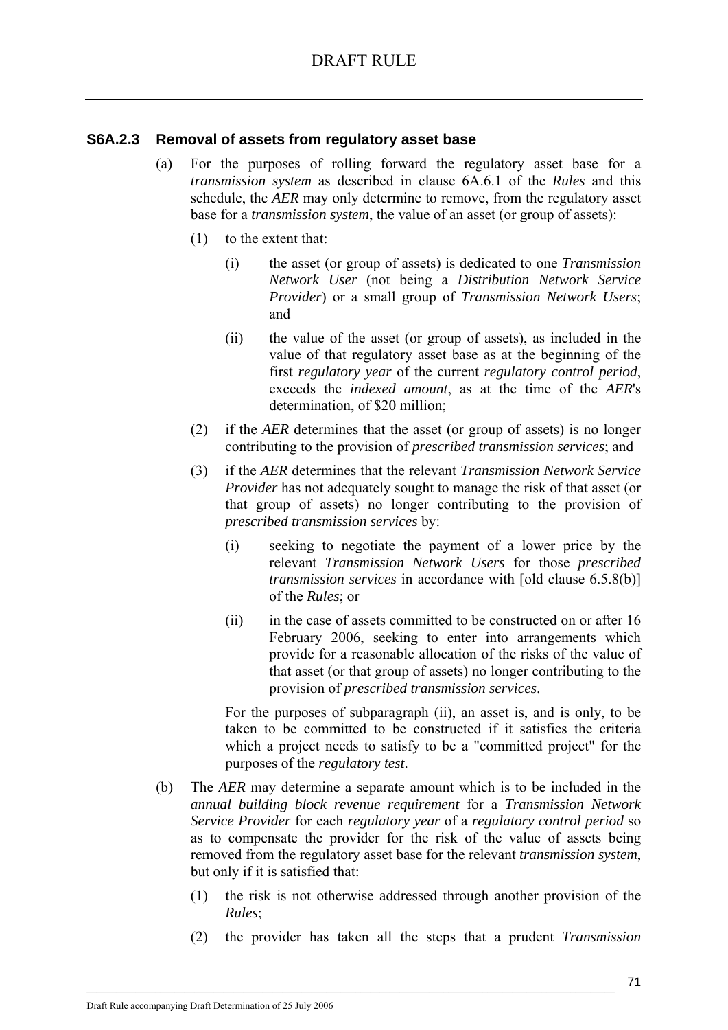### S6A.2.3 Removal of assets from regulatory asset base

(a) For the purposes of rolling forward the regulatory asset base for a *transmission system* as described in clause 6A.6.1 of the *Rules* and this schedule, the *AER* may only determine to remove, from the regulatory asset base for a *transmission system*, the value of an asset (or group of assets):

(1) to the extent that:

(i) the asset (or group of assets) is dedicated to one *Transmission Network User* (not being a *Distribution Network Service Provider*) or a small group of *Transmission Network Users*; and

(ii) the value of the asset (or group of assets), as included in the value of that regulatory asset base as at the beginning of the first *regulatory year* of the current *regulatory control period*, exceeds the *indexed amount*, as at the time of the *AER*'s determination, of $20 million;

(2) if the *AER* determines that the asset (or group of assets) is no longer contributing to the provision of *prescribed transmission services*; and

(3) if the *AER* determines that the relevant *Transmission Network Service Provider* has not adequately sought to manage the risk of that asset (or that group of assets) no longer contributing to the provision of *prescribed transmission services* by:

(i) seeking to negotiate the payment of a lower price by the relevant *Transmission Network Users* for those *prescribed transmission services* in accordance with [old clause 6.5.8(b)] of the *Rules*; or

(ii) in the case of assets committed to be constructed on or after 16 February 2006, seeking to enter into arrangements which provide for a reasonable allocation of the risks of the value of that asset (or that group of assets) no longer contributing to the provision of *prescribed transmission services*.

For the purposes of subparagraph (ii), an asset is, and is only, to be taken to be committed to be constructed if it satisfies the criteria which a project needs to satisfy to be a "committed project" for the purposes of the *regulatory test*.

(b) The *AER* may determine a separate amount which is to be included in the *annual building block revenue requirement* for a *Transmission Network Service Provider* for each *regulatory year* of a *regulatory control period* so as to compensate the provider for the risk of the value of assets being removed from the regulatory asset base for the relevant *transmission system*, but only if it is satisfied that:

(1) the risk is not otherwise addressed through another provision of the *Rules*;

(2) the provider has taken all the steps that a prudent *Transmission*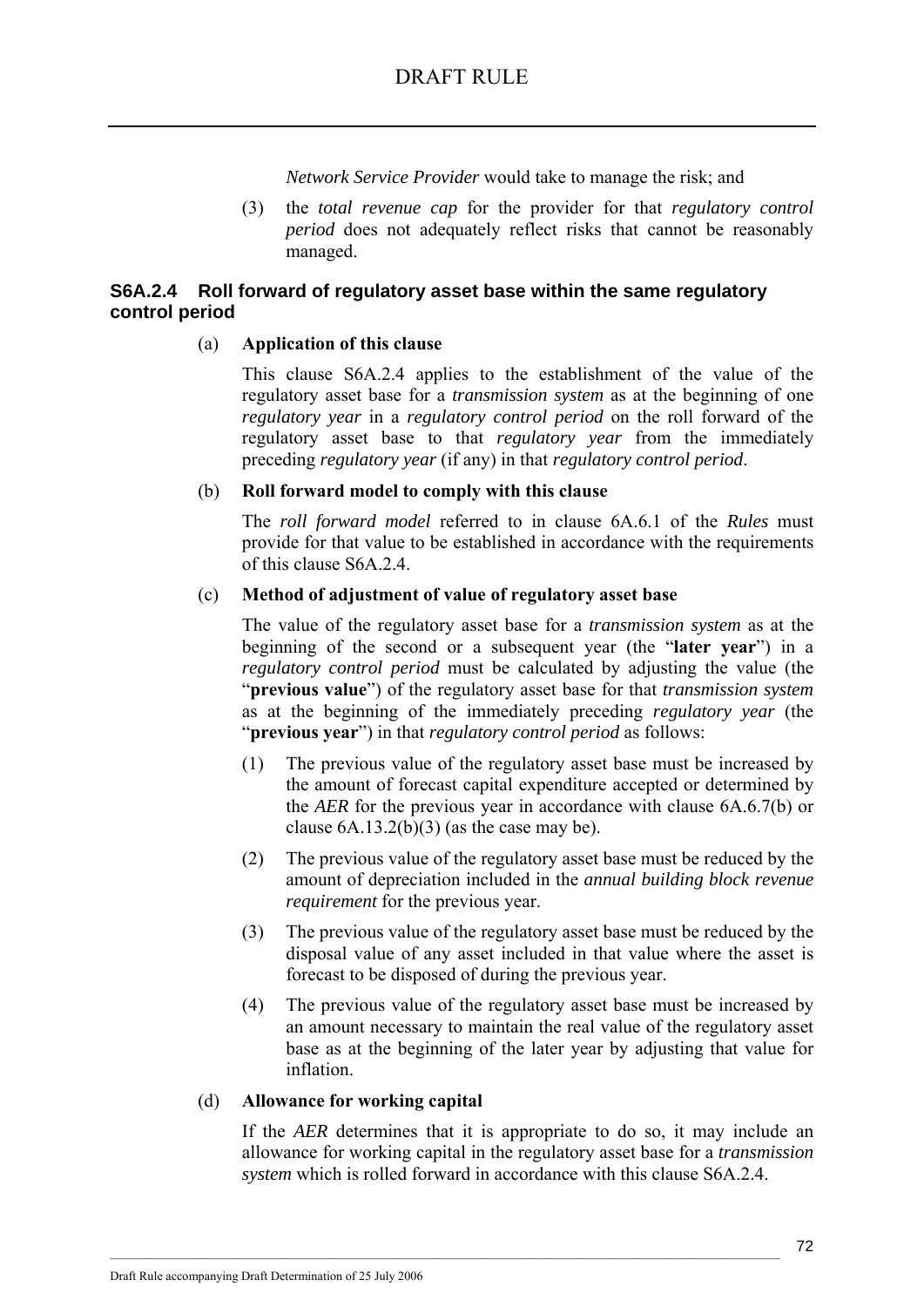*Network Service Provider* would take to manage the risk; and

(3) the *total revenue cap* for the provider for that *regulatory control period* does not adequately reflect risks that cannot be reasonably managed.

### S6A.2.4 Roll forward of regulatory asset base within the same regulatory control period

(a) **Application of this clause**

This clause S6A.2.4 applies to the establishment of the value of the regulatory asset base for a *transmission system* as at the beginning of one *regulatory year* in a *regulatory control period* on the roll forward of the regulatory asset base to that *regulatory year* from the immediately preceding *regulatory year* (if any) in that *regulatory control period*.

(b) **Roll forward model to comply with this clause**

The *roll forward model* referred to in clause 6A.6.1 of the *Rules* must provide for that value to be established in accordance with the requirements of this clause S6A.2.4.

(c) **Method of adjustment of value of regulatory asset base**

The value of the regulatory asset base for a *transmission system* as at the beginning of the second or a subsequent year (the "**later year**") in a *regulatory control period* must be calculated by adjusting the value (the "**previous value**") of the regulatory asset base for that *transmission system* as at the beginning of the immediately preceding *regulatory year* (the "**previous year**") in that *regulatory control period* as follows:

(1) The previous value of the regulatory asset base must be increased by the amount of forecast capital expenditure accepted or determined by the *AER* for the previous year in accordance with clause 6A.6.7(b) or clause 6A.13.2(b)(3) (as the case may be).

(2) The previous value of the regulatory asset base must be reduced by the amount of depreciation included in the *annual building block revenue requirement* for the previous year.

(3) The previous value of the regulatory asset base must be reduced by the disposal value of any asset included in that value where the asset is forecast to be disposed of during the previous year.

(4) The previous value of the regulatory asset base must be increased by an amount necessary to maintain the real value of the regulatory asset base as at the beginning of the later year by adjusting that value for inflation.

(d) **Allowance for working capital**

If the *AER* determines that it is appropriate to do so, it may include an allowance for working capital in the regulatory asset base for a *transmission system* which is rolled forward in accordance with this clause S6A.2.4.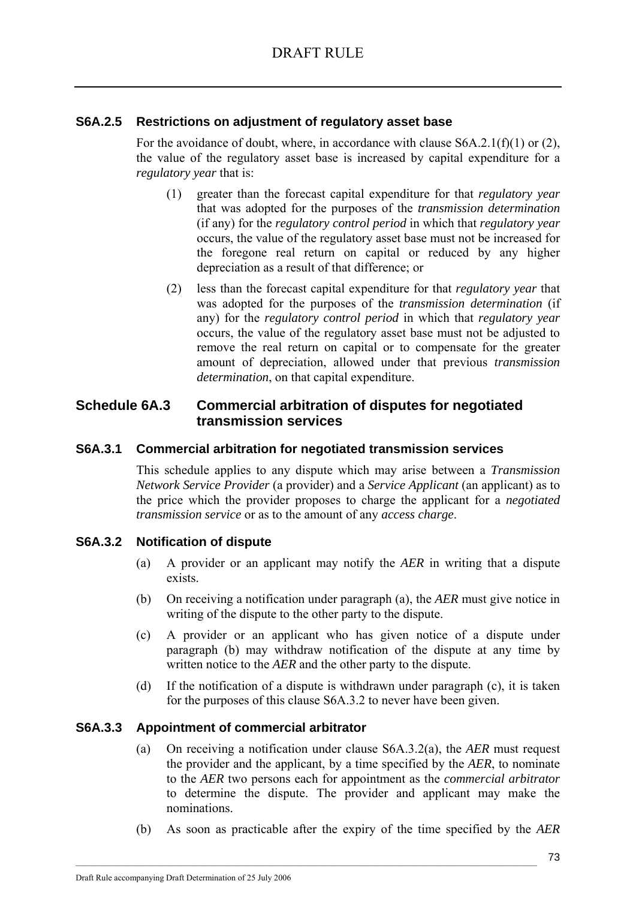### S6A.2.5 Restrictions on adjustment of regulatory asset base

For the avoidance of doubt, where, in accordance with clause S6A.2.1(f)(1) or (2), the value of the regulatory asset base is increased by capital expenditure for a *regulatory year* that is:

(1) greater than the forecast capital expenditure for that *regulatory year* that was adopted for the purposes of the *transmission determination* (if any) for the *regulatory control period* in which that *regulatory year* occurs, the value of the regulatory asset base must not be increased for the foregone real return on capital or reduced by any higher depreciation as a result of that difference; or

(2) less than the forecast capital expenditure for that *regulatory year* that was adopted for the purposes of the *transmission determination* (if any) for the *regulatory control period* in which that *regulatory year* occurs, the value of the regulatory asset base must not be adjusted to remove the real return on capital or to compensate for the greater amount of depreciation, allowed under that previous *transmission determination*, on that capital expenditure.

## Schedule 6A.3 Commercial arbitration of disputes for negotiated transmission services

### S6A.3.1 Commercial arbitration for negotiated transmission services

This schedule applies to any dispute which may arise between a *Transmission Network Service Provider* (a provider) and a *Service Applicant* (an applicant) as to the price which the provider proposes to charge the applicant for a *negotiated transmission service* or as to the amount of any *access charge*.

### S6A.3.2 Notification of dispute

(a) A provider or an applicant may notify the *AER* in writing that a dispute exists.

(b) On receiving a notification under paragraph (a), the *AER* must give notice in writing of the dispute to the other party to the dispute.

(c) A provider or an applicant who has given notice of a dispute under paragraph (b) may withdraw notification of the dispute at any time by written notice to the *AER* and the other party to the dispute.

(d) If the notification of a dispute is withdrawn under paragraph (c), it is taken for the purposes of this clause S6A.3.2 to never have been given.

### S6A.3.3 Appointment of commercial arbitrator

(a) On receiving a notification under clause S6A.3.2(a), the *AER* must request the provider and the applicant, by a time specified by the *AER*, to nominate to the *AER* two persons each for appointment as the *commercial arbitrator* to determine the dispute. The provider and applicant may make the nominations.

(b) As soon as practicable after the expiry of the time specified by the *AER*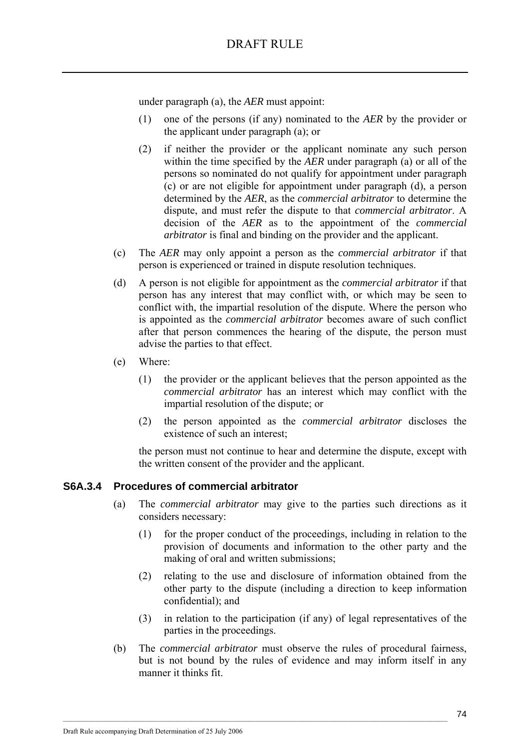under paragraph (a), the *AER* must appoint:

(1) one of the persons (if any) nominated to the *AER* by the provider or the applicant under paragraph (a); or

(2) if neither the provider or the applicant nominate any such person within the time specified by the *AER* under paragraph (a) or all of the persons so nominated do not qualify for appointment under paragraph (c) or are not eligible for appointment under paragraph (d), a person determined by the *AER*, as the *commercial arbitrator* to determine the dispute, and must refer the dispute to that *commercial arbitrator*. A decision of the *AER* as to the appointment of the *commercial arbitrator* is final and binding on the provider and the applicant.

(c) The *AER* may only appoint a person as the *commercial arbitrator* if that person is experienced or trained in dispute resolution techniques.

(d) A person is not eligible for appointment as the *commercial arbitrator* if that person has any interest that may conflict with, or which may be seen to conflict with, the impartial resolution of the dispute. Where the person who is appointed as the *commercial arbitrator* becomes aware of such conflict after that person commences the hearing of the dispute, the person must advise the parties to that effect.

(e) Where:

(1) the provider or the applicant believes that the person appointed as the *commercial arbitrator* has an interest which may conflict with the impartial resolution of the dispute; or

(2) the person appointed as the *commercial arbitrator* discloses the existence of such an interest;

the person must not continue to hear and determine the dispute, except with the written consent of the provider and the applicant.

### S6A.3.4 Procedures of commercial arbitrator

(a) The *commercial arbitrator* may give to the parties such directions as it considers necessary:

(1) for the proper conduct of the proceedings, including in relation to the provision of documents and information to the other party and the making of oral and written submissions;

(2) relating to the use and disclosure of information obtained from the other party to the dispute (including a direction to keep information confidential); and

(3) in relation to the participation (if any) of legal representatives of the parties in the proceedings.

(b) The *commercial arbitrator* must observe the rules of procedural fairness, but is not bound by the rules of evidence and may inform itself in any manner it thinks fit.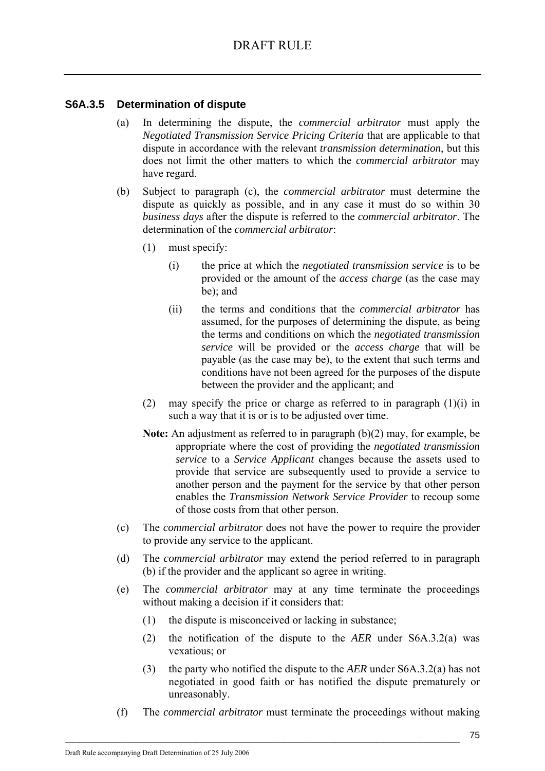### S6A.3.5 Determination of dispute

(a) In determining the dispute, the *commercial arbitrator* must apply the *Negotiated Transmission Service Pricing Criteria* that are applicable to that dispute in accordance with the relevant *transmission determination*, but this does not limit the other matters to which the *commercial arbitrator* may have regard.

(b) Subject to paragraph (c), the *commercial arbitrator* must determine the dispute as quickly as possible, and in any case it must do so within 30 *business days* after the dispute is referred to the *commercial arbitrator*. The determination of the *commercial arbitrator*:

  (1) must specify:

    (i) the price at which the *negotiated transmission service* is to be provided or the amount of the *access charge* (as the case may be); and

    (ii) the terms and conditions that the *commercial arbitrator* has assumed, for the purposes of determining the dispute, as being the terms and conditions on which the *negotiated transmission service* will be provided or the *access charge* that will be payable (as the case may be), to the extent that such terms and conditions have not been agreed for the purposes of the dispute between the provider and the applicant; and

  (2) may specify the price or charge as referred to in paragraph (1)(i) in such a way that it is or is to be adjusted over time.

  **Note:** An adjustment as referred to in paragraph (b)(2) may, for example, be appropriate where the cost of providing the *negotiated transmission service* to a *Service Applicant* changes because the assets used to provide that service are subsequently used to provide a service to another person and the payment for the service by that other person enables the *Transmission Network Service Provider* to recoup some of those costs from that other person.

(c) The *commercial arbitrator* does not have the power to require the provider to provide any service to the applicant.

(d) The *commercial arbitrator* may extend the period referred to in paragraph (b) if the provider and the applicant so agree in writing.

(e) The *commercial arbitrator* may at any time terminate the proceedings without making a decision if it considers that:

  (1) the dispute is misconceived or lacking in substance;

  (2) the notification of the dispute to the *AER* under S6A.3.2(a) was vexatious; or

  (3) the party who notified the dispute to the *AER* under S6A.3.2(a) has not negotiated in good faith or has notified the dispute prematurely or unreasonably.

(f) The *commercial arbitrator* must terminate the proceedings without making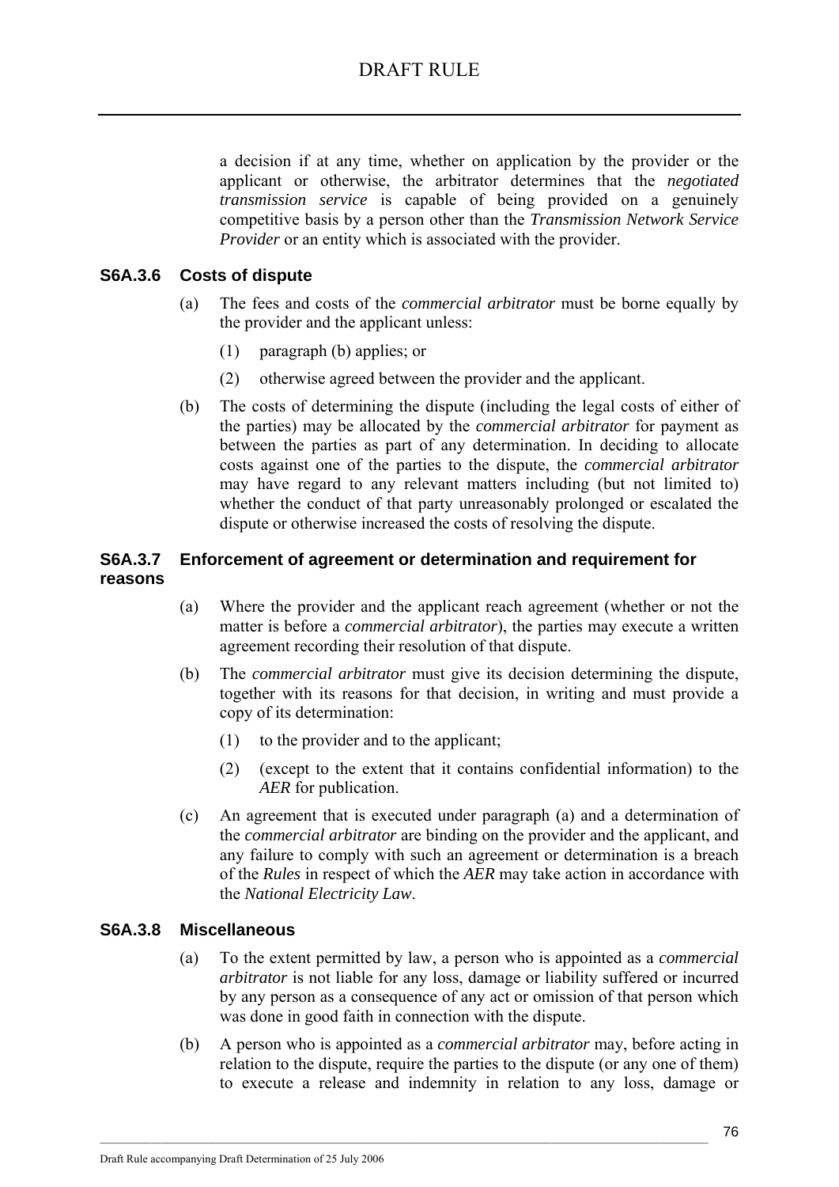a decision if at any time, whether on application by the provider or the applicant or otherwise, the arbitrator determines that the *negotiated transmission service* is capable of being provided on a genuinely competitive basis by a person other than the *Transmission Network Service Provider* or an entity which is associated with the provider.

### S6A.3.6 Costs of dispute

(a) The fees and costs of the *commercial arbitrator* must be borne equally by the provider and the applicant unless:

(1) paragraph (b) applies; or

(2) otherwise agreed between the provider and the applicant.

(b) The costs of determining the dispute (including the legal costs of either of the parties) may be allocated by the *commercial arbitrator* for payment as between the parties as part of any determination. In deciding to allocate costs against one of the parties to the dispute, the *commercial arbitrator* may have regard to any relevant matters including (but not limited to) whether the conduct of that party unreasonably prolonged or escalated the dispute or otherwise increased the costs of resolving the dispute.

### S6A.3.7 Enforcement of agreement or determination and requirement for reasons

(a) Where the provider and the applicant reach agreement (whether or not the matter is before a *commercial arbitrator*), the parties may execute a written agreement recording their resolution of that dispute.

(b) The *commercial arbitrator* must give its decision determining the dispute, together with its reasons for that decision, in writing and must provide a copy of its determination:

(1) to the provider and to the applicant;

(2) (except to the extent that it contains confidential information) to the *AER* for publication.

(c) An agreement that is executed under paragraph (a) and a determination of the *commercial arbitrator* are binding on the provider and the applicant, and any failure to comply with such an agreement or determination is a breach of the *Rules* in respect of which the *AER* may take action in accordance with the *National Electricity Law*.

### S6A.3.8 Miscellaneous

(a) To the extent permitted by law, a person who is appointed as a *commercial arbitrator* is not liable for any loss, damage or liability suffered or incurred by any person as a consequence of any act or omission of that person which was done in good faith in connection with the dispute.

(b) A person who is appointed as a *commercial arbitrator* may, before acting in relation to the dispute, require the parties to the dispute (or any one of them) to execute a release and indemnity in relation to any loss, damage or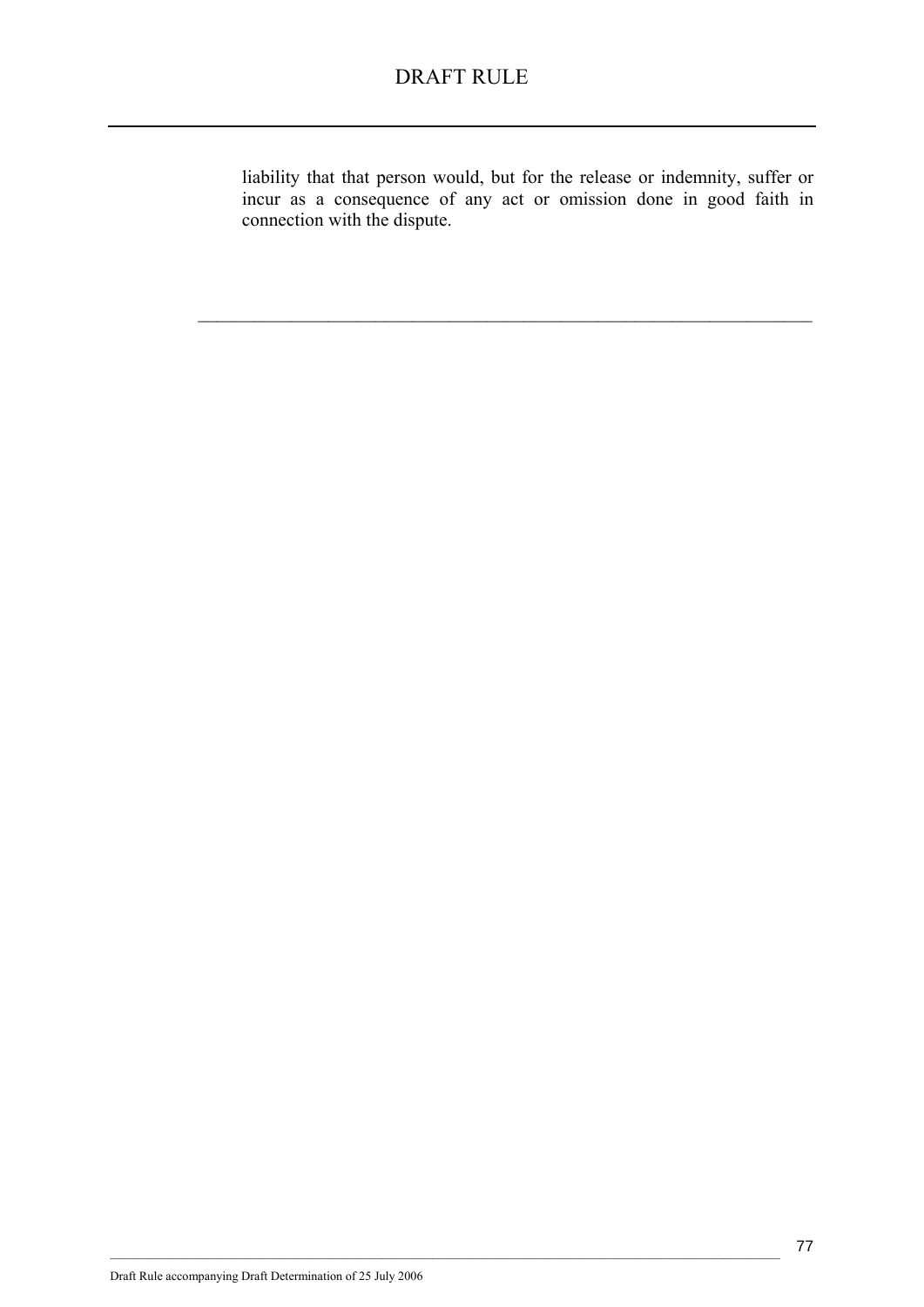liability that that person would, but for the release or indemnity, suffer or incur as a consequence of any act or omission done in good faith in connection with the dispute.

---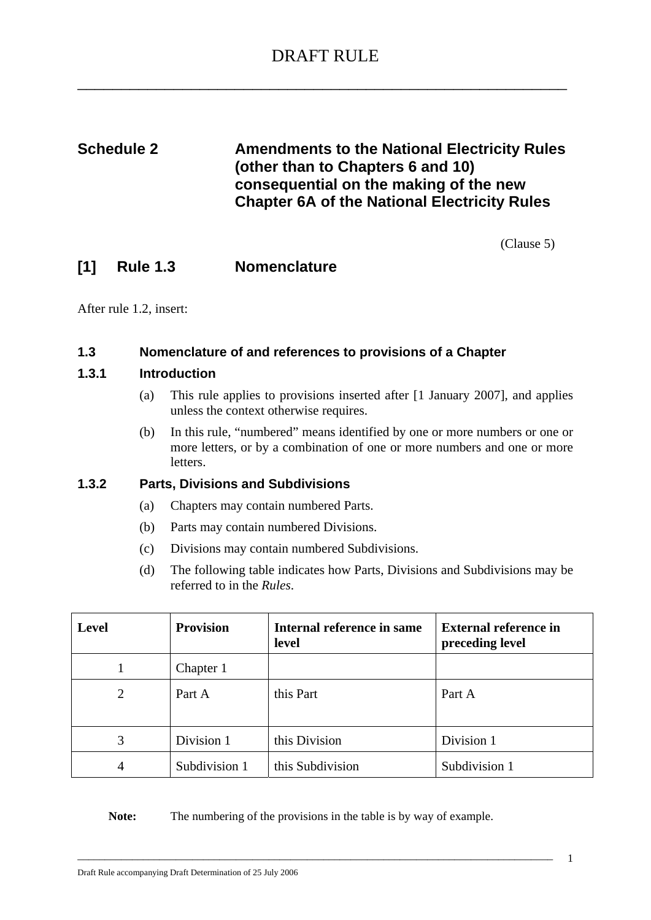# DRAFT RULE

## Schedule 2 Amendments to the National Electricity Rules (other than to Chapters 6 and 10) consequential on the making of the new Chapter 6A of the National Electricity Rules

(Clause 5)

## [1] Rule 1.3 Nomenclature

After rule 1.2, insert:

### 1.3 Nomenclature of and references to provisions of a Chapter

#### 1.3.1 Introduction

(a) This rule applies to provisions inserted after [1 January 2007], and applies unless the context otherwise requires.

(b) In this rule, "numbered" means identified by one or more numbers or one or more letters, or by a combination of one or more numbers and one or more letters.

#### 1.3.2 Parts, Divisions and Subdivisions

(a) Chapters may contain numbered Parts.

(b) Parts may contain numbered Divisions.

(c) Divisions may contain numbered Subdivisions.

(d) The following table indicates how Parts, Divisions and Subdivisions may be referred to in the *Rules*.

| Level | Provision | Internal reference in same level | External reference in preceding level |
|---|---|---|---|
| 1 | Chapter 1 | | |
| 2 | Part A | this Part | Part A |
| 3 | Division 1 | this Division | Division 1 |
| 4 | Subdivision 1 | this Subdivision | Subdivision 1 |

**Note:** The numbering of the provisions in the table is by way of example.

Draft Rule accompanying Draft Determination of 25 July 2006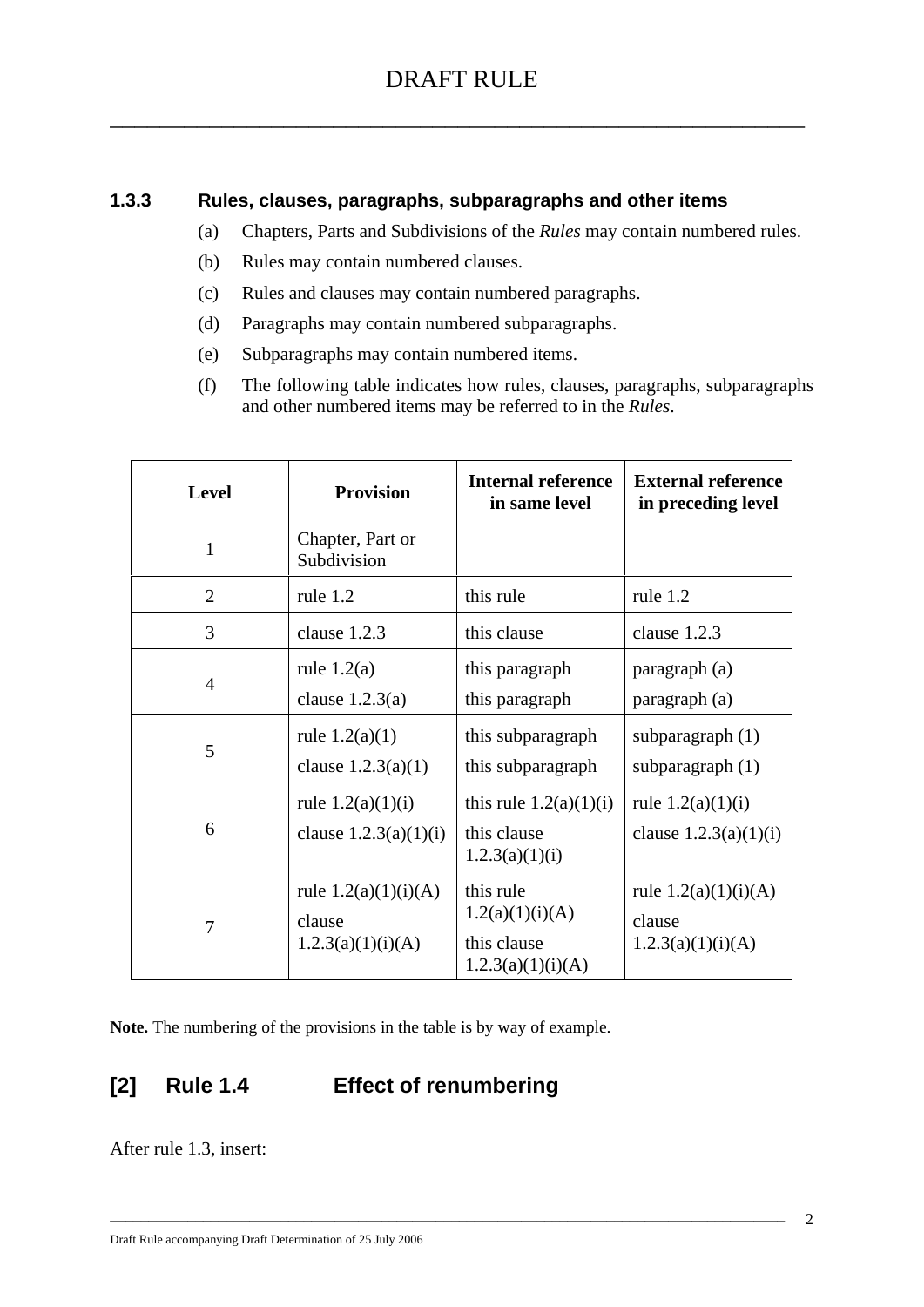### 1.3.3 Rules, clauses, paragraphs, subparagraphs and other items

(a) Chapters, Parts and Subdivisions of the *Rules* may contain numbered rules.

(b) Rules may contain numbered clauses.

(c) Rules and clauses may contain numbered paragraphs.

(d) Paragraphs may contain numbered subparagraphs.

(e) Subparagraphs may contain numbered items.

(f) The following table indicates how rules, clauses, paragraphs, subparagraphs and other numbered items may be referred to in the *Rules*.

| Level | Provision | Internal reference in same level | External reference in preceding level |
|---|---|---|---|
| 1 | Chapter, Part or Subdivision | | |
| 2 | rule 1.2 | this rule | rule 1.2 |
| 3 | clause 1.2.3 | this clause | clause 1.2.3 |
| 4 | rule 1.2(a)<br>clause 1.2.3(a) | this paragraph<br>this paragraph | paragraph (a)<br>paragraph (a) |
| 5 | rule 1.2(a)(1)<br>clause 1.2.3(a)(1) | this subparagraph<br>this subparagraph | subparagraph (1)<br>subparagraph (1) |
| 6 | rule 1.2(a)(1)(i)<br>clause 1.2.3(a)(1)(i) | this rule 1.2(a)(1)(i)<br>this clause 1.2.3(a)(1)(i) | rule 1.2(a)(1)(i)<br>clause 1.2.3(a)(1)(i) |
| 7 | rule 1.2(a)(1)(i)(A)<br>clause 1.2.3(a)(1)(i)(A) | this rule 1.2(a)(1)(i)(A)<br>this clause 1.2.3(a)(1)(i)(A) | rule 1.2(a)(1)(i)(A)<br>clause 1.2.3(a)(1)(i)(A) |

**Note.** The numbering of the provisions in the table is by way of example.

## [2] Rule 1.4 Effect of renumbering

After rule 1.3, insert: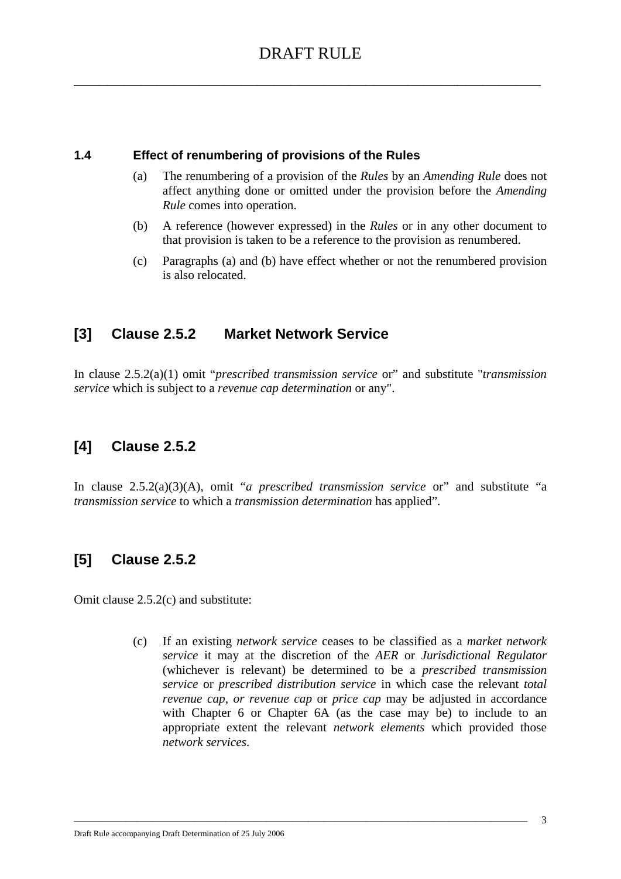### 1.4 Effect of renumbering of provisions of the Rules

(a) The renumbering of a provision of the *Rules* by an *Amending Rule* does not affect anything done or omitted under the provision before the *Amending Rule* comes into operation.

(b) A reference (however expressed) in the *Rules* or in any other document to that provision is taken to be a reference to the provision as renumbered.

(c) Paragraphs (a) and (b) have effect whether or not the renumbered provision is also relocated.

## [3] Clause 2.5.2 Market Network Service

In clause 2.5.2(a)(1) omit "*prescribed transmission service* or" and substitute "*transmission service* which is subject to a *revenue cap determination* or any".

## [4] Clause 2.5.2

In clause 2.5.2(a)(3)(A), omit "*a prescribed transmission service* or" and substitute "a *transmission service* to which a *transmission determination* has applied".

## [5] Clause 2.5.2

Omit clause 2.5.2(c) and substitute:

(c) If an existing *network service* ceases to be classified as a *market network service* it may at the discretion of the *AER* or *Jurisdictional Regulator* (whichever is relevant) be determined to be a *prescribed transmission service* or *prescribed distribution service* in which case the relevant *total revenue cap, or revenue cap* or *price cap* may be adjusted in accordance with Chapter 6 or Chapter 6A (as the case may be) to include to an appropriate extent the relevant *network elements* which provided those *network services*.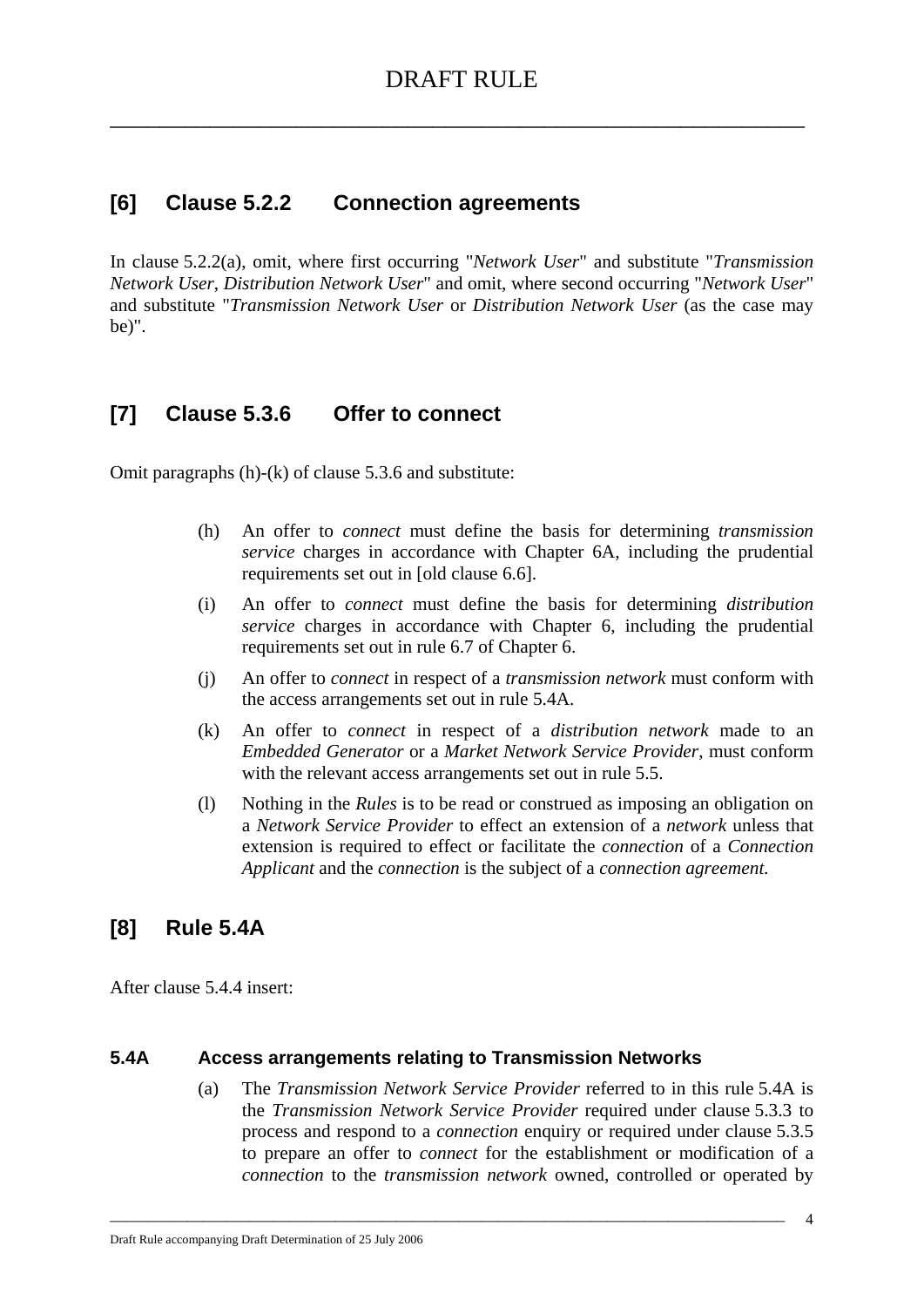## [6] Clause 5.2.2 Connection agreements

In clause 5.2.2(a), omit, where first occurring "*Network User*" and substitute "*Transmission Network User*, *Distribution Network User*" and omit, where second occurring "*Network User*" and substitute "*Transmission Network User* or *Distribution Network User* (as the case may be)".

## [7] Clause 5.3.6 Offer to connect

Omit paragraphs (h)-(k) of clause 5.3.6 and substitute:

(h) An offer to *connect* must define the basis for determining *transmission service* charges in accordance with Chapter 6A, including the prudential requirements set out in [old clause 6.6].

(i) An offer to *connect* must define the basis for determining *distribution service* charges in accordance with Chapter 6, including the prudential requirements set out in rule 6.7 of Chapter 6.

(j) An offer to *connect* in respect of a *transmission network* must conform with the access arrangements set out in rule 5.4A.

(k) An offer to *connect* in respect of a *distribution network* made to an *Embedded Generator* or a *Market Network Service Provider*, must conform with the relevant access arrangements set out in rule 5.5.

(l) Nothing in the *Rules* is to be read or construed as imposing an obligation on a *Network Service Provider* to effect an extension of a *network* unless that extension is required to effect or facilitate the *connection* of a *Connection Applicant* and the *connection* is the subject of a *connection agreement.*

## [8] Rule 5.4A

After clause 5.4.4 insert:

### 5.4A Access arrangements relating to Transmission Networks

(a) The *Transmission Network Service Provider* referred to in this rule 5.4A is the *Transmission Network Service Provider* required under clause 5.3.3 to process and respond to a *connection* enquiry or required under clause 5.3.5 to prepare an offer to *connect* for the establishment or modification of a *connection* to the *transmission network* owned, controlled or operated by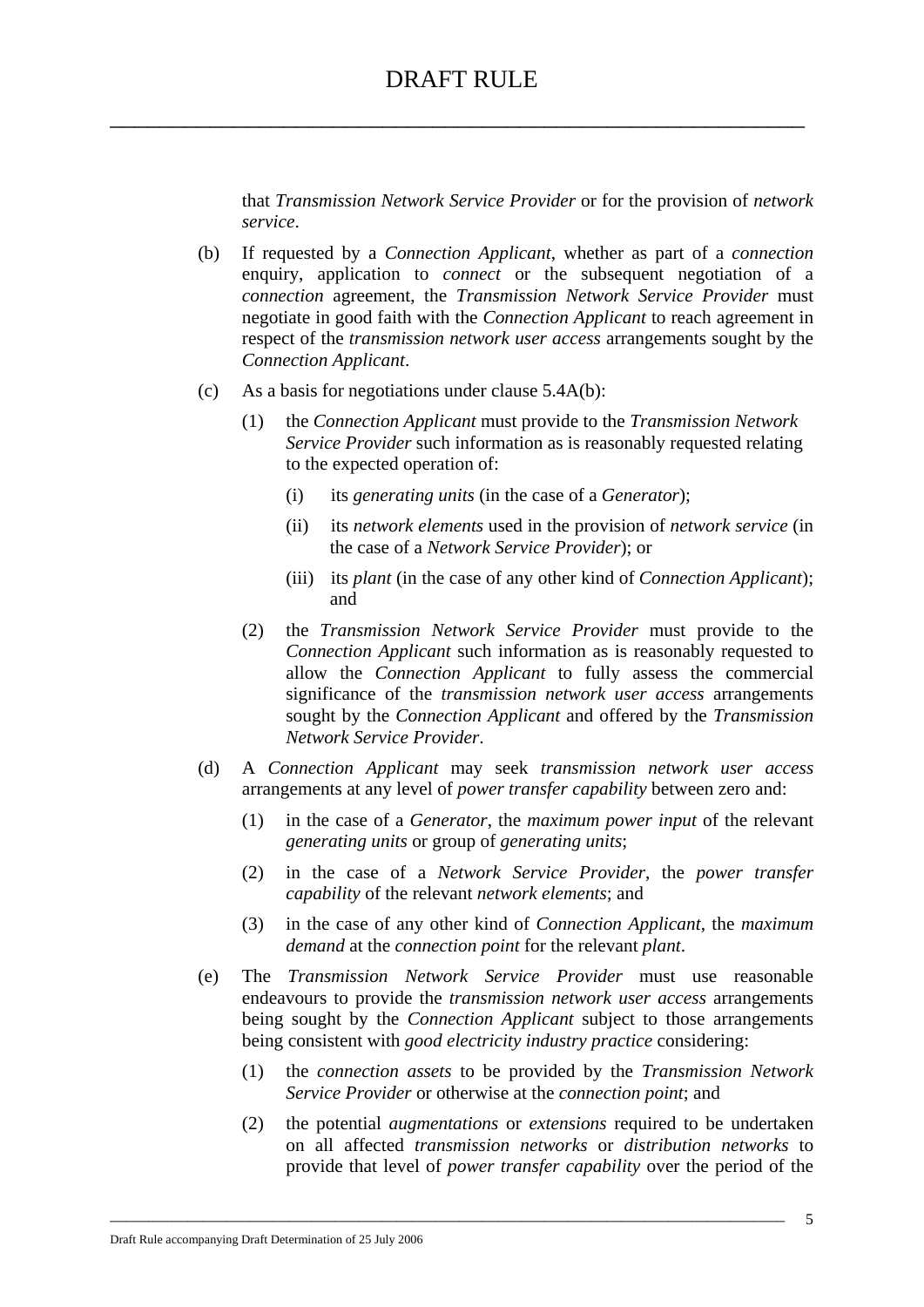that *Transmission Network Service Provider* or for the provision of *network service*.

(b) If requested by a *Connection Applicant*, whether as part of a *connection* enquiry, application to *connect* or the subsequent negotiation of a *connection* agreement, the *Transmission Network Service Provider* must negotiate in good faith with the *Connection Applicant* to reach agreement in respect of the *transmission network user access* arrangements sought by the *Connection Applicant*.

(c) As a basis for negotiations under clause 5.4A(b):

(1) the *Connection Applicant* must provide to the *Transmission Network Service Provider* such information as is reasonably requested relating to the expected operation of:

(i) its *generating units* (in the case of a *Generator*);

(ii) its *network elements* used in the provision of *network service* (in the case of a *Network Service Provider*); or

(iii) its *plant* (in the case of any other kind of *Connection Applicant*); and

(2) the *Transmission Network Service Provider* must provide to the *Connection Applicant* such information as is reasonably requested to allow the *Connection Applicant* to fully assess the commercial significance of the *transmission network user access* arrangements sought by the *Connection Applicant* and offered by the *Transmission Network Service Provider*.

(d) A *Connection Applicant* may seek *transmission network user access* arrangements at any level of *power transfer capability* between zero and:

(1) in the case of a *Generator*, the *maximum power input* of the relevant *generating units* or group of *generating units*;

(2) in the case of a *Network Service Provider*, the *power transfer capability* of the relevant *network elements*; and

(3) in the case of any other kind of *Connection Applicant*, the *maximum demand* at the *connection point* for the relevant *plant*.

(e) The *Transmission Network Service Provider* must use reasonable endeavours to provide the *transmission network user access* arrangements being sought by the *Connection Applicant* subject to those arrangements being consistent with *good electricity industry practice* considering:

(1) the *connection assets* to be provided by the *Transmission Network Service Provider* or otherwise at the *connection point*; and

(2) the potential *augmentations* or *extensions* required to be undertaken on all affected *transmission networks* or *distribution networks* to provide that level of *power transfer capability* over the period of the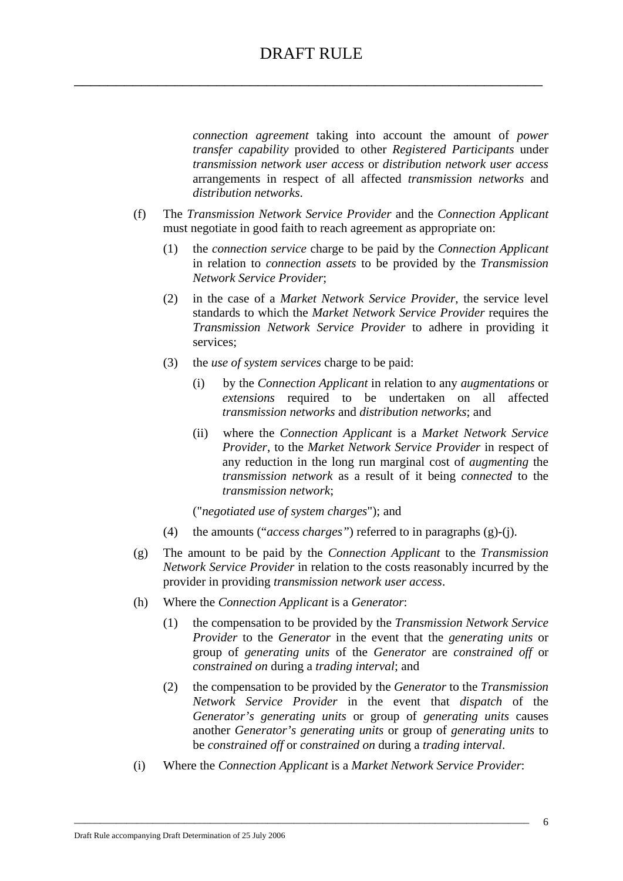*connection agreement* taking into account the amount of *power transfer capability* provided to other *Registered Participants* under *transmission network user access* or *distribution network user access* arrangements in respect of all affected *transmission networks* and *distribution networks*.

(f) The *Transmission Network Service Provider* and the *Connection Applicant* must negotiate in good faith to reach agreement as appropriate on:

(1) the *connection service* charge to be paid by the *Connection Applicant* in relation to *connection assets* to be provided by the *Transmission Network Service Provider*;

(2) in the case of a *Market Network Service Provider*, the service level standards to which the *Market Network Service Provider* requires the *Transmission Network Service Provider* to adhere in providing it services;

(3) the *use of system services* charge to be paid:

(i) by the *Connection Applicant* in relation to any *augmentations* or *extensions* required to be undertaken on all affected *transmission networks* and *distribution networks*; and

(ii) where the *Connection Applicant* is a *Market Network Service Provider*, to the *Market Network Service Provider* in respect of any reduction in the long run marginal cost of *augmenting* the *transmission network* as a result of it being *connected* to the *transmission network*;

("*negotiated use of system charges*"); and

(4) the amounts ("*access charges"*) referred to in paragraphs (g)-(j).

(g) The amount to be paid by the *Connection Applicant* to the *Transmission Network Service Provider* in relation to the costs reasonably incurred by the provider in providing *transmission network user access*.

(h) Where the *Connection Applicant* is a *Generator*:

(1) the compensation to be provided by the *Transmission Network Service Provider* to the *Generator* in the event that the *generating units* or group of *generating units* of the *Generator* are *constrained off* or *constrained on* during a *trading interval*; and

(2) the compensation to be provided by the *Generator* to the *Transmission Network Service Provider* in the event that *dispatch* of the *Generator's generating units* or group of *generating units* causes another *Generator's generating units* or group of *generating units* to be *constrained off* or *constrained on* during a *trading interval*.

(i) Where the *Connection Applicant* is a *Market Network Service Provider*: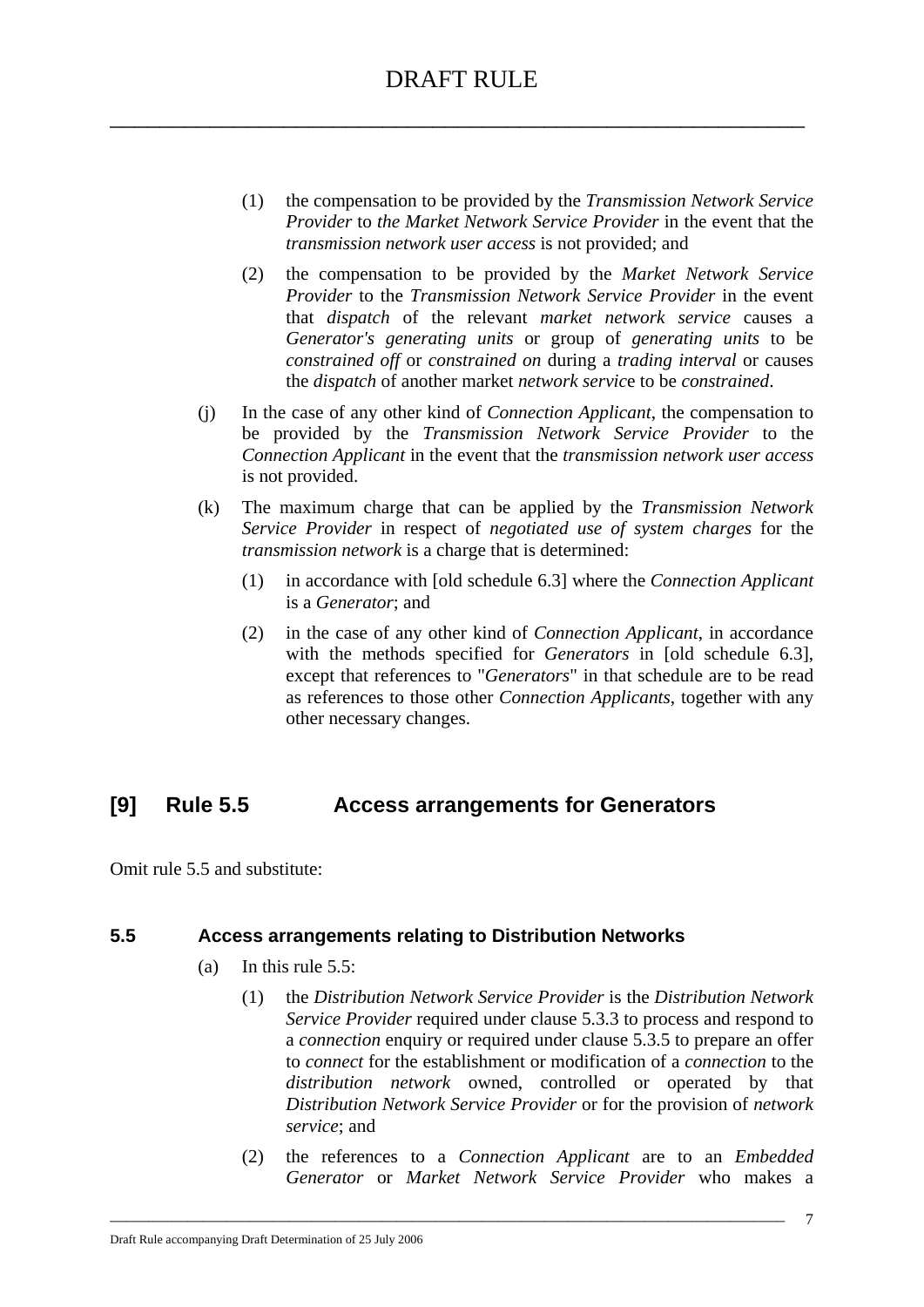(1) the compensation to be provided by the *Transmission Network Service Provider* to *the Market Network Service Provider* in the event that the *transmission network user access* is not provided; and

(2) the compensation to be provided by the *Market Network Service Provider* to the *Transmission Network Service Provider* in the event that *dispatch* of the relevant *market network service* causes a *Generator's generating units* or group of *generating units* to be *constrained off* or *constrained on* during a *trading interval* or causes the *dispatch* of another market *network servic*e to be *constrained*.

(j) In the case of any other kind of *Connection Applicant*, the compensation to be provided by the *Transmission Network Service Provider* to the *Connection Applicant* in the event that the *transmission network user access* is not provided.

(k) The maximum charge that can be applied by the *Transmission Network Service Provider* in respect of *negotiated use of system charges* for the *transmission network* is a charge that is determined:

(1) in accordance with [old schedule 6.3] where the *Connection Applicant* is a *Generator*; and

(2) in the case of any other kind of *Connection Applicant*, in accordance with the methods specified for *Generators* in [old schedule 6.3], except that references to "*Generators*" in that schedule are to be read as references to those other *Connection Applicants*, together with any other necessary changes.

## [9] Rule 5.5 Access arrangements for Generators

Omit rule 5.5 and substitute:

### 5.5 Access arrangements relating to Distribution Networks

(a) In this rule 5.5:

(1) the *Distribution Network Service Provider* is the *Distribution Network Service Provider* required under clause 5.3.3 to process and respond to a *connection* enquiry or required under clause 5.3.5 to prepare an offer to *connect* for the establishment or modification of a *connection* to the *distribution network* owned, controlled or operated by that *Distribution Network Service Provider* or for the provision of *network service*; and

(2) the references to a *Connection Applicant* are to an *Embedded Generator* or *Market Network Service Provider* who makes a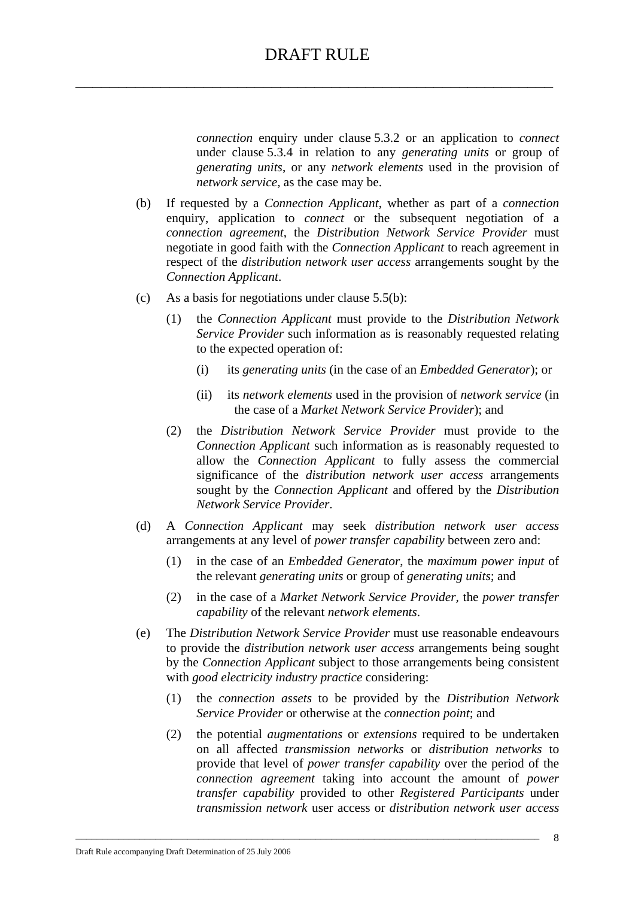*connection* enquiry under clause 5.3.2 or an application to *connect* under clause 5.3.4 in relation to any *generating units* or group of *generating units*, or any *network elements* used in the provision of *network service*, as the case may be.

(b) If requested by a *Connection Applicant*, whether as part of a *connection* enquiry, application to *connect* or the subsequent negotiation of a *connection agreement*, the *Distribution Network Service Provider* must negotiate in good faith with the *Connection Applicant* to reach agreement in respect of the *distribution network user access* arrangements sought by the *Connection Applicant*.

(c) As a basis for negotiations under clause 5.5(b):

(1) the *Connection Applicant* must provide to the *Distribution Network Service Provider* such information as is reasonably requested relating to the expected operation of:

(i) its *generating units* (in the case of an *Embedded Generator*); or

(ii) its *network elements* used in the provision of *network service* (in the case of a *Market Network Service Provider*); and

(2) the *Distribution Network Service Provider* must provide to the *Connection Applicant* such information as is reasonably requested to allow the *Connection Applicant* to fully assess the commercial significance of the *distribution network user access* arrangements sought by the *Connection Applicant* and offered by the *Distribution Network Service Provider*.

(d) A *Connection Applicant* may seek *distribution network user access* arrangements at any level of *power transfer capability* between zero and:

(1) in the case of an *Embedded Generator*, the *maximum power input* of the relevant *generating units* or group of *generating units*; and

(2) in the case of a *Market Network Service Provider*, the *power transfer capability* of the relevant *network elements*.

(e) The *Distribution Network Service Provider* must use reasonable endeavours to provide the *distribution network user access* arrangements being sought by the *Connection Applicant* subject to those arrangements being consistent with *good electricity industry practice* considering:

(1) the *connection assets* to be provided by the *Distribution Network Service Provider* or otherwise at the *connection point*; and

(2) the potential *augmentations* or *extensions* required to be undertaken on all affected *transmission networks* or *distribution networks* to provide that level of *power transfer capability* over the period of the *connection agreement* taking into account the amount of *power transfer capability* provided to other *Registered Participants* under *transmission network* user access or *distribution network user access*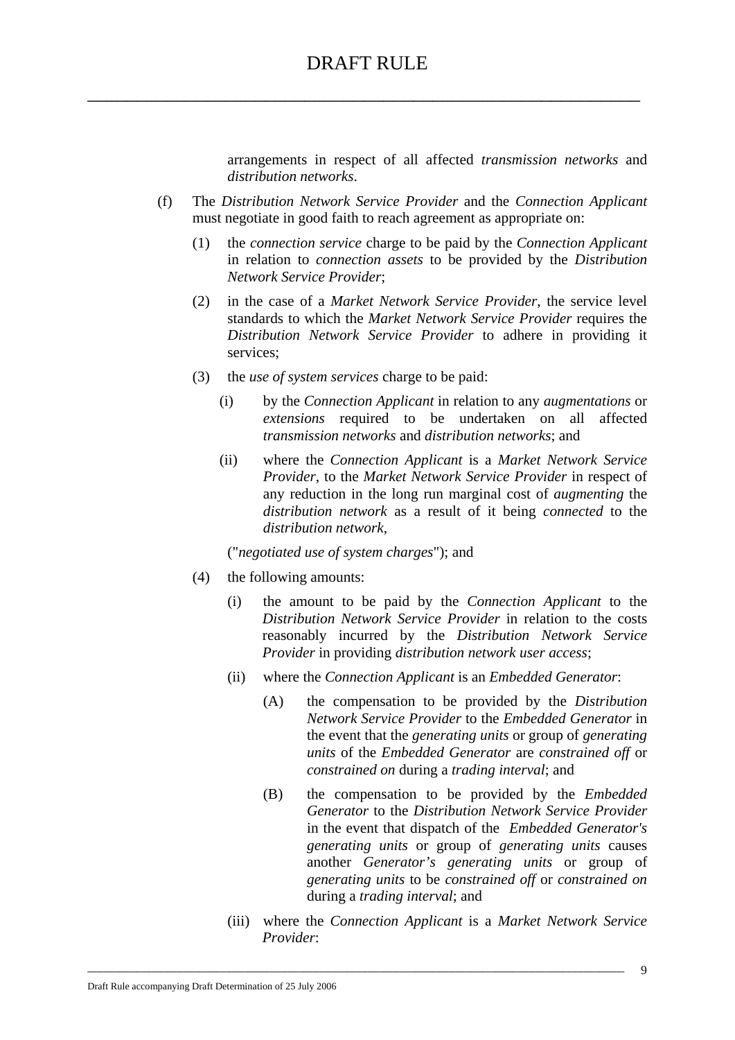arrangements in respect of all affected *transmission networks* and *distribution networks*.

(f) The *Distribution Network Service Provider* and the *Connection Applicant* must negotiate in good faith to reach agreement as appropriate on:

(1) the *connection service* charge to be paid by the *Connection Applicant* in relation to *connection assets* to be provided by the *Distribution Network Service Provider*;

(2) in the case of a *Market Network Service Provider*, the service level standards to which the *Market Network Service Provider* requires the *Distribution Network Service Provider* to adhere in providing it services;

(3) the *use of system services* charge to be paid:

(i) by the *Connection Applicant* in relation to any *augmentations* or *extensions* required to be undertaken on all affected *transmission networks* and *distribution networks*; and

(ii) where the *Connection Applicant* is a *Market Network Service Provider*, to the *Market Network Service Provider* in respect of any reduction in the long run marginal cost of *augmenting* the *distribution network* as a result of it being *connected* to the *distribution network*,

("*negotiated use of system charges*"); and

(4) the following amounts:

(i) the amount to be paid by the *Connection Applicant* to the *Distribution Network Service Provider* in relation to the costs reasonably incurred by the *Distribution Network Service Provider* in providing *distribution network user access*;

(ii) where the *Connection Applicant* is an *Embedded Generator*:

(A) the compensation to be provided by the *Distribution Network Service Provider* to the *Embedded Generator* in the event that the *generating units* or group of *generating units* of the *Embedded Generator* are *constrained off* or *constrained on* during a *trading interval*; and

(B) the compensation to be provided by the *Embedded Generator* to the *Distribution Network Service Provider* in the event that dispatch of the *Embedded Generator's generating units* or group of *generating units* causes another *Generator's generating units* or group of *generating units* to be *constrained off* or *constrained on* during a *trading interval*; and

(iii) where the *Connection Applicant* is a *Market Network Service Provider*: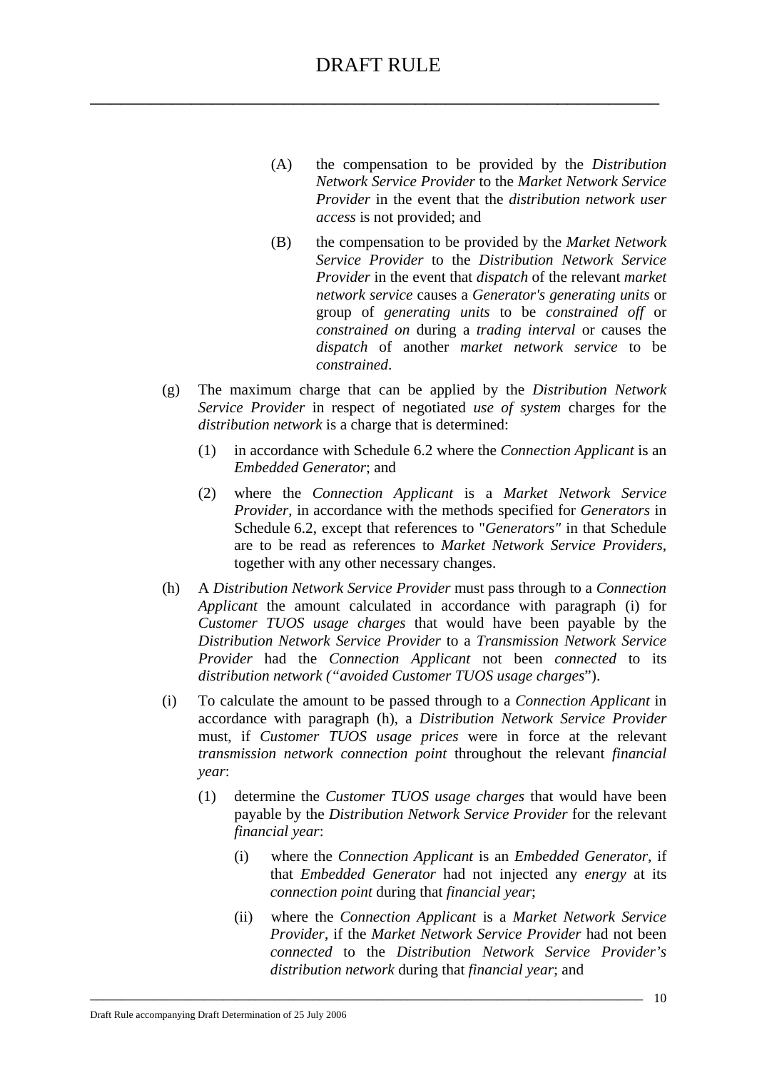(A) the compensation to be provided by the *Distribution Network Service Provider* to the *Market Network Service Provider* in the event that the *distribution network user access* is not provided; and

(B) the compensation to be provided by the *Market Network Service Provider* to the *Distribution Network Service Provider* in the event that *dispatch* of the relevant *market network service* causes a *Generator's generating units* or group of *generating units* to be *constrained off* or *constrained on* during a *trading interval* or causes the *dispatch* of another *market network service* to be *constrained*.

(g) The maximum charge that can be applied by the *Distribution Network Service Provider* in respect of negotiated *use of system* charges for the *distribution network* is a charge that is determined:

(1) in accordance with Schedule 6.2 where the *Connection Applicant* is an *Embedded Generator*; and

(2) where the *Connection Applicant* is a *Market Network Service Provider*, in accordance with the methods specified for *Generators* in Schedule 6.2, except that references to "*Generators"* in that Schedule are to be read as references to *Market Network Service Providers*, together with any other necessary changes.

(h) A *Distribution Network Service Provider* must pass through to a *Connection Applicant* the amount calculated in accordance with paragraph (i) for *Customer TUOS usage charges* that would have been payable by the *Distribution Network Service Provider* to a *Transmission Network Service Provider* had the *Connection Applicant* not been *connected* to its *distribution network (*"*avoided Customer TUOS usage charges*").

(i) To calculate the amount to be passed through to a *Connection Applicant* in accordance with paragraph (h), a *Distribution Network Service Provider* must, if *Customer TUOS usage prices* were in force at the relevant *transmission network connection point* throughout the relevant *financial year*:

(1) determine the *Customer TUOS usage charges* that would have been payable by the *Distribution Network Service Provider* for the relevant *financial year*:

(i) where the *Connection Applicant* is an *Embedded Generator*, if that *Embedded Generator* had not injected any *energy* at its *connection point* during that *financial year*;

(ii) where the *Connection Applicant* is a *Market Network Service Provider*, if the *Market Network Service Provider* had not been *connected* to the *Distribution Network Service Provider's distribution network* during that *financial year*; and

Draft Rule accompanying Draft Determination of 25 July 2006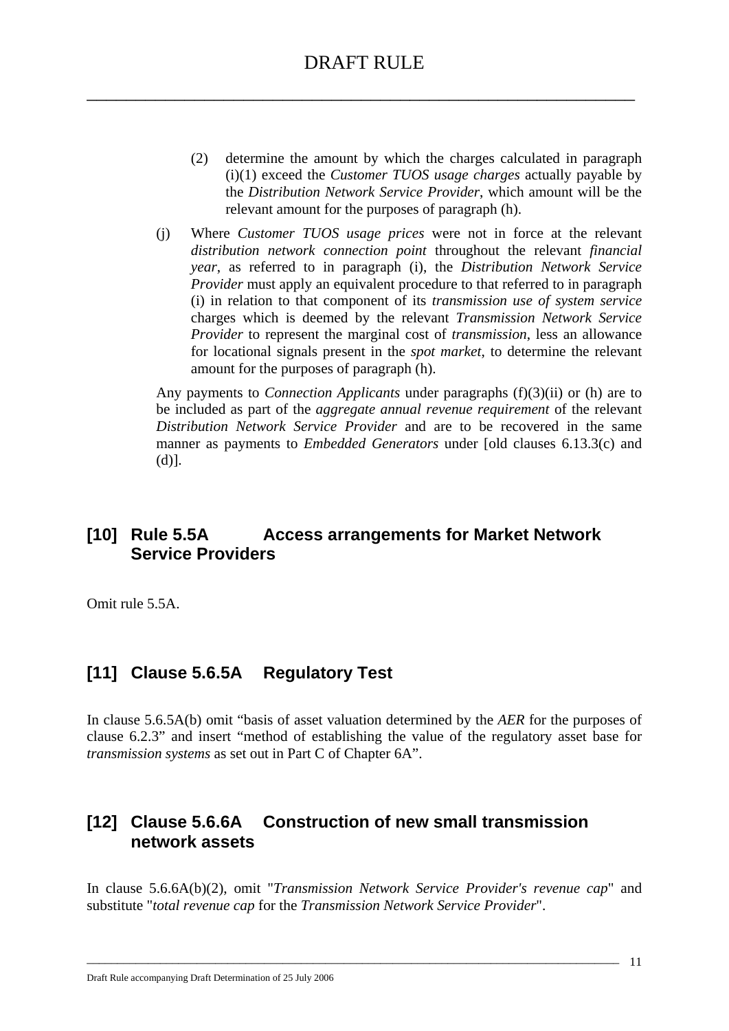(2) determine the amount by which the charges calculated in paragraph (i)(1) exceed the *Customer TUOS usage charges* actually payable by the *Distribution Network Service Provider*, which amount will be the relevant amount for the purposes of paragraph (h).

(j) Where *Customer TUOS usage prices* were not in force at the relevant *distribution network connection point* throughout the relevant *financial year*, as referred to in paragraph (i), the *Distribution Network Service Provider* must apply an equivalent procedure to that referred to in paragraph (i) in relation to that component of its *transmission use of system service* charges which is deemed by the relevant *Transmission Network Service Provider* to represent the marginal cost of *transmission*, less an allowance for locational signals present in the *spot market*, to determine the relevant amount for the purposes of paragraph (h).

Any payments to *Connection Applicants* under paragraphs (f)(3)(ii) or (h) are to be included as part of the *aggregate annual revenue requirement* of the relevant *Distribution Network Service Provider* and are to be recovered in the same manner as payments to *Embedded Generators* under [old clauses 6.13.3(c) and (d)].

## [10] Rule 5.5A Access arrangements for Market Network Service Providers

Omit rule 5.5A.

## [11] Clause 5.6.5A Regulatory Test

In clause 5.6.5A(b) omit "basis of asset valuation determined by the *AER* for the purposes of clause 6.2.3" and insert "method of establishing the value of the regulatory asset base for *transmission systems* as set out in Part C of Chapter 6A".

## [12] Clause 5.6.6A Construction of new small transmission network assets

In clause 5.6.6A(b)(2), omit "*Transmission Network Service Provider's revenue cap*" and substitute "*total revenue cap* for the *Transmission Network Service Provider*".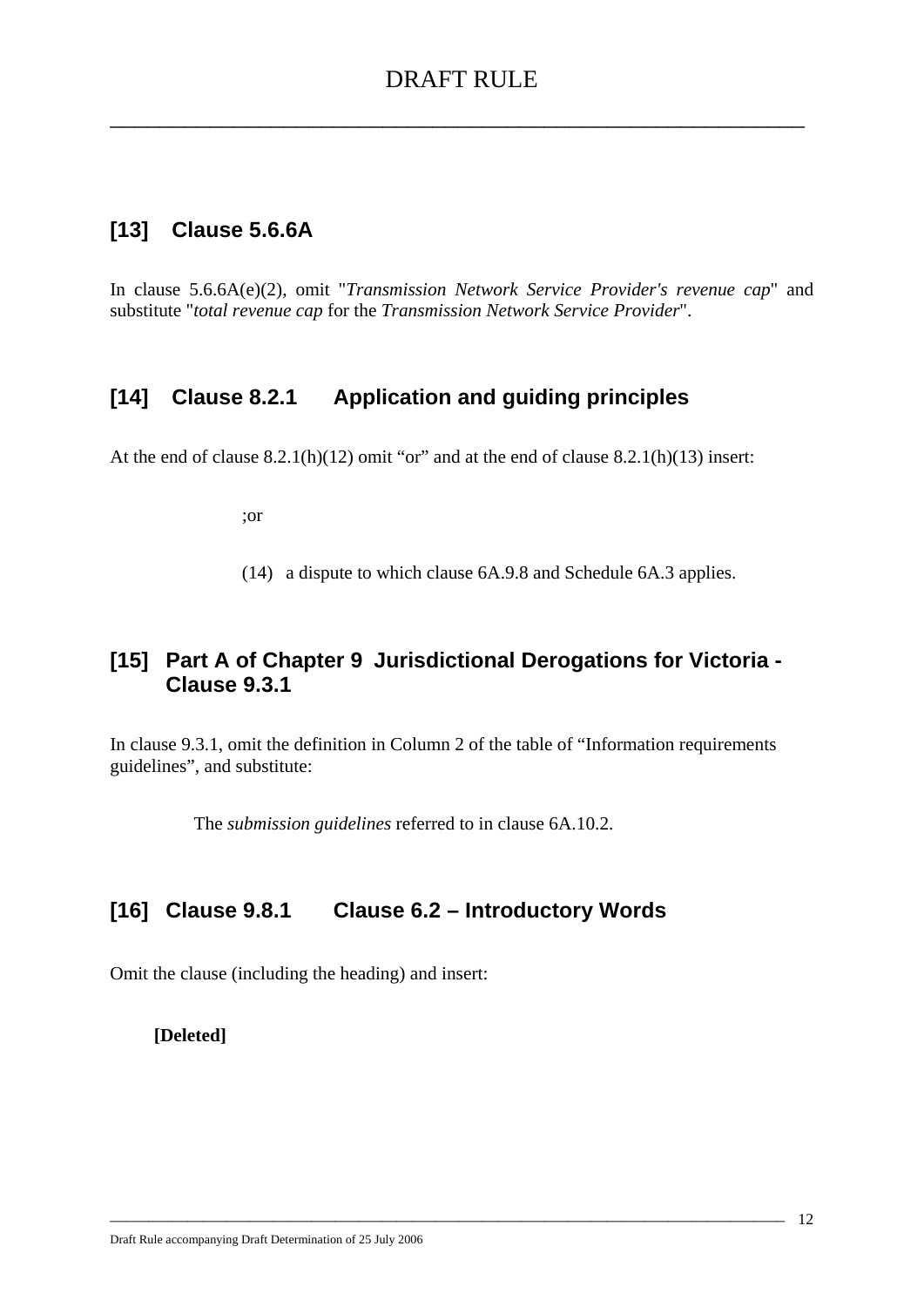## [13] Clause 5.6.6A

In clause 5.6.6A(e)(2), omit "*Transmission Network Service Provider's revenue cap*" and substitute "*total revenue cap* for the *Transmission Network Service Provider*".

## [14] Clause 8.2.1 Application and guiding principles

At the end of clause 8.2.1(h)(12) omit "or" and at the end of clause 8.2.1(h)(13) insert:

;or

(14) a dispute to which clause 6A.9.8 and Schedule 6A.3 applies.

## [15] Part A of Chapter 9 Jurisdictional Derogations for Victoria - Clause 9.3.1

In clause 9.3.1, omit the definition in Column 2 of the table of "Information requirements guidelines", and substitute:

The *submission guidelines* referred to in clause 6A.10.2.

## [16] Clause 9.8.1 Clause 6.2 – Introductory Words

Omit the clause (including the heading) and insert:

**[Deleted]**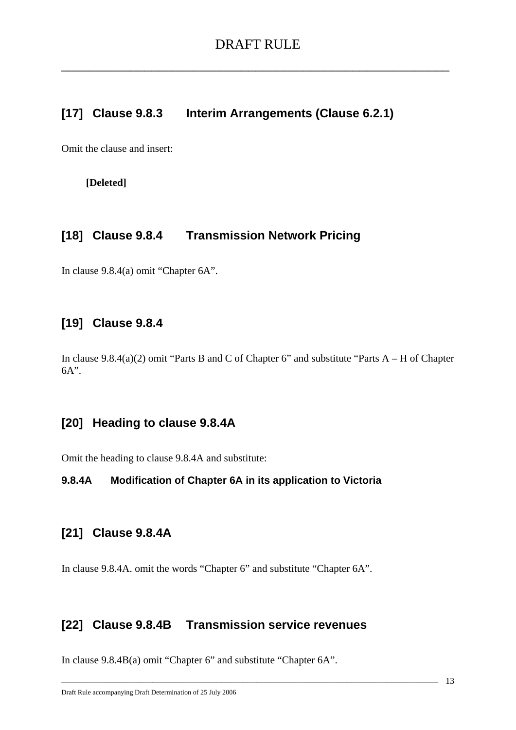## [17] Clause 9.8.3 Interim Arrangements (Clause 6.2.1)

Omit the clause and insert:

**[Deleted]**

## [18] Clause 9.8.4 Transmission Network Pricing

In clause 9.8.4(a) omit "Chapter 6A".

## [19] Clause 9.8.4

In clause 9.8.4(a)(2) omit "Parts B and C of Chapter 6" and substitute "Parts A – H of Chapter 6A".

## [20] Heading to clause 9.8.4A

Omit the heading to clause 9.8.4A and substitute:

**9.8.4A Modification of Chapter 6A in its application to Victoria**

## [21] Clause 9.8.4A

In clause 9.8.4A. omit the words "Chapter 6" and substitute "Chapter 6A".

## [22] Clause 9.8.4B Transmission service revenues

In clause 9.8.4B(a) omit "Chapter 6" and substitute "Chapter 6A".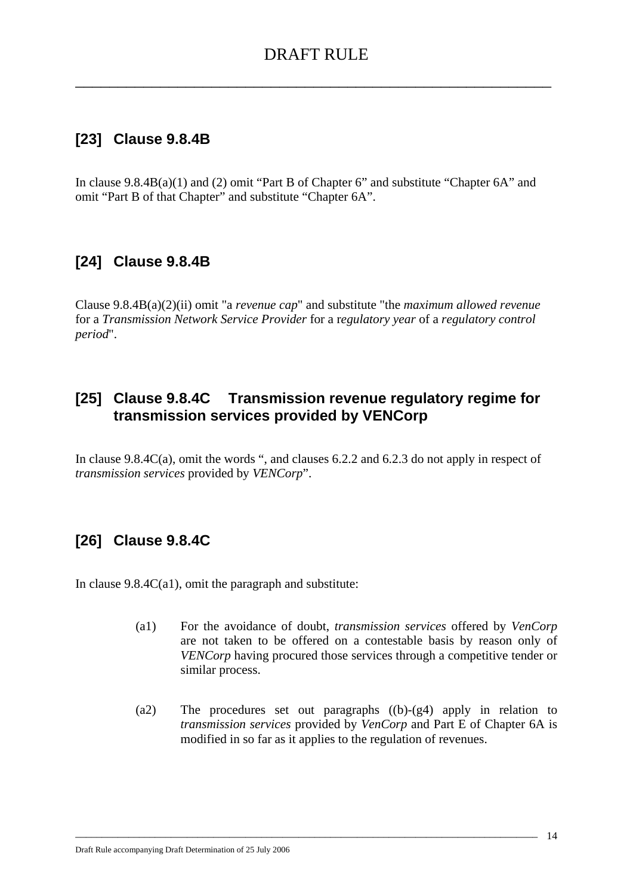## [23] Clause 9.8.4B

In clause 9.8.4B(a)(1) and (2) omit "Part B of Chapter 6" and substitute "Chapter 6A" and omit "Part B of that Chapter" and substitute "Chapter 6A".

## [24] Clause 9.8.4B

Clause 9.8.4B(a)(2)(ii) omit "a *revenue cap*" and substitute "the *maximum allowed revenue* for a *Transmission Network Service Provider* for a r*egulatory year* of a *regulatory control period*".

## [25] Clause 9.8.4C Transmission revenue regulatory regime for transmission services provided by VENCorp

In clause 9.8.4C(a), omit the words ", and clauses 6.2.2 and 6.2.3 do not apply in respect of *transmission services* provided by *VENCorp*".

## [26] Clause 9.8.4C

In clause 9.8.4C(a1), omit the paragraph and substitute:

> (a1) For the avoidance of doubt, *transmission services* offered by *VenCorp* are not taken to be offered on a contestable basis by reason only of *VENCorp* having procured those services through a competitive tender or similar process.
>
> (a2) The procedures set out paragraphs ((b)-(g4) apply in relation to *transmission services* provided by *VenCorp* and Part E of Chapter 6A is modified in so far as it applies to the regulation of revenues.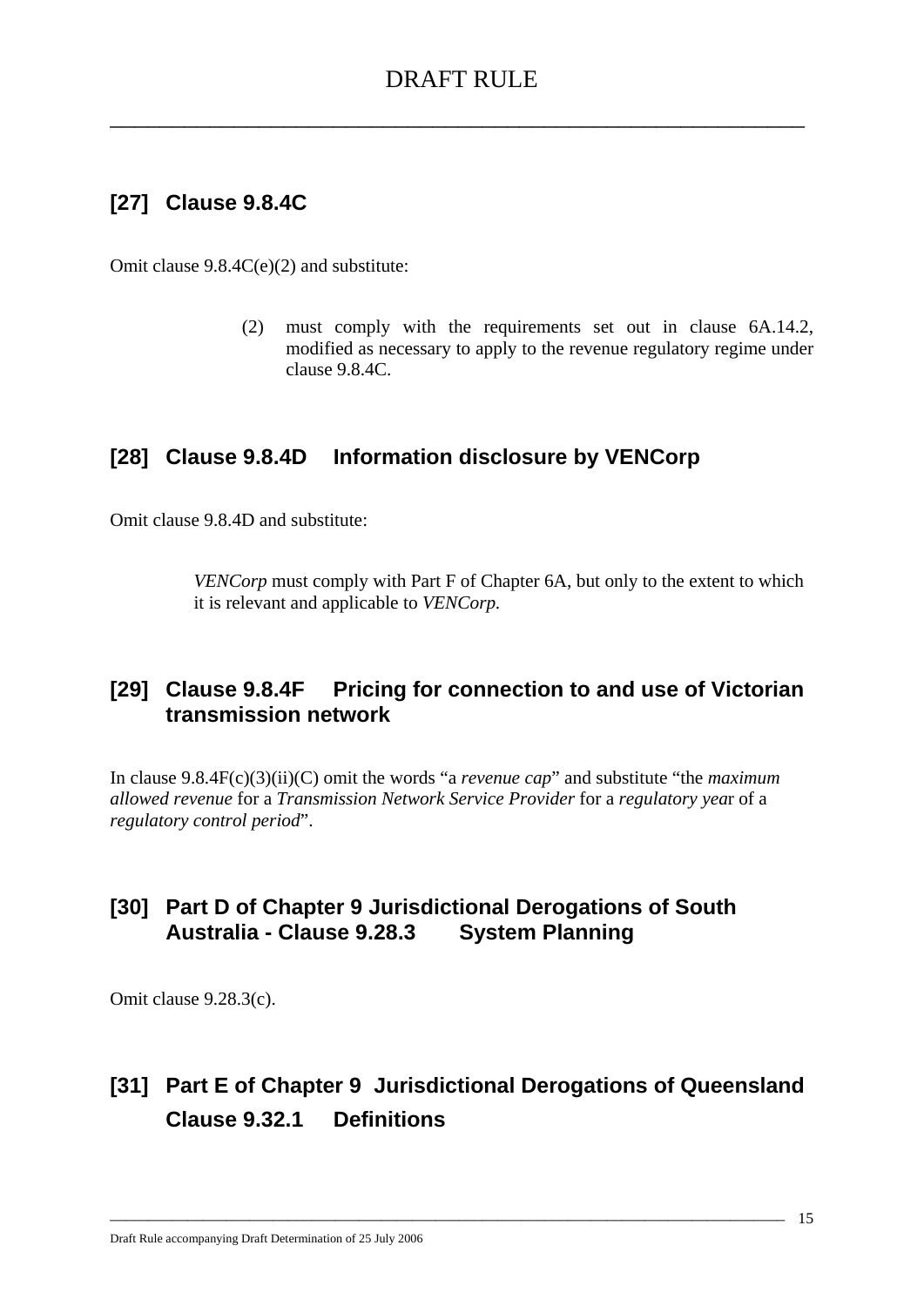## [27] Clause 9.8.4C

Omit clause 9.8.4C(e)(2) and substitute:

> (2) must comply with the requirements set out in clause 6A.14.2, modified as necessary to apply to the revenue regulatory regime under clause 9.8.4C.

## [28] Clause 9.8.4D Information disclosure by VENCorp

Omit clause 9.8.4D and substitute:

> *VENCorp* must comply with Part F of Chapter 6A, but only to the extent to which it is relevant and applicable to *VENCorp.*

## [29] Clause 9.8.4F Pricing for connection to and use of Victorian transmission network

In clause 9.8.4F(c)(3)(ii)(C) omit the words "a *revenue cap*" and substitute "the *maximum allowed revenue* for a *Transmission Network Service Provider* for a *regulatory yea*r of a *regulatory control period*".

## [30] Part D of Chapter 9 Jurisdictional Derogations of South Australia - Clause 9.28.3 System Planning

Omit clause 9.28.3(c).

## [31] Part E of Chapter 9 Jurisdictional Derogations of Queensland Clause 9.32.1 Definitions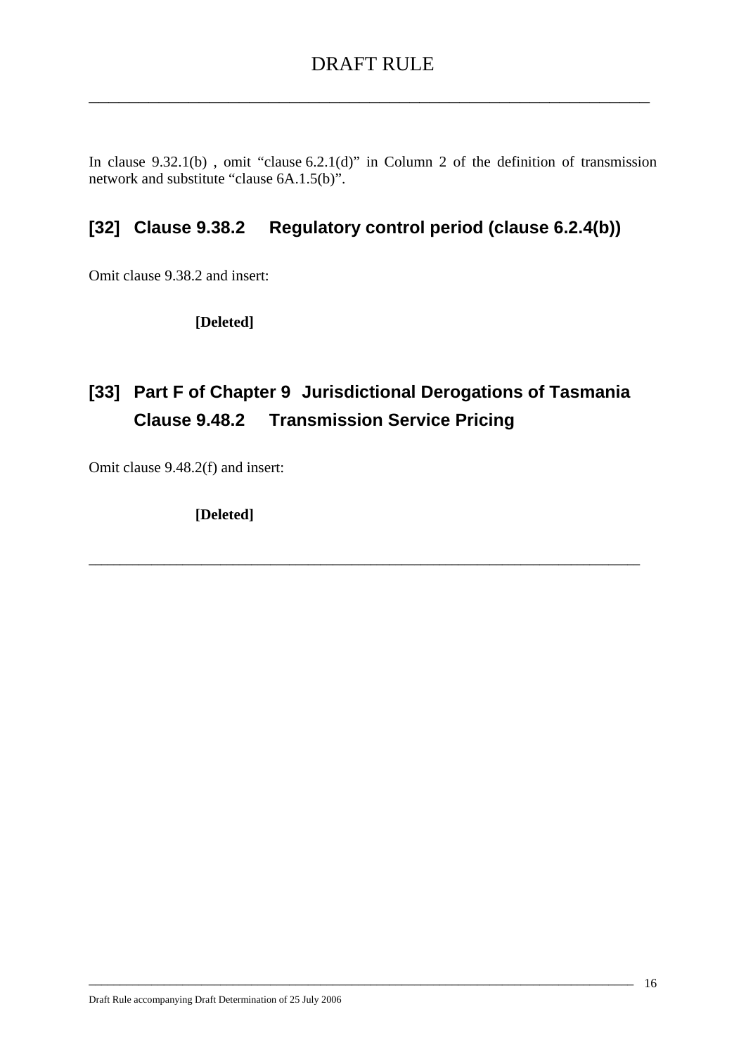In clause 9.32.1(b) , omit “clause 6.2.1(d)” in Column 2 of the definition of transmission network and substitute “clause 6A.1.5(b)”.

## [32] Clause 9.38.2 Regulatory control period (clause 6.2.4(b))

Omit clause 9.38.2 and insert:

**[Deleted]**

## [33] Part F of Chapter 9 Jurisdictional Derogations of Tasmania Clause 9.48.2 Transmission Service Pricing

Omit clause 9.48.2(f) and insert:

**[Deleted]**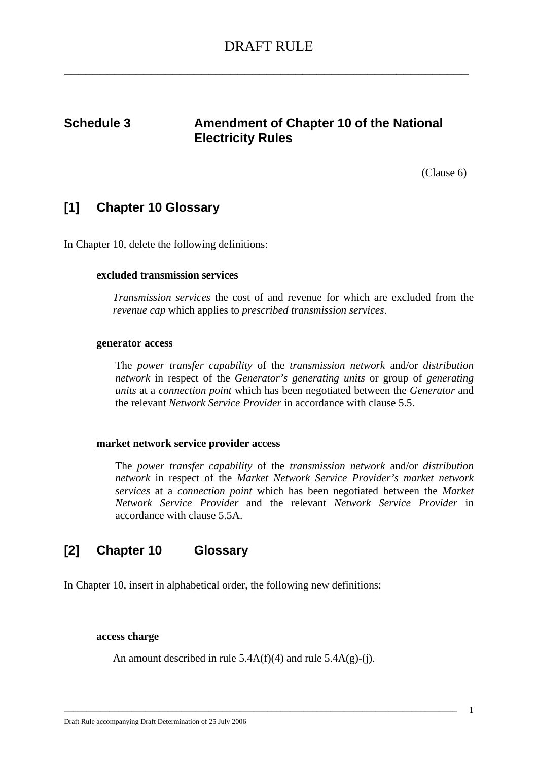# DRAFT RULE

## Schedule 3 Amendment of Chapter 10 of the National Electricity Rules

(Clause 6)

## [1] Chapter 10 Glossary

In Chapter 10, delete the following definitions:

**excluded transmission services**

*Transmission services* the cost of and revenue for which are excluded from the *revenue cap* which applies to *prescribed transmission services*.

**generator access**

The *power transfer capability* of the *transmission network* and/or *distribution network* in respect of the *Generator's generating units* or group of *generating units* at a *connection point* which has been negotiated between the *Generator* and the relevant *Network Service Provider* in accordance with clause 5.5.

**market network service provider access**

The *power transfer capability* of the *transmission network* and/or *distribution network* in respect of the *Market Network Service Provider's market network services* at a *connection point* which has been negotiated between the *Market Network Service Provider* and the relevant *Network Service Provider* in accordance with clause 5.5A.

## [2] Chapter 10 Glossary

In Chapter 10, insert in alphabetical order, the following new definitions:

**access charge**

An amount described in rule 5.4A(f)(4) and rule 5.4A(g)-(j).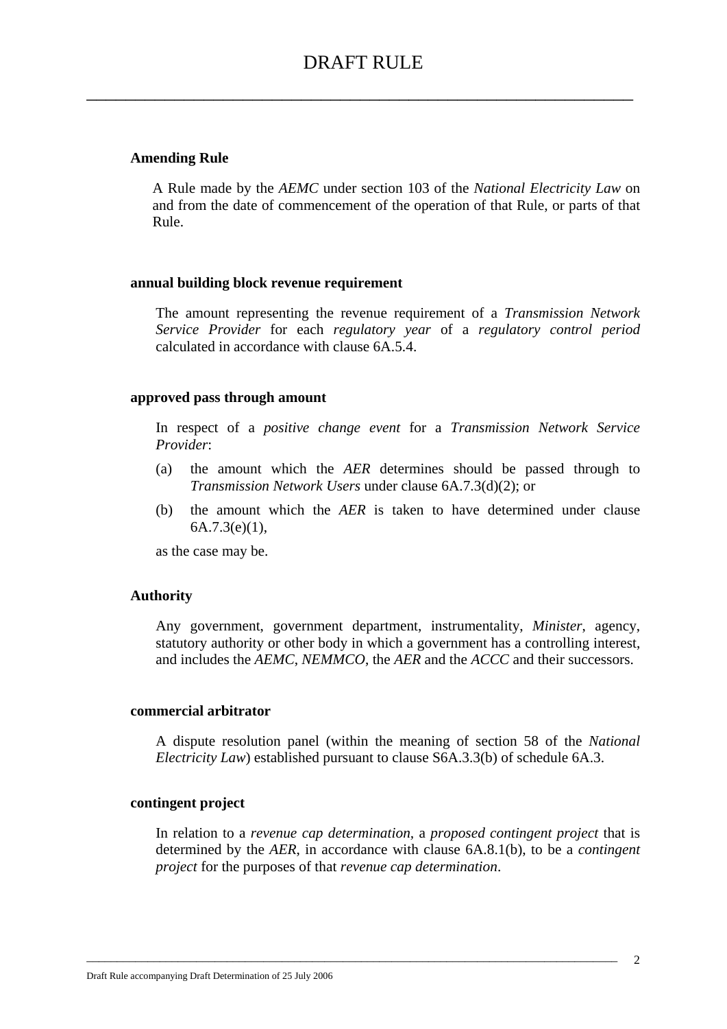**Amending Rule**

A Rule made by the *AEMC* under section 103 of the *National Electricity Law* on and from the date of commencement of the operation of that Rule, or parts of that Rule.

**annual building block revenue requirement**

The amount representing the revenue requirement of a *Transmission Network Service Provider* for each *regulatory year* of a *regulatory control period* calculated in accordance with clause 6A.5.4.

**approved pass through amount**

In respect of a *positive change event* for a *Transmission Network Service Provider*:

(a) the amount which the *AER* determines should be passed through to *Transmission Network Users* under clause 6A.7.3(d)(2); or

(b) the amount which the *AER* is taken to have determined under clause 6A.7.3(e)(1),

as the case may be.

**Authority**

Any government, government department, instrumentality, *Minister*, agency, statutory authority or other body in which a government has a controlling interest, and includes the *AEMC*, *NEMMCO*, the *AER* and the *ACCC* and their successors.

**commercial arbitrator**

A dispute resolution panel (within the meaning of section 58 of the *National Electricity Law*) established pursuant to clause S6A.3.3(b) of schedule 6A.3.

**contingent project**

In relation to a *revenue cap determination*, a *proposed contingent project* that is determined by the *AER*, in accordance with clause 6A.8.1(b), to be a *contingent project* for the purposes of that *revenue cap determination*.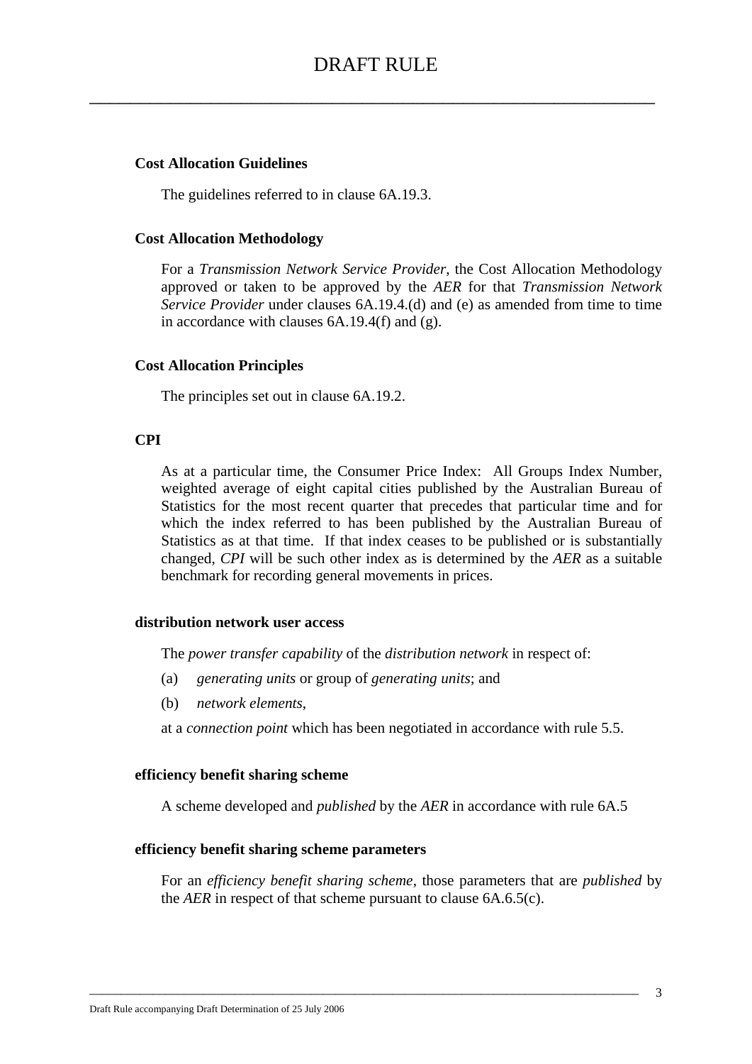**Cost Allocation Guidelines**

The guidelines referred to in clause 6A.19.3.

**Cost Allocation Methodology**

For a *Transmission Network Service Provider*, the Cost Allocation Methodology approved or taken to be approved by the *AER* for that *Transmission Network Service Provider* under clauses 6A.19.4.(d) and (e) as amended from time to time in accordance with clauses 6A.19.4(f) and (g).

**Cost Allocation Principles**

The principles set out in clause 6A.19.2.

**CPI**

As at a particular time, the Consumer Price Index: All Groups Index Number, weighted average of eight capital cities published by the Australian Bureau of Statistics for the most recent quarter that precedes that particular time and for which the index referred to has been published by the Australian Bureau of Statistics as at that time. If that index ceases to be published or is substantially changed, *CPI* will be such other index as is determined by the *AER* as a suitable benchmark for recording general movements in prices.

**distribution network user access**

The *power transfer capability* of the *distribution network* in respect of:

(a) *generating units* or group of *generating units*; and

(b) *network elements*,

at a *connection point* which has been negotiated in accordance with rule 5.5.

**efficiency benefit sharing scheme**

A scheme developed and *published* by the *AER* in accordance with rule 6A.5

**efficiency benefit sharing scheme parameters**

For an *efficiency benefit sharing scheme*, those parameters that are *published* by the *AER* in respect of that scheme pursuant to clause 6A.6.5(c).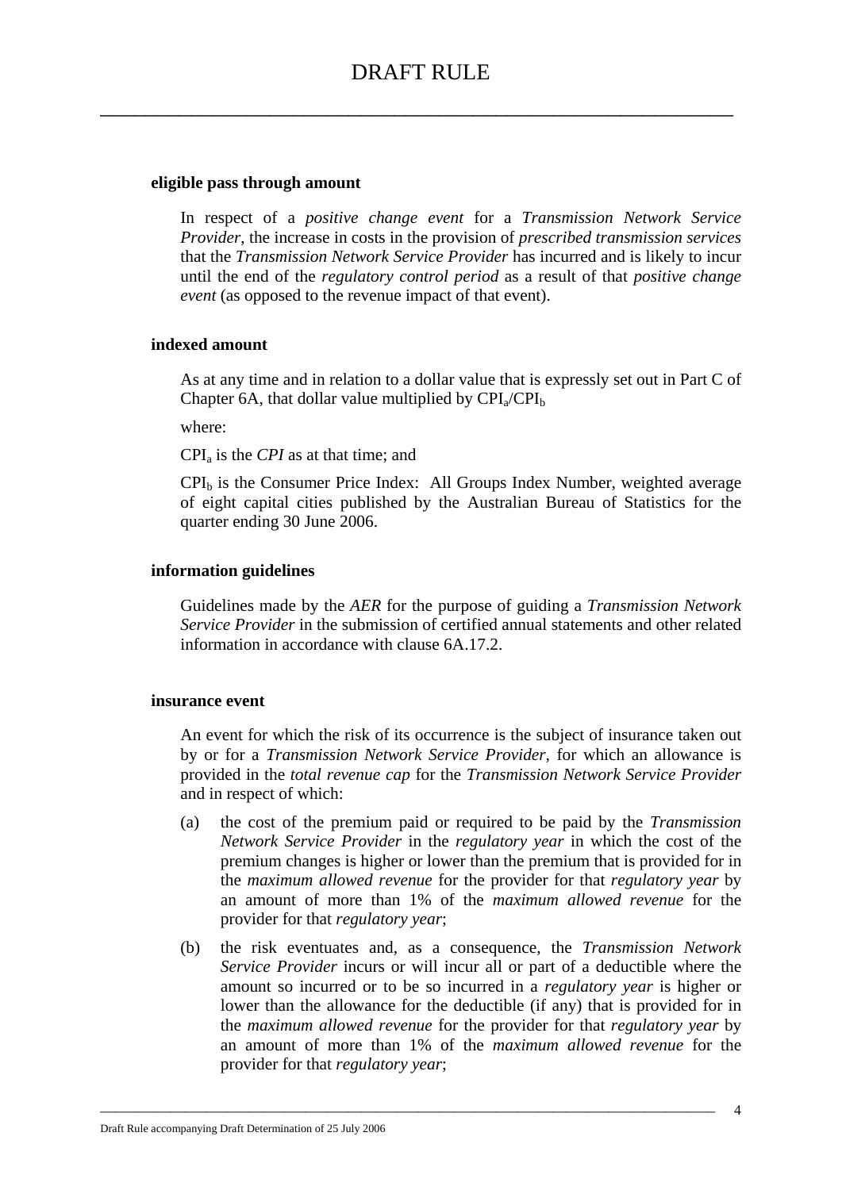**eligible pass through amount**

In respect of a *positive change event* for a *Transmission Network Service Provider*, the increase in costs in the provision of *prescribed transmission services* that the *Transmission Network Service Provider* has incurred and is likely to incur until the end of the *regulatory control period* as a result of that *positive change event* (as opposed to the revenue impact of that event).

**indexed amount**

As at any time and in relation to a dollar value that is expressly set out in Part C of Chapter 6A, that dollar value multiplied by $CPI_a/CPI_b$

where:

$CPI_a$ is the *CPI* as at that time; and

$CPI_b$ is the Consumer Price Index: All Groups Index Number, weighted average of eight capital cities published by the Australian Bureau of Statistics for the quarter ending 30 June 2006.

**information guidelines**

Guidelines made by the *AER* for the purpose of guiding a *Transmission Network Service Provider* in the submission of certified annual statements and other related information in accordance with clause 6A.17.2.

**insurance event**

An event for which the risk of its occurrence is the subject of insurance taken out by or for a *Transmission Network Service Provider*, for which an allowance is provided in the *total revenue cap* for the *Transmission Network Service Provider* and in respect of which:

(a) the cost of the premium paid or required to be paid by the *Transmission Network Service Provider* in the *regulatory year* in which the cost of the premium changes is higher or lower than the premium that is provided for in the *maximum allowed revenue* for the provider for that *regulatory year* by an amount of more than 1% of the *maximum allowed revenue* for the provider for that *regulatory year*;

(b) the risk eventuates and, as a consequence, the *Transmission Network Service Provider* incurs or will incur all or part of a deductible where the amount so incurred or to be so incurred in a *regulatory year* is higher or lower than the allowance for the deductible (if any) that is provided for in the *maximum allowed revenue* for the provider for that *regulatory year* by an amount of more than 1% of the *maximum allowed revenue* for the provider for that *regulatory year*;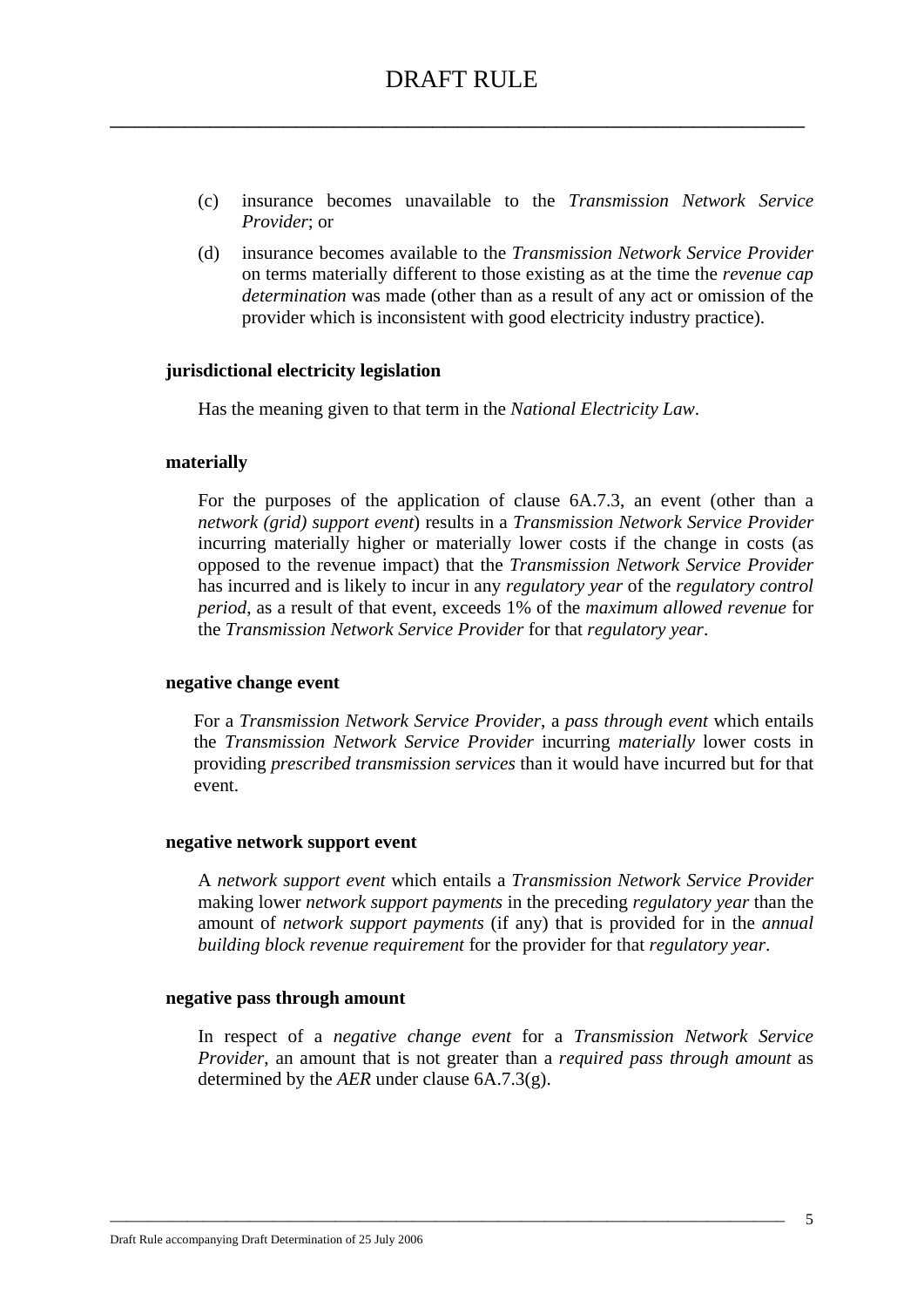(c) insurance becomes unavailable to the *Transmission Network Service Provider*; or

(d) insurance becomes available to the *Transmission Network Service Provider* on terms materially different to those existing as at the time the *revenue cap determination* was made (other than as a result of any act or omission of the provider which is inconsistent with good electricity industry practice).

**jurisdictional electricity legislation**

Has the meaning given to that term in the *National Electricity Law*.

**materially**

For the purposes of the application of clause 6A.7.3, an event (other than a *network (grid) support event*) results in a *Transmission Network Service Provider* incurring materially higher or materially lower costs if the change in costs (as opposed to the revenue impact) that the *Transmission Network Service Provider* has incurred and is likely to incur in any *regulatory year* of the *regulatory control period*, as a result of that event, exceeds 1% of the *maximum allowed revenue* for the *Transmission Network Service Provider* for that *regulatory year*.

**negative change event**

For a *Transmission Network Service Provider*, a *pass through event* which entails the *Transmission Network Service Provider* incurring *materially* lower costs in providing *prescribed transmission services* than it would have incurred but for that event.

**negative network support event**

A *network support event* which entails a *Transmission Network Service Provider* making lower *network support payments* in the preceding *regulatory year* than the amount of *network support payments* (if any) that is provided for in the *annual building block revenue requirement* for the provider for that *regulatory year*.

**negative pass through amount**

In respect of a *negative change event* for a *Transmission Network Service Provider*, an amount that is not greater than a *required pass through amount* as determined by the *AER* under clause 6A.7.3(g).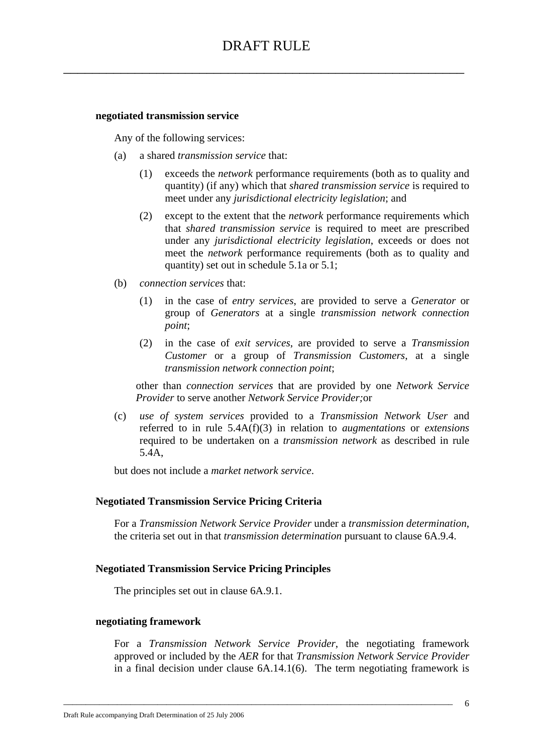**negotiated transmission service**

Any of the following services:

(a) a shared *transmission service* that:

  (1) exceeds the *network* performance requirements (both as to quality and quantity) (if any) which that *shared transmission service* is required to meet under any *jurisdictional electricity legislation*; and

  (2) except to the extent that the *network* performance requirements which that *shared transmission service* is required to meet are prescribed under any *jurisdictional electricity legislation*, exceeds or does not meet the *network* performance requirements (both as to quality and quantity) set out in schedule 5.1a or 5.1;

(b) *connection services* that:

  (1) in the case of *entry services*, are provided to serve a *Generator* or group of *Generators* at a single *transmission network connection point*;

  (2) in the case of *exit services*, are provided to serve a *Transmission Customer* or a group of *Transmission Customers*, at a single *transmission network connection point*;

  other than *connection services* that are provided by one *Network Service Provider* to serve another *Network Service Provider;*or

(c) *use of system services* provided to a *Transmission Network User* and referred to in rule 5.4A(f)(3) in relation to *augmentations* or *extensions* required to be undertaken on a *transmission network* as described in rule 5.4A,

but does not include a *market network service*.

**Negotiated Transmission Service Pricing Criteria**

For a *Transmission Network Service Provider* under a *transmission determination*, the criteria set out in that *transmission determination* pursuant to clause 6A.9.4.

**Negotiated Transmission Service Pricing Principles**

The principles set out in clause 6A.9.1.

**negotiating framework**

For a *Transmission Network Service Provider*, the negotiating framework approved or included by the *AER* for that *Transmission Network Service Provider* in a final decision under clause 6A.14.1(6). The term negotiating framework is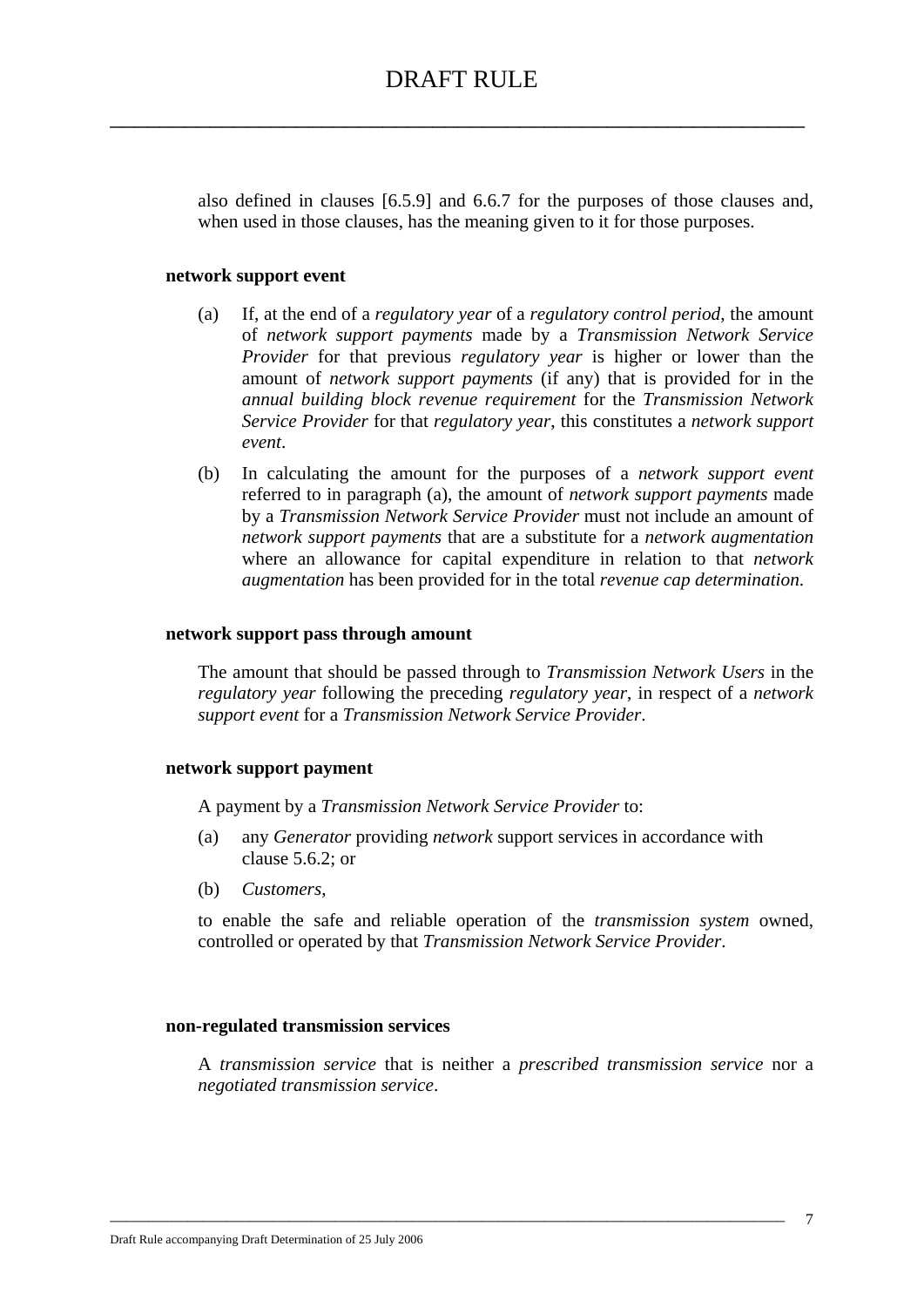also defined in clauses [6.5.9] and 6.6.7 for the purposes of those clauses and, when used in those clauses, has the meaning given to it for those purposes.

**network support event**

(a) If, at the end of a *regulatory year* of a *regulatory control period*, the amount of *network support payments* made by a *Transmission Network Service Provider* for that previous *regulatory year* is higher or lower than the amount of *network support payments* (if any) that is provided for in the *annual building block revenue requirement* for the *Transmission Network Service Provider* for that *regulatory year*, this constitutes a *network support event*.

(b) In calculating the amount for the purposes of a *network support event* referred to in paragraph (a), the amount of *network support payments* made by a *Transmission Network Service Provider* must not include an amount of *network support payments* that are a substitute for a *network augmentation* where an allowance for capital expenditure in relation to that *network augmentation* has been provided for in the total *revenue cap determination*.

**network support pass through amount**

The amount that should be passed through to *Transmission Network Users* in the *regulatory year* following the preceding *regulatory year*, in respect of a *network support event* for a *Transmission Network Service Provider*.

**network support payment**

A payment by a *Transmission Network Service Provider* to:

(a) any *Generator* providing *network* support services in accordance with clause 5.6.2; or

(b) *Customers*,

to enable the safe and reliable operation of the *transmission system* owned, controlled or operated by that *Transmission Network Service Provider*.

**non-regulated transmission services**

A *transmission service* that is neither a *prescribed transmission service* nor a *negotiated transmission service*.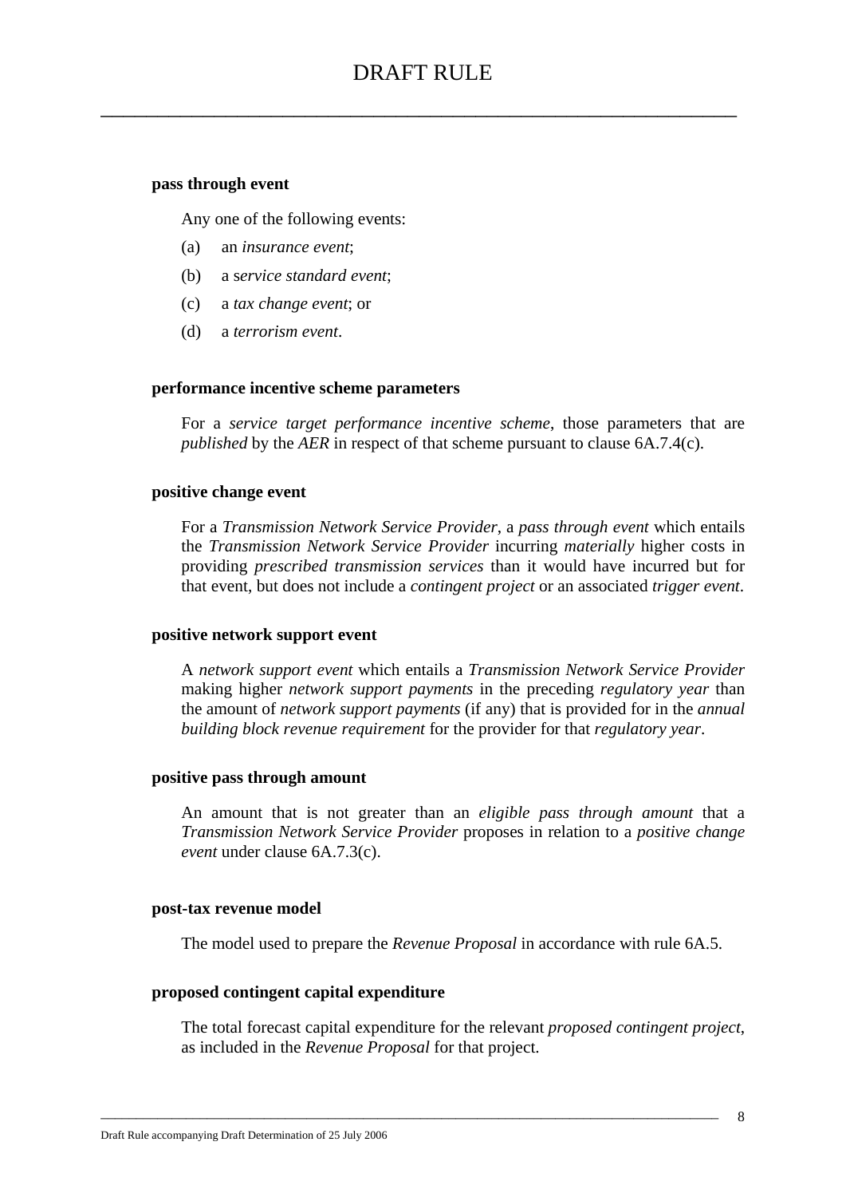**pass through event**

Any one of the following events:

(a) an *insurance event*;

(b) a *service standard event*;

(c) a *tax change event*; or

(d) a *terrorism event*.

**performance incentive scheme parameters**

For a *service target performance incentive scheme*, those parameters that are *published* by the *AER* in respect of that scheme pursuant to clause 6A.7.4(c).

**positive change event**

For a *Transmission Network Service Provider*, a *pass through event* which entails the *Transmission Network Service Provider* incurring *materially* higher costs in providing *prescribed transmission services* than it would have incurred but for that event, but does not include a *contingent project* or an associated *trigger event*.

**positive network support event**

A *network support event* which entails a *Transmission Network Service Provider* making higher *network support payments* in the preceding *regulatory year* than the amount of *network support payments* (if any) that is provided for in the *annual building block revenue requirement* for the provider for that *regulatory year*.

**positive pass through amount**

An amount that is not greater than an *eligible pass through amount* that a *Transmission Network Service Provider* proposes in relation to a *positive change event* under clause 6A.7.3(c).

**post-tax revenue model**

The model used to prepare the *Revenue Proposal* in accordance with rule 6A.5.

**proposed contingent capital expenditure**

The total forecast capital expenditure for the relevant *proposed contingent project*, as included in the *Revenue Proposal* for that project.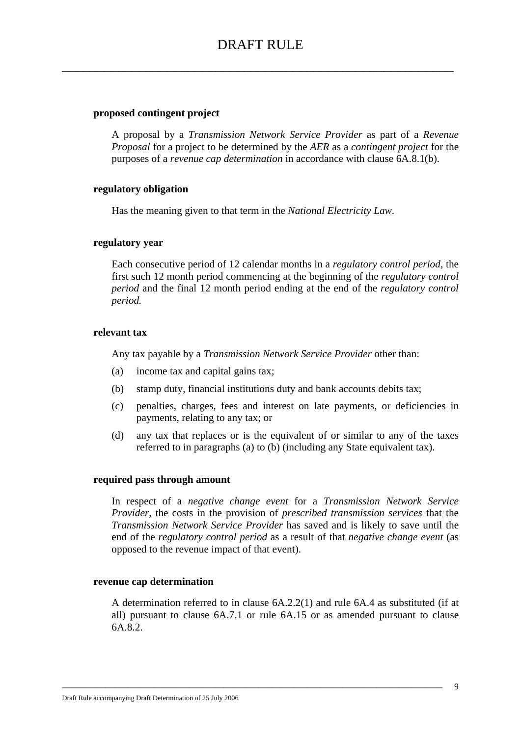**proposed contingent project**

A proposal by a *Transmission Network Service Provider* as part of a *Revenue Proposal* for a project to be determined by the *AER* as a *contingent project* for the purposes of a *revenue cap determination* in accordance with clause 6A.8.1(b).

**regulatory obligation**

Has the meaning given to that term in the *National Electricity Law*.

**regulatory year**

Each consecutive period of 12 calendar months in a *regulatory control period*, the first such 12 month period commencing at the beginning of the *regulatory control period* and the final 12 month period ending at the end of the *regulatory control period.*

**relevant tax**

Any tax payable by a *Transmission Network Service Provider* other than:

(a) income tax and capital gains tax;

(b) stamp duty, financial institutions duty and bank accounts debits tax;

(c) penalties, charges, fees and interest on late payments, or deficiencies in payments, relating to any tax; or

(d) any tax that replaces or is the equivalent of or similar to any of the taxes referred to in paragraphs (a) to (b) (including any State equivalent tax).

**required pass through amount**

In respect of a *negative change event* for a *Transmission Network Service Provider*, the costs in the provision of *prescribed transmission services* that the *Transmission Network Service Provider* has saved and is likely to save until the end of the *regulatory control period* as a result of that *negative change event* (as opposed to the revenue impact of that event).

**revenue cap determination**

A determination referred to in clause 6A.2.2(1) and rule 6A.4 as substituted (if at all) pursuant to clause 6A.7.1 or rule 6A.15 or as amended pursuant to clause 6A.8.2.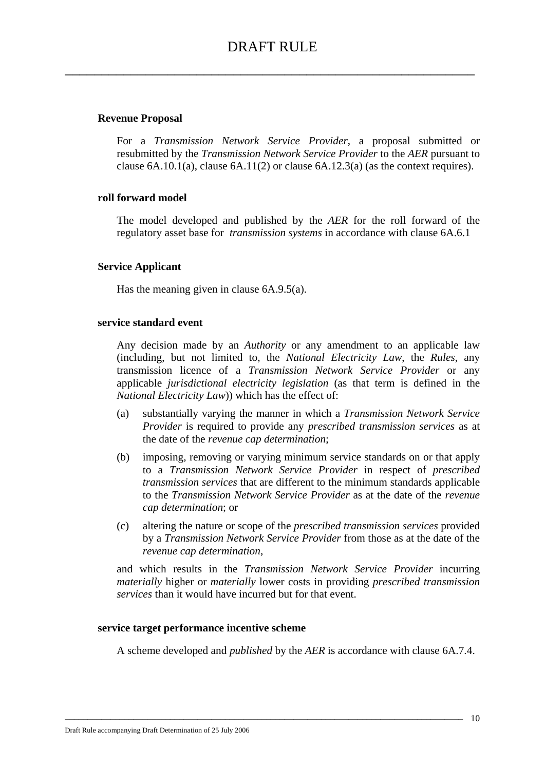**Revenue Proposal**

For a *Transmission Network Service Provider*, a proposal submitted or resubmitted by the *Transmission Network Service Provider* to the *AER* pursuant to clause 6A.10.1(a), clause 6A.11(2) or clause 6A.12.3(a) (as the context requires).

**roll forward model**

The model developed and published by the *AER* for the roll forward of the regulatory asset base for *transmission systems* in accordance with clause 6A.6.1

**Service Applicant**

Has the meaning given in clause 6A.9.5(a).

**service standard event**

Any decision made by an *Authority* or any amendment to an applicable law (including, but not limited to, the *National Electricity Law*, the *Rules*, any transmission licence of a *Transmission Network Service Provider* or any applicable *jurisdictional electricity legislation* (as that term is defined in the *National Electricity Law*)) which has the effect of:

(a) substantially varying the manner in which a *Transmission Network Service Provider* is required to provide any *prescribed transmission services* as at the date of the *revenue cap determination*;

(b) imposing, removing or varying minimum service standards on or that apply to a *Transmission Network Service Provider* in respect of *prescribed transmission services* that are different to the minimum standards applicable to the *Transmission Network Service Provider* as at the date of the *revenue cap determination*; or

(c) altering the nature or scope of the *prescribed transmission services* provided by a *Transmission Network Service Provider* from those as at the date of the *revenue cap determination*,

and which results in the *Transmission Network Service Provider* incurring *materially* higher or *materially* lower costs in providing *prescribed transmission services* than it would have incurred but for that event.

**service target performance incentive scheme**

A scheme developed and *published* by the *AER* is accordance with clause 6A.7.4.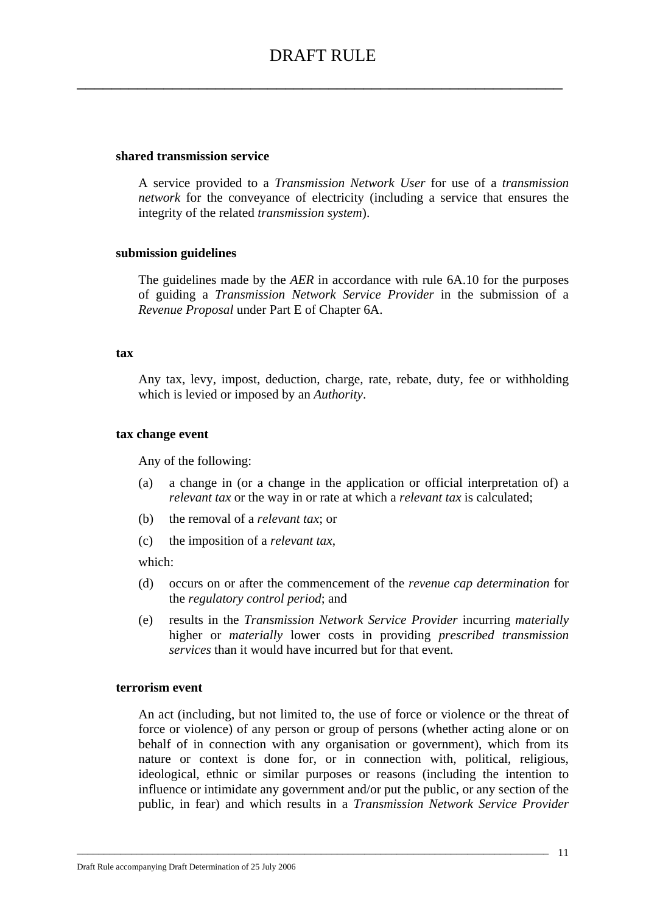**shared transmission service**

A service provided to a *Transmission Network User* for use of a *transmission network* for the conveyance of electricity (including a service that ensures the integrity of the related *transmission system*).

**submission guidelines**

The guidelines made by the *AER* in accordance with rule 6A.10 for the purposes of guiding a *Transmission Network Service Provider* in the submission of a *Revenue Proposal* under Part E of Chapter 6A.

**tax**

Any tax, levy, impost, deduction, charge, rate, rebate, duty, fee or withholding which is levied or imposed by an *Authority*.

**tax change event**

Any of the following:

(a) a change in (or a change in the application or official interpretation of) a *relevant tax* or the way in or rate at which a *relevant tax* is calculated;

(b) the removal of a *relevant tax*; or

(c) the imposition of a *relevant tax*,

which:

(d) occurs on or after the commencement of the *revenue cap determination* for the *regulatory control period*; and

(e) results in the *Transmission Network Service Provider* incurring *materially* higher or *materially* lower costs in providing *prescribed transmission services* than it would have incurred but for that event.

**terrorism event**

An act (including, but not limited to, the use of force or violence or the threat of force or violence) of any person or group of persons (whether acting alone or on behalf of in connection with any organisation or government), which from its nature or context is done for, or in connection with, political, religious, ideological, ethnic or similar purposes or reasons (including the intention to influence or intimidate any government and/or put the public, or any section of the public, in fear) and which results in a *Transmission Network Service Provider*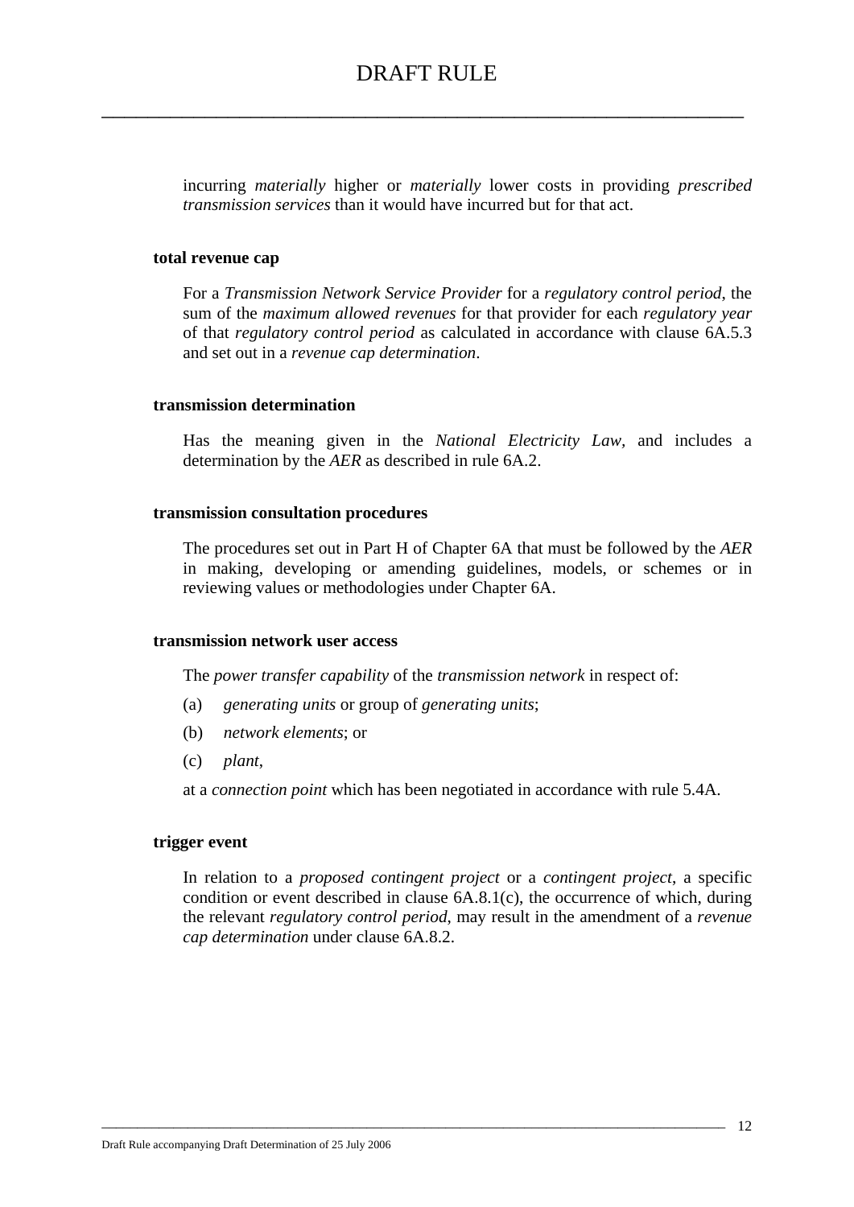incurring *materially* higher or *materially* lower costs in providing *prescribed transmission services* than it would have incurred but for that act.

**total revenue cap**

For a *Transmission Network Service Provider* for a *regulatory control period*, the sum of the *maximum allowed revenues* for that provider for each *regulatory year* of that *regulatory control period* as calculated in accordance with clause 6A.5.3 and set out in a *revenue cap determination*.

**transmission determination**

Has the meaning given in the *National Electricity Law*, and includes a determination by the *AER* as described in rule 6A.2.

**transmission consultation procedures**

The procedures set out in Part H of Chapter 6A that must be followed by the *AER* in making, developing or amending guidelines, models, or schemes or in reviewing values or methodologies under Chapter 6A.

**transmission network user access**

The *power transfer capability* of the *transmission network* in respect of:

(a) *generating units* or group of *generating units*;

(b) *network elements*; or

(c) *plant*,

at a *connection point* which has been negotiated in accordance with rule 5.4A.

**trigger event**

In relation to a *proposed contingent project* or a *contingent project*, a specific condition or event described in clause 6A.8.1(c), the occurrence of which, during the relevant *regulatory control period*, may result in the amendment of a *revenue cap determination* under clause 6A.8.2.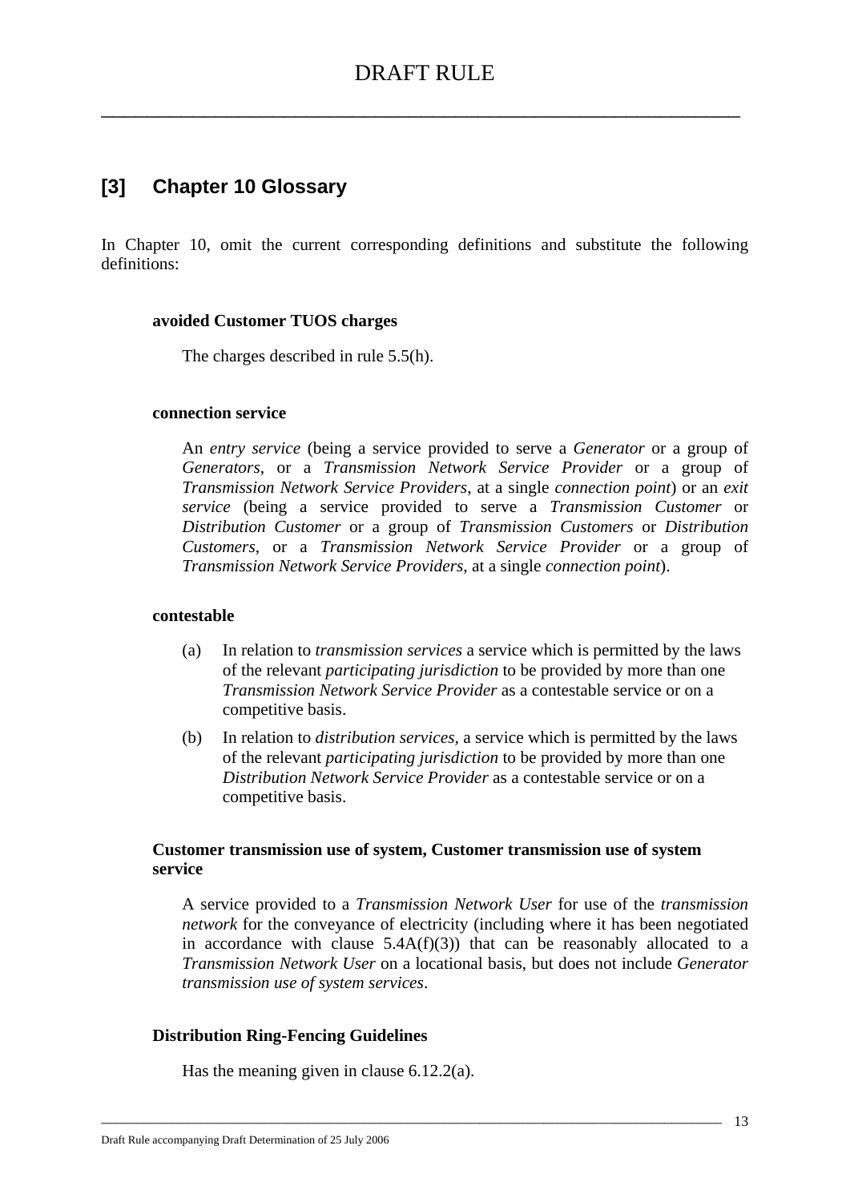## [3] Chapter 10 Glossary

In Chapter 10, omit the current corresponding definitions and substitute the following definitions:

**avoided Customer TUOS charges**

The charges described in rule 5.5(h).

**connection service**

An *entry service* (being a service provided to serve a *Generator* or a group of *Generators*, or a *Transmission Network Service Provider* or a group of *Transmission Network Service Providers*, at a single *connection point*) or an *exit service* (being a service provided to serve a *Transmission Customer* or *Distribution Customer* or a group of *Transmission Customers* or *Distribution Customers*, or a *Transmission Network Service Provider* or a group of *Transmission Network Service Providers*, at a single *connection point*).

**contestable**

(a) In relation to *transmission services* a service which is permitted by the laws of the relevant *participating jurisdiction* to be provided by more than one *Transmission Network Service Provider* as a contestable service or on a competitive basis.

(b) In relation to *distribution services*, a service which is permitted by the laws of the relevant *participating jurisdiction* to be provided by more than one *Distribution Network Service Provider* as a contestable service or on a competitive basis.

**Customer transmission use of system, Customer transmission use of system service**

A service provided to a *Transmission Network User* for use of the *transmission network* for the conveyance of electricity (including where it has been negotiated in accordance with clause 5.4A(f)(3)) that can be reasonably allocated to a *Transmission Network User* on a locational basis, but does not include *Generator transmission use of system services*.

**Distribution Ring-Fencing Guidelines**

Has the meaning given in clause 6.12.2(a).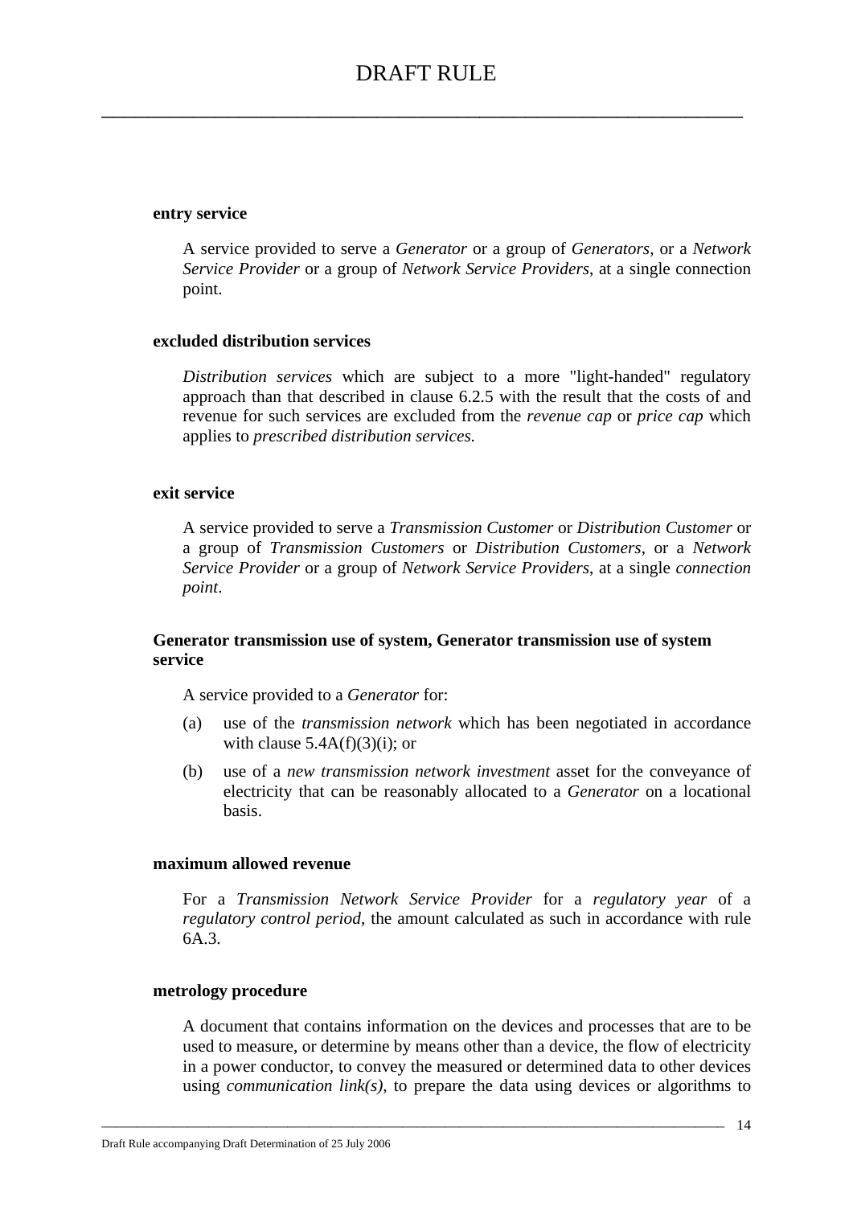**entry service**

A service provided to serve a *Generator* or a group of *Generators*, or a *Network Service Provider* or a group of *Network Service Providers*, at a single connection point.

**excluded distribution services**

*Distribution services* which are subject to a more "light-handed" regulatory approach than that described in clause 6.2.5 with the result that the costs of and revenue for such services are excluded from the *revenue cap* or *price cap* which applies to *prescribed distribution services.*

**exit service**

A service provided to serve a *Transmission Customer* or *Distribution Customer* or a group of *Transmission Customers* or *Distribution Customers*, or a *Network Service Provider* or a group of *Network Service Providers*, at a single *connection point*.

**Generator transmission use of system, Generator transmission use of system service**

A service provided to a *Generator* for:

(a) use of the *transmission network* which has been negotiated in accordance with clause 5.4A(f)(3)(i); or

(b) use of a *new transmission network investment* asset for the conveyance of electricity that can be reasonably allocated to a *Generator* on a locational basis.

**maximum allowed revenue**

For a *Transmission Network Service Provider* for a *regulatory year* of a *regulatory control period*, the amount calculated as such in accordance with rule 6A.3.

**metrology procedure**

A document that contains information on the devices and processes that are to be used to measure, or determine by means other than a device, the flow of electricity in a power conductor, to convey the measured or determined data to other devices using *communication link(s)*, to prepare the data using devices or algorithms to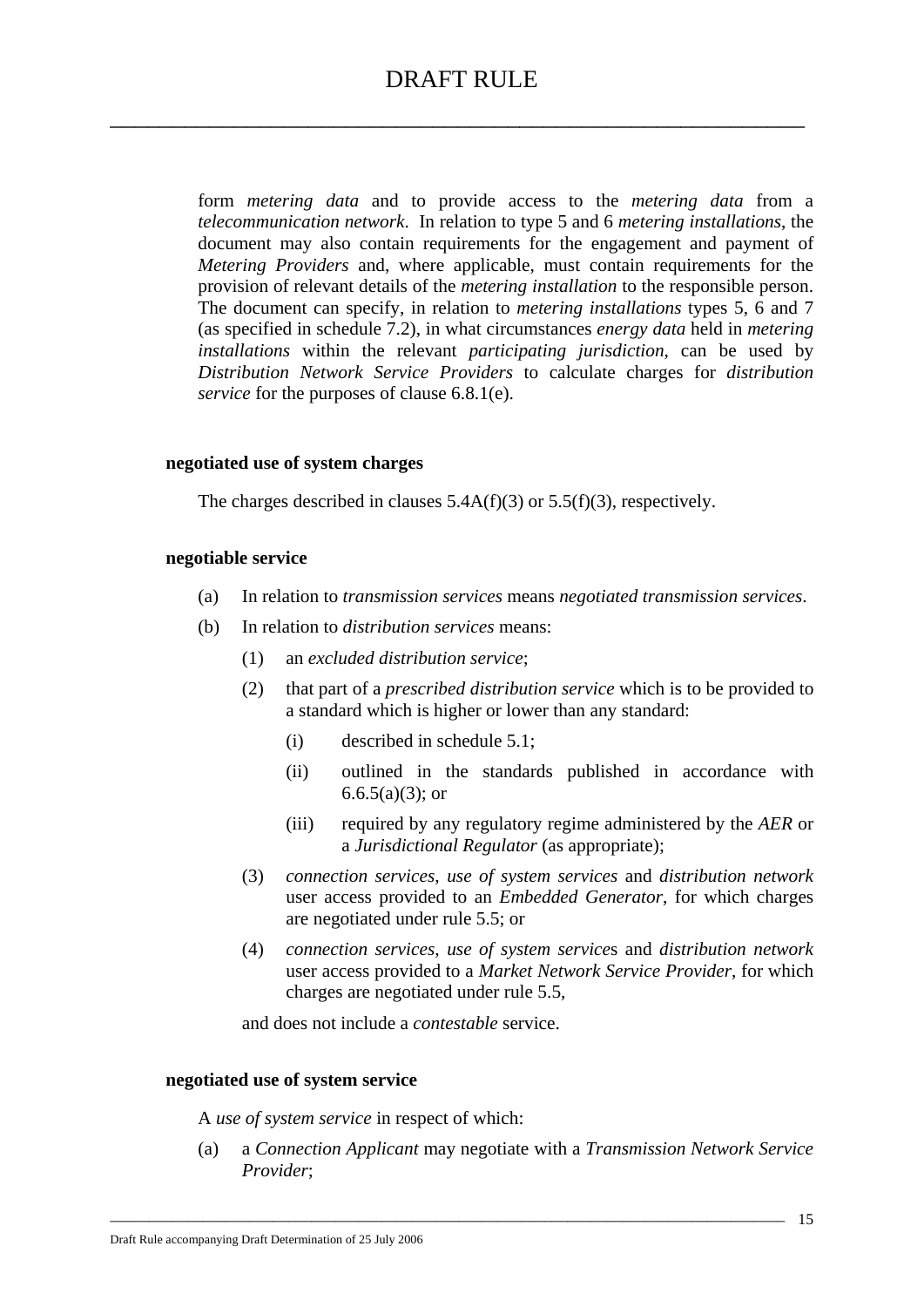form *metering data* and to provide access to the *metering data* from a *telecommunication network*. In relation to type 5 and 6 *metering installations*, the document may also contain requirements for the engagement and payment of *Metering Providers* and, where applicable, must contain requirements for the provision of relevant details of the *metering installation* to the responsible person. The document can specify, in relation to *metering installations* types 5, 6 and 7 (as specified in schedule 7.2), in what circumstances *energy data* held in *metering installations* within the relevant *participating jurisdiction*, can be used by *Distribution Network Service Providers* to calculate charges for *distribution service* for the purposes of clause 6.8.1(e).

**negotiated use of system charges**

The charges described in clauses 5.4A(f)(3) or 5.5(f)(3), respectively.

**negotiable service**

(a) In relation to *transmission services* means *negotiated transmission services*.

(b) In relation to *distribution services* means:

  (1) an *excluded distribution service*;

  (2) that part of a *prescribed distribution service* which is to be provided to a standard which is higher or lower than any standard:

    (i) described in schedule 5.1;

    (ii) outlined in the standards published in accordance with 6.6.5(a)(3); or

    (iii) required by any regulatory regime administered by the *AER* or a *Jurisdictional Regulator* (as appropriate);

  (3) *connection services*, *use of system services* and *distribution network* user access provided to an *Embedded Generator*, for which charges are negotiated under rule 5.5; or

  (4) *connection services*, *use of system service*s and *distribution network* user access provided to a *Market Network Service Provider*, for which charges are negotiated under rule 5.5,

  and does not include a *contestable* service.

**negotiated use of system service**

A *use of system service* in respect of which:

(a) a *Connection Applicant* may negotiate with a *Transmission Network Service Provider*;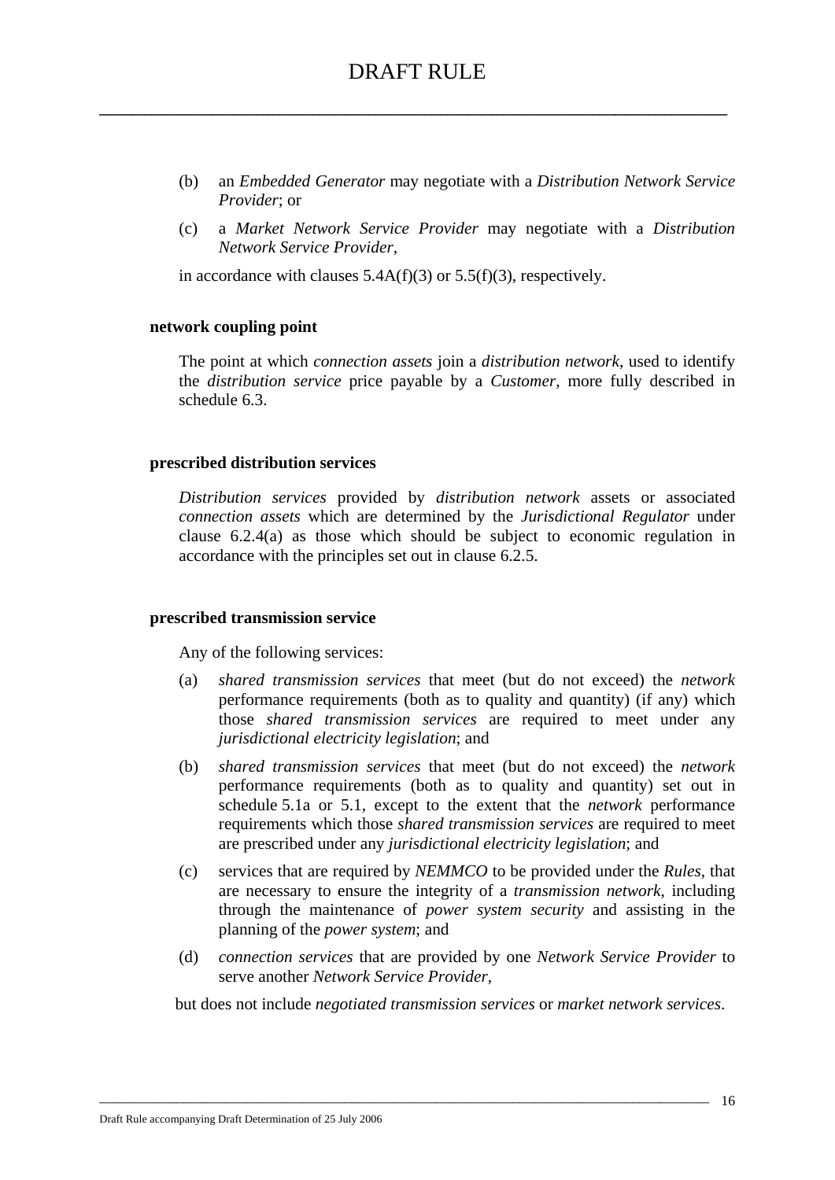(b) an *Embedded Generator* may negotiate with a *Distribution Network Service Provider*; or

(c) a *Market Network Service Provider* may negotiate with a *Distribution Network Service Provider*,

in accordance with clauses 5.4A(f)(3) or 5.5(f)(3), respectively.

**network coupling point**

The point at which *connection assets* join a *distribution network*, used to identify the *distribution service* price payable by a *Customer*, more fully described in schedule 6.3.

**prescribed distribution services**

*Distribution services* provided by *distribution network* assets or associated *connection assets* which are determined by the *Jurisdictional Regulator* under clause 6.2.4(a) as those which should be subject to economic regulation in accordance with the principles set out in clause 6.2.5.

**prescribed transmission service**

Any of the following services:

(a) *shared transmission services* that meet (but do not exceed) the *network* performance requirements (both as to quality and quantity) (if any) which those *shared transmission services* are required to meet under any *jurisdictional electricity legislation*; and

(b) *shared transmission services* that meet (but do not exceed) the *network* performance requirements (both as to quality and quantity) set out in schedule 5.1a or 5.1, except to the extent that the *network* performance requirements which those *shared transmission services* are required to meet are prescribed under any *jurisdictional electricity legislation*; and

(c) services that are required by *NEMMCO* to be provided under the *Rules*, that are necessary to ensure the integrity of a *transmission network*, including through the maintenance of *power system security* and assisting in the planning of the *power system*; and

(d) *connection services* that are provided by one *Network Service Provider* to serve another *Network Service Provider*,

but does not include *negotiated transmission services* or *market network services*.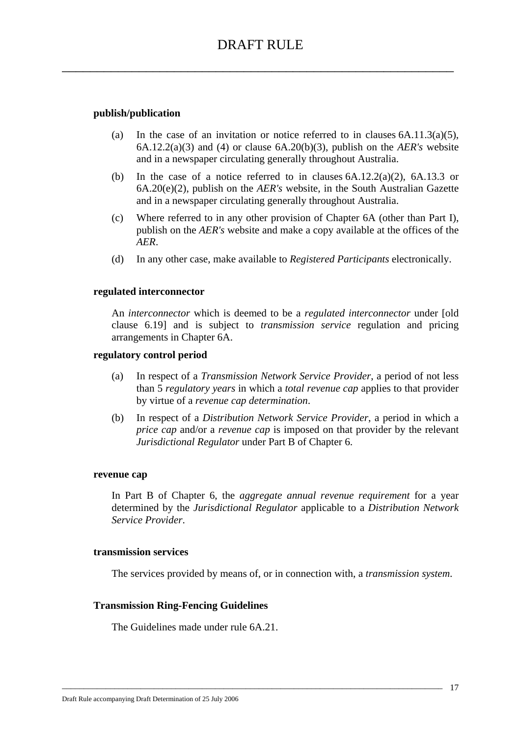**publish/publication**

(a) In the case of an invitation or notice referred to in clauses 6A.11.3(a)(5), 6A.12.2(a)(3) and (4) or clause 6A.20(b)(3), publish on the *AER's* website and in a newspaper circulating generally throughout Australia.

(b) In the case of a notice referred to in clauses 6A.12.2(a)(2), 6A.13.3 or 6A.20(e)(2), publish on the *AER's* website, in the South Australian Gazette and in a newspaper circulating generally throughout Australia.

(c) Where referred to in any other provision of Chapter 6A (other than Part I), publish on the *AER's* website and make a copy available at the offices of the *AER*.

(d) In any other case, make available to *Registered Participants* electronically.

**regulated interconnector**

An *interconnector* which is deemed to be a *regulated interconnector* under [old clause 6.19] and is subject to *transmission service* regulation and pricing arrangements in Chapter 6A.

**regulatory control period**

(a) In respect of a *Transmission Network Service Provider*, a period of not less than 5 *regulatory years* in which a *total revenue cap* applies to that provider by virtue of a *revenue cap determination*.

(b) In respect of a *Distribution Network Service Provider*, a period in which a *price cap* and/or a *revenue cap* is imposed on that provider by the relevant *Jurisdictional Regulator* under Part B of Chapter 6.

**revenue cap**

In Part B of Chapter 6, the *aggregate annual revenue requirement* for a year determined by the *Jurisdictional Regulator* applicable to a *Distribution Network Service Provider*.

**transmission services**

The services provided by means of, or in connection with, a *transmission system*.

**Transmission Ring-Fencing Guidelines**

The Guidelines made under rule 6A.21.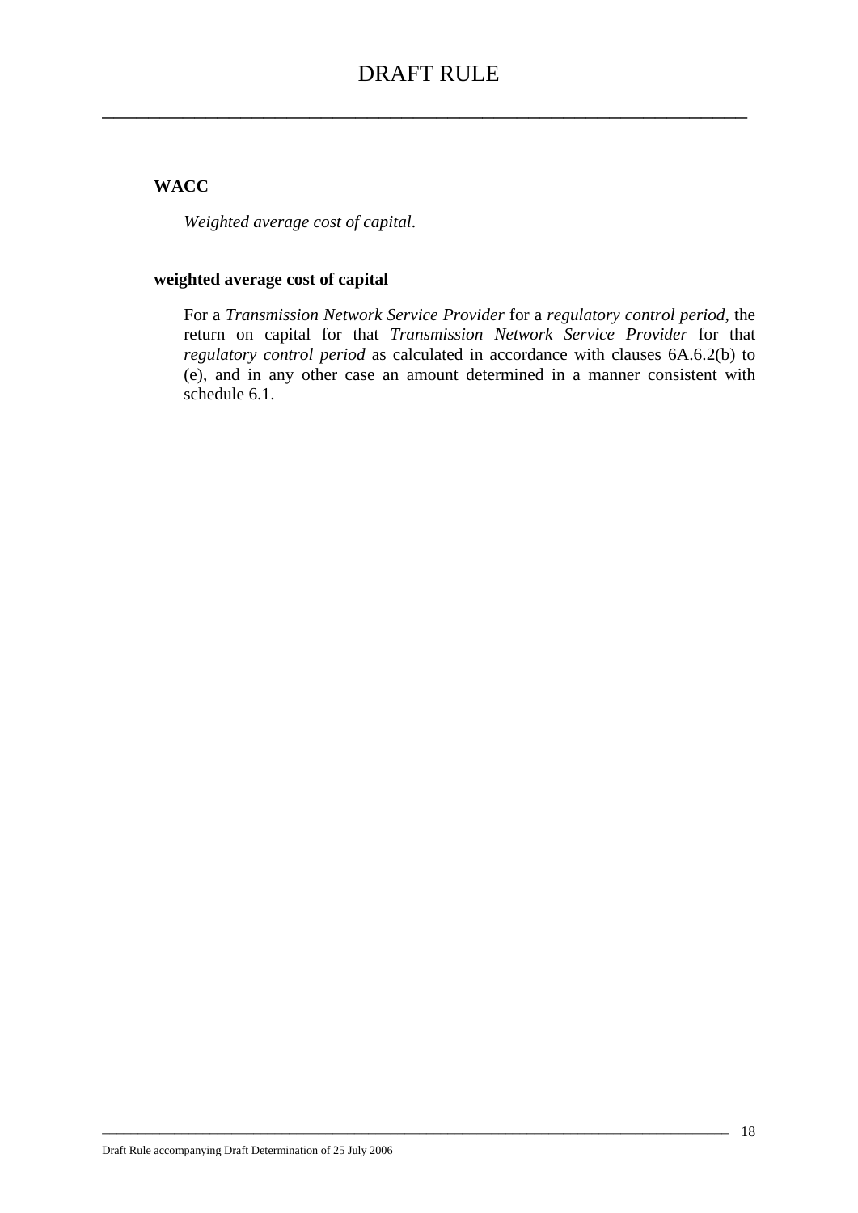**WACC**

*Weighted average cost of capital*.

**weighted average cost of capital**

For a *Transmission Network Service Provider* for a *regulatory control period*, the return on capital for that *Transmission Network Service Provider* for that *regulatory control period* as calculated in accordance with clauses 6A.6.2(b) to (e), and in any other case an amount determined in a manner consistent with schedule 6.1.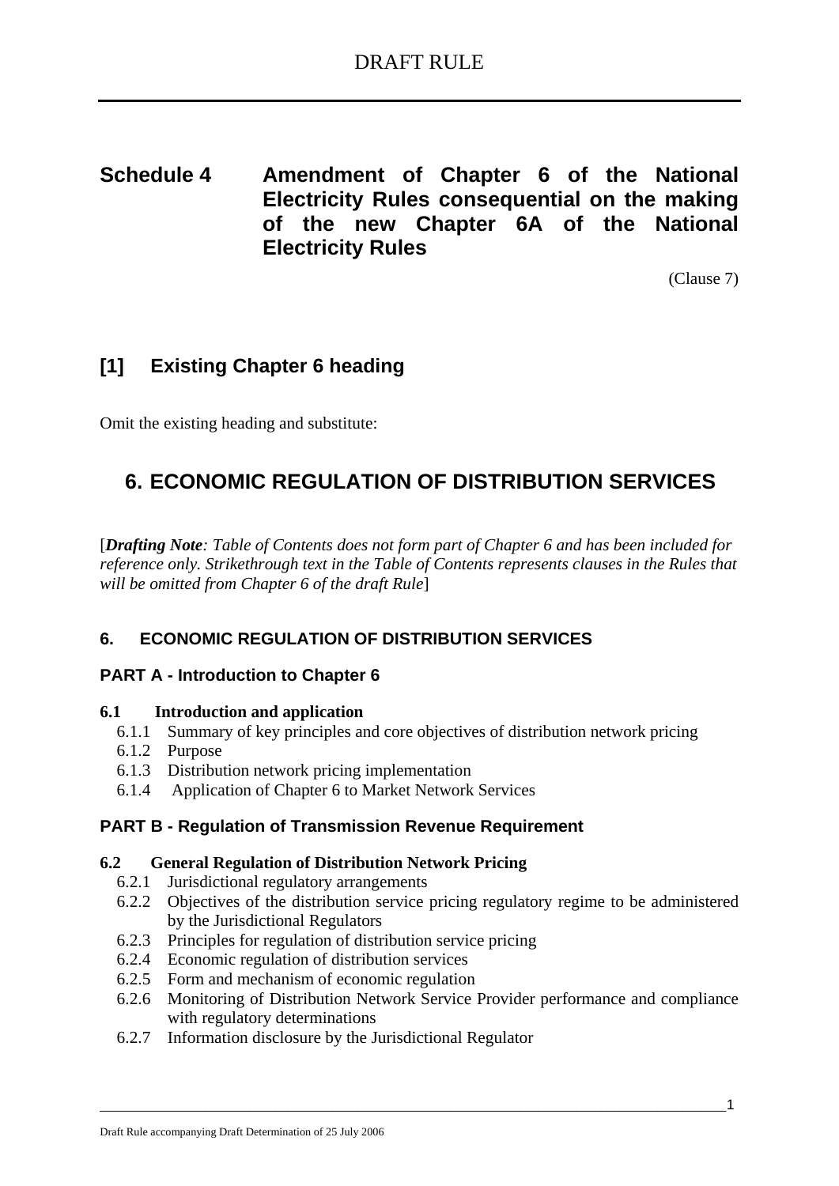# Schedule 4 Amendment of Chapter 6 of the National Electricity Rules consequential on the making of the new Chapter 6A of the National Electricity Rules

(Clause 7)

## [1] Existing Chapter 6 heading

Omit the existing heading and substitute:

# 6. ECONOMIC REGULATION OF DISTRIBUTION SERVICES

[***Drafting Note****: Table of Contents does not form part of Chapter 6 and has been included for reference only. Strikethrough text in the Table of Contents represents clauses in the Rules that will be omitted from Chapter 6 of the draft Rule*]

### 6. ECONOMIC REGULATION OF DISTRIBUTION SERVICES

### PART A - Introduction to Chapter 6

**6.1 Introduction and application**

- 6.1.1 Summary of key principles and core objectives of distribution network pricing
- 6.1.2 Purpose
- 6.1.3 Distribution network pricing implementation
- 6.1.4 Application of Chapter 6 to Market Network Services

### PART B - Regulation of Transmission Revenue Requirement

**6.2 General Regulation of Distribution Network Pricing**

- 6.2.1 Jurisdictional regulatory arrangements
- 6.2.2 Objectives of the distribution service pricing regulatory regime to be administered by the Jurisdictional Regulators
- 6.2.3 Principles for regulation of distribution service pricing
- 6.2.4 Economic regulation of distribution services
- 6.2.5 Form and mechanism of economic regulation
- 6.2.6 Monitoring of Distribution Network Service Provider performance and compliance with regulatory determinations
- 6.2.7 Information disclosure by the Jurisdictional Regulator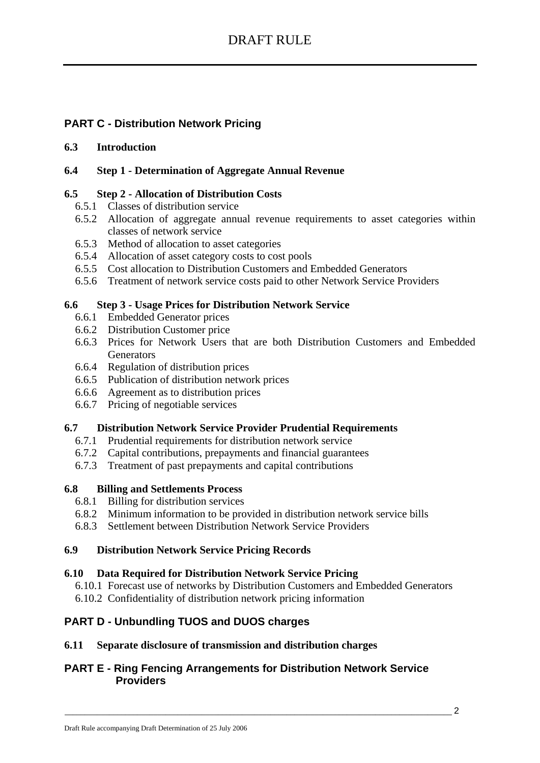## PART C - Distribution Network Pricing

**6.3 Introduction**

**6.4 Step 1 - Determination of Aggregate Annual Revenue**

**6.5 Step 2 - Allocation of Distribution Costs**

- 6.5.1 Classes of distribution service
- 6.5.2 Allocation of aggregate annual revenue requirements to asset categories within classes of network service
- 6.5.3 Method of allocation to asset categories
- 6.5.4 Allocation of asset category costs to cost pools
- 6.5.5 Cost allocation to Distribution Customers and Embedded Generators
- 6.5.6 Treatment of network service costs paid to other Network Service Providers

**6.6 Step 3 - Usage Prices for Distribution Network Service**

- 6.6.1 Embedded Generator prices
- 6.6.2 Distribution Customer price
- 6.6.3 Prices for Network Users that are both Distribution Customers and Embedded Generators
- 6.6.4 Regulation of distribution prices
- 6.6.5 Publication of distribution network prices
- 6.6.6 Agreement as to distribution prices
- 6.6.7 Pricing of negotiable services

**6.7 Distribution Network Service Provider Prudential Requirements**

- 6.7.1 Prudential requirements for distribution network service
- 6.7.2 Capital contributions, prepayments and financial guarantees
- 6.7.3 Treatment of past prepayments and capital contributions

**6.8 Billing and Settlements Process**

- 6.8.1 Billing for distribution services
- 6.8.2 Minimum information to be provided in distribution network service bills
- 6.8.3 Settlement between Distribution Network Service Providers

**6.9 Distribution Network Service Pricing Records**

**6.10 Data Required for Distribution Network Service Pricing**

- 6.10.1 Forecast use of networks by Distribution Customers and Embedded Generators
- 6.10.2 Confidentiality of distribution network pricing information

## PART D - Unbundling TUOS and DUOS charges

**6.11 Separate disclosure of transmission and distribution charges**

## PART E - Ring Fencing Arrangements for Distribution Network Service Providers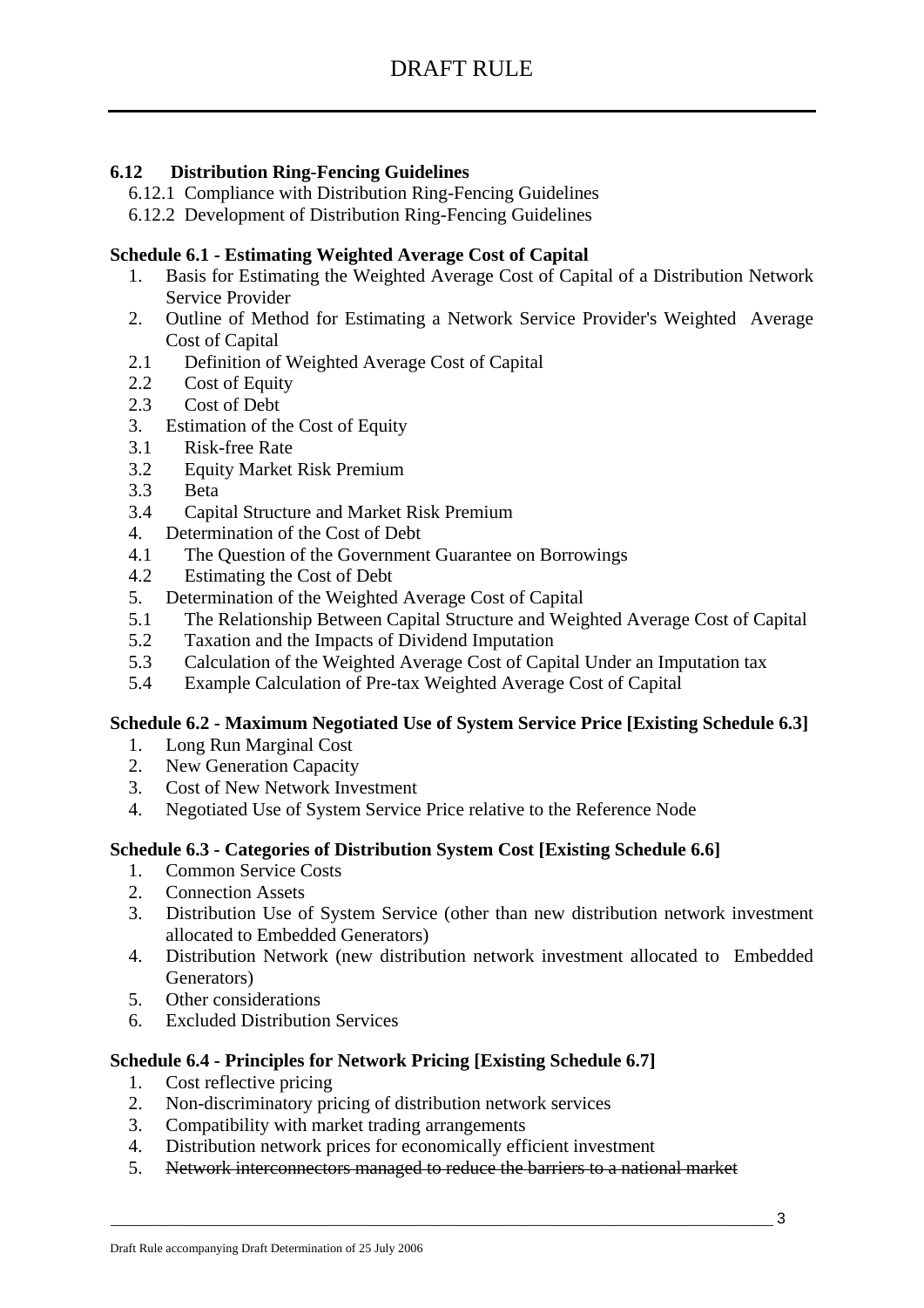**6.12 Distribution Ring-Fencing Guidelines**

6.12.1 Compliance with Distribution Ring-Fencing Guidelines

6.12.2 Development of Distribution Ring-Fencing Guidelines

**Schedule 6.1 - Estimating Weighted Average Cost of Capital**

1. Basis for Estimating the Weighted Average Cost of Capital of a Distribution Network Service Provider
2. Outline of Method for Estimating a Network Service Provider's Weighted Average Cost of Capital
   - 2.1 Definition of Weighted Average Cost of Capital
   - 2.2 Cost of Equity
   - 2.3 Cost of Debt
3. Estimation of the Cost of Equity
   - 3.1 Risk-free Rate
   - 3.2 Equity Market Risk Premium
   - 3.3 Beta
   - 3.4 Capital Structure and Market Risk Premium
4. Determination of the Cost of Debt
   - 4.1 The Question of the Government Guarantee on Borrowings
   - 4.2 Estimating the Cost of Debt
5. Determination of the Weighted Average Cost of Capital
   - 5.1 The Relationship Between Capital Structure and Weighted Average Cost of Capital
   - 5.2 Taxation and the Impacts of Dividend Imputation
   - 5.3 Calculation of the Weighted Average Cost of Capital Under an Imputation tax
   - 5.4 Example Calculation of Pre-tax Weighted Average Cost of Capital

**Schedule 6.2 - Maximum Negotiated Use of System Service Price [Existing Schedule 6.3]**

1. Long Run Marginal Cost
2. New Generation Capacity
3. Cost of New Network Investment
4. Negotiated Use of System Service Price relative to the Reference Node

**Schedule 6.3 - Categories of Distribution System Cost [Existing Schedule 6.6]**

1. Common Service Costs
2. Connection Assets
3. Distribution Use of System Service (other than new distribution network investment allocated to Embedded Generators)
4. Distribution Network (new distribution network investment allocated to Embedded Generators)
5. Other considerations
6. Excluded Distribution Services

**Schedule 6.4 - Principles for Network Pricing [Existing Schedule 6.7]**

1. Cost reflective pricing
2. Non-discriminatory pricing of distribution network services
3. Compatibility with market trading arrangements
4. Distribution network prices for economically efficient investment
5. ~~Network interconnectors managed to reduce the barriers to a national market~~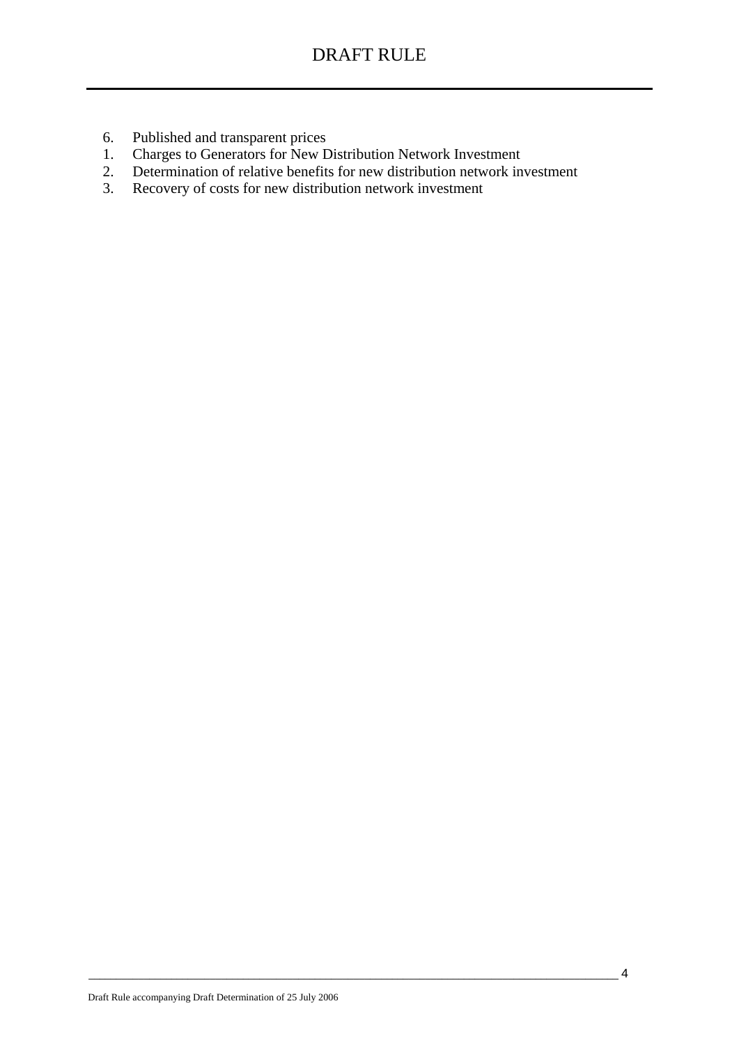6. Published and transparent prices
1. Charges to Generators for New Distribution Network Investment
2. Determination of relative benefits for new distribution network investment
3. Recovery of costs for new distribution network investment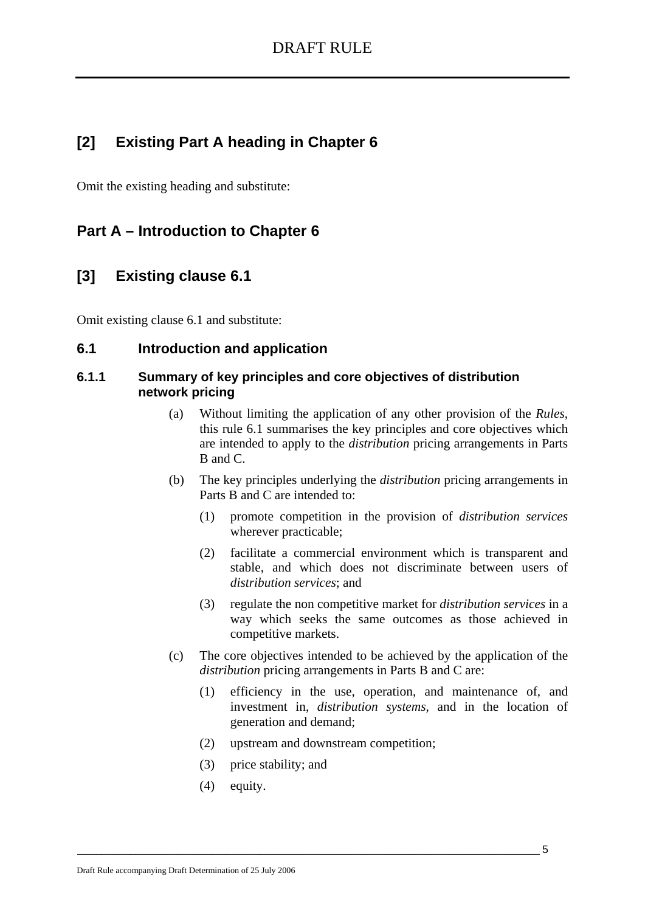## [2] Existing Part A heading in Chapter 6

Omit the existing heading and substitute:

## Part A – Introduction to Chapter 6

## [3] Existing clause 6.1

Omit existing clause 6.1 and substitute:

### 6.1 Introduction and application

#### 6.1.1 Summary of key principles and core objectives of distribution network pricing

(a) Without limiting the application of any other provision of the *Rules*, this rule 6.1 summarises the key principles and core objectives which are intended to apply to the *distribution* pricing arrangements in Parts B and C.

(b) The key principles underlying the *distribution* pricing arrangements in Parts B and C are intended to:

  (1) promote competition in the provision of *distribution services* wherever practicable;

  (2) facilitate a commercial environment which is transparent and stable, and which does not discriminate between users of *distribution services*; and

  (3) regulate the non competitive market for *distribution services* in a way which seeks the same outcomes as those achieved in competitive markets.

(c) The core objectives intended to be achieved by the application of the *distribution* pricing arrangements in Parts B and C are:

  (1) efficiency in the use, operation, and maintenance of, and investment in, *distribution systems*, and in the location of generation and demand;

  (2) upstream and downstream competition;

  (3) price stability; and

  (4) equity.

Draft Rule accompanying Draft Determination of 25 July 2006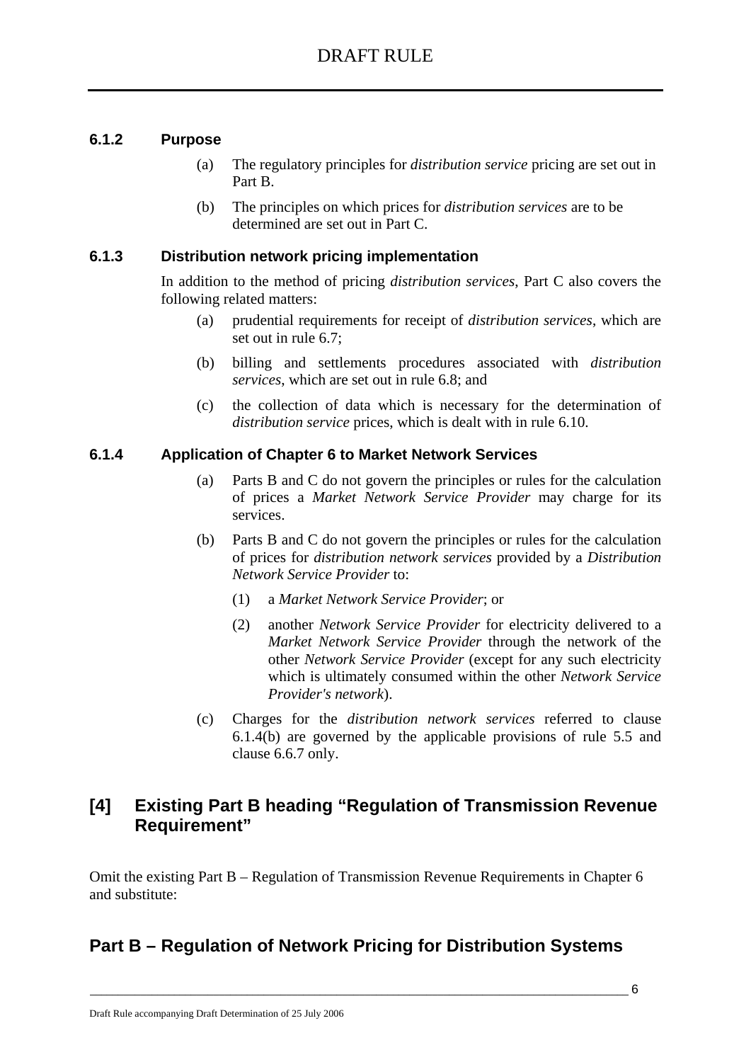### 6.1.2 Purpose

(a) The regulatory principles for *distribution service* pricing are set out in Part B.

(b) The principles on which prices for *distribution services* are to be determined are set out in Part C.

### 6.1.3 Distribution network pricing implementation

In addition to the method of pricing *distribution services*, Part C also covers the following related matters:

(a) prudential requirements for receipt of *distribution services*, which are set out in rule 6.7;

(b) billing and settlements procedures associated with *distribution services*, which are set out in rule 6.8; and

(c) the collection of data which is necessary for the determination of *distribution service* prices, which is dealt with in rule 6.10.

### 6.1.4 Application of Chapter 6 to Market Network Services

(a) Parts B and C do not govern the principles or rules for the calculation of prices a *Market Network Service Provider* may charge for its services.

(b) Parts B and C do not govern the principles or rules for the calculation of prices for *distribution network services* provided by a *Distribution Network Service Provider* to:

(1) a *Market Network Service Provider*; or

(2) another *Network Service Provider* for electricity delivered to a *Market Network Service Provider* through the network of the other *Network Service Provider* (except for any such electricity which is ultimately consumed within the other *Network Service Provider's network*).

(c) Charges for the *distribution network services* referred to clause 6.1.4(b) are governed by the applicable provisions of rule 5.5 and clause 6.6.7 only.

## [4] Existing Part B heading "Regulation of Transmission Revenue Requirement"

Omit the existing Part B – Regulation of Transmission Revenue Requirements in Chapter 6 and substitute:

## Part B – Regulation of Network Pricing for Distribution Systems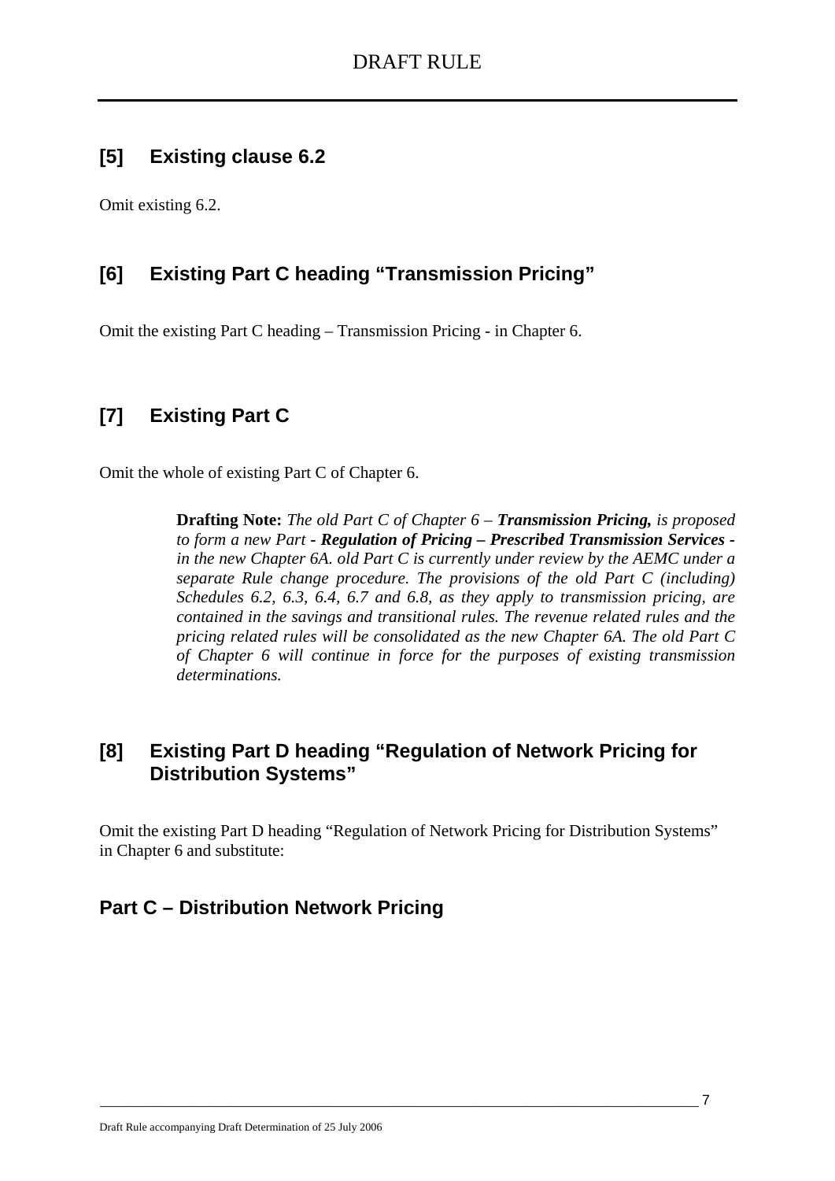## [5] Existing clause 6.2

Omit existing 6.2.

## [6] Existing Part C heading "Transmission Pricing"

Omit the existing Part C heading – Transmission Pricing - in Chapter 6.

## [7] Existing Part C

Omit the whole of existing Part C of Chapter 6.

> **Drafting Note:** *The old Part C of Chapter 6 – **Transmission Pricing,** is proposed to form a new Part **- Regulation of Pricing – Prescribed Transmission Services -** in the new Chapter 6A. old Part C is currently under review by the AEMC under a separate Rule change procedure. The provisions of the old Part C (including) Schedules 6.2, 6.3, 6.4, 6.7 and 6.8, as they apply to transmission pricing, are contained in the savings and transitional rules. The revenue related rules and the pricing related rules will be consolidated as the new Chapter 6A. The old Part C of Chapter 6 will continue in force for the purposes of existing transmission determinations.*

## [8] Existing Part D heading "Regulation of Network Pricing for Distribution Systems"

Omit the existing Part D heading "Regulation of Network Pricing for Distribution Systems" in Chapter 6 and substitute:

## Part C – Distribution Network Pricing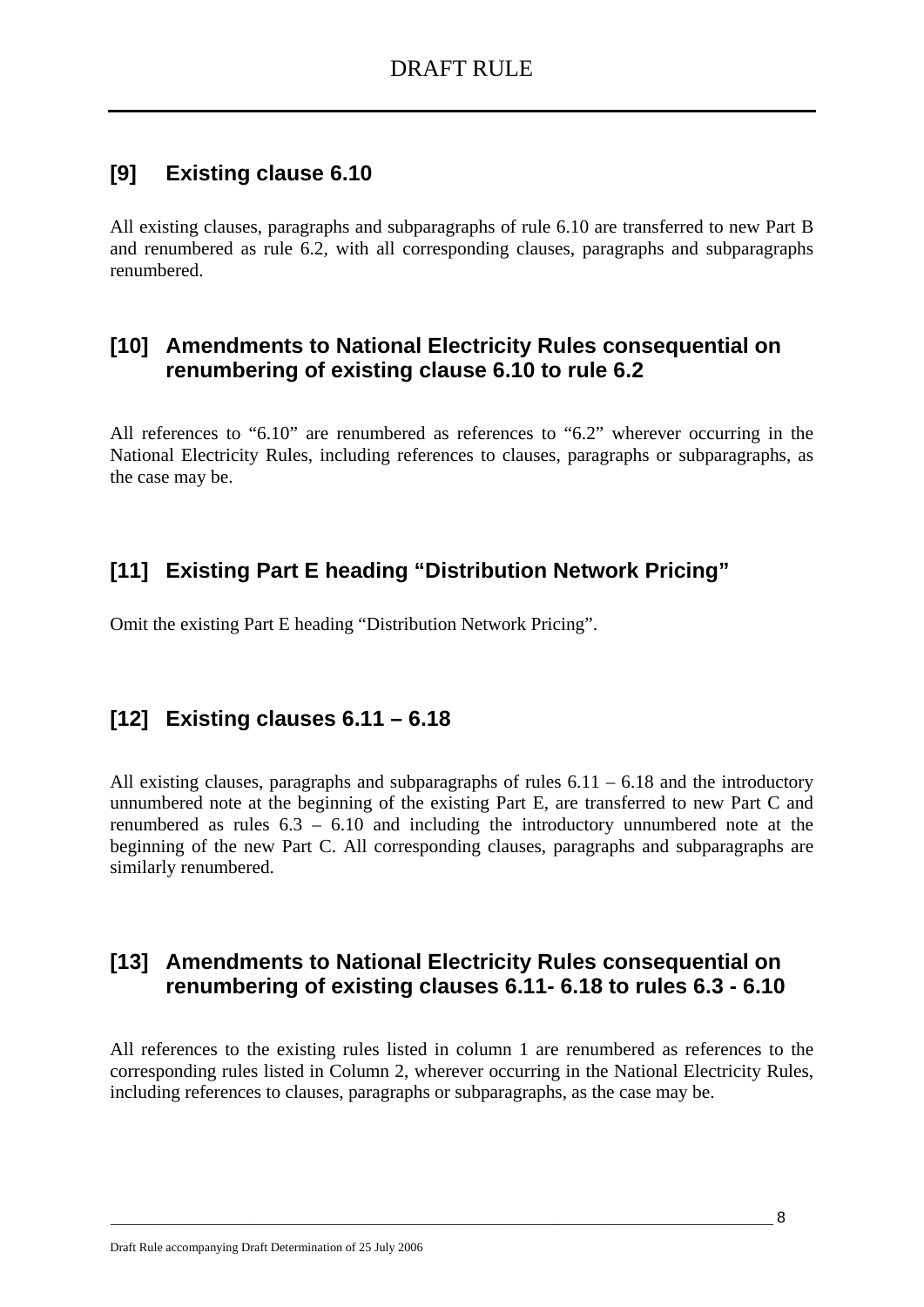## [9] Existing clause 6.10

All existing clauses, paragraphs and subparagraphs of rule 6.10 are transferred to new Part B and renumbered as rule 6.2, with all corresponding clauses, paragraphs and subparagraphs renumbered.

## [10] Amendments to National Electricity Rules consequential on renumbering of existing clause 6.10 to rule 6.2

All references to "6.10" are renumbered as references to "6.2" wherever occurring in the National Electricity Rules, including references to clauses, paragraphs or subparagraphs, as the case may be.

## [11] Existing Part E heading "Distribution Network Pricing"

Omit the existing Part E heading "Distribution Network Pricing".

## [12] Existing clauses 6.11 – 6.18

All existing clauses, paragraphs and subparagraphs of rules 6.11 – 6.18 and the introductory unnumbered note at the beginning of the existing Part E, are transferred to new Part C and renumbered as rules 6.3 – 6.10 and including the introductory unnumbered note at the beginning of the new Part C. All corresponding clauses, paragraphs and subparagraphs are similarly renumbered.

## [13] Amendments to National Electricity Rules consequential on renumbering of existing clauses 6.11- 6.18 to rules 6.3 - 6.10

All references to the existing rules listed in column 1 are renumbered as references to the corresponding rules listed in Column 2, wherever occurring in the National Electricity Rules, including references to clauses, paragraphs or subparagraphs, as the case may be.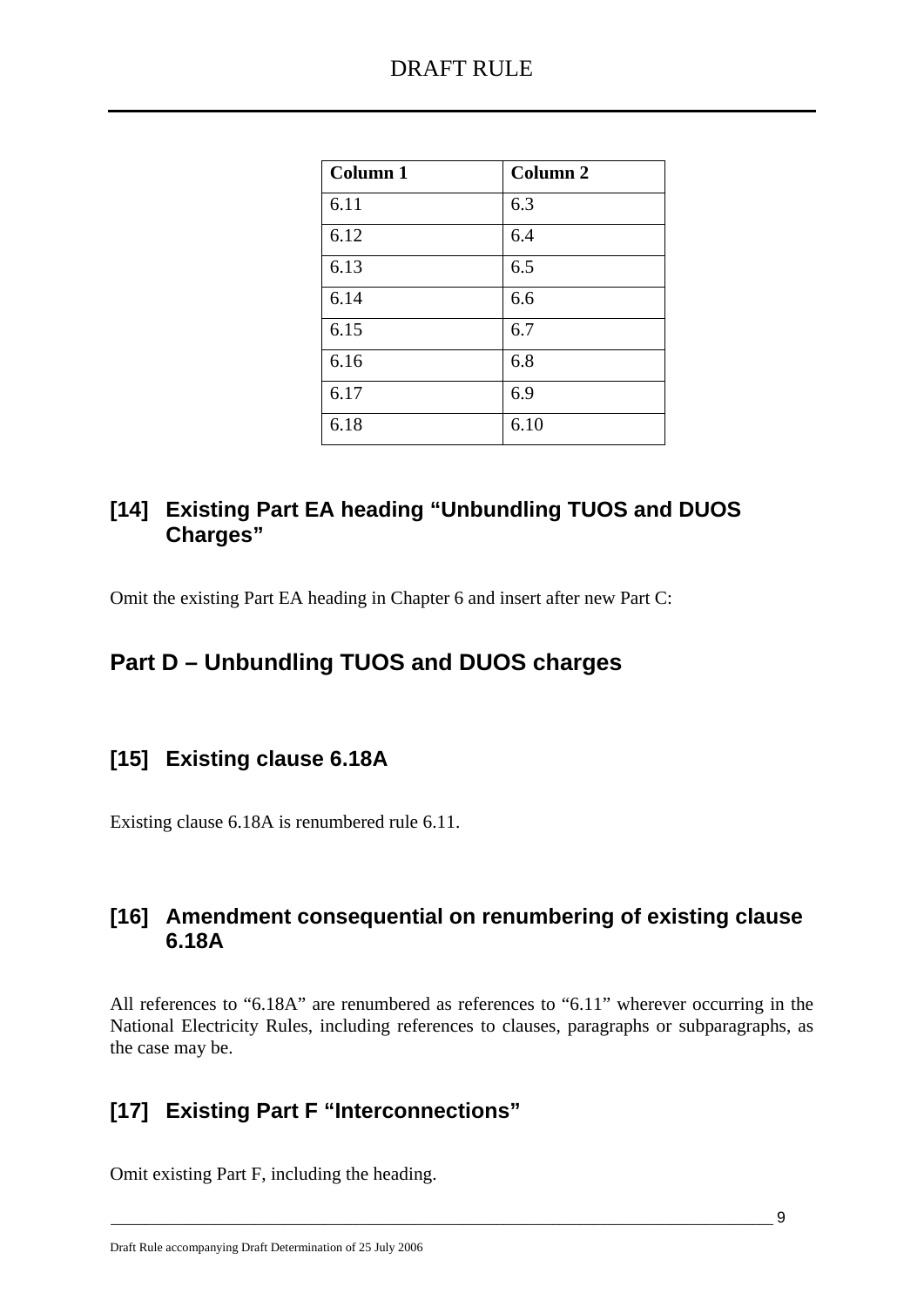| Column 1 | Column 2 |
| --- | --- |
| 6.11 | 6.3 |
| 6.12 | 6.4 |
| 6.13 | 6.5 |
| 6.14 | 6.6 |
| 6.15 | 6.7 |
| 6.16 | 6.8 |
| 6.17 | 6.9 |
| 6.18 | 6.10 |

## [14] Existing Part EA heading "Unbundling TUOS and DUOS Charges"

Omit the existing Part EA heading in Chapter 6 and insert after new Part C:

# Part D – Unbundling TUOS and DUOS charges

## [15] Existing clause 6.18A

Existing clause 6.18A is renumbered rule 6.11.

## [16] Amendment consequential on renumbering of existing clause 6.18A

All references to "6.18A" are renumbered as references to "6.11" wherever occurring in the National Electricity Rules, including references to clauses, paragraphs or subparagraphs, as the case may be.

## [17] Existing Part F "Interconnections"

Omit existing Part F, including the heading.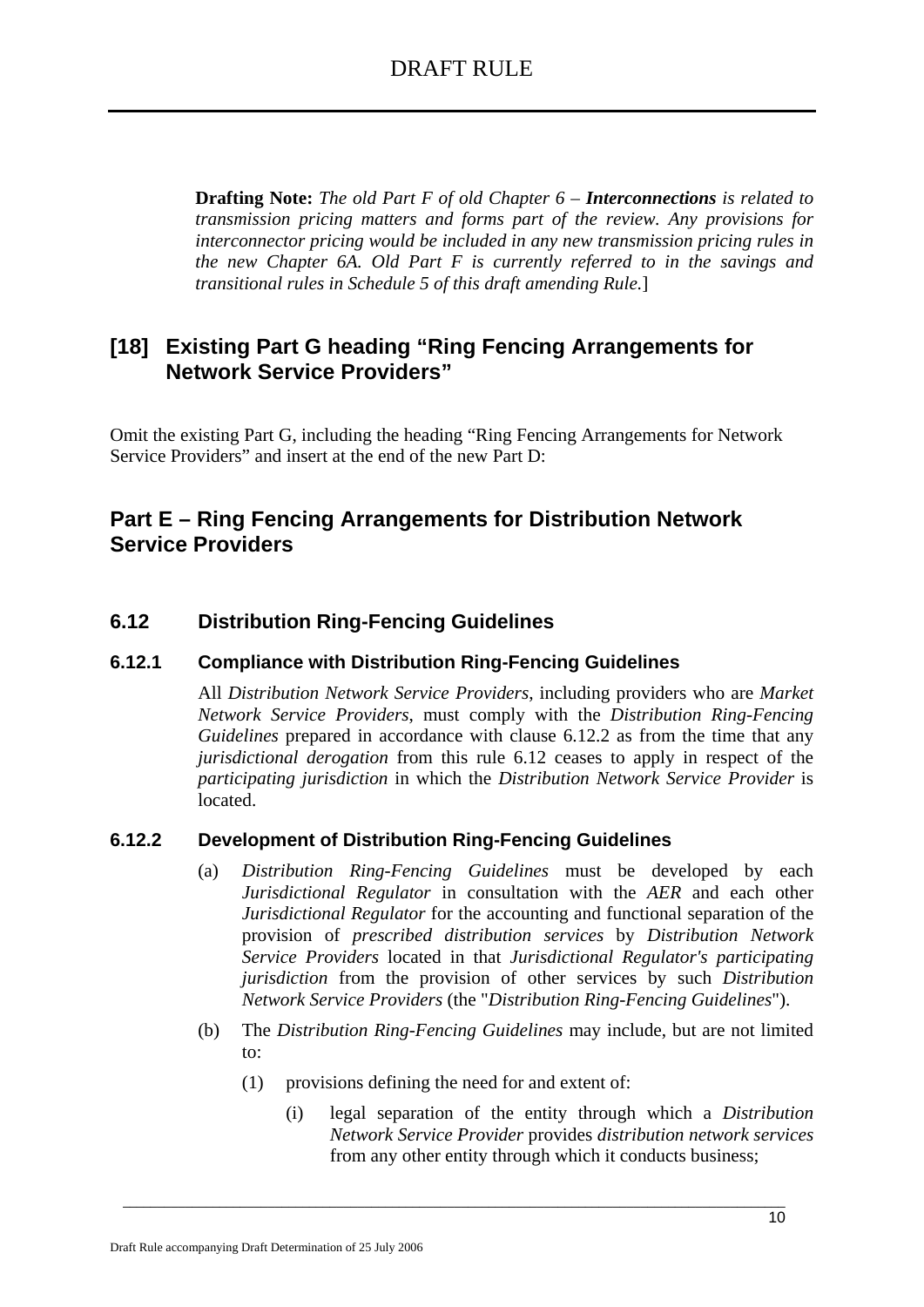**Drafting Note:** *The old Part F of old Chapter 6 – **Interconnections** is related to transmission pricing matters and forms part of the review. Any provisions for interconnector pricing would be included in any new transmission pricing rules in the new Chapter 6A. Old Part F is currently referred to in the savings and transitional rules in Schedule 5 of this draft amending Rule.*]

## [18] Existing Part G heading "Ring Fencing Arrangements for Network Service Providers"

Omit the existing Part G, including the heading "Ring Fencing Arrangements for Network Service Providers" and insert at the end of the new Part D:

## Part E – Ring Fencing Arrangements for Distribution Network Service Providers

### 6.12 Distribution Ring-Fencing Guidelines

#### 6.12.1 Compliance with Distribution Ring-Fencing Guidelines

All *Distribution Network Service Providers*, including providers who are *Market Network Service Providers*, must comply with the *Distribution Ring-Fencing Guidelines* prepared in accordance with clause 6.12.2 as from the time that any *jurisdictional derogation* from this rule 6.12 ceases to apply in respect of the *participating jurisdiction* in which the *Distribution Network Service Provider* is located.

#### 6.12.2 Development of Distribution Ring-Fencing Guidelines

(a) *Distribution Ring-Fencing Guidelines* must be developed by each *Jurisdictional Regulator* in consultation with the *AER* and each other *Jurisdictional Regulator* for the accounting and functional separation of the provision of *prescribed distribution services* by *Distribution Network Service Providers* located in that *Jurisdictional Regulator's participating jurisdiction* from the provision of other services by such *Distribution Network Service Providers* (the "*Distribution Ring-Fencing Guidelines*").

(b) The *Distribution Ring-Fencing Guidelines* may include, but are not limited to:

(1) provisions defining the need for and extent of:

(i) legal separation of the entity through which a *Distribution Network Service Provider* provides *distribution network services* from any other entity through which it conducts business;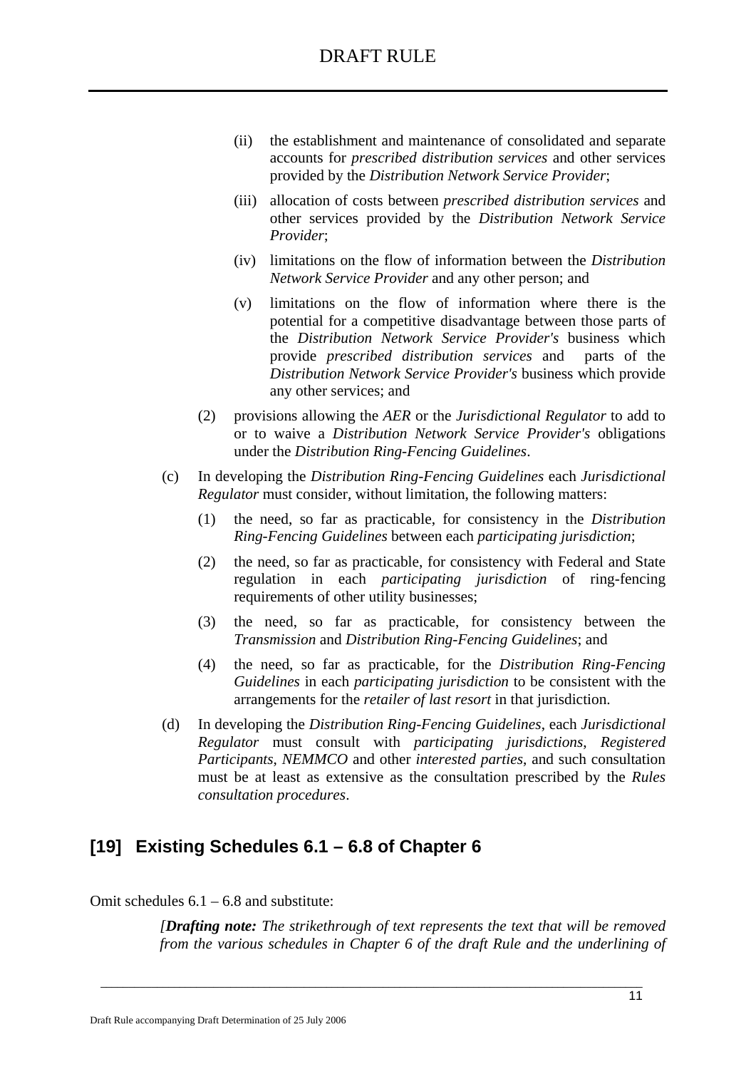(ii) the establishment and maintenance of consolidated and separate accounts for *prescribed distribution services* and other services provided by the *Distribution Network Service Provider*;

(iii) allocation of costs between *prescribed distribution services* and other services provided by the *Distribution Network Service Provider*;

(iv) limitations on the flow of information between the *Distribution Network Service Provider* and any other person; and

(v) limitations on the flow of information where there is the potential for a competitive disadvantage between those parts of the *Distribution Network Service Provider's* business which provide *prescribed distribution services* and parts of the *Distribution Network Service Provider's* business which provide any other services; and

(2) provisions allowing the *AER* or the *Jurisdictional Regulator* to add to or to waive a *Distribution Network Service Provider's* obligations under the *Distribution Ring-Fencing Guidelines*.

(c) In developing the *Distribution Ring-Fencing Guidelines* each *Jurisdictional Regulator* must consider, without limitation, the following matters:

(1) the need, so far as practicable, for consistency in the *Distribution Ring-Fencing Guidelines* between each *participating jurisdiction*;

(2) the need, so far as practicable, for consistency with Federal and State regulation in each *participating jurisdiction* of ring-fencing requirements of other utility businesses;

(3) the need, so far as practicable, for consistency between the *Transmission* and *Distribution Ring-Fencing Guidelines*; and

(4) the need, so far as practicable, for the *Distribution Ring-Fencing Guidelines* in each *participating jurisdiction* to be consistent with the arrangements for the *retailer of last resort* in that jurisdiction.

(d) In developing the *Distribution Ring-Fencing Guidelines*, each *Jurisdictional Regulator* must consult with *participating jurisdictions*, *Registered Participants*, *NEMMCO* and other *interested parties*, and such consultation must be at least as extensive as the consultation prescribed by the *Rules consultation procedures*.

## [19] Existing Schedules 6.1 – 6.8 of Chapter 6

Omit schedules 6.1 – 6.8 and substitute:

*[**Drafting note:** The strikethrough of text represents the text that will be removed from the various schedules in Chapter 6 of the draft Rule and the underlining of*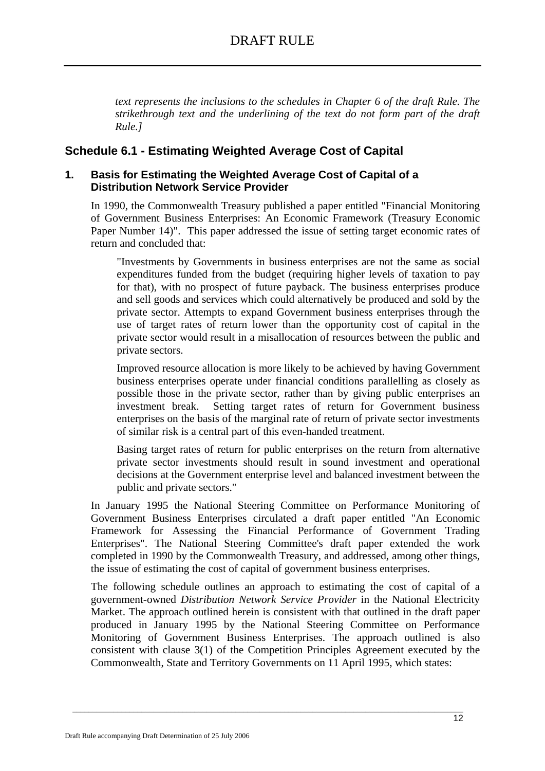*text represents the inclusions to the schedules in Chapter 6 of the draft Rule. The strikethrough text and the underlining of the text do not form part of the draft Rule.]*

## Schedule 6.1 - Estimating Weighted Average Cost of Capital

### 1. Basis for Estimating the Weighted Average Cost of Capital of a Distribution Network Service Provider

In 1990, the Commonwealth Treasury published a paper entitled "Financial Monitoring of Government Business Enterprises: An Economic Framework (Treasury Economic Paper Number 14)". This paper addressed the issue of setting target economic rates of return and concluded that:

> "Investments by Governments in business enterprises are not the same as social expenditures funded from the budget (requiring higher levels of taxation to pay for that), with no prospect of future payback. The business enterprises produce and sell goods and services which could alternatively be produced and sold by the private sector. Attempts to expand Government business enterprises through the use of target rates of return lower than the opportunity cost of capital in the private sector would result in a misallocation of resources between the public and private sectors.
>
> Improved resource allocation is more likely to be achieved by having Government business enterprises operate under financial conditions parallelling as closely as possible those in the private sector, rather than by giving public enterprises an investment break. Setting target rates of return for Government business enterprises on the basis of the marginal rate of return of private sector investments of similar risk is a central part of this even-handed treatment.
>
> Basing target rates of return for public enterprises on the return from alternative private sector investments should result in sound investment and operational decisions at the Government enterprise level and balanced investment between the public and private sectors."

In January 1995 the National Steering Committee on Performance Monitoring of Government Business Enterprises circulated a draft paper entitled "An Economic Framework for Assessing the Financial Performance of Government Trading Enterprises". The National Steering Committee's draft paper extended the work completed in 1990 by the Commonwealth Treasury, and addressed, among other things, the issue of estimating the cost of capital of government business enterprises.

The following schedule outlines an approach to estimating the cost of capital of a government-owned *Distribution Network Service Provider* in the National Electricity Market. The approach outlined herein is consistent with that outlined in the draft paper produced in January 1995 by the National Steering Committee on Performance Monitoring of Government Business Enterprises. The approach outlined is also consistent with clause 3(1) of the Competition Principles Agreement executed by the Commonwealth, State and Territory Governments on 11 April 1995, which states: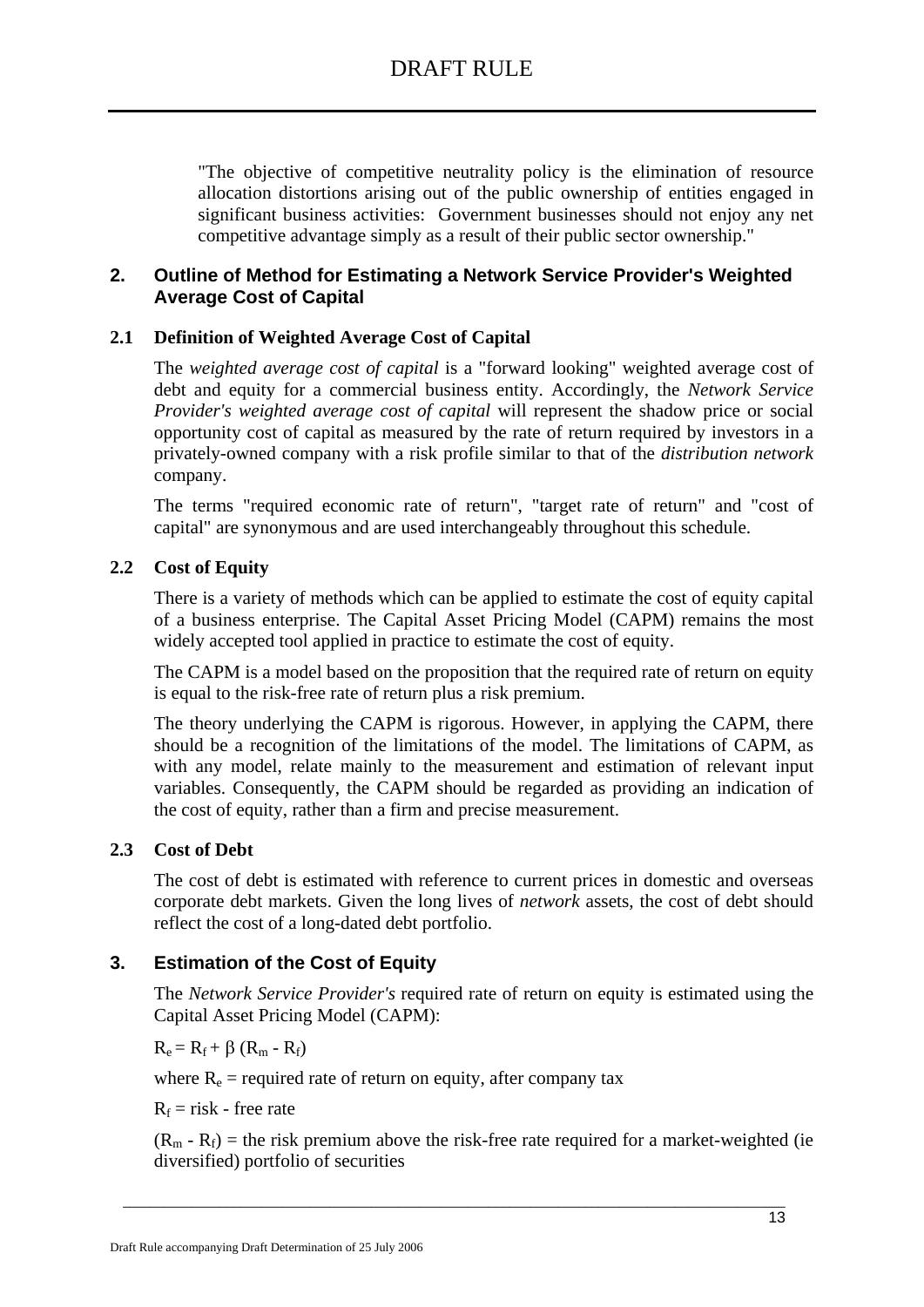"The objective of competitive neutrality policy is the elimination of resource allocation distortions arising out of the public ownership of entities engaged in significant business activities: Government businesses should not enjoy any net competitive advantage simply as a result of their public sector ownership."

## 2. Outline of Method for Estimating a Network Service Provider's Weighted Average Cost of Capital

### 2.1 Definition of Weighted Average Cost of Capital

The *weighted average cost of capital* is a "forward looking" weighted average cost of debt and equity for a commercial business entity. Accordingly, the *Network Service Provider's weighted average cost of capital* will represent the shadow price or social opportunity cost of capital as measured by the rate of return required by investors in a privately-owned company with a risk profile similar to that of the *distribution network* company.

The terms "required economic rate of return", "target rate of return" and "cost of capital" are synonymous and are used interchangeably throughout this schedule.

### 2.2 Cost of Equity

There is a variety of methods which can be applied to estimate the cost of equity capital of a business enterprise. The Capital Asset Pricing Model (CAPM) remains the most widely accepted tool applied in practice to estimate the cost of equity.

The CAPM is a model based on the proposition that the required rate of return on equity is equal to the risk-free rate of return plus a risk premium.

The theory underlying the CAPM is rigorous. However, in applying the CAPM, there should be a recognition of the limitations of the model. The limitations of CAPM, as with any model, relate mainly to the measurement and estimation of relevant input variables. Consequently, the CAPM should be regarded as providing an indication of the cost of equity, rather than a firm and precise measurement.

### 2.3 Cost of Debt

The cost of debt is estimated with reference to current prices in domestic and overseas corporate debt markets. Given the long lives of *network* assets, the cost of debt should reflect the cost of a long-dated debt portfolio.

## 3. Estimation of the Cost of Equity

The *Network Service Provider's* required rate of return on equity is estimated using the Capital Asset Pricing Model (CAPM):

$$R_e = R_f + \beta (R_m - R_f)$$

where $R_e$ = required rate of return on equity, after company tax

$R_f$ = risk - free rate

$(R_m - R_f)$ = the risk premium above the risk-free rate required for a market-weighted (ie diversified) portfolio of securities

Draft Rule accompanying Draft Determination of 25 July 2006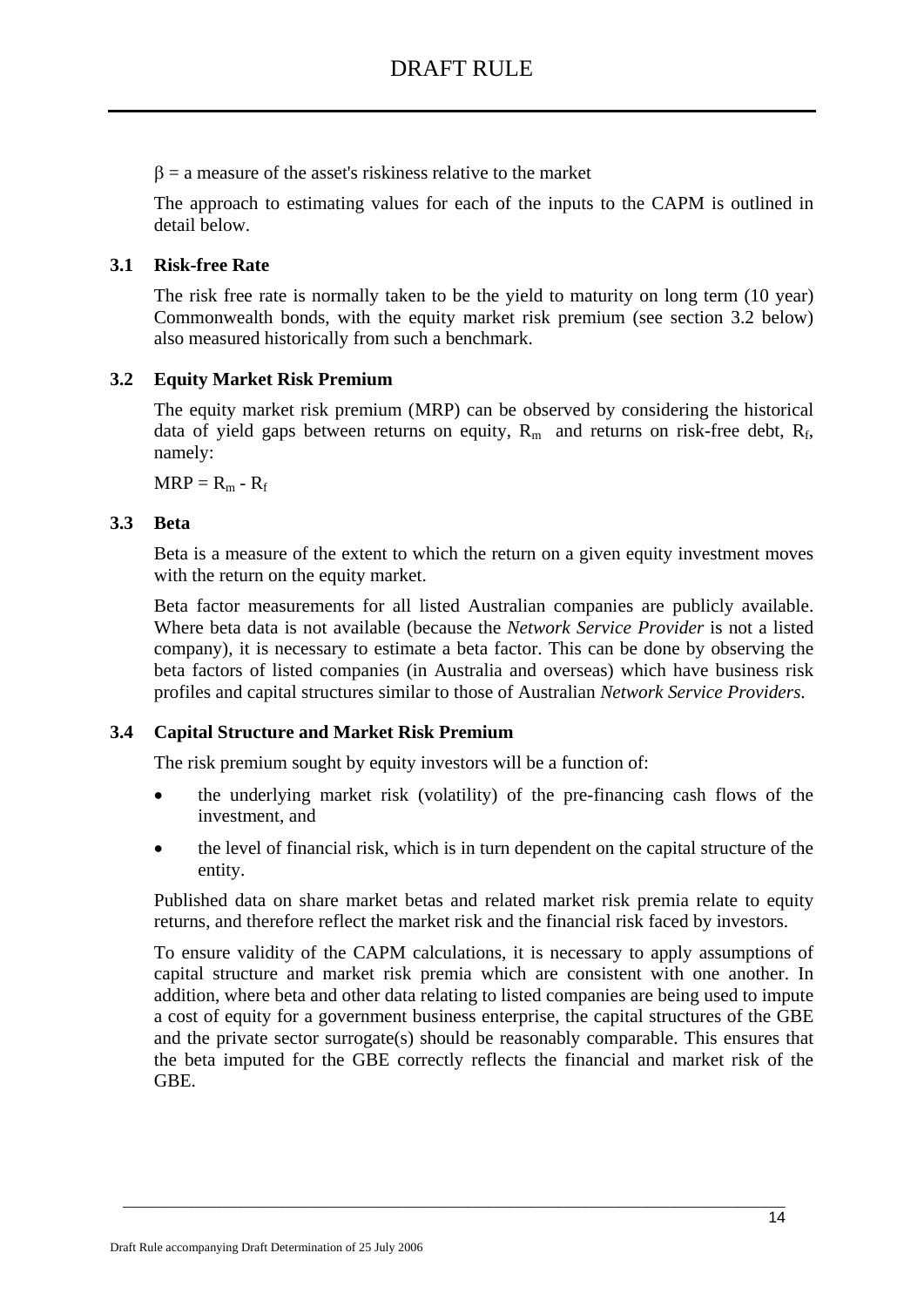$\beta$ = a measure of the asset's riskiness relative to the market

The approach to estimating values for each of the inputs to the CAPM is outlined in detail below.

### 3.1 Risk-free Rate

The risk free rate is normally taken to be the yield to maturity on long term (10 year) Commonwealth bonds, with the equity market risk premium (see section 3.2 below) also measured historically from such a benchmark.

### 3.2 Equity Market Risk Premium

The equity market risk premium (MRP) can be observed by considering the historical data of yield gaps between returns on equity, $R_m$ and returns on risk-free debt, $R_f$, namely:

$MRP = R_m - R_f$

### 3.3 Beta

Beta is a measure of the extent to which the return on a given equity investment moves with the return on the equity market.

Beta factor measurements for all listed Australian companies are publicly available. Where beta data is not available (because the *Network Service Provider* is not a listed company), it is necessary to estimate a beta factor. This can be done by observing the beta factors of listed companies (in Australia and overseas) which have business risk profiles and capital structures similar to those of Australian *Network Service Providers*.

### 3.4 Capital Structure and Market Risk Premium

The risk premium sought by equity investors will be a function of:

- the underlying market risk (volatility) of the pre-financing cash flows of the investment, and
- the level of financial risk, which is in turn dependent on the capital structure of the entity.

Published data on share market betas and related market risk premia relate to equity returns, and therefore reflect the market risk and the financial risk faced by investors.

To ensure validity of the CAPM calculations, it is necessary to apply assumptions of capital structure and market risk premia which are consistent with one another. In addition, where beta and other data relating to listed companies are being used to impute a cost of equity for a government business enterprise, the capital structures of the GBE and the private sector surrogate(s) should be reasonably comparable. This ensures that the beta imputed for the GBE correctly reflects the financial and market risk of the GBE.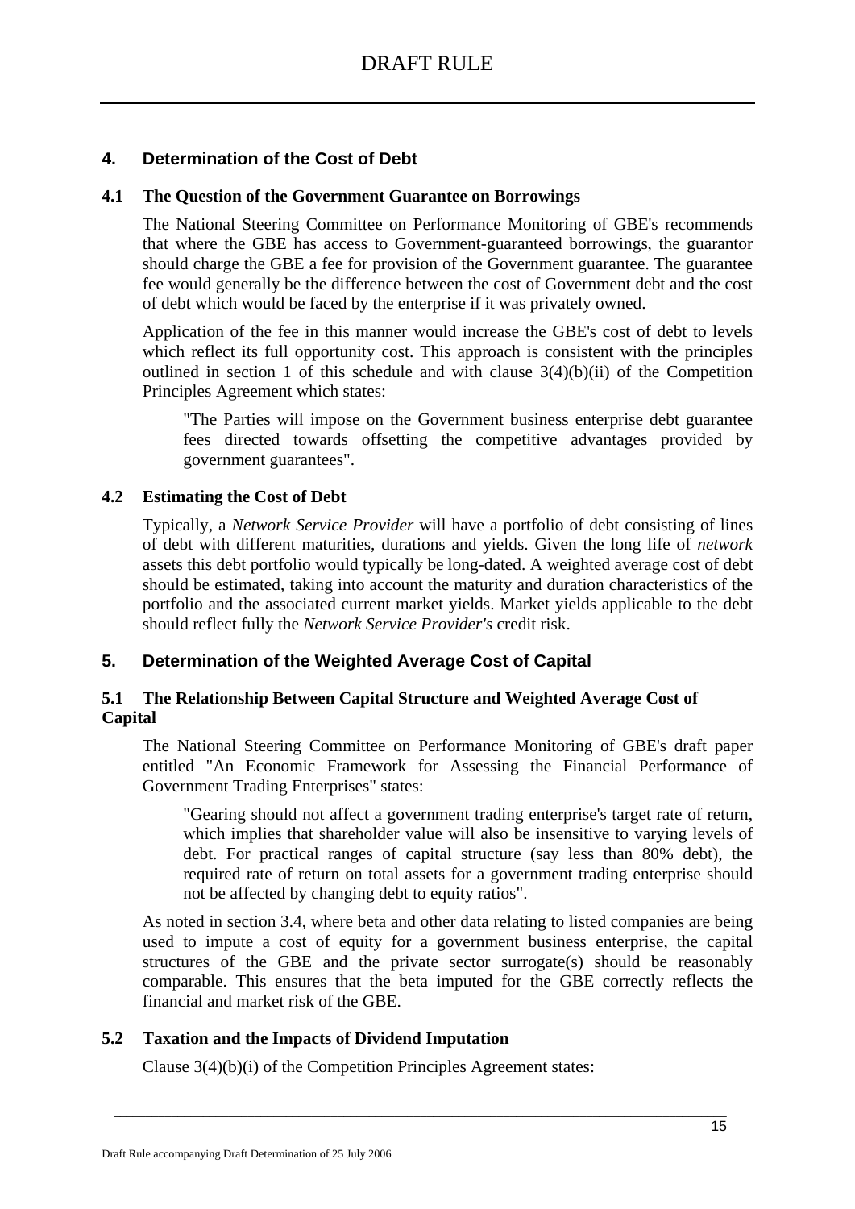## 4. Determination of the Cost of Debt

### 4.1 The Question of the Government Guarantee on Borrowings

The National Steering Committee on Performance Monitoring of GBE's recommends that where the GBE has access to Government-guaranteed borrowings, the guarantor should charge the GBE a fee for provision of the Government guarantee. The guarantee fee would generally be the difference between the cost of Government debt and the cost of debt which would be faced by the enterprise if it was privately owned.

Application of the fee in this manner would increase the GBE's cost of debt to levels which reflect its full opportunity cost. This approach is consistent with the principles outlined in section 1 of this schedule and with clause 3(4)(b)(ii) of the Competition Principles Agreement which states:

> "The Parties will impose on the Government business enterprise debt guarantee fees directed towards offsetting the competitive advantages provided by government guarantees".

### 4.2 Estimating the Cost of Debt

Typically, a *Network Service Provider* will have a portfolio of debt consisting of lines of debt with different maturities, durations and yields. Given the long life of *network* assets this debt portfolio would typically be long-dated. A weighted average cost of debt should be estimated, taking into account the maturity and duration characteristics of the portfolio and the associated current market yields. Market yields applicable to the debt should reflect fully the *Network Service Provider's* credit risk.

## 5. Determination of the Weighted Average Cost of Capital

### 5.1 The Relationship Between Capital Structure and Weighted Average Cost of Capital

The National Steering Committee on Performance Monitoring of GBE's draft paper entitled "An Economic Framework for Assessing the Financial Performance of Government Trading Enterprises" states:

> "Gearing should not affect a government trading enterprise's target rate of return, which implies that shareholder value will also be insensitive to varying levels of debt. For practical ranges of capital structure (say less than 80% debt), the required rate of return on total assets for a government trading enterprise should not be affected by changing debt to equity ratios".

As noted in section 3.4, where beta and other data relating to listed companies are being used to impute a cost of equity for a government business enterprise, the capital structures of the GBE and the private sector surrogate(s) should be reasonably comparable. This ensures that the beta imputed for the GBE correctly reflects the financial and market risk of the GBE.

### 5.2 Taxation and the Impacts of Dividend Imputation

Clause 3(4)(b)(i) of the Competition Principles Agreement states: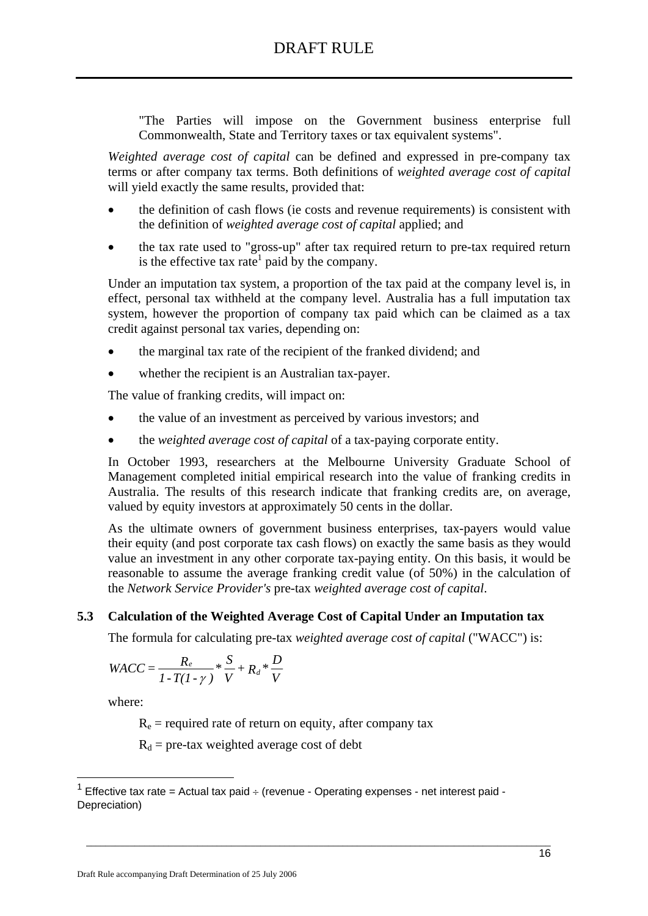"The Parties will impose on the Government business enterprise full Commonwealth, State and Territory taxes or tax equivalent systems".

*Weighted average cost of capital* can be defined and expressed in pre-company tax terms or after company tax terms. Both definitions of *weighted average cost of capital* will yield exactly the same results, provided that:

- the definition of cash flows (ie costs and revenue requirements) is consistent with the definition of *weighted average cost of capital* applied; and
- the tax rate used to "gross-up" after tax required return to pre-tax required return is the effective tax rate[1] paid by the company.

Under an imputation tax system, a proportion of the tax paid at the company level is, in effect, personal tax withheld at the company level. Australia has a full imputation tax system, however the proportion of company tax paid which can be claimed as a tax credit against personal tax varies, depending on:

- the marginal tax rate of the recipient of the franked dividend; and
- whether the recipient is an Australian tax-payer.

The value of franking credits, will impact on:

- the value of an investment as perceived by various investors; and
- the *weighted average cost of capital* of a tax-paying corporate entity.

In October 1993, researchers at the Melbourne University Graduate School of Management completed initial empirical research into the value of franking credits in Australia. The results of this research indicate that franking credits are, on average, valued by equity investors at approximately 50 cents in the dollar.

As the ultimate owners of government business enterprises, tax-payers would value their equity (and post corporate tax cash flows) on exactly the same basis as they would value an investment in any other corporate tax-paying entity. On this basis, it would be reasonable to assume the average franking credit value (of 50%) in the calculation of the *Network Service Provider's* pre-tax *weighted average cost of capital*.

### 5.3 Calculation of the Weighted Average Cost of Capital Under an Imputation tax

The formula for calculating pre-tax *weighted average cost of capital* ("WACC") is:

$$WACC = \frac{R_e}{1 - T(1 - \gamma)} * \frac{S}{V} + R_d * \frac{D}{V}$$

where:

$R_e$ = required rate of return on equity, after company tax

$R_d$ = pre-tax weighted average cost of debt

---

[1] Effective tax rate = Actual tax paid ÷ (revenue - Operating expenses - net interest paid - Depreciation)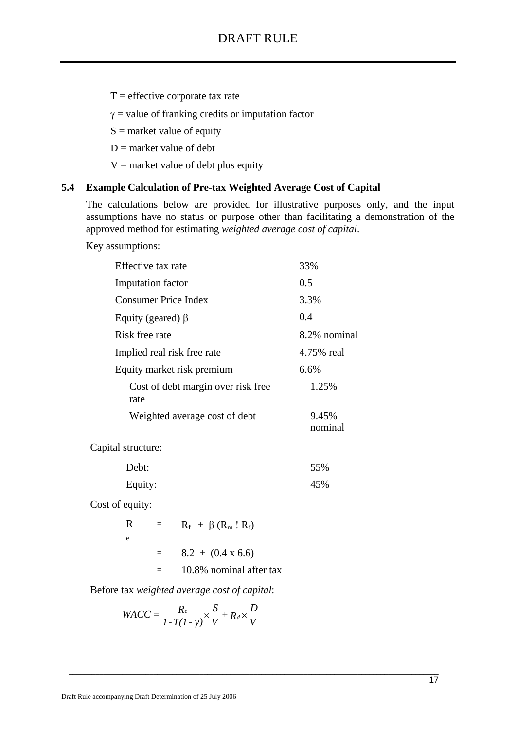$T$ = effective corporate tax rate

$\gamma$ = value of franking credits or imputation factor

$S$ = market value of equity

$D$ = market value of debt

$V$ = market value of debt plus equity

### 5.4 Example Calculation of Pre-tax Weighted Average Cost of Capital

The calculations below are provided for illustrative purposes only, and the input assumptions have no status or purpose other than facilitating a demonstration of the approved method for estimating *weighted average cost of capital*.

Key assumptions:

| | |
|---|---|
| Effective tax rate | 33% |
| Imputation factor | 0.5 |
| Consumer Price Index | 3.3% |
| Equity (geared) $\beta$ | 0.4 |
| Risk free rate | 8.2% nominal |
| Implied real risk free rate | 4.75% real |
| Equity market risk premium | 6.6% |
| Cost of debt margin over risk free rate | 1.25% |
| Weighted average cost of debt | 9.45% nominal |

Capital structure:

| | |
|---|---|
| Debt: | 55% |
| Equity: | 45% |

Cost of equity:

$$
\begin{aligned}
R_e &= R_f + \beta (R_m - R_f) \\
&= 8.2 + (0.4 \times 6.6) \\
&= 10.8\% \text{ nominal after tax}
\end{aligned}
$$

Before tax *weighted average cost of capital*:

$$
WACC = \frac{R_e}{1 - T(1 - y)} \times \frac{S}{V} + R_d \times \frac{D}{V}
$$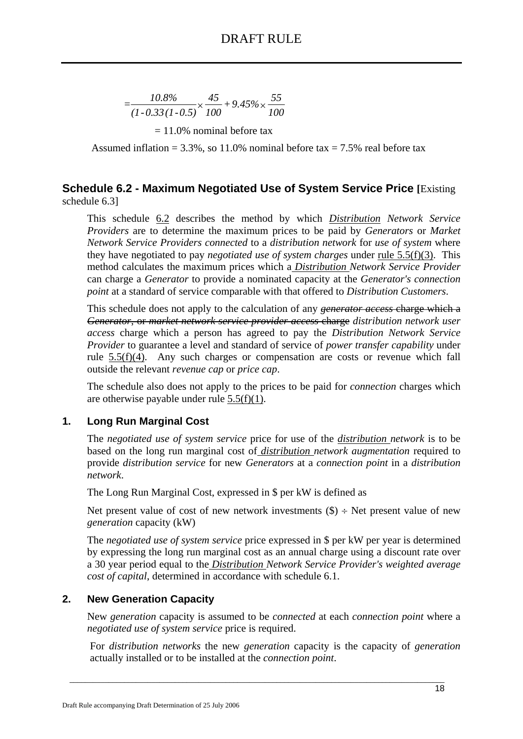$$= \frac{10.8\%}{(1 - 0.33(1 - 0.5))} \times \frac{45}{100} + 9.45\% \times \frac{55}{100}$$

= 11.0% nominal before tax

Assumed inflation = 3.3%, so 11.0% nominal before tax = 7.5% real before tax

### Schedule 6.2 - Maximum Negotiated Use of System Service Price [Existing schedule 6.3]

This schedule 6.2 describes the method by which *Distribution Network Service Providers* are to determine the maximum prices to be paid by *Generators* or *Market Network Service Providers connected* to a *distribution network* for *use of system* where they have negotiated to pay *negotiated use of system charges* under rule 5.5(f)(3). This method calculates the maximum prices which a *Distribution Network Service Provider* can charge a *Generator* to provide a nominated capacity at the *Generator's connection point* at a standard of service comparable with that offered to *Distribution Customers*.

This schedule does not apply to the calculation of any ~~*generator access* charge which a *Generator*, or *market network service provider access* charge~~ *distribution network user access* charge which a person has agreed to pay the *Distribution Network Service Provider* to guarantee a level and standard of service of *power transfer capability* under rule 5.5(f)(4). Any such charges or compensation are costs or revenue which fall outside the relevant *revenue cap* or *price cap*.

The schedule also does not apply to the prices to be paid for *connection* charges which are otherwise payable under rule 5.5(f)(1).

#### 1. Long Run Marginal Cost

The *negotiated use of system service* price for use of the *distribution network* is to be based on the long run marginal cost of *distribution network augmentation* required to provide *distribution service* for new *Generators* at a *connection point* in a *distribution network*.

The Long Run Marginal Cost, expressed in $ per kW is defined as

Net present value of cost of new network investments ($) ÷ Net present value of new *generation* capacity (kW)

The *negotiated use of system service* price expressed in $ per kW per year is determined by expressing the long run marginal cost as an annual charge using a discount rate over a 30 year period equal to the *Distribution Network Service Provider's weighted average cost of capital*, determined in accordance with schedule 6.1.

#### 2. New Generation Capacity

New *generation* capacity is assumed to be *connected* at each *connection point* where a *negotiated use of system service* price is required.

For *distribution networks* the new *generation* capacity is the capacity of *generation* actually installed or to be installed at the *connection point*.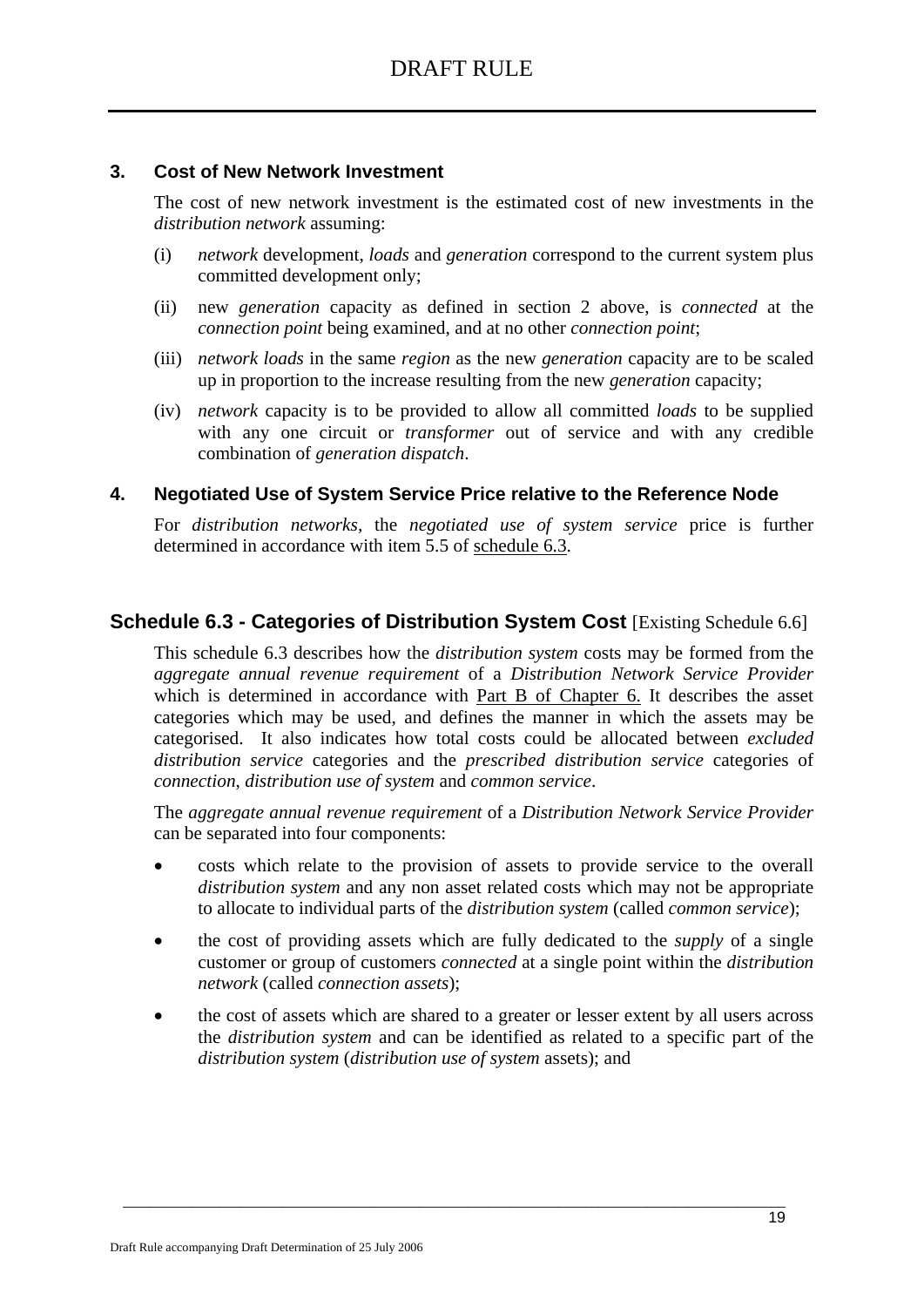### 3. Cost of New Network Investment

The cost of new network investment is the estimated cost of new investments in the *distribution network* assuming:

(i) *network* development, *loads* and *generation* correspond to the current system plus committed development only;

(ii) new *generation* capacity as defined in section 2 above, is *connected* at the *connection point* being examined, and at no other *connection point*;

(iii) *network loads* in the same *region* as the new *generation* capacity are to be scaled up in proportion to the increase resulting from the new *generation* capacity;

(iv) *network* capacity is to be provided to allow all committed *loads* to be supplied with any one circuit or *transformer* out of service and with any credible combination of *generation dispatch*.

### 4. Negotiated Use of System Service Price relative to the Reference Node

For *distribution networks*, the *negotiated use of system service* price is further determined in accordance with item 5.5 of schedule 6.3.

## Schedule 6.3 - Categories of Distribution System Cost [Existing Schedule 6.6]

This schedule 6.3 describes how the *distribution system* costs may be formed from the *aggregate annual revenue requirement* of a *Distribution Network Service Provider* which is determined in accordance with Part B of Chapter 6. It describes the asset categories which may be used, and defines the manner in which the assets may be categorised. It also indicates how total costs could be allocated between *excluded distribution service* categories and the *prescribed distribution service* categories of *connection*, *distribution use of system* and *common service*.

The *aggregate annual revenue requirement* of a *Distribution Network Service Provider* can be separated into four components:

- costs which relate to the provision of assets to provide service to the overall *distribution system* and any non asset related costs which may not be appropriate to allocate to individual parts of the *distribution system* (called *common service*);
- the cost of providing assets which are fully dedicated to the *supply* of a single customer or group of customers *connected* at a single point within the *distribution network* (called *connection assets*);
- the cost of assets which are shared to a greater or lesser extent by all users across the *distribution system* and can be identified as related to a specific part of the *distribution system* (*distribution use of system* assets); and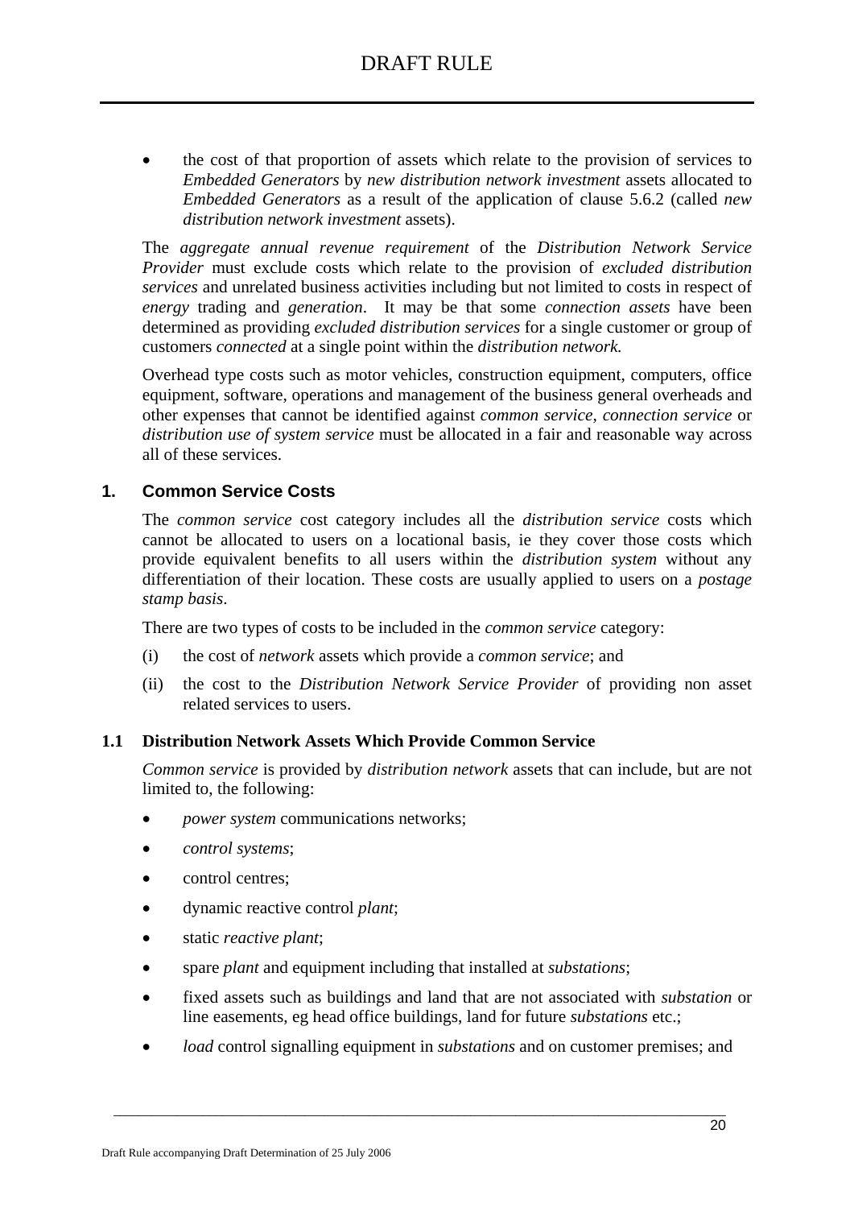- the cost of that proportion of assets which relate to the provision of services to *Embedded Generators* by *new distribution network investment* assets allocated to *Embedded Generators* as a result of the application of clause 5.6.2 (called *new distribution network investment* assets).

The *aggregate annual revenue requirement* of the *Distribution Network Service Provider* must exclude costs which relate to the provision of *excluded distribution services* and unrelated business activities including but not limited to costs in respect of *energy* trading and *generation*. It may be that some *connection assets* have been determined as providing *excluded distribution services* for a single customer or group of customers *connected* at a single point within the *distribution network.*

Overhead type costs such as motor vehicles, construction equipment, computers, office equipment, software, operations and management of the business general overheads and other expenses that cannot be identified against *common service*, *connection service* or *distribution use of system service* must be allocated in a fair and reasonable way across all of these services.

## 1. Common Service Costs

The *common service* cost category includes all the *distribution service* costs which cannot be allocated to users on a locational basis, ie they cover those costs which provide equivalent benefits to all users within the *distribution system* without any differentiation of their location. These costs are usually applied to users on a *postage stamp basis*.

There are two types of costs to be included in the *common service* category:

(i) the cost of *network* assets which provide a *common service*; and

(ii) the cost to the *Distribution Network Service Provider* of providing non asset related services to users.

### 1.1 Distribution Network Assets Which Provide Common Service

*Common service* is provided by *distribution network* assets that can include, but are not limited to, the following:

- *power system* communications networks;
- *control systems*;
- control centres;
- dynamic reactive control *plant*;
- static *reactive plant*;
- spare *plant* and equipment including that installed at *substations*;
- fixed assets such as buildings and land that are not associated with *substation* or line easements, eg head office buildings, land for future *substations* etc.;
- *load* control signalling equipment in *substations* and on customer premises; and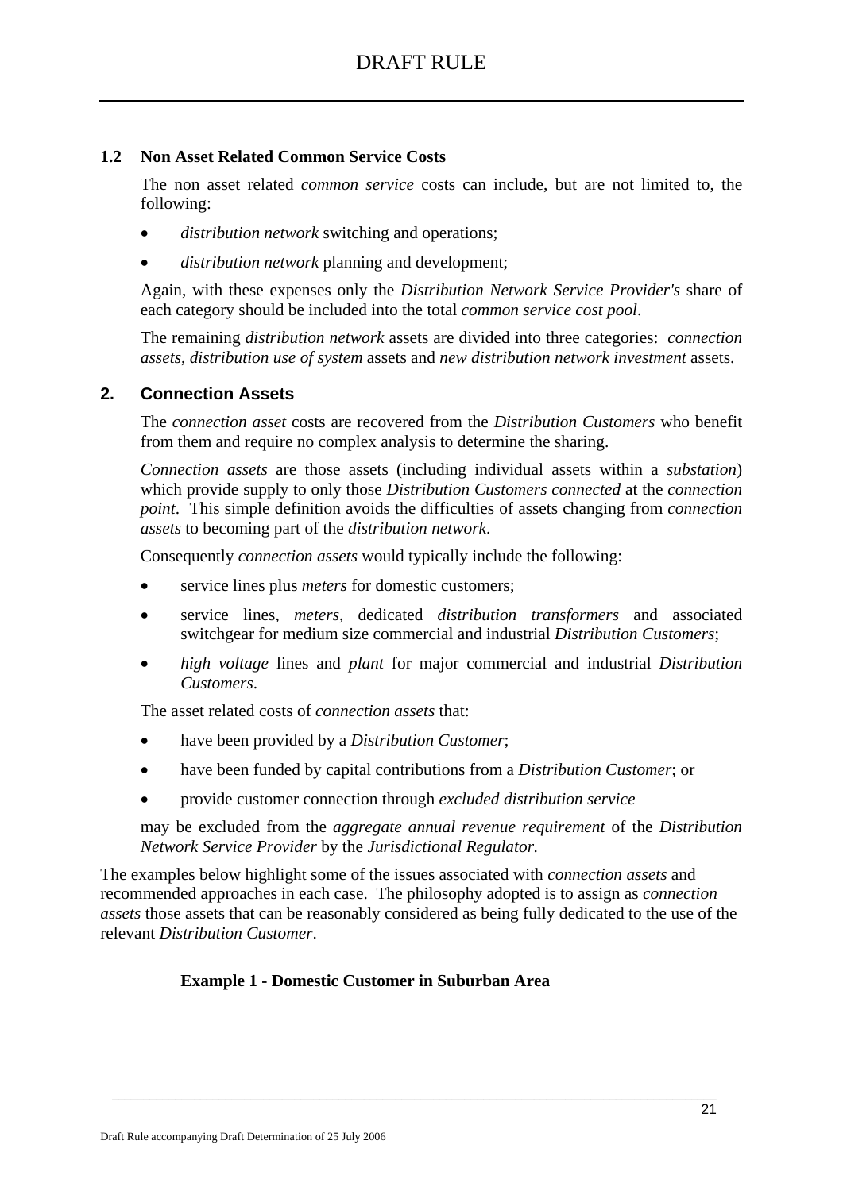### 1.2 Non Asset Related Common Service Costs

The non asset related *common service* costs can include, but are not limited to, the following:

- *distribution network* switching and operations;
- *distribution network* planning and development;

Again, with these expenses only the *Distribution Network Service Provider's* share of each category should be included into the total *common service cost pool*.

The remaining *distribution network* assets are divided into three categories: *connection assets*, *distribution use of system* assets and *new distribution network investment* assets.

## 2. Connection Assets

The *connection asset* costs are recovered from the *Distribution Customers* who benefit from them and require no complex analysis to determine the sharing.

*Connection assets* are those assets (including individual assets within a *substation*) which provide supply to only those *Distribution Customers connected* at the *connection point*. This simple definition avoids the difficulties of assets changing from *connection assets* to becoming part of the *distribution network*.

Consequently *connection assets* would typically include the following:

- service lines plus *meters* for domestic customers;
- service lines, *meters*, dedicated *distribution transformers* and associated switchgear for medium size commercial and industrial *Distribution Customers*;
- *high voltage* lines and *plant* for major commercial and industrial *Distribution Customers*.

The asset related costs of *connection assets* that:

- have been provided by a *Distribution Customer*;
- have been funded by capital contributions from a *Distribution Customer*; or
- provide customer connection through *excluded distribution service*

may be excluded from the *aggregate annual revenue requirement* of the *Distribution Network Service Provider* by the *Jurisdictional Regulator.*

The examples below highlight some of the issues associated with *connection assets* and recommended approaches in each case. The philosophy adopted is to assign as *connection assets* those assets that can be reasonably considered as being fully dedicated to the use of the relevant *Distribution Customer*.

**Example 1 - Domestic Customer in Suburban Area**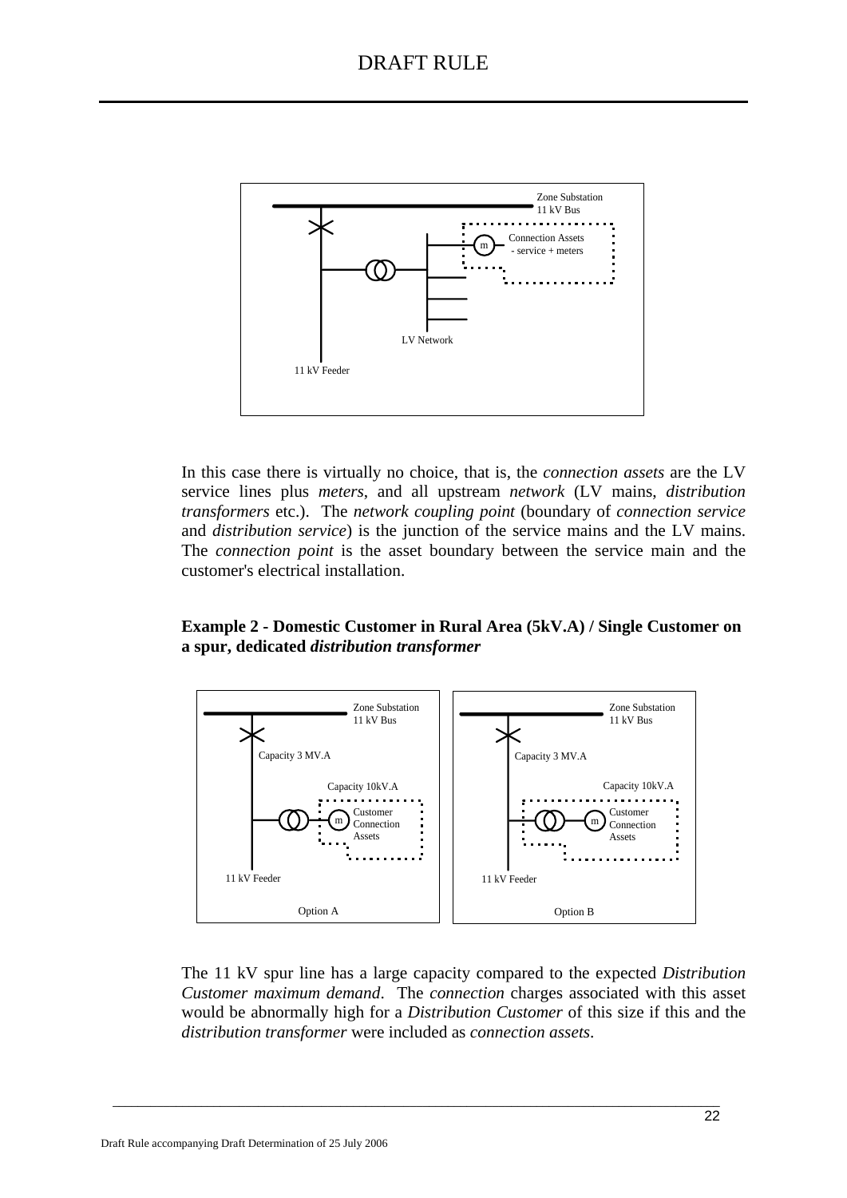Zone Substation
11 kV Bus

Connection Assets
- service + meters

LV Network

11 kV Feeder

In this case there is virtually no choice, that is, the *connection assets* are the LV service lines plus *meters*, and all upstream *network* (LV mains, *distribution transformers* etc.). The *network coupling point* (boundary of *connection service* and *distribution service*) is the junction of the service mains and the LV mains. The *connection point* is the asset boundary between the service main and the customer's electrical installation.

**Example 2 - Domestic Customer in Rural Area (5kV.A) / Single Customer on a spur, dedicated *distribution transformer***

Zone Substation
11 kV Bus

Capacity 3 MV.A

Capacity 10kV.A

Customer Connection Assets

11 kV Feeder

Option A

Zone Substation
11 kV Bus

Capacity 3 MV.A

Capacity 10kV.A

Customer Connection Assets

11 kV Feeder

Option B

The 11 kV spur line has a large capacity compared to the expected *Distribution Customer maximum demand*. The *connection* charges associated with this asset would be abnormally high for a *Distribution Customer* of this size if this and the *distribution transformer* were included as *connection assets*.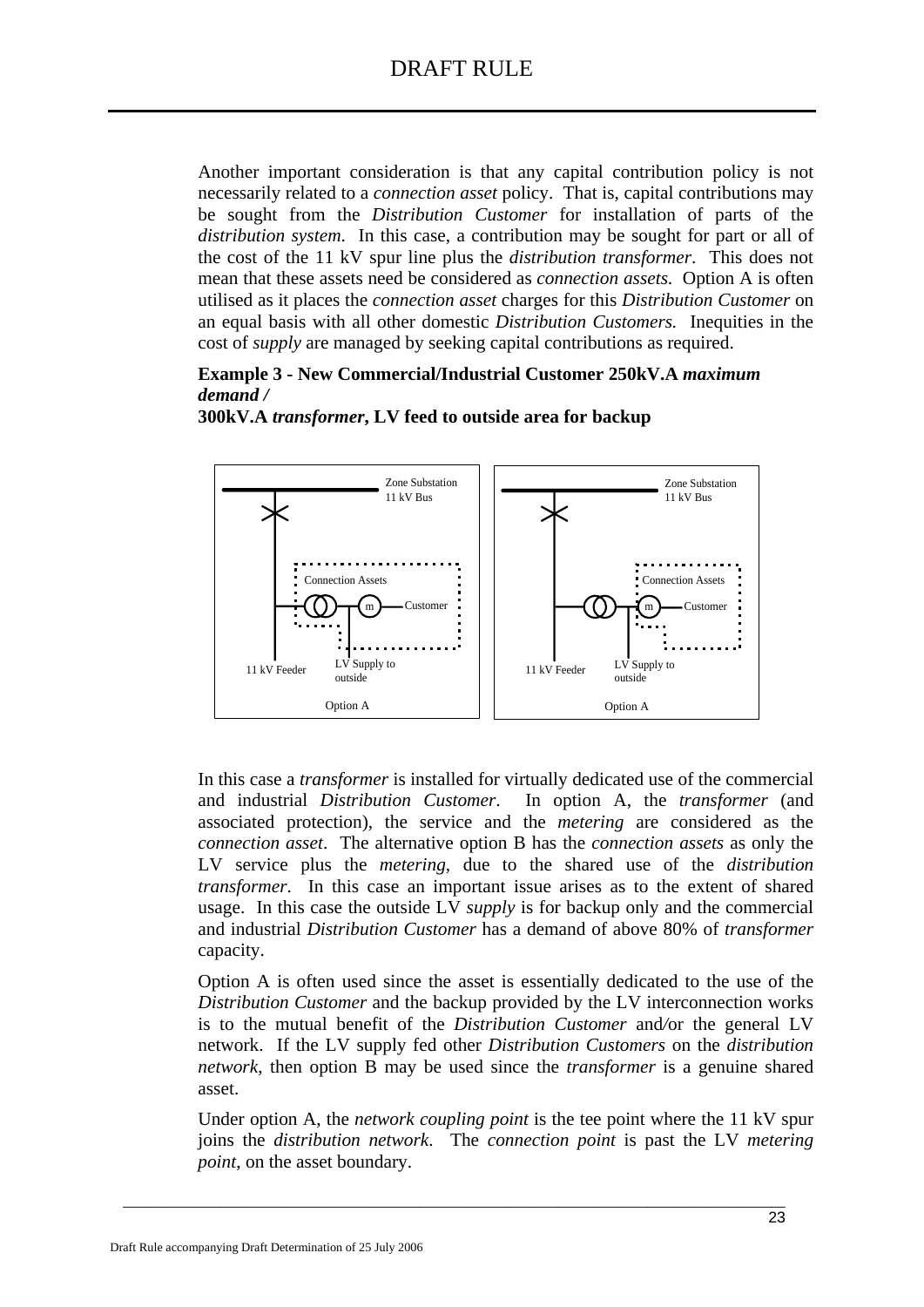Another important consideration is that any capital contribution policy is not necessarily related to a *connection asset* policy. That is, capital contributions may be sought from the *Distribution Customer* for installation of parts of the *distribution system*. In this case, a contribution may be sought for part or all of the cost of the 11 kV spur line plus the *distribution transformer*. This does not mean that these assets need be considered as *connection assets*. Option A is often utilised as it places the *connection asset* charges for this *Distribution Customer* on an equal basis with all other domestic *Distribution Customers.* Inequities in the cost of *supply* are managed by seeking capital contributions as required.

**Example 3 - New Commercial/Industrial Customer 250kV.A *maximum demand /***
**300kV.A *transformer*, LV feed to outside area for backup**

Zone Substation 11 kV Bus

Connection Assets

Customer

11 kV Feeder

LV Supply to outside

Option A

Zone Substation 11 kV Bus

Connection Assets

Customer

11 kV Feeder

LV Supply to outside

Option A

In this case a *transformer* is installed for virtually dedicated use of the commercial and industrial *Distribution Customer*. In option A, the *transformer* (and associated protection), the service and the *metering* are considered as the *connection asset*. The alternative option B has the *connection assets* as only the LV service plus the *metering*, due to the shared use of the *distribution transformer*. In this case an important issue arises as to the extent of shared usage. In this case the outside LV *supply* is for backup only and the commercial and industrial *Distribution Customer* has a demand of above 80% of *transformer* capacity.

Option A is often used since the asset is essentially dedicated to the use of the *Distribution Customer* and the backup provided by the LV interconnection works is to the mutual benefit of the *Distribution Customer* and/or the general LV network. If the LV supply fed other *Distribution Customers* on the *distribution network*, then option B may be used since the *transformer* is a genuine shared asset.

Under option A, the *network coupling point* is the tee point where the 11 kV spur joins the *distribution network*. The *connection point* is past the LV *metering point*, on the asset boundary.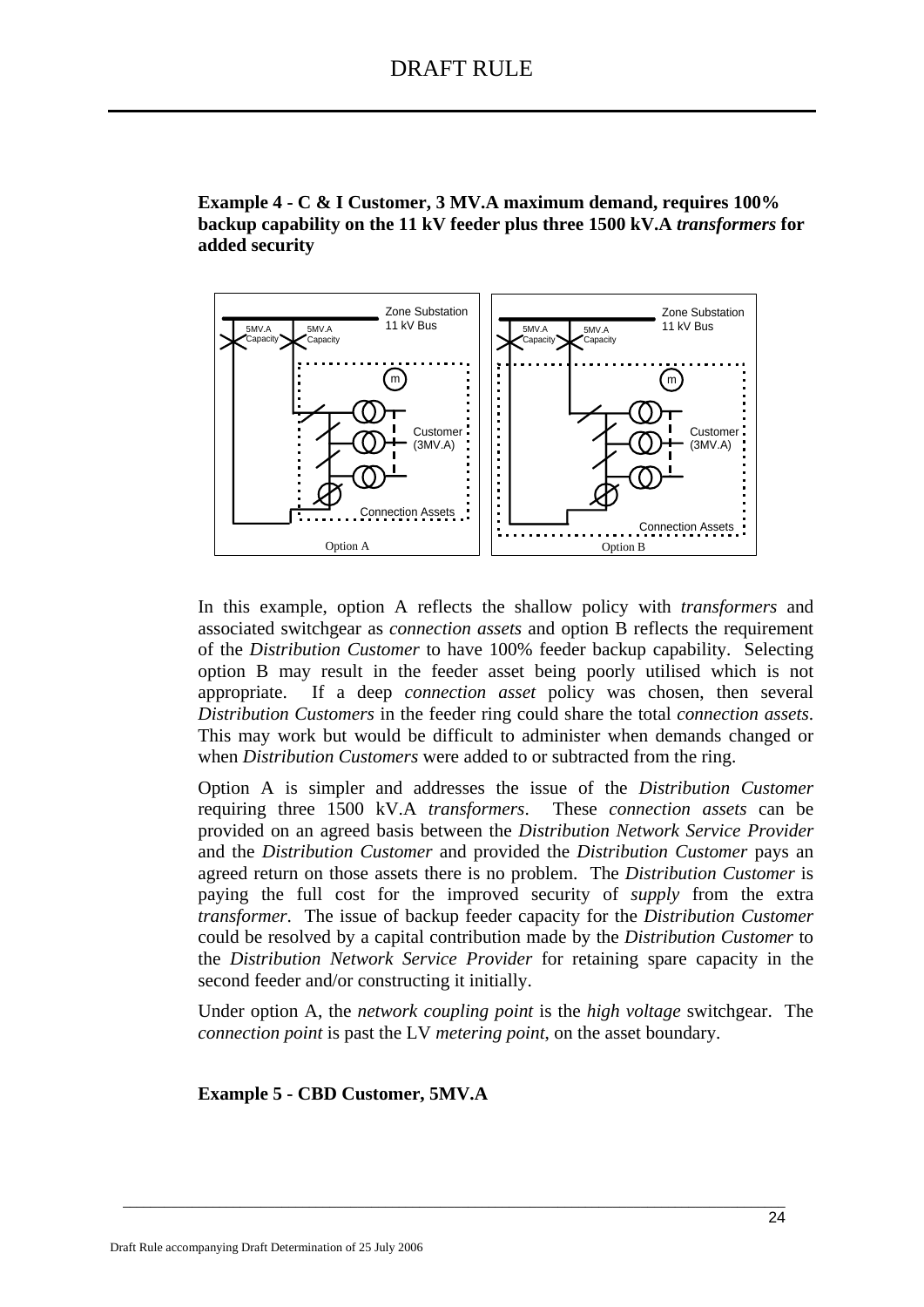**Example 4 - C & I Customer, 3 MV.A maximum demand, requires 100% backup capability on the 11 kV feeder plus three 1500 kV.A *transformers* for added security**

In this example, option A reflects the shallow policy with *transformers* and associated switchgear as *connection assets* and option B reflects the requirement of the *Distribution Customer* to have 100% feeder backup capability. Selecting option B may result in the feeder asset being poorly utilised which is not appropriate. If a deep *connection asset* policy was chosen, then several *Distribution Customers* in the feeder ring could share the total *connection assets*. This may work but would be difficult to administer when demands changed or when *Distribution Customers* were added to or subtracted from the ring.

Option A is simpler and addresses the issue of the *Distribution Customer* requiring three 1500 kV.A *transformers*. These *connection assets* can be provided on an agreed basis between the *Distribution Network Service Provider* and the *Distribution Customer* and provided the *Distribution Customer* pays an agreed return on those assets there is no problem. The *Distribution Customer* is paying the full cost for the improved security of *supply* from the extra *transformer*. The issue of backup feeder capacity for the *Distribution Customer* could be resolved by a capital contribution made by the *Distribution Customer* to the *Distribution Network Service Provider* for retaining spare capacity in the second feeder and/or constructing it initially.

Under option A, the *network coupling point* is the *high voltage* switchgear. The *connection point* is past the LV *metering point*, on the asset boundary.

**Example 5 - CBD Customer, 5MV.A**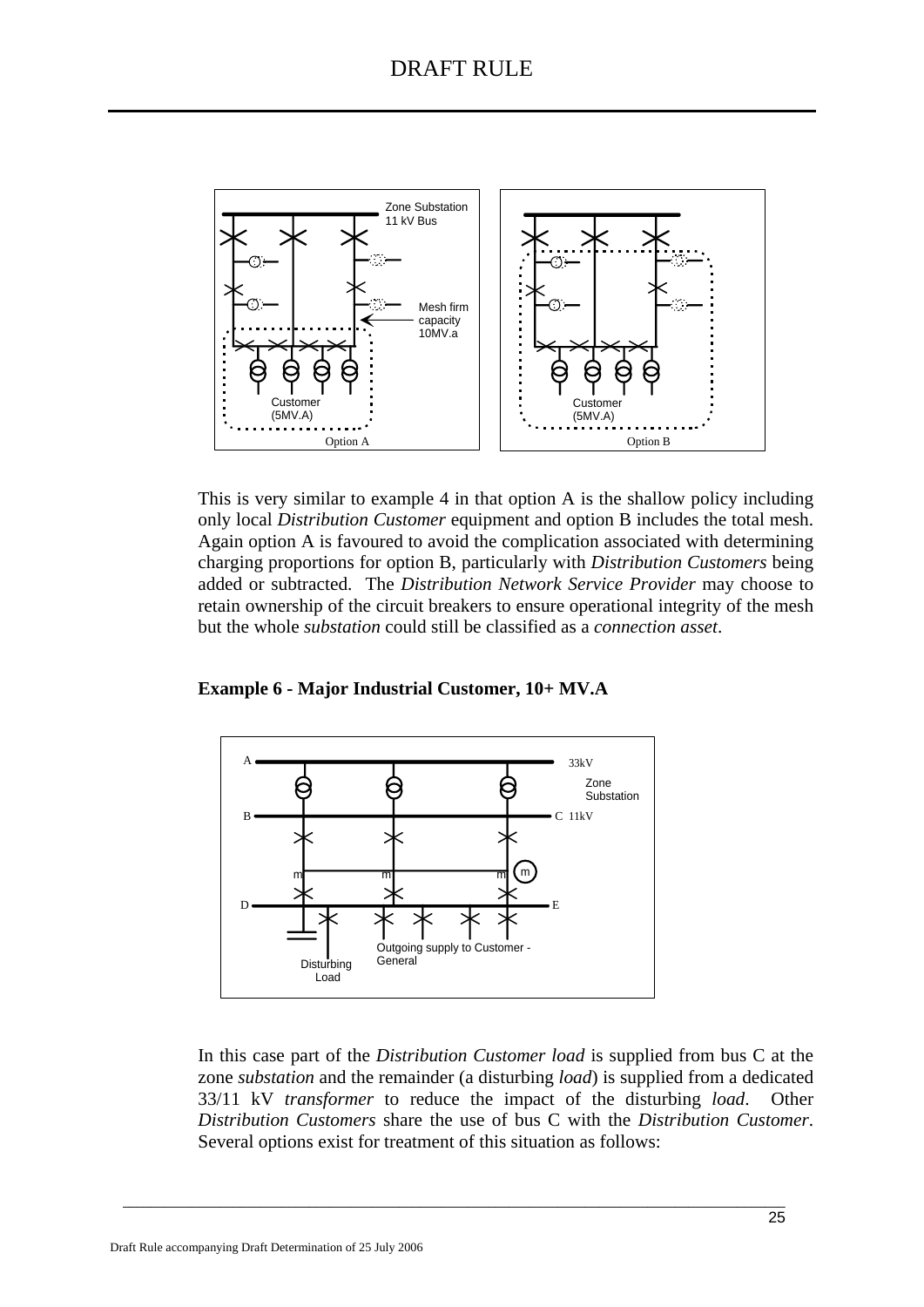This is very similar to example 4 in that option A is the shallow policy including only local *Distribution Customer* equipment and option B includes the total mesh. Again option A is favoured to avoid the complication associated with determining charging proportions for option B, particularly with *Distribution Customers* being added or subtracted. The *Distribution Network Service Provider* may choose to retain ownership of the circuit breakers to ensure operational integrity of the mesh but the whole *substation* could still be classified as a *connection asset*.

**Example 6 - Major Industrial Customer, 10+ MV.A**

In this case part of the *Distribution Customer load* is supplied from bus C at the zone *substation* and the remainder (a disturbing *load*) is supplied from a dedicated 33/11 kV *transformer* to reduce the impact of the disturbing *load*. Other *Distribution Customers* share the use of bus C with the *Distribution Customer*. Several options exist for treatment of this situation as follows: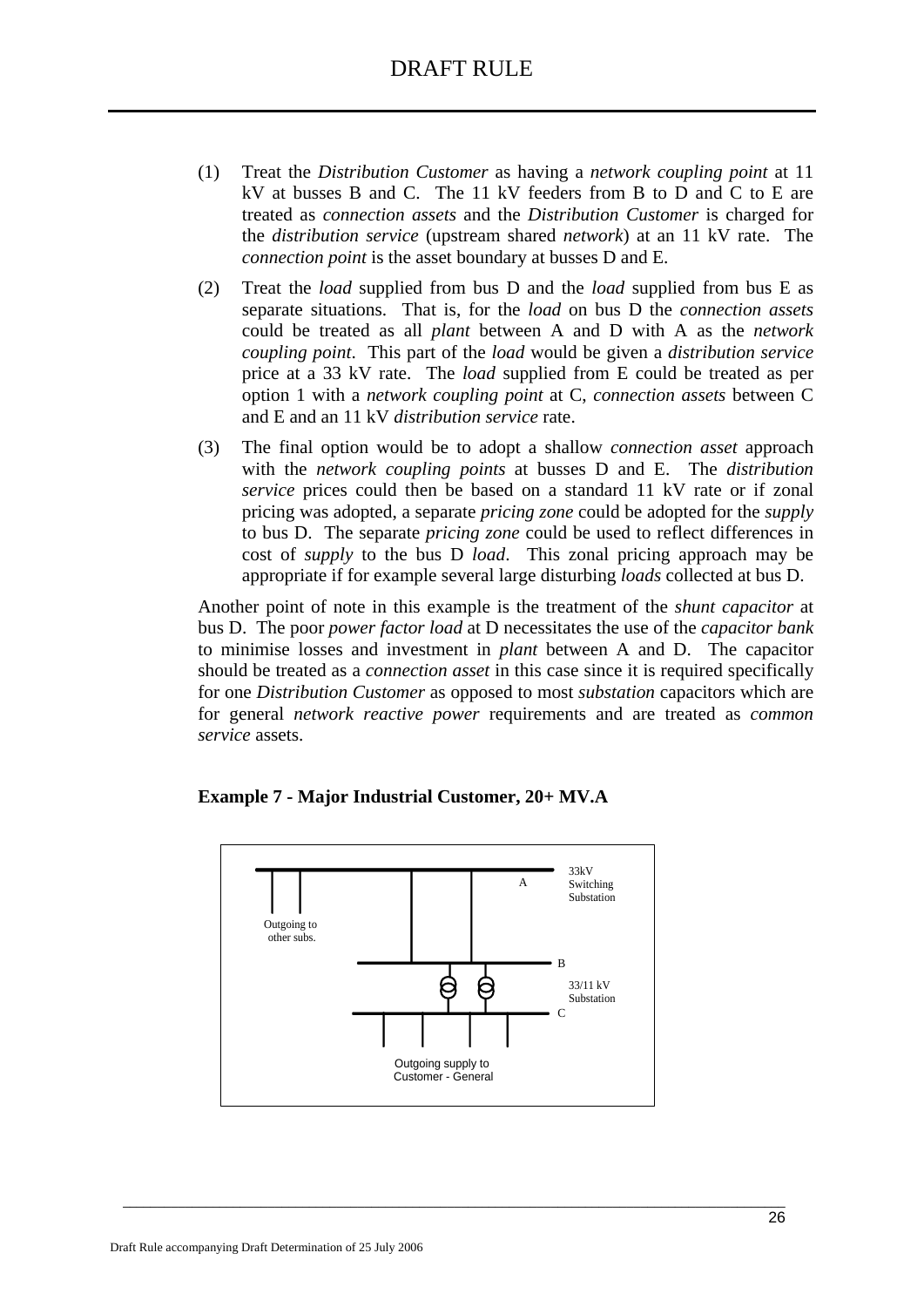(1) Treat the *Distribution Customer* as having a *network coupling point* at 11 kV at busses B and C. The 11 kV feeders from B to D and C to E are treated as *connection assets* and the *Distribution Customer* is charged for the *distribution service* (upstream shared *network*) at an 11 kV rate. The *connection point* is the asset boundary at busses D and E.

(2) Treat the *load* supplied from bus D and the *load* supplied from bus E as separate situations. That is, for the *load* on bus D the *connection assets* could be treated as all *plant* between A and D with A as the *network coupling point*. This part of the *load* would be given a *distribution service* price at a 33 kV rate. The *load* supplied from E could be treated as per option 1 with a *network coupling point* at C, *connection assets* between C and E and an 11 kV *distribution service* rate.

(3) The final option would be to adopt a shallow *connection asset* approach with the *network coupling points* at busses D and E. The *distribution service* prices could then be based on a standard 11 kV rate or if zonal pricing was adopted, a separate *pricing zone* could be adopted for the *supply* to bus D. The separate *pricing zone* could be used to reflect differences in cost of *supply* to the bus D *load*. This zonal pricing approach may be appropriate if for example several large disturbing *loads* collected at bus D.

Another point of note in this example is the treatment of the *shunt capacitor* at bus D. The poor *power factor load* at D necessitates the use of the *capacitor bank* to minimise losses and investment in *plant* between A and D. The capacitor should be treated as a *connection asset* in this case since it is required specifically for one *Distribution Customer* as opposed to most *substation* capacitors which are for general *network reactive power* requirements and are treated as *common service* assets.

**Example 7 - Major Industrial Customer, 20+ MV.A**

A — 33kV Switching Substation

Outgoing to other subs.

B — 33/11 kV Substation

C

Outgoing supply to Customer - General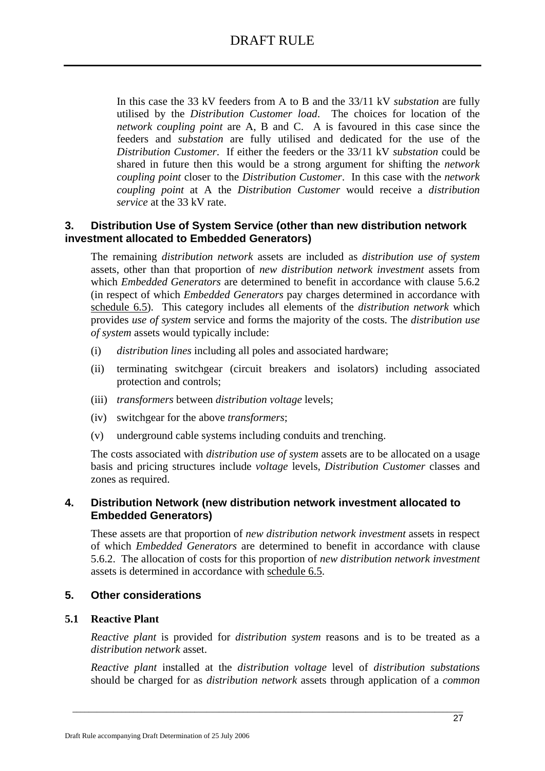In this case the 33 kV feeders from A to B and the 33/11 kV *substation* are fully utilised by the *Distribution Customer load*. The choices for location of the *network coupling point* are A, B and C. A is favoured in this case since the feeders and *substation* are fully utilised and dedicated for the use of the *Distribution Customer*. If either the feeders or the 33/11 kV *substation* could be shared in future then this would be a strong argument for shifting the *network coupling point* closer to the *Distribution Customer*. In this case with the *network coupling point* at A the *Distribution Customer* would receive a *distribution service* at the 33 kV rate.

## 3. Distribution Use of System Service (other than new distribution network investment allocated to Embedded Generators)

The remaining *distribution network* assets are included as *distribution use of system* assets, other than that proportion of *new distribution network investment* assets from which *Embedded Generators* are determined to benefit in accordance with clause 5.6.2 (in respect of which *Embedded Generators* pay charges determined in accordance with schedule 6.5). This category includes all elements of the *distribution network* which provides *use of system* service and forms the majority of the costs. The *distribution use of system* assets would typically include:

(i) *distribution lines* including all poles and associated hardware;

(ii) terminating switchgear (circuit breakers and isolators) including associated protection and controls;

(iii) *transformers* between *distribution voltage* levels;

(iv) switchgear for the above *transformers*;

(v) underground cable systems including conduits and trenching.

The costs associated with *distribution use of system* assets are to be allocated on a usage basis and pricing structures include *voltage* levels, *Distribution Customer* classes and zones as required.

## 4. Distribution Network (new distribution network investment allocated to Embedded Generators)

These assets are that proportion of *new distribution network investment* assets in respect of which *Embedded Generators* are determined to benefit in accordance with clause 5.6.2. The allocation of costs for this proportion of *new distribution network investment* assets is determined in accordance with schedule 6.5.

## 5. Other considerations

### 5.1 Reactive Plant

*Reactive plant* is provided for *distribution system* reasons and is to be treated as a *distribution network* asset.

*Reactive plant* installed at the *distribution voltage* level of *distribution substations* should be charged for as *distribution network* assets through application of a *common*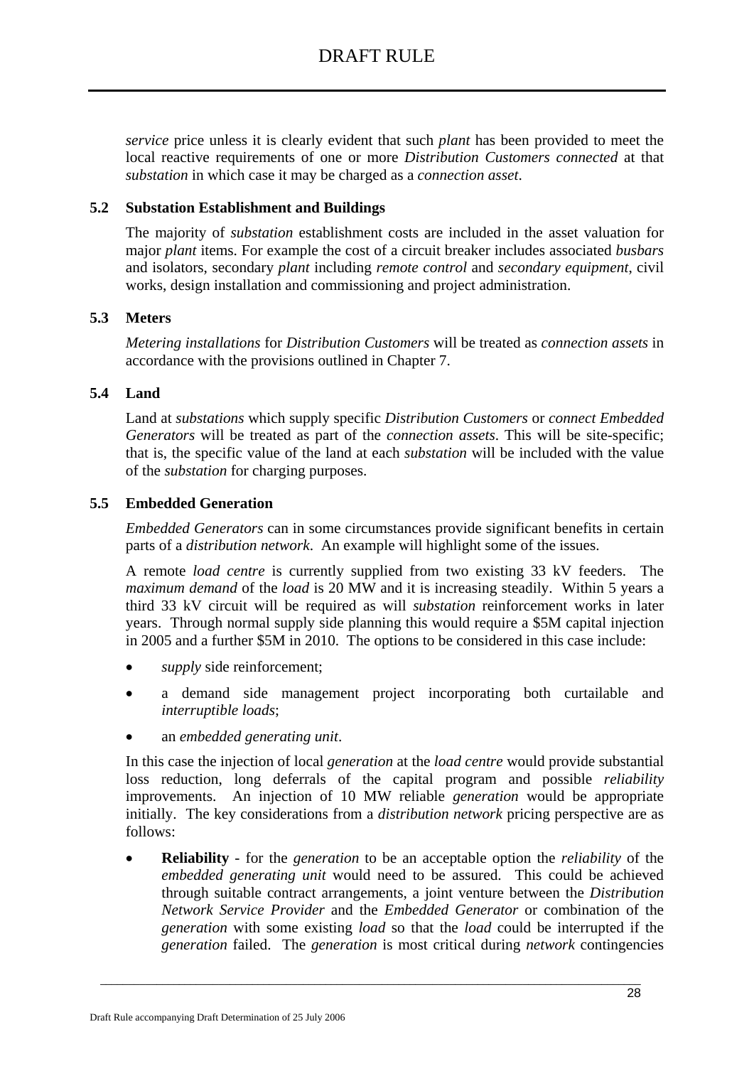*service* price unless it is clearly evident that such *plant* has been provided to meet the local reactive requirements of one or more *Distribution Customers connected* at that *substation* in which case it may be charged as a *connection asset*.

### 5.2 Substation Establishment and Buildings

The majority of *substation* establishment costs are included in the asset valuation for major *plant* items. For example the cost of a circuit breaker includes associated *busbars* and isolators, secondary *plant* including *remote control* and *secondary equipment*, civil works, design installation and commissioning and project administration.

### 5.3 Meters

*Metering installations* for *Distribution Customers* will be treated as *connection assets* in accordance with the provisions outlined in Chapter 7.

### 5.4 Land

Land at *substations* which supply specific *Distribution Customers* or *connect Embedded Generators* will be treated as part of the *connection assets*. This will be site-specific; that is, the specific value of the land at each *substation* will be included with the value of the *substation* for charging purposes.

### 5.5 Embedded Generation

*Embedded Generators* can in some circumstances provide significant benefits in certain parts of a *distribution network*. An example will highlight some of the issues.

A remote *load centre* is currently supplied from two existing 33 kV feeders. The *maximum demand* of the *load* is 20 MW and it is increasing steadily. Within 5 years a third 33 kV circuit will be required as will *substation* reinforcement works in later years. Through normal supply side planning this would require a $5M capital injection in 2005 and a further $5M in 2010. The options to be considered in this case include:

- *supply* side reinforcement;
- a demand side management project incorporating both curtailable and *interruptible loads*;
- an *embedded generating unit*.

In this case the injection of local *generation* at the *load centre* would provide substantial loss reduction, long deferrals of the capital program and possible *reliability* improvements. An injection of 10 MW reliable *generation* would be appropriate initially. The key considerations from a *distribution network* pricing perspective are as follows:

- **Reliability** - for the *generation* to be an acceptable option the *reliability* of the *embedded generating unit* would need to be assured. This could be achieved through suitable contract arrangements, a joint venture between the *Distribution Network Service Provider* and the *Embedded Generator* or combination of the *generation* with some existing *load* so that the *load* could be interrupted if the *generation* failed. The *generation* is most critical during *network* contingencies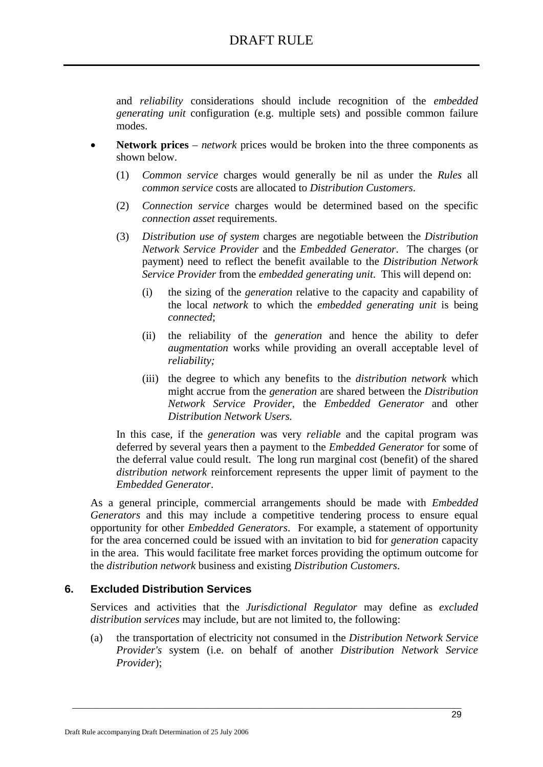and *reliability* considerations should include recognition of the *embedded generating unit* configuration (e.g. multiple sets) and possible common failure modes.

- **Network prices** – *network* prices would be broken into the three components as shown below.

  (1) *Common service* charges would generally be nil as under the *Rules* all *common service* costs are allocated to *Distribution Customers*.

  (2) *Connection service* charges would be determined based on the specific *connection asset* requirements.

  (3) *Distribution use of system* charges are negotiable between the *Distribution Network Service Provider* and the *Embedded Generator*. The charges (or payment) need to reflect the benefit available to the *Distribution Network Service Provider* from the *embedded generating unit*. This will depend on:

     (i) the sizing of the *generation* relative to the capacity and capability of the local *network* to which the *embedded generating unit* is being *connected*;

     (ii) the reliability of the *generation* and hence the ability to defer *augmentation* works while providing an overall acceptable level of *reliability;*

     (iii) the degree to which any benefits to the *distribution network* which might accrue from the *generation* are shared between the *Distribution Network Service Provider*, the *Embedded Generator* and other *Distribution Network Users.*

  In this case, if the *generation* was very *reliable* and the capital program was deferred by several years then a payment to the *Embedded Generator* for some of the deferral value could result. The long run marginal cost (benefit) of the shared *distribution network* reinforcement represents the upper limit of payment to the *Embedded Generator*.

As a general principle, commercial arrangements should be made with *Embedded Generators* and this may include a competitive tendering process to ensure equal opportunity for other *Embedded Generators*. For example, a statement of opportunity for the area concerned could be issued with an invitation to bid for *generation* capacity in the area. This would facilitate free market forces providing the optimum outcome for the *distribution network* business and existing *Distribution Customers*.

## 6. Excluded Distribution Services

Services and activities that the *Jurisdictional Regulator* may define as *excluded distribution services* may include, but are not limited to, the following:

(a) the transportation of electricity not consumed in the *Distribution Network Service Provider's* system (i.e. on behalf of another *Distribution Network Service Provider*);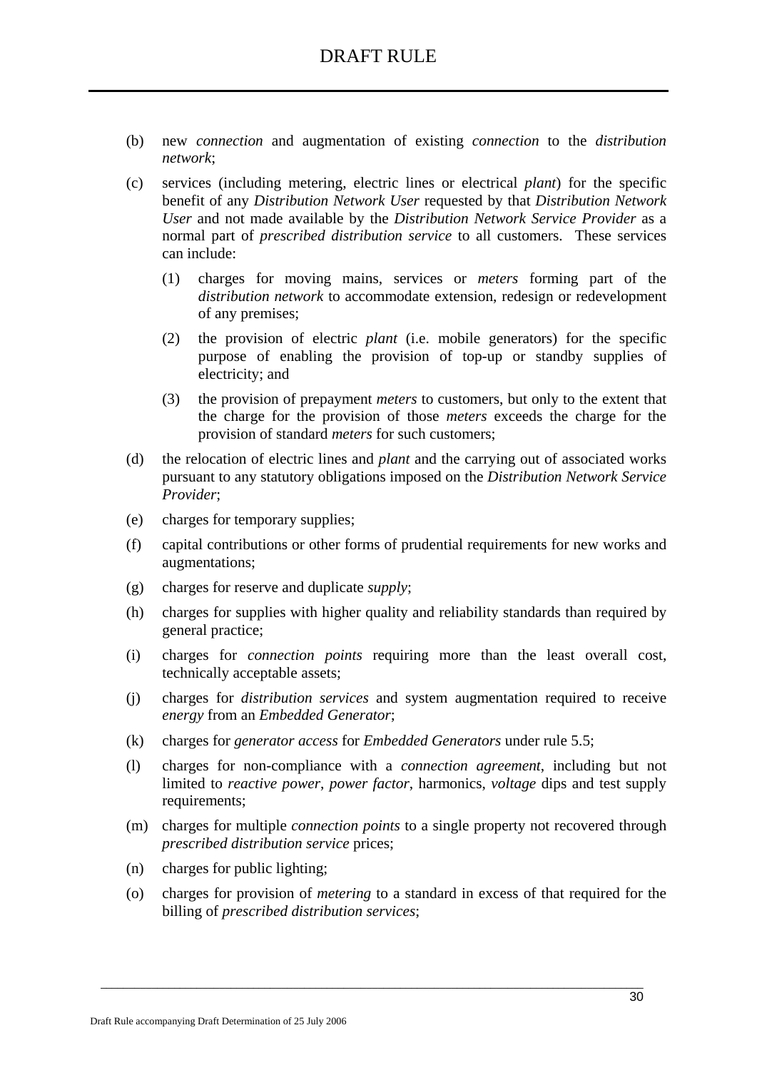(b) new *connection* and augmentation of existing *connection* to the *distribution network*;

(c) services (including metering, electric lines or electrical *plant*) for the specific benefit of any *Distribution Network User* requested by that *Distribution Network User* and not made available by the *Distribution Network Service Provider* as a normal part of *prescribed distribution service* to all customers. These services can include:

    (1) charges for moving mains, services or *meters* forming part of the *distribution network* to accommodate extension, redesign or redevelopment of any premises;

    (2) the provision of electric *plant* (i.e. mobile generators) for the specific purpose of enabling the provision of top-up or standby supplies of electricity; and

    (3) the provision of prepayment *meters* to customers, but only to the extent that the charge for the provision of those *meters* exceeds the charge for the provision of standard *meters* for such customers;

(d) the relocation of electric lines and *plant* and the carrying out of associated works pursuant to any statutory obligations imposed on the *Distribution Network Service Provider*;

(e) charges for temporary supplies;

(f) capital contributions or other forms of prudential requirements for new works and augmentations;

(g) charges for reserve and duplicate *supply*;

(h) charges for supplies with higher quality and reliability standards than required by general practice;

(i) charges for *connection points* requiring more than the least overall cost, technically acceptable assets;

(j) charges for *distribution services* and system augmentation required to receive *energy* from an *Embedded Generator*;

(k) charges for *generator access* for *Embedded Generators* under rule 5.5;

(l) charges for non-compliance with a *connection agreement*, including but not limited to *reactive power*, *power factor*, harmonics, *voltage* dips and test supply requirements;

(m) charges for multiple *connection points* to a single property not recovered through *prescribed distribution service* prices;

(n) charges for public lighting;

(o) charges for provision of *metering* to a standard in excess of that required for the billing of *prescribed distribution services*;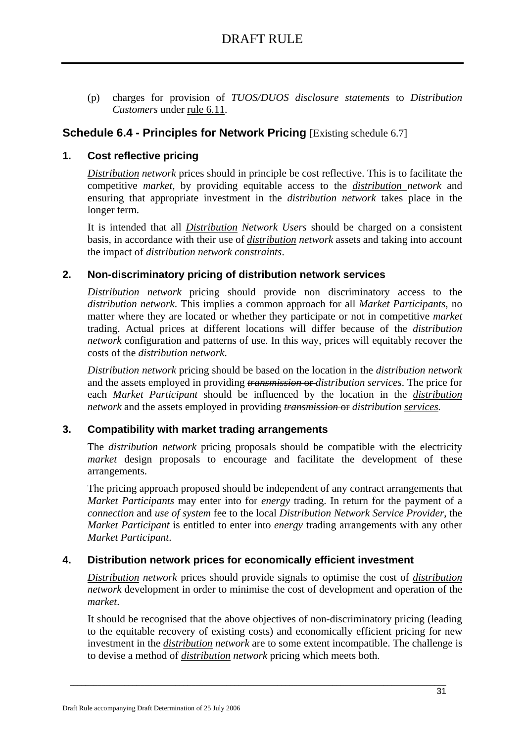(p) charges for provision of *TUOS/DUOS disclosure statements* to *Distribution Customers* under <u>rule 6.11</u>.

## Schedule 6.4 - Principles for Network Pricing [Existing schedule 6.7]

### 1. Cost reflective pricing

*<u>Distribution</u> network* prices should in principle be cost reflective. This is to facilitate the competitive *market*, by providing equitable access to the *<u>distribution</u> network* and ensuring that appropriate investment in the *distribution network* takes place in the longer term.

It is intended that all *<u>Distribution</u> Network Users* should be charged on a consistent basis, in accordance with their use of *<u>distribution</u> network* assets and taking into account the impact of *distribution network constraints*.

### 2. Non-discriminatory pricing of distribution network services

*<u>Distribution</u> network* pricing should provide non discriminatory access to the *distribution network*. This implies a common approach for all *Market Participants*, no matter where they are located or whether they participate or not in competitive *market* trading. Actual prices at different locations will differ because of the *distribution network* configuration and patterns of use. In this way, prices will equitably recover the costs of the *distribution network*.

*Distribution network* pricing should be based on the location in the *distribution network* and the assets employed in providing ~~*transmission* or~~ *distribution services*. The price for each *Market Participant* should be influenced by the location in the *<u>distribution</u> network* and the assets employed in providing ~~*transmission* or~~ *distribution <u>services</u>.*

### 3. Compatibility with market trading arrangements

The *distribution network* pricing proposals should be compatible with the electricity *market* design proposals to encourage and facilitate the development of these arrangements.

The pricing approach proposed should be independent of any contract arrangements that *Market Participants* may enter into for *energy* trading. In return for the payment of a *connection* and *use of system* fee to the local *Distribution Network Service Provider*, the *Market Participant* is entitled to enter into *energy* trading arrangements with any other *Market Participant*.

### 4. Distribution network prices for economically efficient investment

*<u>Distribution</u> network* prices should provide signals to optimise the cost of *<u>distribution</u> network* development in order to minimise the cost of development and operation of the *market*.

It should be recognised that the above objectives of non-discriminatory pricing (leading to the equitable recovery of existing costs) and economically efficient pricing for new investment in the *<u>distribution</u> network* are to some extent incompatible. The challenge is to devise a method of *<u>distribution</u> network* pricing which meets both.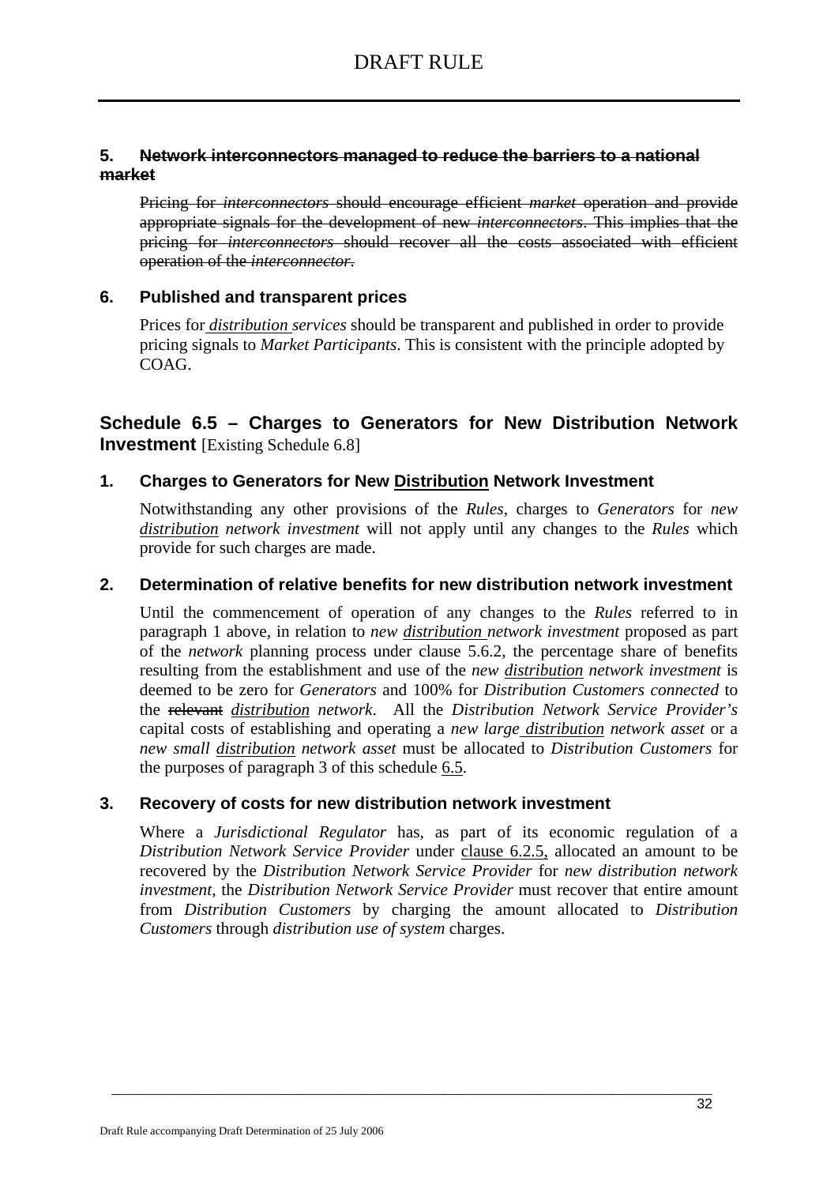### 5. ~~Network interconnectors managed to reduce the barriers to a national market~~

~~Pricing for *interconnectors* should encourage efficient *market* operation and provide appropriate signals for the development of new *interconnectors*. This implies that the pricing for *interconnectors* should recover all the costs associated with efficient operation of the *interconnector*.~~

### 6. Published and transparent prices

Prices for *distribution* *services* should be transparent and published in order to provide pricing signals to *Market Participants*. This is consistent with the principle adopted by COAG.

## Schedule 6.5 – Charges to Generators for New Distribution Network Investment [Existing Schedule 6.8]

### 1. Charges to Generators for New Distribution Network Investment

Notwithstanding any other provisions of the *Rules*, charges to *Generators* for *new distribution network investment* will not apply until any changes to the *Rules* which provide for such charges are made.

### 2. Determination of relative benefits for new distribution network investment

Until the commencement of operation of any changes to the *Rules* referred to in paragraph 1 above, in relation to *new distribution network investment* proposed as part of the *network* planning process under clause 5.6.2, the percentage share of benefits resulting from the establishment and use of the *new distribution network investment* is deemed to be zero for *Generators* and 100% for *Distribution Customers connected* to the ~~relevant~~ *distribution network*. All the *Distribution Network Service Provider's* capital costs of establishing and operating a *new large distribution network asset* or a *new small distribution network asset* must be allocated to *Distribution Customers* for the purposes of paragraph 3 of this schedule 6.5.

### 3. Recovery of costs for new distribution network investment

Where a *Jurisdictional Regulator* has, as part of its economic regulation of a *Distribution Network Service Provider* under clause 6.2.5, allocated an amount to be recovered by the *Distribution Network Service Provider* for *new distribution network investment*, the *Distribution Network Service Provider* must recover that entire amount from *Distribution Customers* by charging the amount allocated to *Distribution Customers* through *distribution use of system* charges.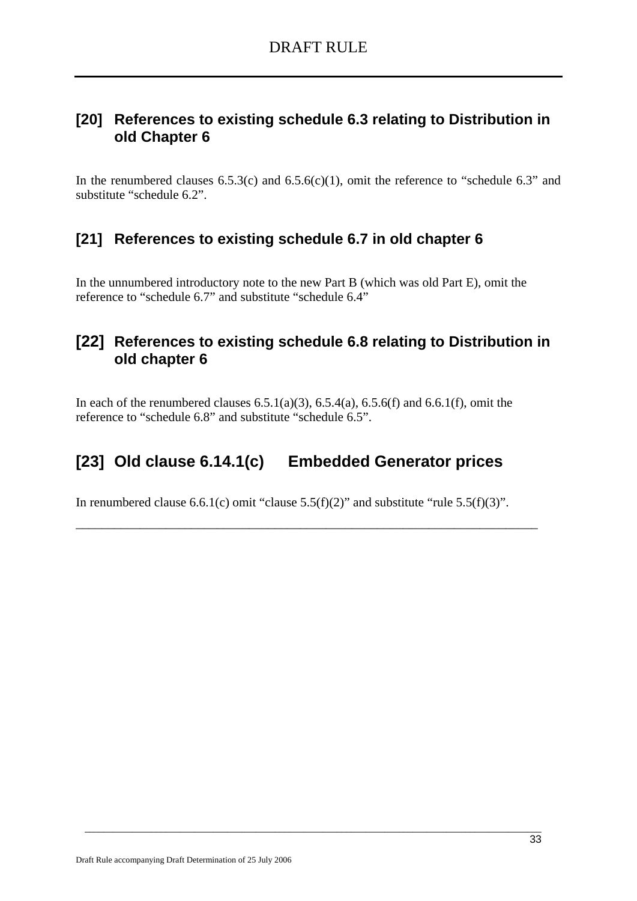## [20] References to existing schedule 6.3 relating to Distribution in old Chapter 6

In the renumbered clauses 6.5.3(c) and 6.5.6(c)(1), omit the reference to "schedule 6.3" and substitute "schedule 6.2".

## [21] References to existing schedule 6.7 in old chapter 6

In the unnumbered introductory note to the new Part B (which was old Part E), omit the reference to "schedule 6.7" and substitute "schedule 6.4"

## [22] References to existing schedule 6.8 relating to Distribution in old chapter 6

In each of the renumbered clauses 6.5.1(a)(3), 6.5.4(a), 6.5.6(f) and 6.6.1(f), omit the reference to "schedule 6.8" and substitute "schedule 6.5".

## [23] Old clause 6.14.1(c) Embedded Generator prices

In renumbered clause 6.6.1(c) omit "clause 5.5(f)(2)" and substitute "rule 5.5(f)(3)".

---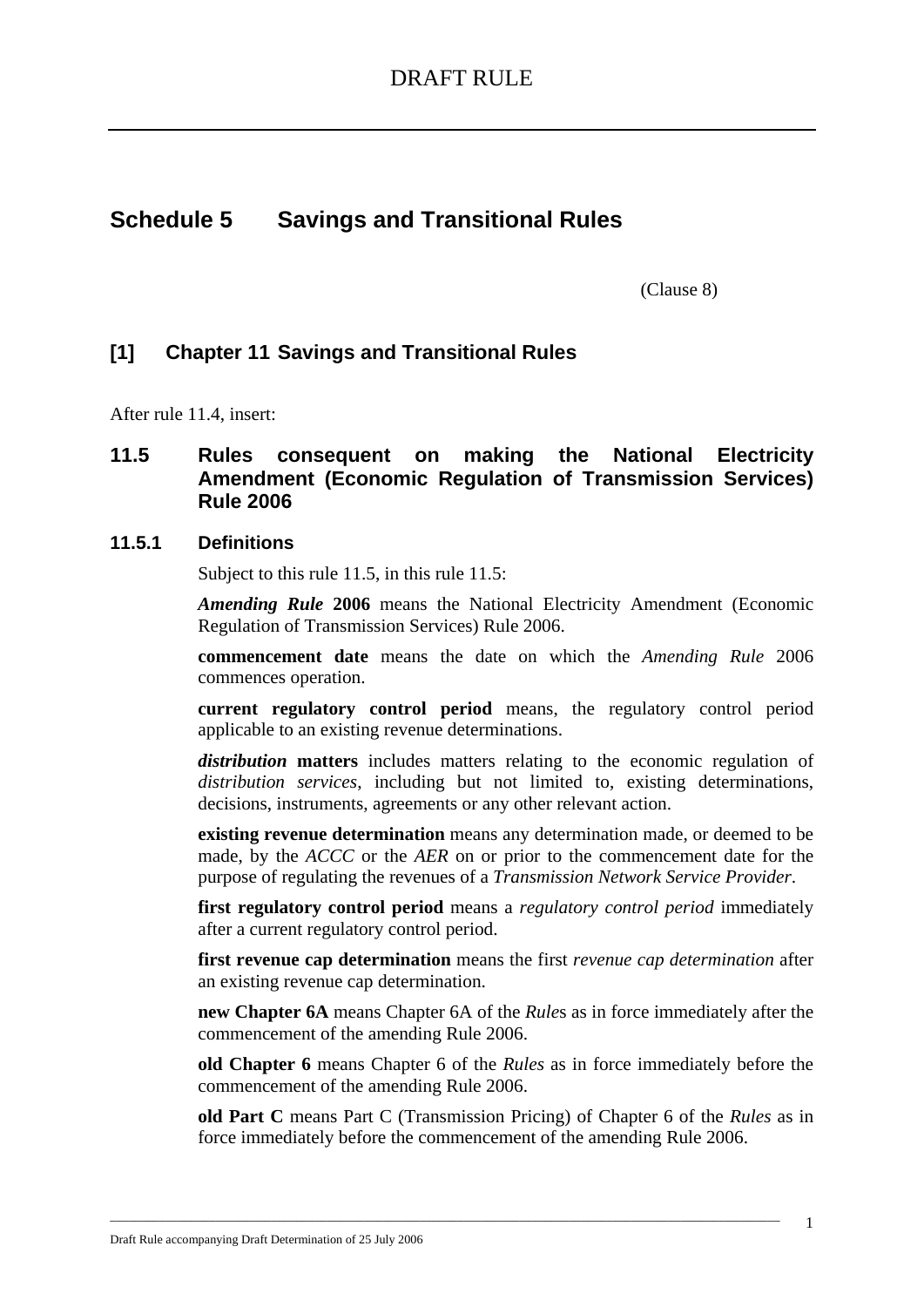# DRAFT RULE

## Schedule 5 Savings and Transitional Rules

(Clause 8)

### [1] Chapter 11 Savings and Transitional Rules

After rule 11.4, insert:

### 11.5 Rules consequent on making the National Electricity Amendment (Economic Regulation of Transmission Services) Rule 2006

#### 11.5.1 Definitions

Subject to this rule 11.5, in this rule 11.5:

***Amending Rule* 2006** means the National Electricity Amendment (Economic Regulation of Transmission Services) Rule 2006.

**commencement date** means the date on which the *Amending Rule* 2006 commences operation.

**current regulatory control period** means, the regulatory control period applicable to an existing revenue determinations.

***distribution* matters** includes matters relating to the economic regulation of *distribution services*, including but not limited to, existing determinations, decisions, instruments, agreements or any other relevant action.

**existing revenue determination** means any determination made, or deemed to be made, by the *ACCC* or the *AER* on or prior to the commencement date for the purpose of regulating the revenues of a *Transmission Network Service Provider*.

**first regulatory control period** means a *regulatory control period* immediately after a current regulatory control period.

**first revenue cap determination** means the first *revenue cap determination* after an existing revenue cap determination.

**new Chapter 6A** means Chapter 6A of the *Rule*s as in force immediately after the commencement of the amending Rule 2006.

**old Chapter 6** means Chapter 6 of the *Rules* as in force immediately before the commencement of the amending Rule 2006.

**old Part C** means Part C (Transmission Pricing) of Chapter 6 of the *Rules* as in force immediately before the commencement of the amending Rule 2006.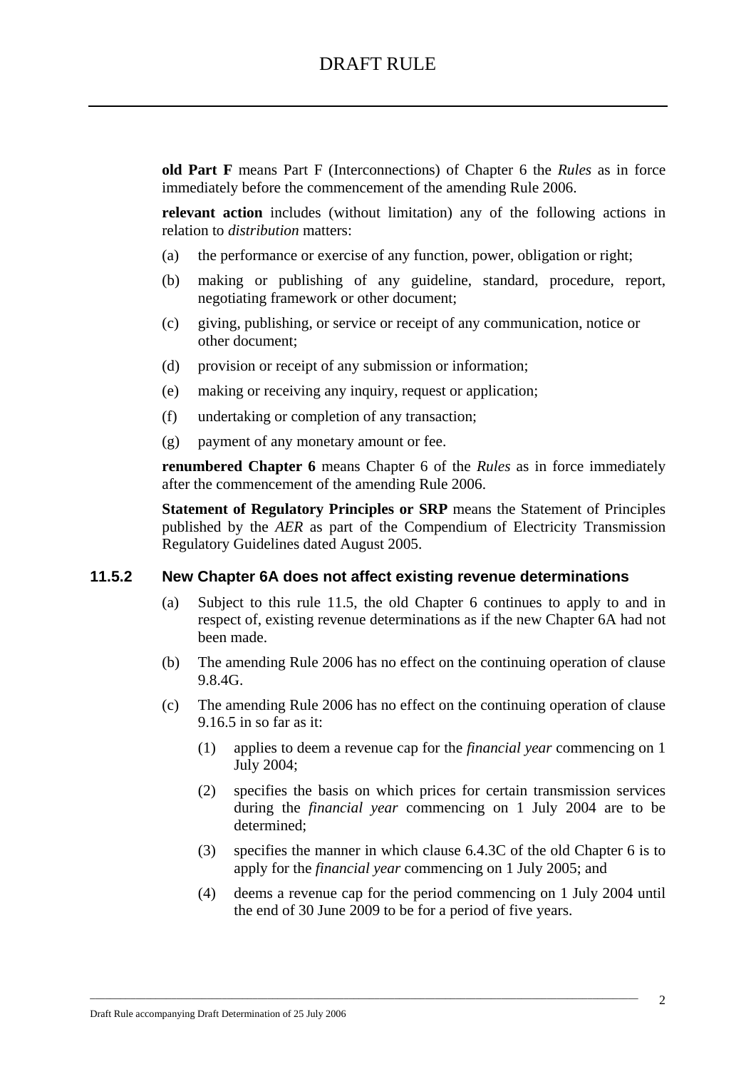**old Part F** means Part F (Interconnections) of Chapter 6 the *Rules* as in force immediately before the commencement of the amending Rule 2006.

**relevant action** includes (without limitation) any of the following actions in relation to *distribution* matters:

(a) the performance or exercise of any function, power, obligation or right;

(b) making or publishing of any guideline, standard, procedure, report, negotiating framework or other document;

(c) giving, publishing, or service or receipt of any communication, notice or other document;

(d) provision or receipt of any submission or information;

(e) making or receiving any inquiry, request or application;

(f) undertaking or completion of any transaction;

(g) payment of any monetary amount or fee.

**renumbered Chapter 6** means Chapter 6 of the *Rules* as in force immediately after the commencement of the amending Rule 2006.

**Statement of Regulatory Principles or SRP** means the Statement of Principles published by the *AER* as part of the Compendium of Electricity Transmission Regulatory Guidelines dated August 2005.

### 11.5.2 New Chapter 6A does not affect existing revenue determinations

(a) Subject to this rule 11.5, the old Chapter 6 continues to apply to and in respect of, existing revenue determinations as if the new Chapter 6A had not been made.

(b) The amending Rule 2006 has no effect on the continuing operation of clause 9.8.4G.

(c) The amending Rule 2006 has no effect on the continuing operation of clause 9.16.5 in so far as it:

(1) applies to deem a revenue cap for the *financial year* commencing on 1 July 2004;

(2) specifies the basis on which prices for certain transmission services during the *financial year* commencing on 1 July 2004 are to be determined;

(3) specifies the manner in which clause 6.4.3C of the old Chapter 6 is to apply for the *financial year* commencing on 1 July 2005; and

(4) deems a revenue cap for the period commencing on 1 July 2004 until the end of 30 June 2009 to be for a period of five years.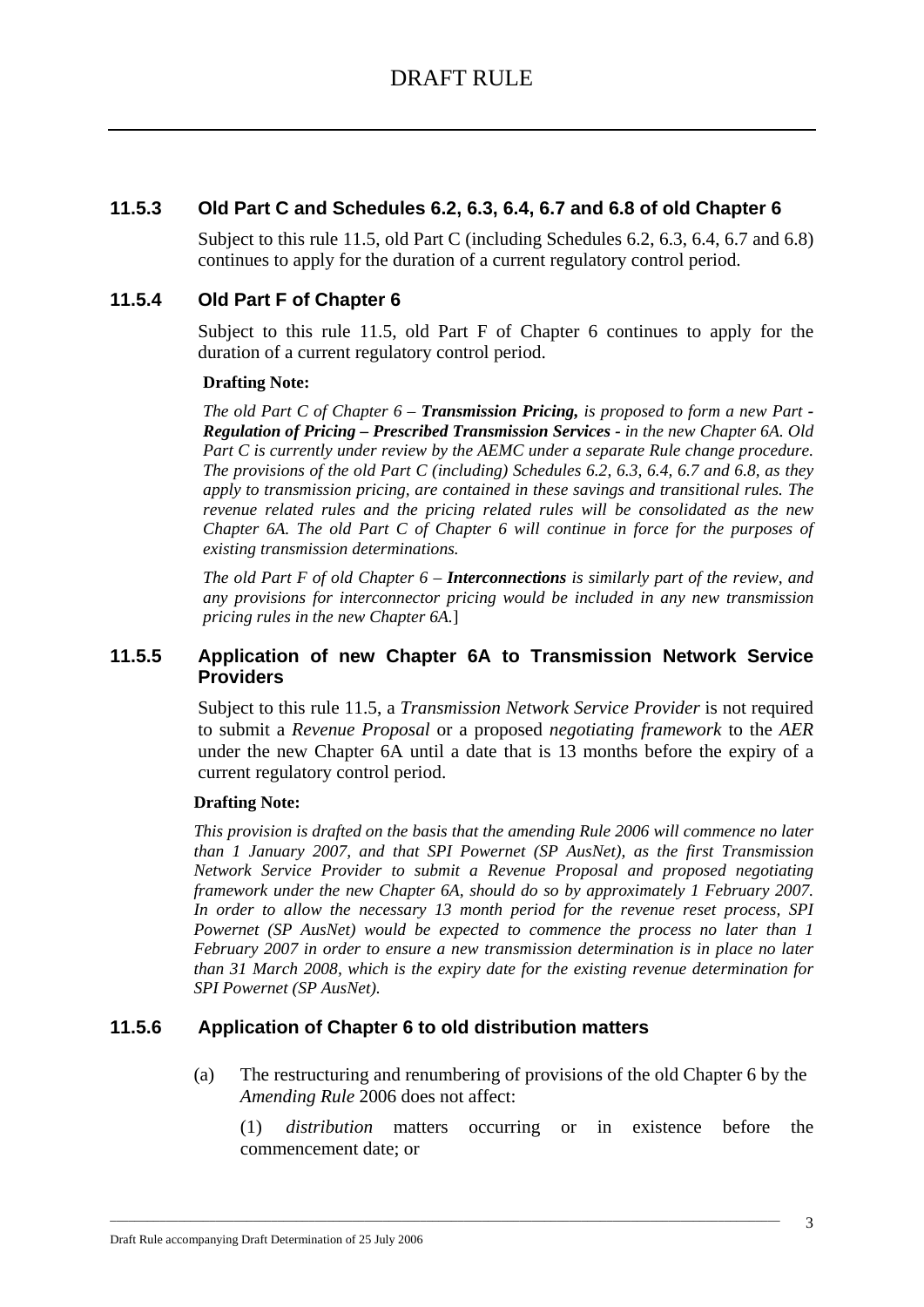### 11.5.3 Old Part C and Schedules 6.2, 6.3, 6.4, 6.7 and 6.8 of old Chapter 6

Subject to this rule 11.5, old Part C (including Schedules 6.2, 6.3, 6.4, 6.7 and 6.8) continues to apply for the duration of a current regulatory control period.

### 11.5.4 Old Part F of Chapter 6

Subject to this rule 11.5, old Part F of Chapter 6 continues to apply for the duration of a current regulatory control period.

**Drafting Note:**

*The old Part C of Chapter 6 – **Transmission Pricing,** is proposed to form a new Part - **Regulation of Pricing – Prescribed Transmission Services** - in the new Chapter 6A. Old Part C is currently under review by the AEMC under a separate Rule change procedure. The provisions of the old Part C (including) Schedules 6.2, 6.3, 6.4, 6.7 and 6.8, as they apply to transmission pricing, are contained in these savings and transitional rules. The revenue related rules and the pricing related rules will be consolidated as the new Chapter 6A. The old Part C of Chapter 6 will continue in force for the purposes of existing transmission determinations.*

*The old Part F of old Chapter 6 – **Interconnections** is similarly part of the review, and any provisions for interconnector pricing would be included in any new transmission pricing rules in the new Chapter 6A.*]

### 11.5.5 Application of new Chapter 6A to Transmission Network Service Providers

Subject to this rule 11.5, a *Transmission Network Service Provider* is not required to submit a *Revenue Proposal* or a proposed *negotiating framework* to the *AER* under the new Chapter 6A until a date that is 13 months before the expiry of a current regulatory control period.

**Drafting Note:**

*This provision is drafted on the basis that the amending Rule 2006 will commence no later than 1 January 2007, and that SPI Powernet (SP AusNet), as the first Transmission Network Service Provider to submit a Revenue Proposal and proposed negotiating framework under the new Chapter 6A, should do so by approximately 1 February 2007. In order to allow the necessary 13 month period for the revenue reset process, SPI Powernet (SP AusNet) would be expected to commence the process no later than 1 February 2007 in order to ensure a new transmission determination is in place no later than 31 March 2008, which is the expiry date for the existing revenue determination for SPI Powernet (SP AusNet).*

### 11.5.6 Application of Chapter 6 to old distribution matters

(a) The restructuring and renumbering of provisions of the old Chapter 6 by the *Amending Rule* 2006 does not affect:

(1) *distribution* matters occurring or in existence before the commencement date; or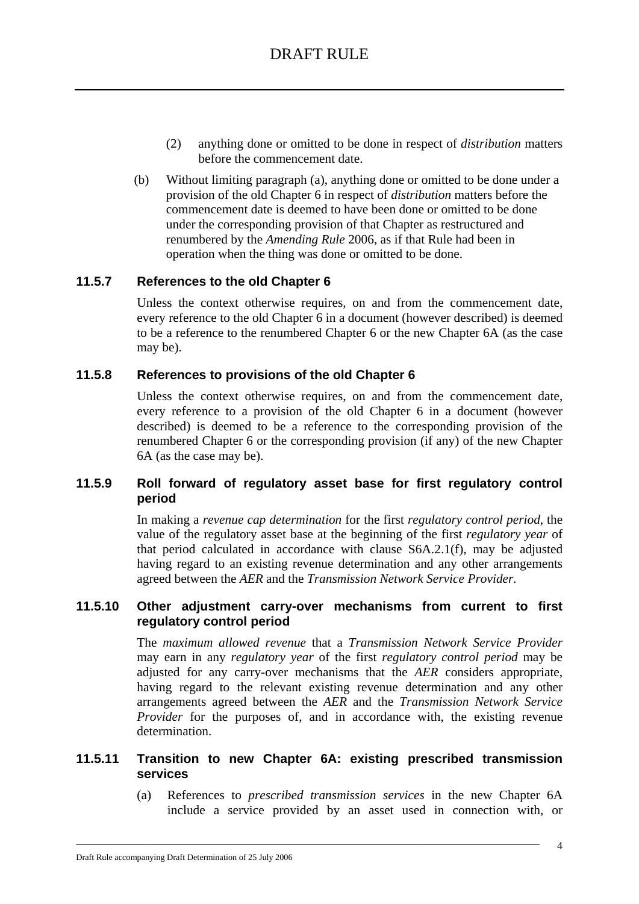(2) anything done or omitted to be done in respect of *distribution* matters before the commencement date.

(b) Without limiting paragraph (a), anything done or omitted to be done under a provision of the old Chapter 6 in respect of *distribution* matters before the commencement date is deemed to have been done or omitted to be done under the corresponding provision of that Chapter as restructured and renumbered by the *Amending Rule* 2006, as if that Rule had been in operation when the thing was done or omitted to be done.

### 11.5.7 References to the old Chapter 6

Unless the context otherwise requires, on and from the commencement date, every reference to the old Chapter 6 in a document (however described) is deemed to be a reference to the renumbered Chapter 6 or the new Chapter 6A (as the case may be).

### 11.5.8 References to provisions of the old Chapter 6

Unless the context otherwise requires, on and from the commencement date, every reference to a provision of the old Chapter 6 in a document (however described) is deemed to be a reference to the corresponding provision of the renumbered Chapter 6 or the corresponding provision (if any) of the new Chapter 6A (as the case may be).

### 11.5.9 Roll forward of regulatory asset base for first regulatory control period

In making a *revenue cap determination* for the first *regulatory control period*, the value of the regulatory asset base at the beginning of the first *regulatory year* of that period calculated in accordance with clause S6A.2.1(f), may be adjusted having regard to an existing revenue determination and any other arrangements agreed between the *AER* and the *Transmission Network Service Provider*.

### 11.5.10 Other adjustment carry-over mechanisms from current to first regulatory control period

The *maximum allowed revenue* that a *Transmission Network Service Provider* may earn in any *regulatory year* of the first *regulatory control period* may be adjusted for any carry-over mechanisms that the *AER* considers appropriate, having regard to the relevant existing revenue determination and any other arrangements agreed between the *AER* and the *Transmission Network Service Provider* for the purposes of, and in accordance with, the existing revenue determination.

### 11.5.11 Transition to new Chapter 6A: existing prescribed transmission services

(a) References to *prescribed transmission services* in the new Chapter 6A include a service provided by an asset used in connection with, or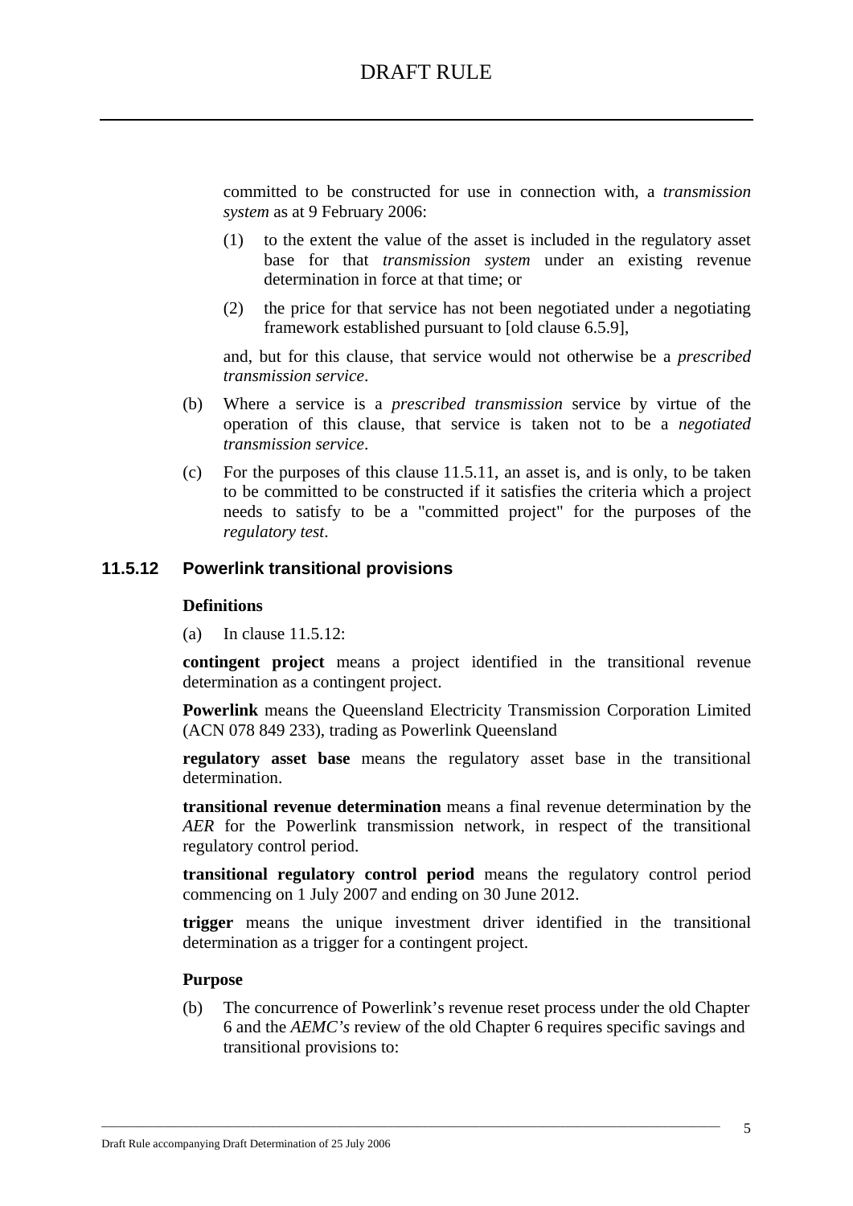committed to be constructed for use in connection with, a *transmission system* as at 9 February 2006:

(1) to the extent the value of the asset is included in the regulatory asset base for that *transmission system* under an existing revenue determination in force at that time; or

(2) the price for that service has not been negotiated under a negotiating framework established pursuant to [old clause 6.5.9],

and, but for this clause, that service would not otherwise be a *prescribed transmission service*.

(b) Where a service is a *prescribed transmission* service by virtue of the operation of this clause, that service is taken not to be a *negotiated transmission service*.

(c) For the purposes of this clause 11.5.11, an asset is, and is only, to be taken to be committed to be constructed if it satisfies the criteria which a project needs to satisfy to be a "committed project" for the purposes of the *regulatory test*.

### 11.5.12 Powerlink transitional provisions

**Definitions**

(a) In clause 11.5.12:

**contingent project** means a project identified in the transitional revenue determination as a contingent project.

**Powerlink** means the Queensland Electricity Transmission Corporation Limited (ACN 078 849 233), trading as Powerlink Queensland

**regulatory asset base** means the regulatory asset base in the transitional determination.

**transitional revenue determination** means a final revenue determination by the *AER* for the Powerlink transmission network, in respect of the transitional regulatory control period.

**transitional regulatory control period** means the regulatory control period commencing on 1 July 2007 and ending on 30 June 2012.

**trigger** means the unique investment driver identified in the transitional determination as a trigger for a contingent project.

**Purpose**

(b) The concurrence of Powerlink's revenue reset process under the old Chapter 6 and the *AEMC's* review of the old Chapter 6 requires specific savings and transitional provisions to: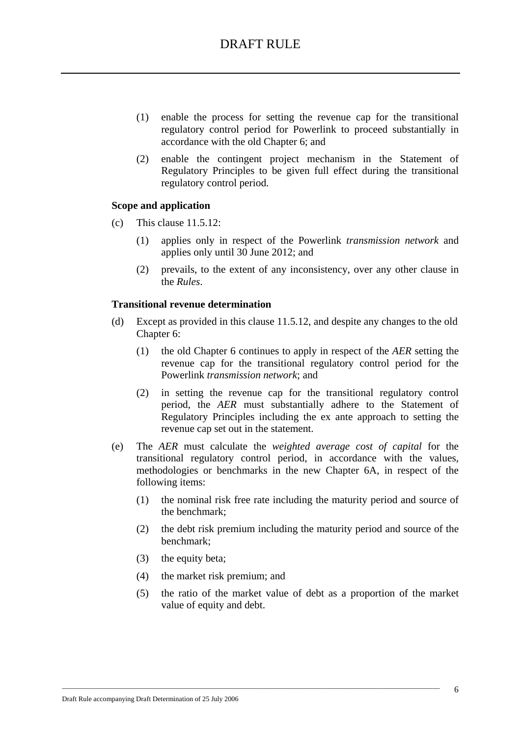(1) enable the process for setting the revenue cap for the transitional regulatory control period for Powerlink to proceed substantially in accordance with the old Chapter 6; and

(2) enable the contingent project mechanism in the Statement of Regulatory Principles to be given full effect during the transitional regulatory control period.

**Scope and application**

(c) This clause 11.5.12:

(1) applies only in respect of the Powerlink *transmission network* and applies only until 30 June 2012; and

(2) prevails, to the extent of any inconsistency, over any other clause in the *Rules*.

**Transitional revenue determination**

(d) Except as provided in this clause 11.5.12, and despite any changes to the old Chapter 6:

(1) the old Chapter 6 continues to apply in respect of the *AER* setting the revenue cap for the transitional regulatory control period for the Powerlink *transmission network*; and

(2) in setting the revenue cap for the transitional regulatory control period, the *AER* must substantially adhere to the Statement of Regulatory Principles including the ex ante approach to setting the revenue cap set out in the statement.

(e) The *AER* must calculate the *weighted average cost of capital* for the transitional regulatory control period, in accordance with the values, methodologies or benchmarks in the new Chapter 6A, in respect of the following items:

(1) the nominal risk free rate including the maturity period and source of the benchmark;

(2) the debt risk premium including the maturity period and source of the benchmark;

(3) the equity beta;

(4) the market risk premium; and

(5) the ratio of the market value of debt as a proportion of the market value of equity and debt.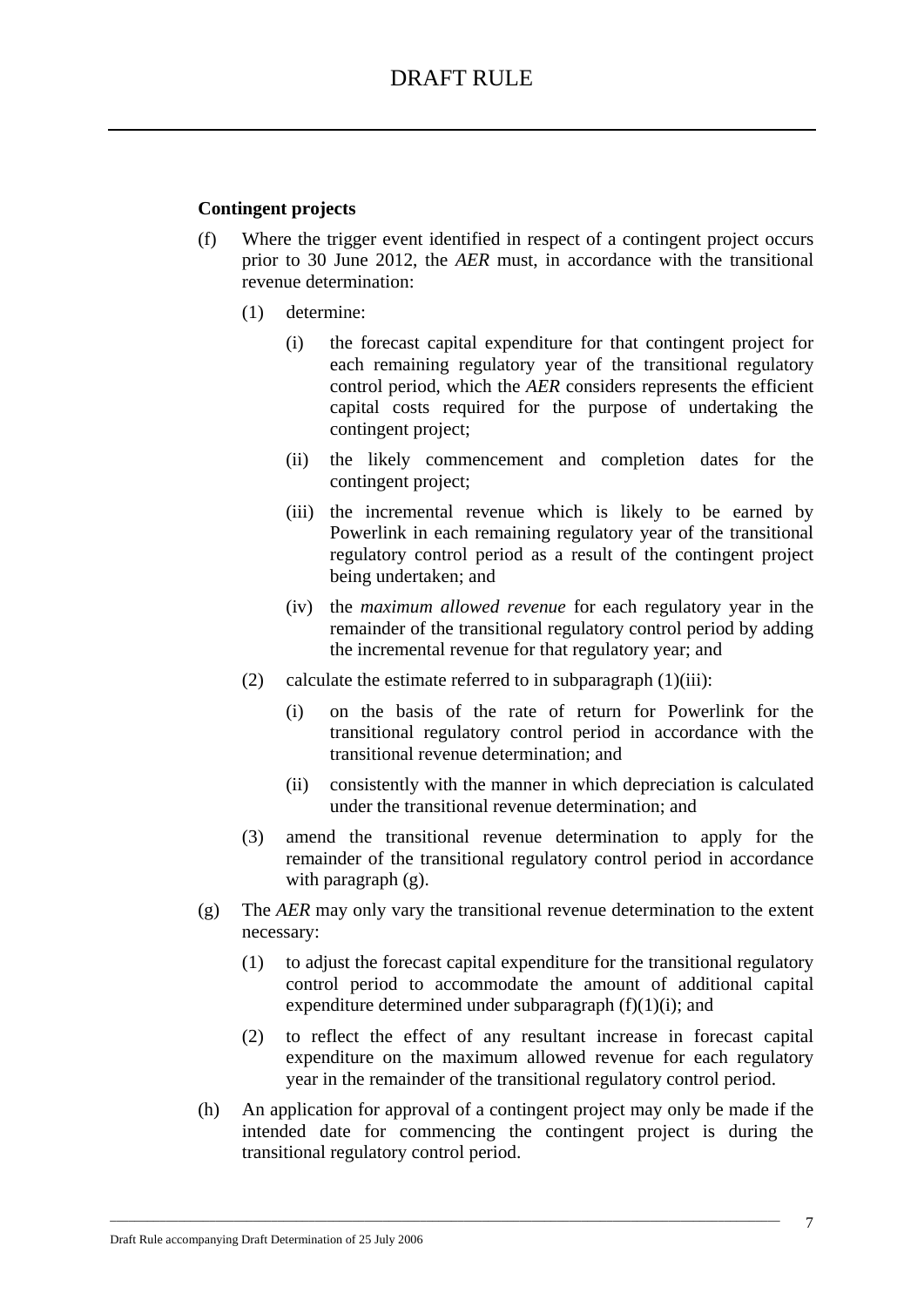**Contingent projects**

(f) Where the trigger event identified in respect of a contingent project occurs prior to 30 June 2012, the *AER* must, in accordance with the transitional revenue determination:

  (1) determine:

    (i) the forecast capital expenditure for that contingent project for each remaining regulatory year of the transitional regulatory control period, which the *AER* considers represents the efficient capital costs required for the purpose of undertaking the contingent project;

    (ii) the likely commencement and completion dates for the contingent project;

    (iii) the incremental revenue which is likely to be earned by Powerlink in each remaining regulatory year of the transitional regulatory control period as a result of the contingent project being undertaken; and

    (iv) the *maximum allowed revenue* for each regulatory year in the remainder of the transitional regulatory control period by adding the incremental revenue for that regulatory year; and

  (2) calculate the estimate referred to in subparagraph (1)(iii):

    (i) on the basis of the rate of return for Powerlink for the transitional regulatory control period in accordance with the transitional revenue determination; and

    (ii) consistently with the manner in which depreciation is calculated under the transitional revenue determination; and

  (3) amend the transitional revenue determination to apply for the remainder of the transitional regulatory control period in accordance with paragraph (g).

(g) The *AER* may only vary the transitional revenue determination to the extent necessary:

  (1) to adjust the forecast capital expenditure for the transitional regulatory control period to accommodate the amount of additional capital expenditure determined under subparagraph (f)(1)(i); and

  (2) to reflect the effect of any resultant increase in forecast capital expenditure on the maximum allowed revenue for each regulatory year in the remainder of the transitional regulatory control period.

(h) An application for approval of a contingent project may only be made if the intended date for commencing the contingent project is during the transitional regulatory control period.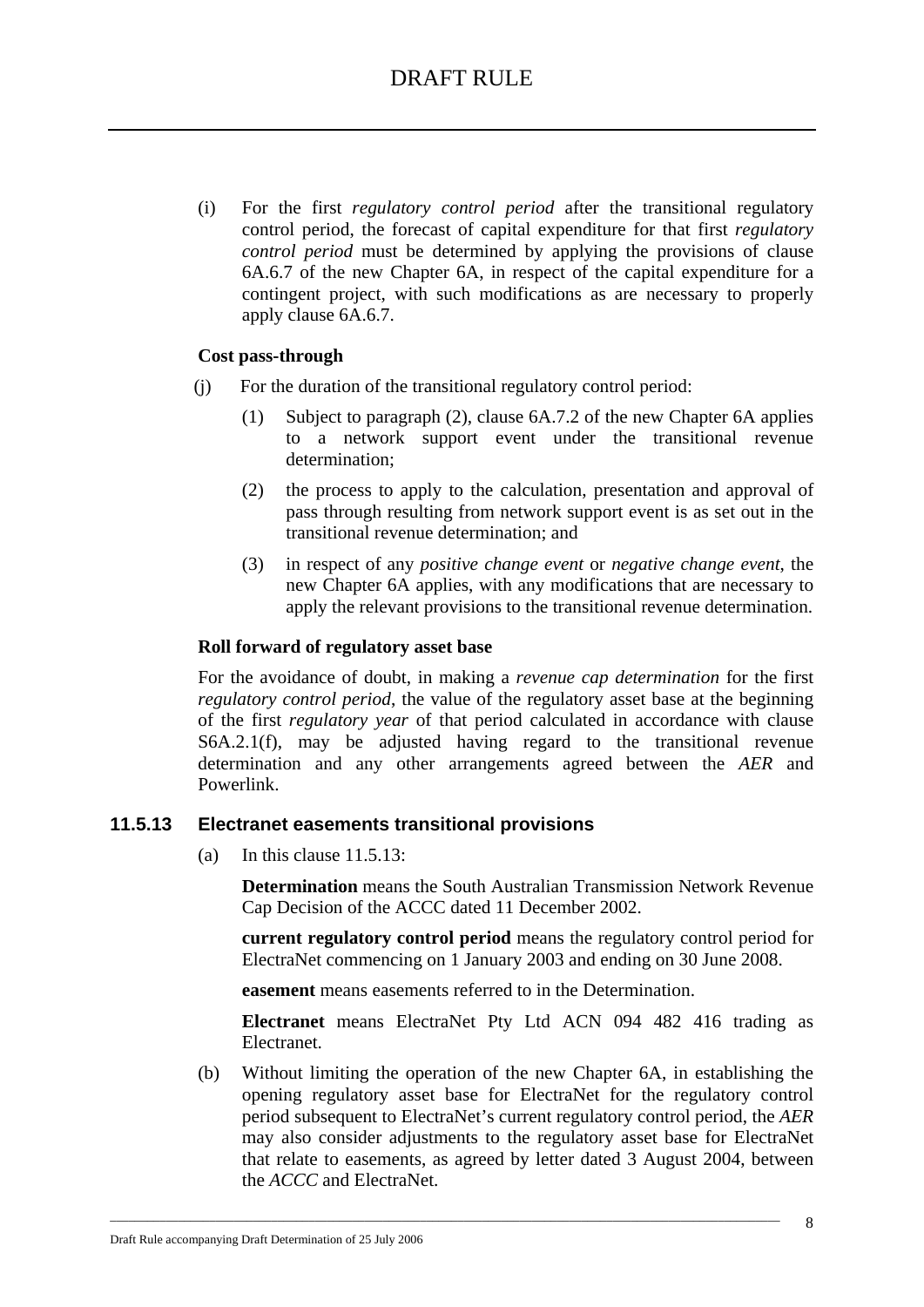(i) For the first *regulatory control period* after the transitional regulatory control period, the forecast of capital expenditure for that first *regulatory control period* must be determined by applying the provisions of clause 6A.6.7 of the new Chapter 6A, in respect of the capital expenditure for a contingent project, with such modifications as are necessary to properly apply clause 6A.6.7.

**Cost pass-through**

(j) For the duration of the transitional regulatory control period:

(1) Subject to paragraph (2), clause 6A.7.2 of the new Chapter 6A applies to a network support event under the transitional revenue determination;

(2) the process to apply to the calculation, presentation and approval of pass through resulting from network support event is as set out in the transitional revenue determination; and

(3) in respect of any *positive change event* or *negative change event*, the new Chapter 6A applies, with any modifications that are necessary to apply the relevant provisions to the transitional revenue determination.

**Roll forward of regulatory asset base**

For the avoidance of doubt, in making a *revenue cap determination* for the first *regulatory control period*, the value of the regulatory asset base at the beginning of the first *regulatory year* of that period calculated in accordance with clause S6A.2.1(f), may be adjusted having regard to the transitional revenue determination and any other arrangements agreed between the *AER* and Powerlink.

### 11.5.13 Electranet easements transitional provisions

(a) In this clause 11.5.13:

**Determination** means the South Australian Transmission Network Revenue Cap Decision of the ACCC dated 11 December 2002.

**current regulatory control period** means the regulatory control period for ElectraNet commencing on 1 January 2003 and ending on 30 June 2008.

**easement** means easements referred to in the Determination.

**Electranet** means ElectraNet Pty Ltd ACN 094 482 416 trading as Electranet.

(b) Without limiting the operation of the new Chapter 6A, in establishing the opening regulatory asset base for ElectraNet for the regulatory control period subsequent to ElectraNet's current regulatory control period, the *AER* may also consider adjustments to the regulatory asset base for ElectraNet that relate to easements, as agreed by letter dated 3 August 2004, between the *ACCC* and ElectraNet.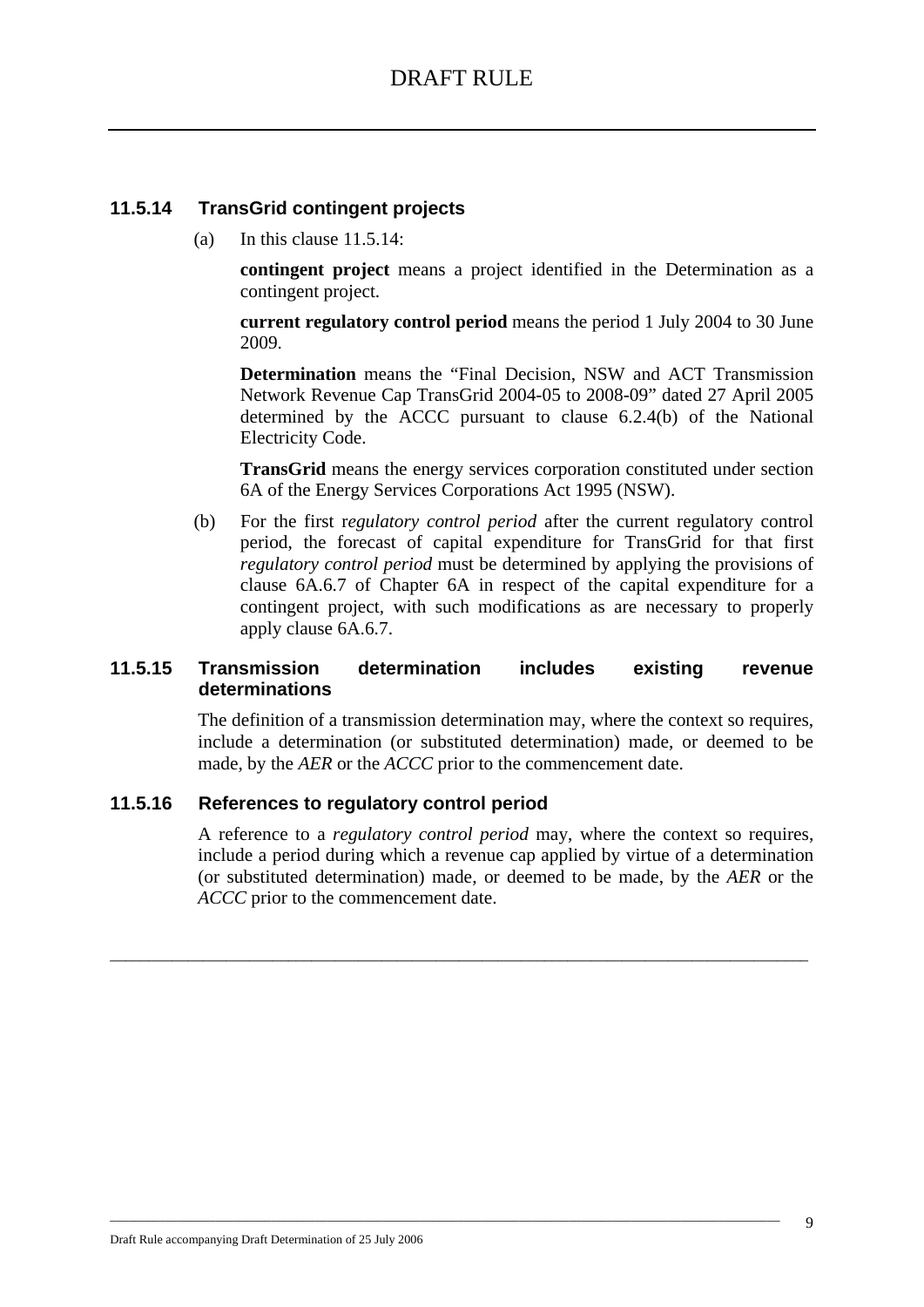### 11.5.14 TransGrid contingent projects

(a) In this clause 11.5.14:

**contingent project** means a project identified in the Determination as a contingent project.

**current regulatory control period** means the period 1 July 2004 to 30 June 2009.

**Determination** means the "Final Decision, NSW and ACT Transmission Network Revenue Cap TransGrid 2004-05 to 2008-09" dated 27 April 2005 determined by the ACCC pursuant to clause 6.2.4(b) of the National Electricity Code.

**TransGrid** means the energy services corporation constituted under section 6A of the Energy Services Corporations Act 1995 (NSW).

(b) For the first r*egulatory control period* after the current regulatory control period, the forecast of capital expenditure for TransGrid for that first *regulatory control period* must be determined by applying the provisions of clause 6A.6.7 of Chapter 6A in respect of the capital expenditure for a contingent project, with such modifications as are necessary to properly apply clause 6A.6.7.

### 11.5.15 Transmission determination includes existing revenue determinations

The definition of a transmission determination may, where the context so requires, include a determination (or substituted determination) made, or deemed to be made, by the *AER* or the *ACCC* prior to the commencement date.

### 11.5.16 References to regulatory control period

A reference to a *regulatory control period* may, where the context so requires, include a period during which a revenue cap applied by virtue of a determination (or substituted determination) made, or deemed to be made, by the *AER* or the *ACCC* prior to the commencement date.

---